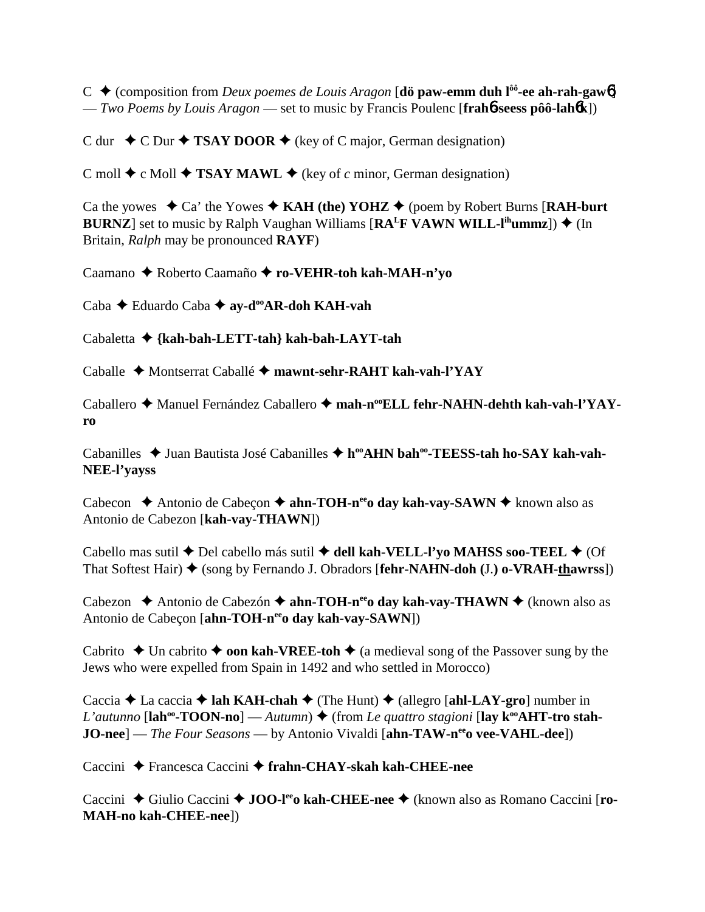C ✦ (composition from *Deux poemes de Louis Aragon* [**dö paw-emm duh l^ôô-ee ah-rah-gaw6**] — *Two Poems by Louis Aragon* — set to music by Francis Poulenc [**frah6-seess pôô-lah6k**])

C dur ✦ C Dur ✦ **TSAY DOOR** ✦ (key of C major, German designation)

C moll ✦ c Moll ✦ **TSAY MAWL** ✦ (key of *c* minor, German designation)

Ca the yowes ✦ Ca' the Yowes ✦ **KAH (the) YOHZ** ✦ (poem by Robert Burns [**RAH-burt BURNZ**] set to music by Ralph Vaughan Williams [**RA^LF VAWN WILL-l^ihummz**]) ✦ (In Britain, *Ralph* may be pronounced **RAYF**)

Caamano ✦ Roberto Caamaño ✦ **ro-VEHR-toh kah-MAH-n'yo**

Caba ✦ Eduardo Caba ✦ **ay-d^ooAR-doh KAH-vah**

Cabaletta ✦ **{kah-bah-LETT-tah} kah-bah-LAYT-tah**

Caballe ✦ Montserrat Caballé ✦ **mawnt-sehr-RAHT kah-vah-l'YAY**

Caballero ✦ Manuel Fernández Caballero ✦ **mah-n^ooELL fehr-NAHN-dehth kah-vah-l'YAY-ro**

Cabanilles ✦ Juan Bautista José Cabanilles ✦ **h^ooAHN bah^oo-TEESS-tah ho-SAY kah-vah-NEE-l'yayss**

Cabecon ✦ Antonio de Cabeçon ✦ **ahn-TOH-n^eeo day kah-vay-SAWN** ✦ known also as Antonio de Cabezon [**kah-vay-THAWN**])

Cabello mas sutil ✦ Del cabello más sutil ✦ **dell kah-VELL-l'yo MAHSS soo-TEEL** ✦ (Of That Softest Hair) ✦ (song by Fernando J. Obradors [**fehr-NAHN-doh (**J.**) o-VRAH-thawrss**])

Cabezon ✦ Antonio de Cabezón ✦ **ahn-TOH-n^eeo day kah-vay-THAWN** ✦ (known also as Antonio de Cabeçon [**ahn-TOH-n^eeo day kah-vay-SAWN**])

Cabrito ✦ Un cabrito ✦ **oon kah-VREE-toh** ✦ (a medieval song of the Passover sung by the Jews who were expelled from Spain in 1492 and who settled in Morocco)

Caccia ✦ La caccia ✦ **lah KAH-chah** ✦ (The Hunt) ✦ (allegro [**ahl-LAY-gro**] number in *L'autunno* [**lah^oo-TOON-no**] — *Autumn*) ✦ (from *Le quattro stagioni* [**lay k^ooAHT-tro stah-JO-nee**] — *The Four Seasons* — by Antonio Vivaldi [**ahn-TAW-n^eeo vee-VAHL-dee**])

Caccini ✦ Francesca Caccini ✦ **frahn-CHAY-skah kah-CHEE-nee**

Caccini ✦ Giulio Caccini ✦ **JOO-l^eeo kah-CHEE-nee** ✦ (known also as Romano Caccini [**ro-MAH-no kah-CHEE-nee**])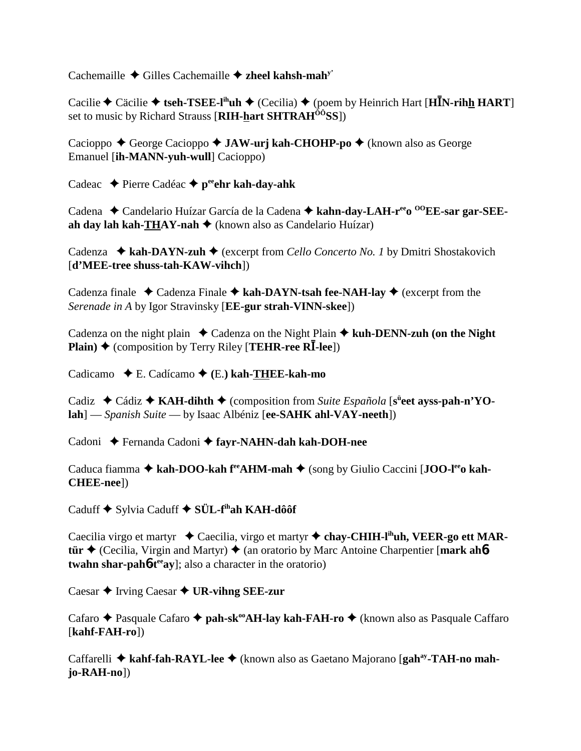Cachemaille ✦ Gilles Cachemaille ✦ **zheel kahsh-mah**[y']

Cacilie ✦ Cäcilie ✦ **tseh-TSEE-l**[ih]**uh** ✦ (Cecilia) ✦ (poem by Heinrich Hart [**HĪN-rihh HART**] set to music by Richard Strauss [**RIH-hart SHTRAH**[ôô]**SS**])

Cacioppo ✦ George Cacioppo ✦ **JAW-urj kah-CHOHP-po** ✦ (known also as George Emanuel [**ih-MANN-yuh-wull**] Cacioppo)

Cadeac ✦ Pierre Cadéac ✦ **p**[ee]**ehr kah-day-ahk**

Cadena ✦ Candelario Huízar García de la Cadena ✦ **kahn-day-LAH-r**[ee]**o** [OO]**EE-sar gar-SEE-ah day lah kah-THAY-nah** ✦ (known also as Candelario Huízar)

Cadenza ✦ **kah-DAYN-zuh** ✦ (excerpt from *Cello Concerto No. 1* by Dmitri Shostakovich [**d'MEE-tree shuss-tah-KAW-vihch**])

Cadenza finale ✦ Cadenza Finale ✦ **kah-DAYN-tsah fee-NAH-lay** ✦ (excerpt from the *Serenade in A* by Igor Stravinsky [**EE-gur strah-VINN-skee**])

Cadenza on the night plain ✦ Cadenza on the Night Plain ✦ **kuh-DENN-zuh (on the Night Plain)** ✦ (composition by Terry Riley [**TEHR-ree RĪ-lee**])

Cadicamo ✦ E. Cadícamo ✦ **(E.) kah-THEE-kah-mo**

Cadiz ✦ Cádiz ✦ **KAH-dihth** ✦ (composition from *Suite Española* [**s**[ü]**eet ayss-pah-n'YO-lah**] — *Spanish Suite* — by Isaac Albéniz [**ee-SAHK ahl-VAY-neeth**])

Cadoni ✦ Fernanda Cadoni ✦ **fayr-NAHN-dah kah-DOH-nee**

Caduca fiamma ✦ **kah-DOO-kah f**[ee]**AHM-mah** ✦ (song by Giulio Caccini [**JOO-l**[ee]**o kah-CHEE-nee**])

Caduff ✦ Sylvia Caduff ✦ **SÜL-f**[ih]**ah KAH-dôôf**

Caecilia virgo et martyr ✦ Caecilia, virgo et martyr ✦ **chay-CHIH-l**[ih]**uh, VEER-go ett MAR-tür** ✦ (Cecilia, Virgin and Martyr) ✦ (an oratorio by Marc Antoine Charpentier [**mark ahɴ twahn shar-pahɴt**[ee]**ay**]; also a character in the oratorio)

Caesar ✦ Irving Caesar ✦ **UR-vihng SEE-zur**

Cafaro ✦ Pasquale Cafaro ✦ **pah-sk**[oo]**AH-lay kah-FAH-ro** ✦ (known also as Pasquale Caffaro [**kahf-FAH-ro**])

Caffarelli ✦ **kahf-fah-RAYL-lee** ✦ (known also as Gaetano Majorano [**gah**[ay]**-TAH-no mah-jo-RAH-no**])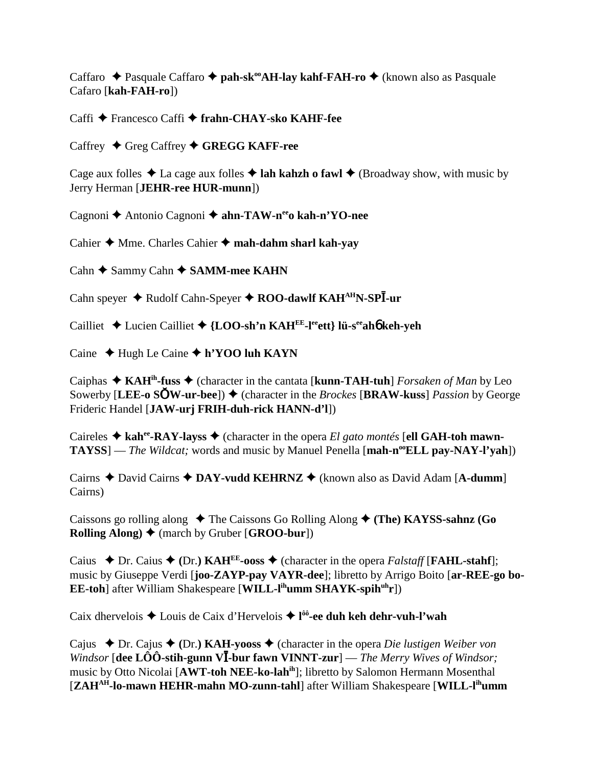Caffaro ✦ Pasquale Caffaro ✦ **pah-skººAH-lay kahf-FAH-ro** ✦ (known also as Pasquale Cafaro [**kah-FAH-ro**])

Caffi ✦ Francesco Caffi ✦ **frahn-CHAY-sko KAHF-fee**

Caffrey ✦ Greg Caffrey ✦ **GREGG KAFF-ree**

Cage aux folles ✦ La cage aux folles ✦ **lah kahzh o fawl** ✦ (Broadway show, with music by Jerry Herman [**JEHR-ree HUR-munn**])

Cagnoni ✦ Antonio Cagnoni ✦ **ahn-TAW-nᵉᵉo kah-n'YO-nee**

Cahier ✦ Mme. Charles Cahier ✦ **mah-dahm sharl kah-yay**

Cahn ✦ Sammy Cahn ✦ **SAMM-mee KAHN**

Cahn speyer ✦ Rudolf Cahn-Speyer ✦ **ROO-dawlf KAHᴬᴴN-SPĪ-ur**

Cailliet ✦ Lucien Cailliet ✦ **{LOO-sh'n KAHᴱᴱ-lᵉᵉett} lü-sᵉᵉahɓ keh-yeh**

Caine ✦ Hugh Le Caine ✦ **h'YOO luh KAYN**

Caiphas ✦ **KAHⁱʰ-fuss** ✦ (character in the cantata [**kunn-TAH-tuh**] *Forsaken of Man* by Leo Sowerby [**LEE-o SŎW-ur-bee**]) ✦ (character in the *Brockes* [**BRAW-kuss**] *Passion* by George Frideric Handel [**JAW-urj FRIH-duh-rick HANN-d'l**])

Caireles ✦ **kahᵉᵉ-RAY-layss** ✦ (character in the opera *El gato montés* [**ell GAH-toh mawn-TAYSS**] — *The Wildcat;* words and music by Manuel Penella [**mah-nººELL pay-NAY-l'yah**])

Cairns ✦ David Cairns ✦ **DAY-vudd KEHRNZ** ✦ (known also as David Adam [**A-dumm**] Cairns)

Caissons go rolling along ✦ The Caissons Go Rolling Along ✦ **(The) KAYSS-sahnz (Go Rolling Along)** ✦ (march by Gruber [**GROO-bur**])

Caius ✦ Dr. Caius ✦ **(**Dr.**) KAHᴱᴱ-ooss** ✦ (character in the opera *Falstaff* [**FAHL-stahf**]; music by Giuseppe Verdi [**joo-ZAYP-pay VAYR-dee**]; libretto by Arrigo Boito [**ar-REE-go bo-EE-toh**] after William Shakespeare [**WILL-lⁱʰumm SHAYK-spihᵘʰr**])

Caix dhervelois ✦ Louis de Caix d'Hervelois ✦ **lôô-ee duh keh dehr-vuh-l'wah**

Cajus ✦ Dr. Cajus ✦ **(**Dr.**) KAH-yooss** ✦ (character in the opera *Die lustigen Weiber von Windsor* [**dee LÔÔ-stih-gunn VĪ-bur fawn VINNT-zur**] — *The Merry Wives of Windsor;* music by Otto Nicolai [**AWT-toh NEE-ko-lahⁱʰ**]; libretto by Salomon Hermann Mosenthal [**ZAHᴬᴴ-lo-mawn HEHR-mahn MO-zunn-tahl**] after William Shakespeare [**WILL-lⁱʰumm**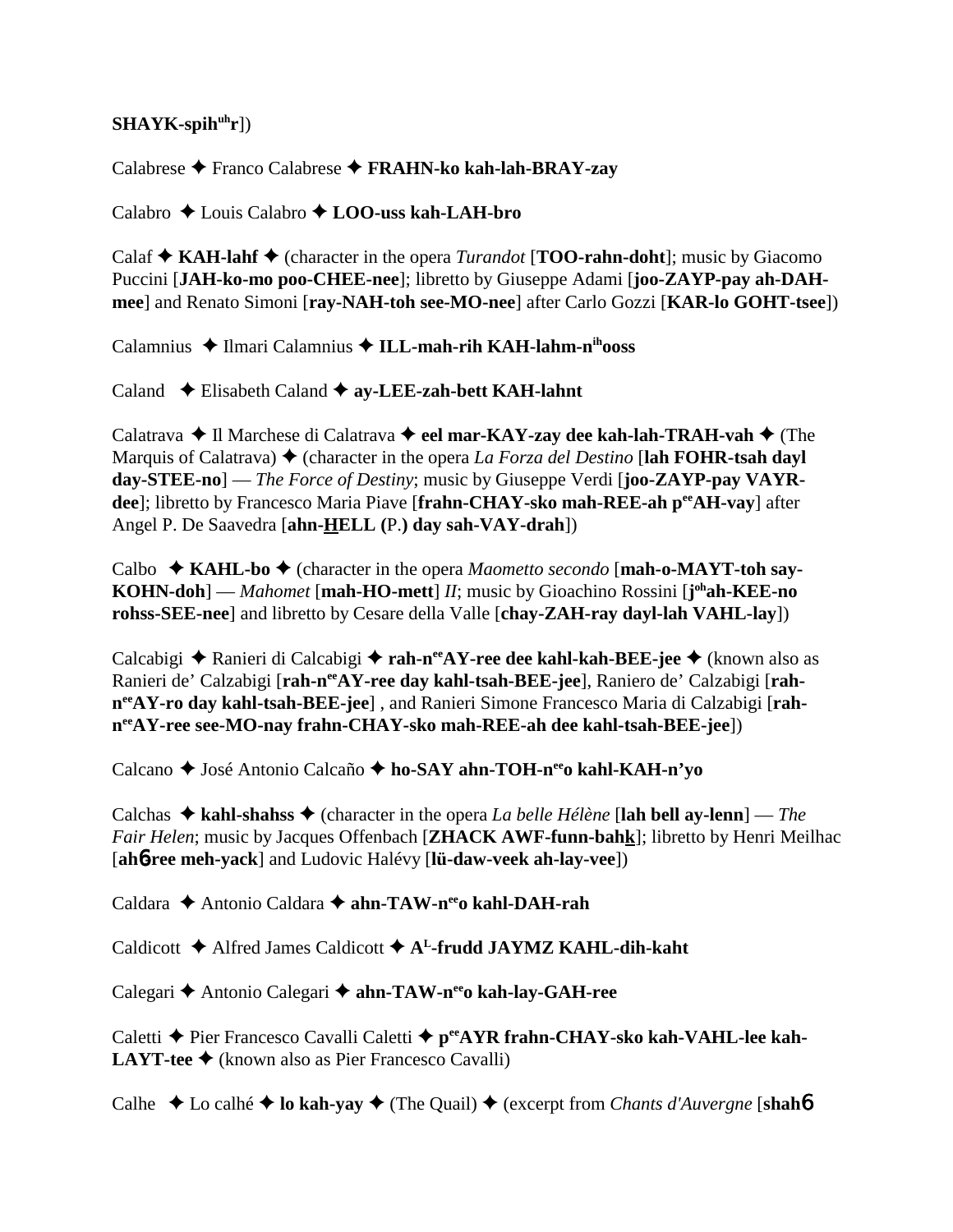**SHAYK-spih^uh r**])

Calabrese ✦ Franco Calabrese ✦ **FRAHN-ko kah-lah-BRAY-zay**

Calabro ✦ Louis Calabro ✦ **LOO-uss kah-LAH-bro**

Calaf ✦ **KAH-lahf** ✦ (character in the opera *Turandot* [**TOO-rahn-doht**]; music by Giacomo Puccini [**JAH-ko-mo poo-CHEE-nee**]; libretto by Giuseppe Adami [**joo-ZAYP-pay ah-DAH-mee**] and Renato Simoni [**ray-NAH-toh see-MO-nee**] after Carlo Gozzi [**KAR-lo GOHT-tsee**])

Calamnius ✦ Ilmari Calamnius ✦ **ILL-mah-rih KAH-lahm-n^ih ooss**

Caland ✦ Elisabeth Caland ✦ **ay-LEE-zah-bett KAH-lahnt**

Calatrava ✦ Il Marchese di Calatrava ✦ **eel mar-KAY-zay dee kah-lah-TRAH-vah** ✦ (The Marquis of Calatrava) ✦ (character in the opera *La Forza del Destino* [**lah FOHR-tsah dayl day-STEE-no**] — *The Force of Destiny*; music by Giuseppe Verdi [**joo-ZAYP-pay VAYR-dee**]; libretto by Francesco Maria Piave [**frahn-CHAY-sko mah-REE-ah p^ee AH-vay**] after Angel P. De Saavedra [**ahn-HELL (**P.**) day sah-VAY-drah**])

Calbo ✦ **KAHL-bo** ✦ (character in the opera *Maometto secondo* [**mah-o-MAYT-toh say-KOHN-doh**] — *Mahomet* [**mah-HO-mett**] *II*; music by Gioachino Rossini [**j^oh ah-KEE-no rohss-SEE-nee**] and libretto by Cesare della Valle [**chay-ZAH-ray dayl-lah VAHL-lay**])

Calcabigi ✦ Ranieri di Calcabigi ✦ **rah-n^ee AY-ree dee kahl-kah-BEE-jee** ✦ (known also as Ranieri de' Calzabigi [**rah-n^ee AY-ree day kahl-tsah-BEE-jee**], Raniero de' Calzabigi [**rah-n^ee AY-ro day kahl-tsah-BEE-jee**] , and Ranieri Simone Francesco Maria di Calzabigi [**rah-n^ee AY-ree see-MO-nay frahn-CHAY-sko mah-REE-ah dee kahl-tsah-BEE-jee**])

Calcano ✦ José Antonio Calcaño ✦ **ho-SAY ahn-TOH-n^ee o kahl-KAH-n'yo**

Calchas ✦ **kahl-shahss** ✦ (character in the opera *La belle Hélène* [**lah bell ay-lenn**] — *The Fair Helen*; music by Jacques Offenbach [**ZHACK AWF-funn-bahk**]; libretto by Henri Meilhac [**ah6 ree meh-yack**] and Ludovic Halévy [**lü-daw-veek ah-lay-vee**])

Caldara ✦ Antonio Caldara ✦ **ahn-TAW-n^ee o kahl-DAH-rah**

Caldicott ✦ Alfred James Caldicott ✦ **A^L-frudd JAYMZ KAHL-dih-kaht**

Calegari ✦ Antonio Calegari ✦ **ahn-TAW-n^ee o kah-lay-GAH-ree**

Caletti ✦ Pier Francesco Cavalli Caletti ✦ **p^ee AYR frahn-CHAY-sko kah-VAHL-lee kah-LAYT-tee** ✦ (known also as Pier Francesco Cavalli)

Calhe ✦ Lo calhé ✦ **lo kah-yay** ✦ (The Quail) ✦ (excerpt from *Chants d'Auvergne* [**shah6**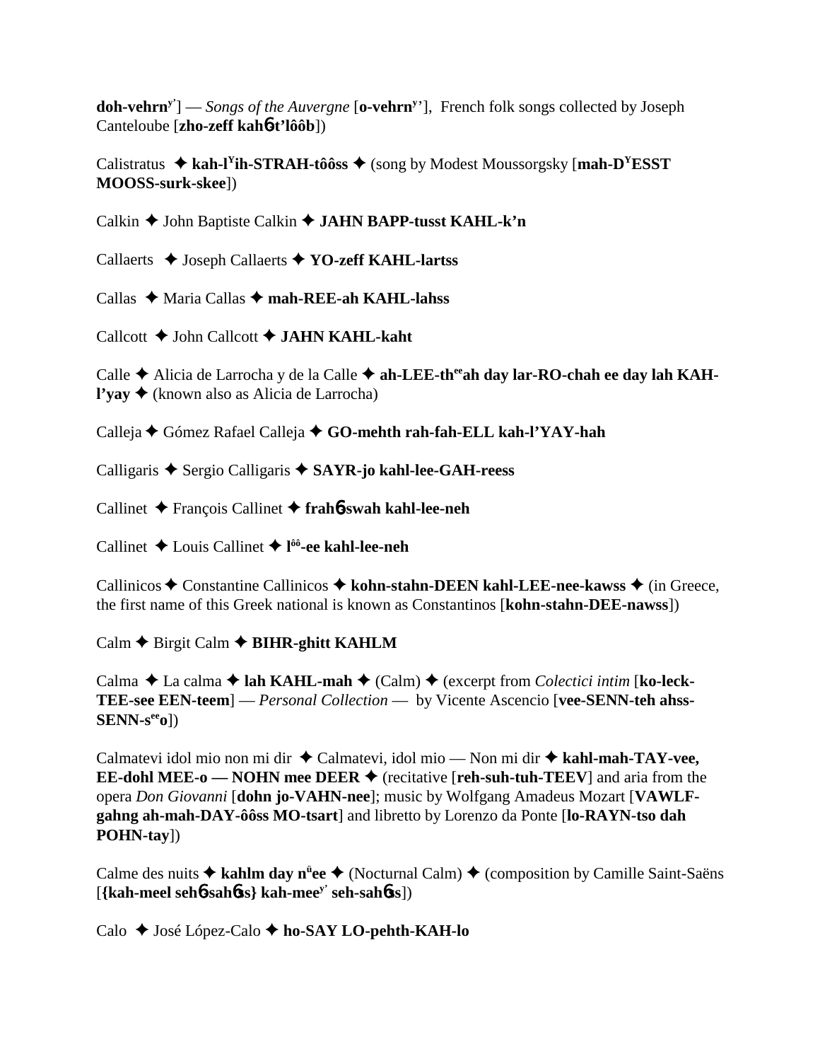**doh-vehrn**y'] — *Songs of the Auvergne* [**o-vehrn**y'], French folk songs collected by Joseph Canteloube [**zho-zeff kah6-t'lôôb**])

Calistratus ✦ **kah-l**Y**ih-STRAH-tôôss** ✦ (song by Modest Moussorgsky [**mah-D**Y**ESST MOOSS-surk-skee**])

Calkin ✦ John Baptiste Calkin ✦ **JAHN BAPP-tusst KAHL-k'n**

Callaerts ✦ Joseph Callaerts ✦ **YO-zeff KAHL-lartss**

Callas ✦ Maria Callas ✦ **mah-REE-ah KAHL-lahss**

Callcott ✦ John Callcott ✦ **JAHN KAHL-kaht**

Calle ✦ Alicia de Larrocha y de la Calle ✦ **ah-LEE-th**ee**ah day lar-RO-chah ee day lah KAH-l'yay** ✦ (known also as Alicia de Larrocha)

Calleja ✦ Gómez Rafael Calleja ✦ **GO-mehth rah-fah-ELL kah-l'YAY-hah**

Calligaris ✦ Sergio Calligaris ✦ **SAYR-jo kahl-lee-GAH-reess**

Callinet ✦ François Callinet ✦ **frah6-swah kahl-lee-neh**

Callinet ✦ Louis Callinet ✦ **l**ôô**-ee kahl-lee-neh**

Callinicos ✦ Constantine Callinicos ✦ **kohn-stahn-DEEN kahl-LEE-nee-kawss** ✦ (in Greece, the first name of this Greek national is known as Constantinos [**kohn-stahn-DEE-nawss**])

Calm ✦ Birgit Calm ✦ **BIHR-ghitt KAHLM**

Calma ✦ La calma ✦ **lah KAHL-mah** ✦ (Calm) ✦ (excerpt from *Colectici intim* [**ko-leck-TEE-see EEN-teem**] — *Personal Collection* — by Vicente Ascencio [**vee-SENN-teh ahss-SENN-s**ee**o**])

Calmatevi idol mio non mi dir ✦ Calmatevi, idol mio — Non mi dir ✦ **kahl-mah-TAY-vee, EE-dohl MEE-o — NOHN mee DEER** ✦ (recitative [**reh-suh-tuh-TEEV**] and aria from the opera *Don Giovanni* [**dohn jo-VAHN-nee**]; music by Wolfgang Amadeus Mozart [**VAWLF-gahng ah-mah-DAY-ôôss MO-tsart**] and libretto by Lorenzo da Ponte [**lo-RAYN-tso dah POHN-tay**])

Calme des nuits ✦ **kahlm day n**ü**ee** ✦ (Nocturnal Calm) ✦ (composition by Camille Saint-Saëns [**{kah-meel seh6-sah6ss} kah-mee**y' **seh-sah6ss**])

Calo ✦ José López-Calo ✦ **ho-SAY LO-pehth-KAH-lo**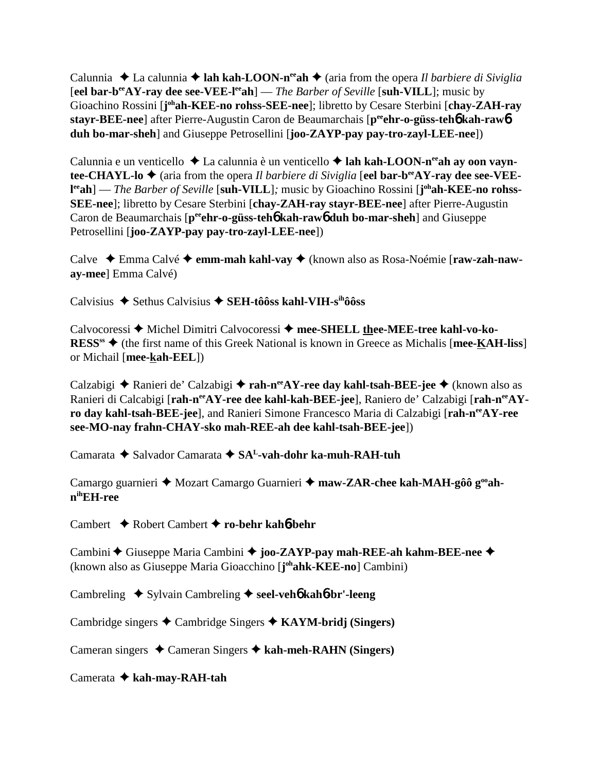Calunnia ✦ La calunnia ✦ **lah kah-LOON-n[ee]ah** ✦ (aria from the opera *Il barbiere di Siviglia* [**eel bar-b[ee]AY-ray dee see-VEE-l[ee]ah**] — *The Barber of Seville* [**suh-VILL**]; music by Gioachino Rossini [**j[oh]ah-KEE-no rohss-SEE-nee**]; libretto by Cesare Sterbini [**chay-ZAH-ray stayr-BEE-nee**] after Pierre-Augustin Caron de Beaumarchais [**p[ee]ehr-o-güss-tehɓ kah-rawɓ duh bo-mar-sheh**] and Giuseppe Petrosellini [**joo-ZAYP-pay pay-tro-zayl-LEE-nee**])

Calunnia e un venticello ✦ La calunnia è un venticello ✦ **lah kah-LOON-n[ee]ah ay oon vayn-tee-CHAYL-lo** ✦ (aria from the opera *Il barbiere di Siviglia* [**eel bar-b[ee]AY-ray dee see-VEE-l[ee]ah**] — *The Barber of Seville* [**suh-VILL**]*;* music by Gioachino Rossini [**j[oh]ah-KEE-no rohss-SEE-nee**]; libretto by Cesare Sterbini [**chay-ZAH-ray stayr-BEE-nee**] after Pierre-Augustin Caron de Beaumarchais [**p[ee]ehr-o-güss-tehɓ kah-rawɓ duh bo-mar-sheh**] and Giuseppe Petrosellini [**joo-ZAYP-pay pay-tro-zayl-LEE-nee**])

Calve ✦ Emma Calvé ✦ **emm-mah kahl-vay** ✦ (known also as Rosa-Noémie [**raw-zah-naw-ay-mee**] Emma Calvé)

Calvisius ✦ Sethus Calvisius ✦ **SEH-tôôss kahl-VIH-s[ih]ôôss**

Calvocoressi ✦ Michel Dimitri Calvocoressi ✦ **mee-SHELL thee-MEE-tree kahl-vo-ko-RESS[ss]** ✦ (the first name of this Greek National is known in Greece as Michalis [**mee-KAH-liss**] or Michail [**mee-kah-EEL**])

Calzabigi ✦ Ranieri de' Calzabigi ✦ **rah-n[ee]AY-ree day kahl-tsah-BEE-jee** ✦ (known also as Ranieri di Calcabigi [**rah-n[ee]AY-ree dee kahl-kah-BEE-jee**], Raniero de' Calzabigi [**rah-n[ee]AY-ro day kahl-tsah-BEE-jee**], and Ranieri Simone Francesco Maria di Calzabigi [**rah-n[ee]AY-ree see-MO-nay frahn-CHAY-sko mah-REE-ah dee kahl-tsah-BEE-jee**])

Camarata ✦ Salvador Camarata ✦ **SA[L]-vah-dohr ka-muh-RAH-tuh**

Camargo guarnieri ✦ Mozart Camargo Guarnieri ✦ **maw-ZAR-chee kah-MAH-gôô g[oo]ah-n[ih]EH-ree**

Cambert ✦ Robert Cambert ✦ **ro-behr kahɓ-behr**

Cambini ✦ Giuseppe Maria Cambini ✦ **joo-ZAYP-pay mah-REE-ah kahm-BEE-nee** ✦ (known also as Giuseppe Maria Gioacchino [**j[oh]ahk-KEE-no**] Cambini)

Cambreling ✦ Sylvain Cambreling ✦ **seel-vehɓ kahɓ-br'-leeng**

Cambridge singers ✦ Cambridge Singers ✦ **KAYM-bridj (Singers)**

Cameran singers ✦ Cameran Singers ✦ **kah-meh-RAHN (Singers)**

Camerata ✦ **kah-may-RAH-tah**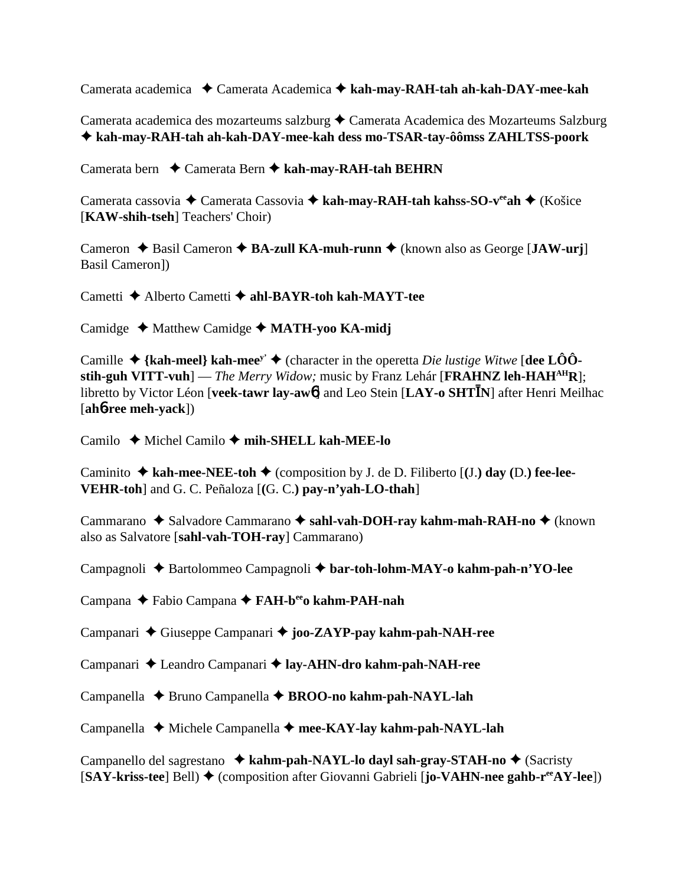Camerata academica ✦ Camerata Academica ✦ **kah-may-RAH-tah ah-kah-DAY-mee-kah**

Camerata academica des mozarteums salzburg ✦ Camerata Academica des Mozarteums Salzburg ✦ **kah-may-RAH-tah ah-kah-DAY-mee-kah dess mo-TSAR-tay-ôômss ZAHLTSS-poork**

Camerata bern ✦ Camerata Bern ✦ **kah-may-RAH-tah BEHRN**

Camerata cassovia ✦ Camerata Cassovia ✦ **kah-may-RAH-tah kahss-SO-v^ee^ah** ✦ (Košice [**KAW-shih-tseh**] Teachers' Choir)

Cameron ✦ Basil Cameron ✦ **BA-zull KA-muh-runn** ✦ (known also as George [**JAW-urj**] Basil Cameron])

Cametti ✦ Alberto Cametti ✦ **ahl-BAYR-toh kah-MAYT-tee**

Camidge ✦ Matthew Camidge ✦ **MATH-yoo KA-midj**

Camille ✦ **{kah-meel} kah-mee^y'** ✦ (character in the operetta *Die lustige Witwe* [**dee LÔÔ-stih-guh VITT-vuh**] — *The Merry Widow;* music by Franz Lehár [**FRAHNZ leh-HAH^AH^R**]; libretto by Victor Léon [**veek-tawr lay-aw6**] and Leo Stein [**LAY-o SHTĪN**] after Henri Meilhac [**ah6-ree meh-yack**])

Camilo ✦ Michel Camilo ✦ **mih-SHELL kah-MEE-lo**

Caminito ✦ **kah-mee-NEE-toh** ✦ (composition by J. de D. Filiberto [**(**J.**) day (**D.**) fee-lee-VEHR-toh**] and G. C. Peñaloza [**(**G. C.**) pay-n'yah-LO-thah**]

Cammarano ✦ Salvadore Cammarano ✦ **sahl-vah-DOH-ray kahm-mah-RAH-no** ✦ (known also as Salvatore [**sahl-vah-TOH-ray**] Cammarano)

Campagnoli ✦ Bartolommeo Campagnoli ✦ **bar-toh-lohm-MAY-o kahm-pah-n'YO-lee**

Campana ✦ Fabio Campana ✦ **FAH-b^ee^o kahm-PAH-nah**

Campanari ✦ Giuseppe Campanari ✦ **joo-ZAYP-pay kahm-pah-NAH-ree**

Campanari ✦ Leandro Campanari ✦ **lay-AHN-dro kahm-pah-NAH-ree**

Campanella ✦ Bruno Campanella ✦ **BROO-no kahm-pah-NAYL-lah**

Campanella ✦ Michele Campanella ✦ **mee-KAY-lay kahm-pah-NAYL-lah**

Campanello del sagrestano ✦ **kahm-pah-NAYL-lo dayl sah-gray-STAH-no** ✦ (Sacristy [**SAY-kriss-tee**] Bell) ✦ (composition after Giovanni Gabrieli [**jo-VAHN-nee gahb-r^ee^AY-lee**])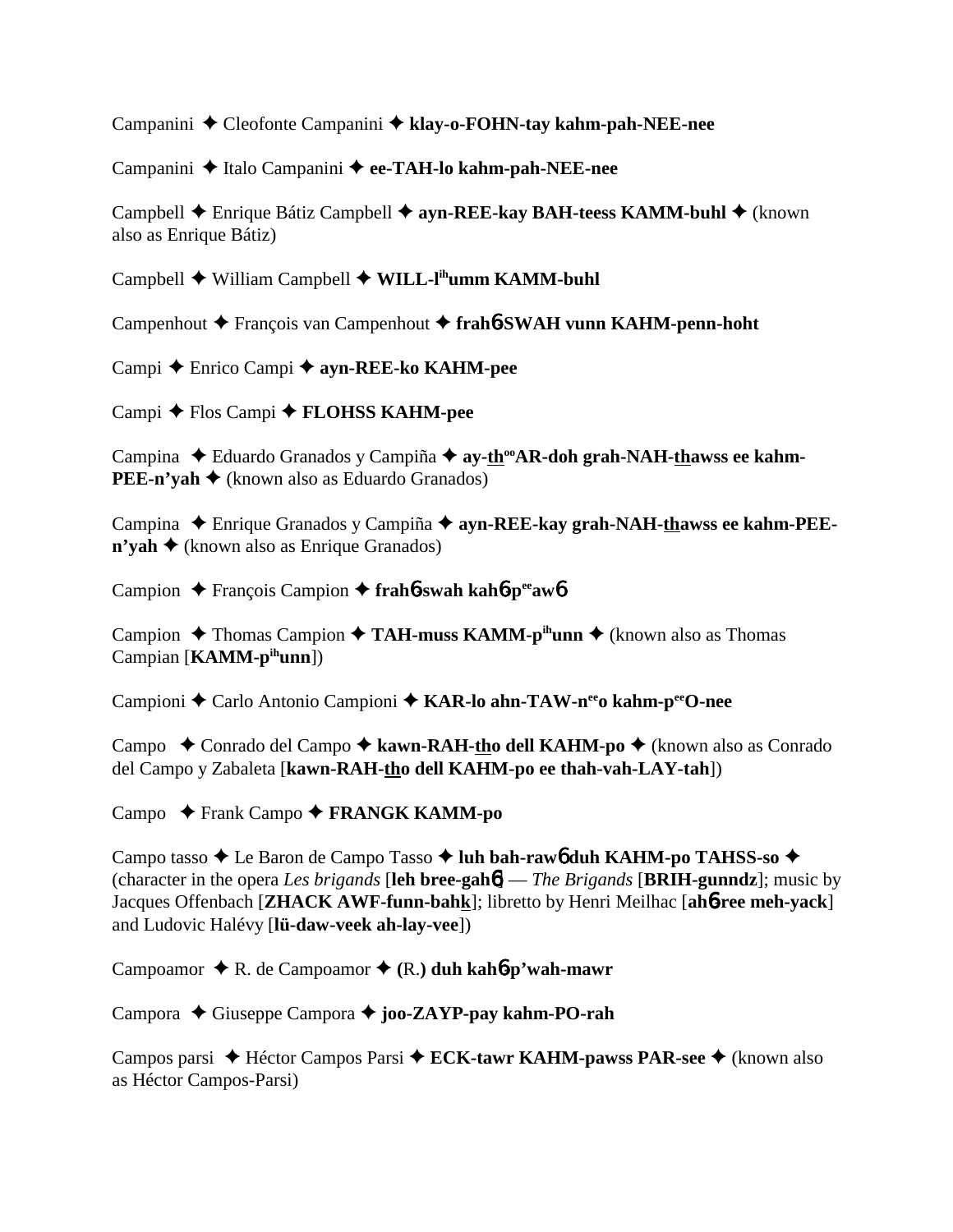Campanini ✦ Cleofonte Campanini ✦ **klay-o-FOHN-tay kahm-pah-NEE-nee**

Campanini ✦ Italo Campanini ✦ **ee-TAH-lo kahm-pah-NEE-nee**

Campbell ✦ Enrique Bátiz Campbell ✦ **ayn-REE-kay BAH-teess KAMM-buhl** ✦ (known also as Enrique Bátiz)

Campbell ✦ William Campbell ✦ **WILL-l$^{ih}$umm KAMM-buhl**

Campenhout ✦ François van Campenhout ✦ **frah6-SWAH vunn KAHM-penn-hoht**

Campi ✦ Enrico Campi ✦ **ayn-REE-ko KAHM-pee**

Campi ✦ Flos Campi ✦ **FLOHSS KAHM-pee**

Campina ✦ Eduardo Granados y Campiña ✦ **ay-th$^{oo}$AR-doh grah-NAH-thawss ee kahm-PEE-n'yah** ✦ (known also as Eduardo Granados)

Campina ✦ Enrique Granados y Campiña ✦ **ayn-REE-kay grah-NAH-thawss ee kahm-PEE-n'yah** ✦ (known also as Enrique Granados)

Campion ✦ François Campion ✦ **frah6-swah kah6-p$^{ee}$aw6**

Campion ✦ Thomas Campion ✦ **TAH-muss KAMM-p$^{ih}$unn** ✦ (known also as Thomas Campian [**KAMM-p$^{ih}$unn**])

Campioni ✦ Carlo Antonio Campioni ✦ **KAR-lo ahn-TAW-n$^{ee}$o kahm-p$^{ee}$O-nee**

Campo ✦ Conrado del Campo ✦ **kawn-RAH-tho dell KAHM-po** ✦ (known also as Conrado del Campo y Zabaleta [**kawn-RAH-tho dell KAHM-po ee thah-vah-LAY-tah**])

Campo ✦ Frank Campo ✦ **FRANGK KAMM-po**

Campo tasso ✦ Le Baron de Campo Tasso ✦ **luh bah-raw6 duh KAHM-po TAHSS-so** ✦ (character in the opera *Les brigands* [**leh bree-gah6**] — *The Brigands* [**BRIH-gunndz**]; music by Jacques Offenbach [**ZHACK AWF-funn-bahk**]; libretto by Henri Meilhac [**ah6-ree meh-yack**] and Ludovic Halévy [**lü-daw-veek ah-lay-vee**])

Campoamor ✦ R. de Campoamor ✦ (R.) **duh kah6-p'wah-mawr**

Campora ✦ Giuseppe Campora ✦ **joo-ZAYP-pay kahm-PO-rah**

Campos parsi ✦ Héctor Campos Parsi ✦ **ECK-tawr KAHM-pawss PAR-see** ✦ (known also as Héctor Campos-Parsi)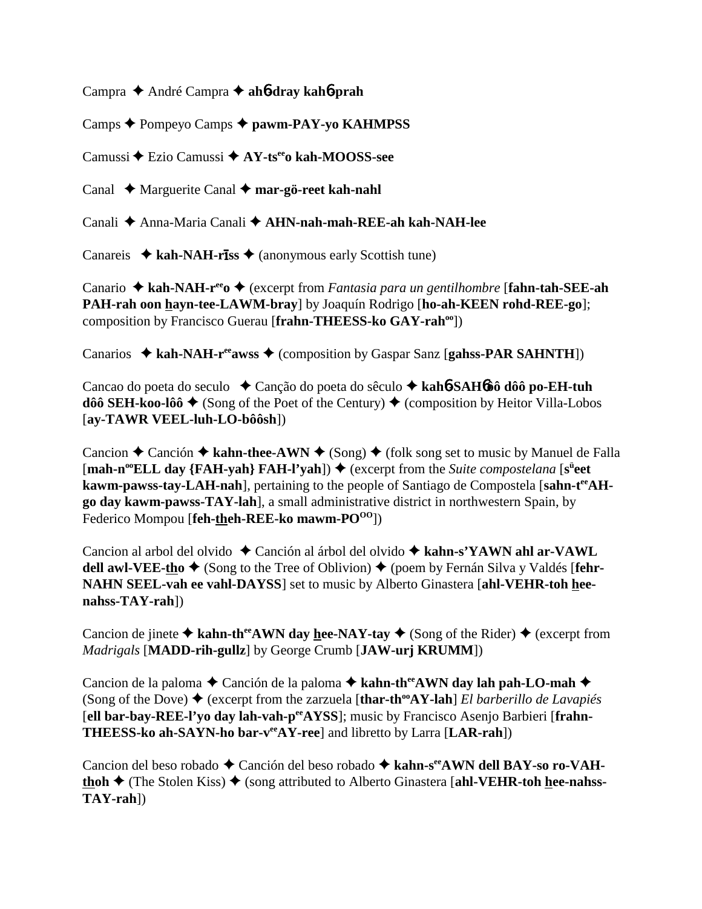Campra ✦ André Campra ✦ **ah6-dray kah6-prah**

Camps ✦ Pompeyo Camps ✦ **pawm-PAY-yo KAHMPSS**

Camussi ✦ Ezio Camussi ✦ **AY-ts[ee]o kah-MOOSS-see**

Canal ✦ Marguerite Canal ✦ **mar-gö-reet kah-nahl**

Canali ✦ Anna-Maria Canali ✦ **AHN-nah-mah-REE-ah kah-NAH-lee**

Canareis ✦ **kah-NAH-rīss** ✦ (anonymous early Scottish tune)

Canario ✦ **kah-NAH-r[ee]o** ✦ (excerpt from *Fantasia para un gentilhombre* [**fahn-tah-SEE-ah PAH-rah oon hayn-tee-LAWM-bray**] by Joaquín Rodrigo [**ho-ah-KEEN rohd-REE-go**]; composition by Francisco Guerau [**frahn-THEESS-ko GAY-rah[oo]**])

Canarios ✦ **kah-NAH-r[ee]awss** ✦ (composition by Gaspar Sanz [**gahss-PAR SAHNTH**])

Cancao do poeta do seculo ✦ Canção do poeta do sêculo ✦ **kah6-SAH6ôô dôô po-EH-tuh dôô SEH-koo-lôô** ✦ (Song of the Poet of the Century) ✦ (composition by Heitor Villa-Lobos [**ay-TAWR VEEL-luh-LO-bôôsh**])

Cancion ✦ Canción ✦ **kahn-thee-AWN** ✦ (Song) ✦ (folk song set to music by Manuel de Falla [**mah-n[oo]ELL day {FAH-yah} FAH-l'yah**]) ✦ (excerpt from the *Suite compostelana* [**s[ü]eet kawm-pawss-tay-LAH-nah**], pertaining to the people of Santiago de Compostela [**sahn-t[ee]AH-go day kawm-pawss-TAY-lah**], a small administrative district in northwestern Spain, by Federico Mompou [**feh-theh-REE-ko mawm-PO[OO]**])

Cancion al arbol del olvido ✦ Canción al árbol del olvido ✦ **kahn-s'YAWN ahl ar-VAWL dell awl-VEE-tho** ✦ (Song to the Tree of Oblivion) ✦ (poem by Fernán Silva y Valdés [**fehr-NAHN SEEL-vah ee vahl-DAYSS**] set to music by Alberto Ginastera [**ahl-VEHR-toh hee-nahss-TAY-rah**])

Cancion de jinete ✦ **kahn-th[ee]AWN day hee-NAY-tay** ✦ (Song of the Rider) ✦ (excerpt from *Madrigals* [**MADD-rih-gullz**] by George Crumb [**JAW-urj KRUMM**])

Cancion de la paloma ✦ Canción de la paloma ✦ **kahn-th[ee]AWN day lah pah-LO-mah** ✦ (Song of the Dove) ✦ (excerpt from the zarzuela [**thar-th[oo]AY-lah**] *El barberillo de Lavapiés* [**ell bar-bay-REE-l'yo day lah-vah-p[ee]AYSS**]; music by Francisco Asenjo Barbieri [**frahn-THEESS-ko ah-SAYN-ho bar-v[ee]AY-ree**] and libretto by Larra [**LAR-rah**])

Cancion del beso robado ✦ Canción del beso robado ✦ **kahn-s[ee]AWN dell BAY-so ro-VAH-thoh** ✦ (The Stolen Kiss) ✦ (song attributed to Alberto Ginastera [**ahl-VEHR-toh hee-nahss-TAY-rah**])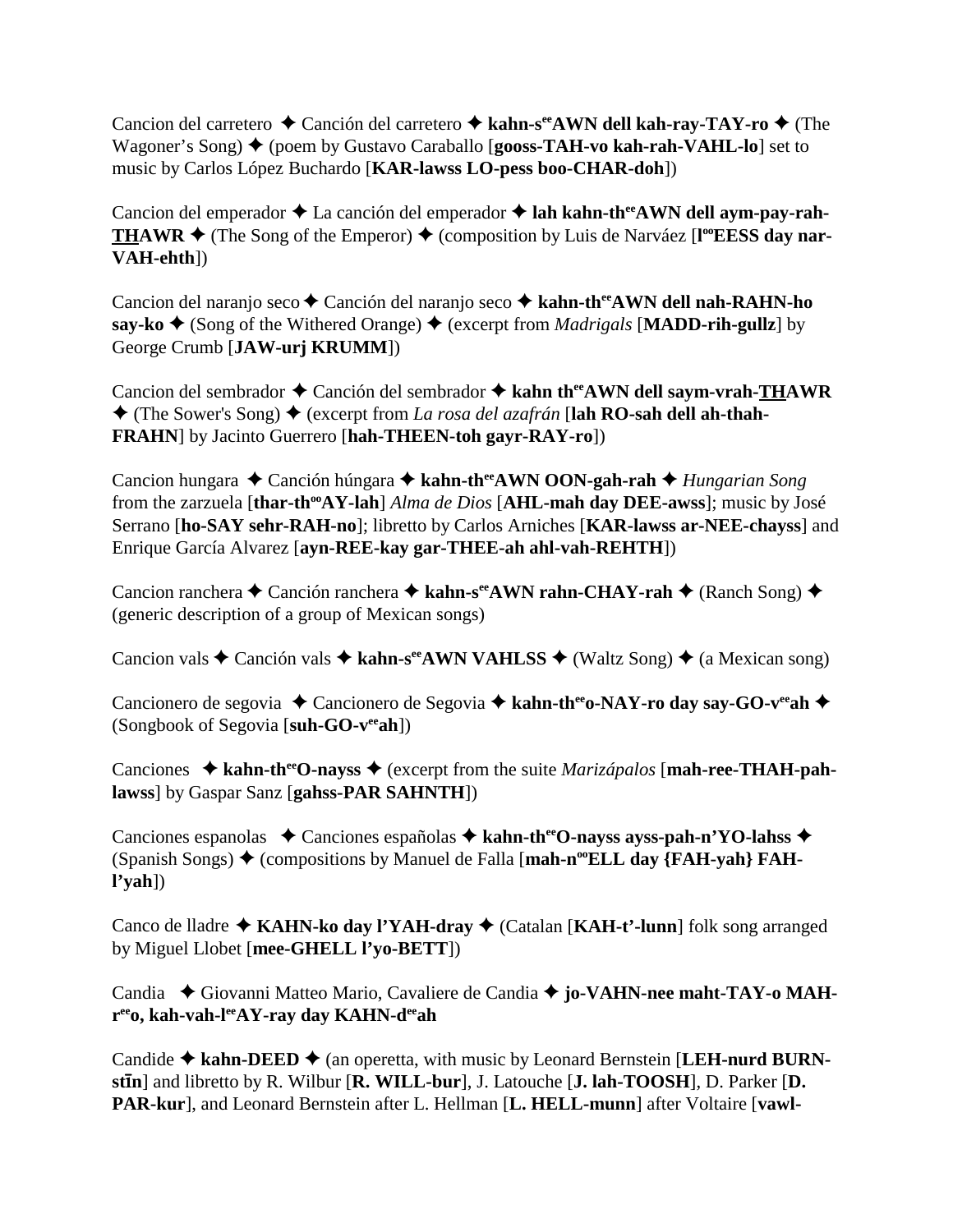Cancion del carretero ✦ Canción del carretero ✦ **kahn-s^ee^AWN dell kah-ray-TAY-ro** ✦ (The Wagoner's Song) ✦ (poem by Gustavo Caraballo [**gooss-TAH-vo kah-rah-VAHL-lo**] set to music by Carlos López Buchardo [**KAR-lawss LO-pess boo-CHAR-doh**])

Cancion del emperador ✦ La canción del emperador ✦ **lah kahn-th^ee^AWN dell aym-pay-rah-THAWR** ✦ (The Song of the Emperor) ✦ (composition by Luis de Narváez [**l^oo^EESS day nar-VAH-ehth**])

Cancion del naranjo seco ✦ Canción del naranjo seco ✦ **kahn-th^ee^AWN dell nah-RAHN-ho say-ko** ✦ (Song of the Withered Orange) ✦ (excerpt from *Madrigals* [**MADD-rih-gullz**] by George Crumb [**JAW-urj KRUMM**])

Cancion del sembrador ✦ Canción del sembrador ✦ **kahn th^ee^AWN dell saym-vrah-THAWR** ✦ (The Sower's Song) ✦ (excerpt from *La rosa del azafrán* [**lah RO-sah dell ah-thah-FRAHN**] by Jacinto Guerrero [**hah-THEEN-toh gayr-RAY-ro**])

Cancion hungara ✦ Canción húngara ✦ **kahn-th^ee^AWN OON-gah-rah** ✦ *Hungarian Song* from the zarzuela [**thar-th^oo^AY-lah**] *Alma de Dios* [**AHL-mah day DEE-awss**]; music by José Serrano [**ho-SAY sehr-RAH-no**]; libretto by Carlos Arniches [**KAR-lawss ar-NEE-chayss**] and Enrique García Alvarez [**ayn-REE-kay gar-THEE-ah ahl-vah-REHTH**])

Cancion ranchera ✦ Canción ranchera ✦ **kahn-s^ee^AWN rahn-CHAY-rah** ✦ (Ranch Song) ✦ (generic description of a group of Mexican songs)

Cancion vals ✦ Canción vals ✦ **kahn-s^ee^AWN VAHLSS** ✦ (Waltz Song) ✦ (a Mexican song)

Cancionero de segovia ✦ Cancionero de Segovia ✦ **kahn-th^ee^o-NAY-ro day say-GO-v^ee^ah** ✦ (Songbook of Segovia [**suh-GO-v^ee^ah**])

Canciones ✦ **kahn-th^ee^O-nayss** ✦ (excerpt from the suite *Marizápalos* [**mah-ree-THAH-pah-lawss**] by Gaspar Sanz [**gahss-PAR SAHNTH**])

Canciones espanolas ✦ Canciones españolas ✦ **kahn-th^ee^O-nayss ayss-pah-n'YO-lahss** ✦ (Spanish Songs) ✦ (compositions by Manuel de Falla [**mah-n^oo^ELL day {FAH-yah} FAH-l'yah**])

Canco de lladre ✦ **KAHN-ko day l'YAH-dray** ✦ (Catalan [**KAH-t'-lunn**] folk song arranged by Miguel Llobet [**mee-GHELL l'yo-BETT**])

Candia ✦ Giovanni Matteo Mario, Cavaliere de Candia ✦ **jo-VAHN-nee maht-TAY-o MAH-r^ee^o, kah-vah-l^ee^AY-ray day KAHN-d^ee^ah**

Candide ✦ **kahn-DEED** ✦ (an operetta, with music by Leonard Bernstein [**LEH-nurd BURN-stīn**] and libretto by R. Wilbur [**R. WILL-bur**], J. Latouche [**J. lah-TOOSH**], D. Parker [**D. PAR-kur**], and Leonard Bernstein after L. Hellman [**L. HELL-munn**] after Voltaire [**vawl-**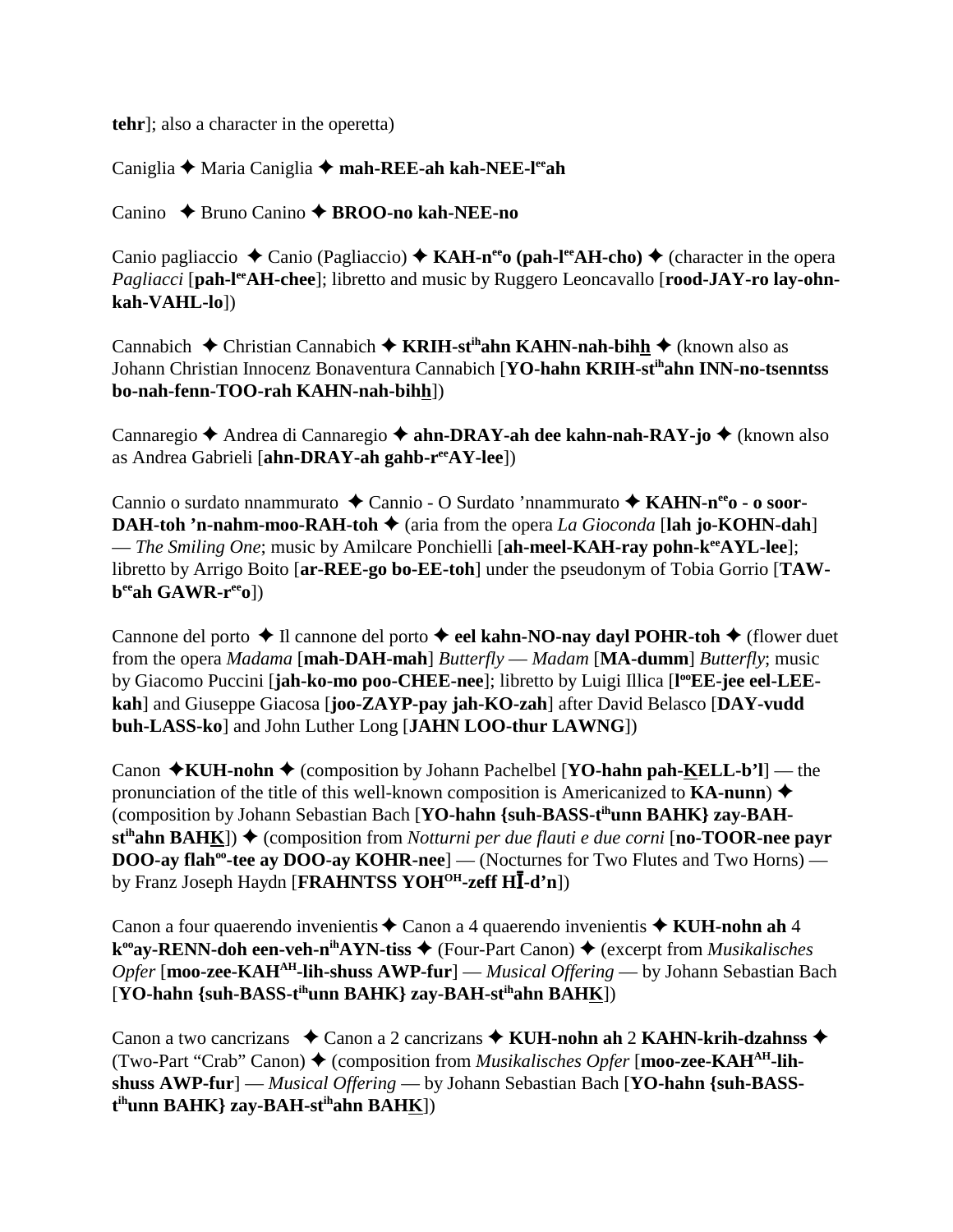**tehr**]; also a character in the operetta)

Caniglia ✦ Maria Caniglia ✦ **mah-REE-ah kah-NEE-l<sup>ee</sup>ah**

Canino ✦ Bruno Canino ✦ **BROO-no kah-NEE-no**

Canio pagliaccio ✦ Canio (Pagliaccio) ✦ **KAH-n<sup>ee</sup>o (pah-l<sup>ee</sup>AH-cho)** ✦ (character in the opera *Pagliacci* [**pah-l<sup>ee</sup>AH-chee**]; libretto and music by Ruggero Leoncavallo [**rood-JAY-ro lay-ohn-kah-VAHL-lo**])

Cannabich ✦ Christian Cannabich ✦ **KRIH-st<sup>ih</sup>ahn KAHN-nah-bihh** ✦ (known also as Johann Christian Innocenz Bonaventura Cannabich [**YO-hahn KRIH-st<sup>ih</sup>ahn INN-no-tsenntss bo-nah-fenn-TOO-rah KAHN-nah-bihh**])

Cannaregio ✦ Andrea di Cannaregio ✦ **ahn-DRAY-ah dee kahn-nah-RAY-jo** ✦ (known also as Andrea Gabrieli [**ahn-DRAY-ah gahb-r<sup>ee</sup>AY-lee**])

Cannio o surdato nnammurato ✦ Cannio - O Surdato 'nnammurato ✦ **KAHN-n<sup>ee</sup>o - o soor-DAH-toh 'n-nahm-moo-RAH-toh** ✦ (aria from the opera *La Gioconda* [**lah jo-KOHN-dah**] — *The Smiling One*; music by Amilcare Ponchielli [**ah-meel-KAH-ray pohn-k<sup>ee</sup>AYL-lee**]; libretto by Arrigo Boito [**ar-REE-go bo-EE-toh**] under the pseudonym of Tobia Gorrio [**TAW-b<sup>ee</sup>ah GAWR-r<sup>ee</sup>o**])

Cannone del porto ✦ Il cannone del porto ✦ **eel kahn-NO-nay dayl POHR-toh** ✦ (flower duet from the opera *Madama* [**mah-DAH-mah**] *Butterfly* — *Madam* [**MA-dumm**] *Butterfly*; music by Giacomo Puccini [**jah-ko-mo poo-CHEE-nee**]; libretto by Luigi Illica [**l<sup>oo</sup>EE-jee eel-LEE-kah**] and Giuseppe Giacosa [**joo-ZAYP-pay jah-KO-zah**] after David Belasco [**DAY-vudd buh-LASS-ko**] and John Luther Long [**JAHN LOO-thur LAWNG**])

Canon ✦**KUH-nohn** ✦ (composition by Johann Pachelbel [**YO-hahn pah-KELL-b'l**] — the pronunciation of the title of this well-known composition is Americanized to **KA-nunn**) ✦ (composition by Johann Sebastian Bach [**YO-hahn {suh-BASS-t<sup>ih</sup>unn BAHK} zay-BAH-st<sup>ih</sup>ahn BAHK**]) ✦ (composition from *Notturni per due flauti e due corni* [**no-TOOR-nee payr DOO-ay flah<sup>oo</sup>-tee ay DOO-ay KOHR-nee**] — (Nocturnes for Two Flutes and Two Horns) — by Franz Joseph Haydn [**FRAHNTSS YOH<sup>OH</sup>-zeff HĪ-d'n**])

Canon a four quaerendo invenientis ✦ Canon a 4 quaerendo invenientis ✦ **KUH-nohn ah** 4 **k<sup>oo</sup>ay-RENN-doh een-veh-n<sup>ih</sup>AYN-tiss** ✦ (Four-Part Canon) ✦ (excerpt from *Musikalisches Opfer* [**moo-zee-KAH<sup>AH</sup>-lih-shuss AWP-fur**] — *Musical Offering* — by Johann Sebastian Bach [**YO-hahn {suh-BASS-t<sup>ih</sup>unn BAHK} zay-BAH-st<sup>ih</sup>ahn BAHK**])

Canon a two cancrizans ✦ Canon a 2 cancrizans ✦ **KUH-nohn ah** 2 **KAHN-krih-dzahnss** ✦ (Two-Part "Crab" Canon) ✦ (composition from *Musikalisches Opfer* [**moo-zee-KAH<sup>AH</sup>-lih-shuss AWP-fur**] — *Musical Offering* — by Johann Sebastian Bach [**YO-hahn {suh-BASS-t<sup>ih</sup>unn BAHK} zay-BAH-st<sup>ih</sup>ahn BAHK**])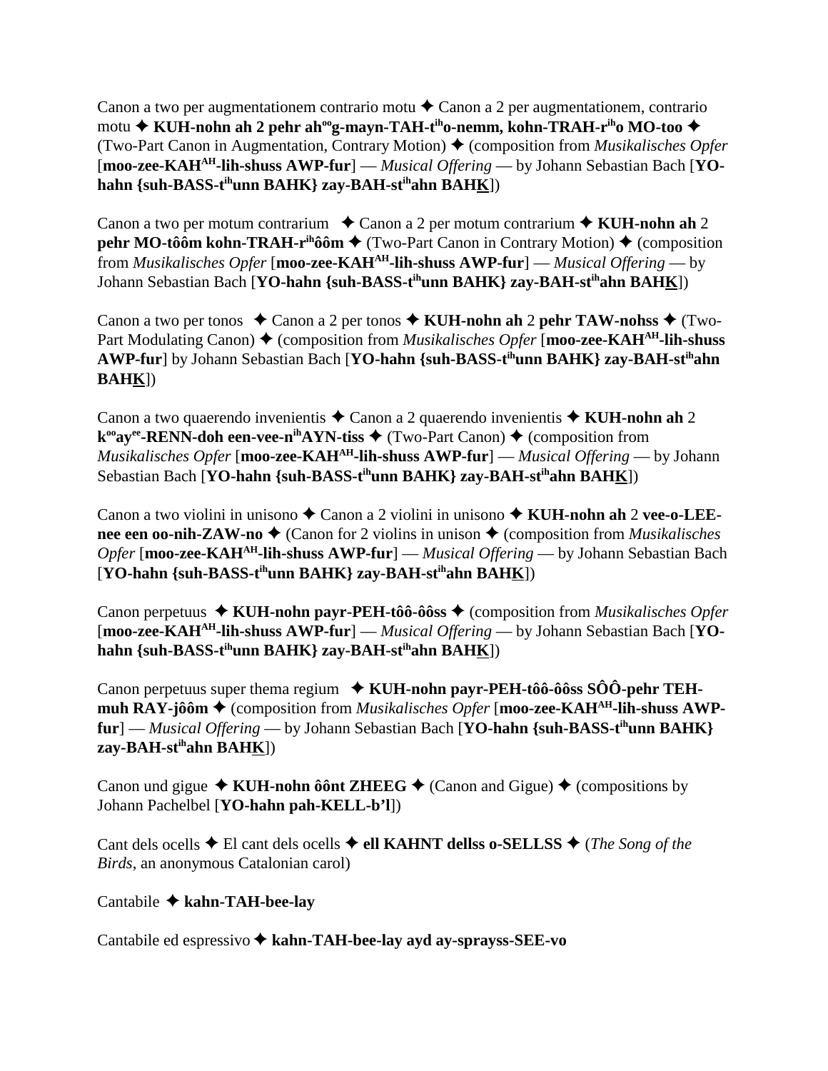Canon a two per augmentationem contrario motu ✦ Canon a 2 per augmentationem, contrario motu ✦ **KUH-nohn ah 2 pehr ah^oo^g-mayn-TAH-t^ih^o-nemm, kohn-TRAH-r^ih^o MO-too** ✦ (Two-Part Canon in Augmentation, Contrary Motion) ✦ (composition from *Musikalisches Opfer* [**moo-zee-KAH^AH^-lih-shuss AWP-fur**] — *Musical Offering* — by Johann Sebastian Bach [**YO-hahn {suh-BASS-t^ih^unn BAHK} zay-BAH-st^ih^ahn BAHK**])

Canon a two per motum contrarium ✦ Canon a 2 per motum contrarium ✦ **KUH-nohn ah** 2 **pehr MO-tôôm kohn-TRAH-r^ih^ôôm** ✦ (Two-Part Canon in Contrary Motion) ✦ (composition from *Musikalisches Opfer* [**moo-zee-KAH^AH^-lih-shuss AWP-fur**] — *Musical Offering* — by Johann Sebastian Bach [**YO-hahn {suh-BASS-t^ih^unn BAHK} zay-BAH-st^ih^ahn BAHK**])

Canon a two per tonos ✦ Canon a 2 per tonos ✦ **KUH-nohn ah** 2 **pehr TAW-nohss** ✦ (Two-Part Modulating Canon) ✦ (composition from *Musikalisches Opfer* [**moo-zee-KAH^AH^-lih-shuss AWP-fur**] by Johann Sebastian Bach [**YO-hahn {suh-BASS-t^ih^unn BAHK} zay-BAH-st^ih^ahn BAHK**])

Canon a two quaerendo invenientis ✦ Canon a 2 quaerendo invenientis ✦ **KUH-nohn ah** 2 **k^oo^ay^ee^-RENN-doh een-vee-n^ih^AYN-tiss** ✦ (Two-Part Canon) ✦ (composition from *Musikalisches Opfer* [**moo-zee-KAH^AH^-lih-shuss AWP-fur**] — *Musical Offering* — by Johann Sebastian Bach [**YO-hahn {suh-BASS-t^ih^unn BAHK} zay-BAH-st^ih^ahn BAHK**])

Canon a two violini in unisono ✦ Canon a 2 violini in unisono ✦ **KUH-nohn ah** 2 **vee-o-LEE-nee een oo-nih-ZAW-no** ✦ (Canon for 2 violins in unison ✦ (composition from *Musikalisches Opfer* [**moo-zee-KAH^AH^-lih-shuss AWP-fur**] — *Musical Offering* — by Johann Sebastian Bach [**YO-hahn {suh-BASS-t^ih^unn BAHK} zay-BAH-st^ih^ahn BAHK**])

Canon perpetuus ✦ **KUH-nohn payr-PEH-tôô-ôôss** ✦ (composition from *Musikalisches Opfer* [**moo-zee-KAH^AH^-lih-shuss AWP-fur**] — *Musical Offering* — by Johann Sebastian Bach [**YO-hahn {suh-BASS-t^ih^unn BAHK} zay-BAH-st^ih^ahn BAHK**])

Canon perpetuus super thema regium ✦ **KUH-nohn payr-PEH-tôô-ôôss SÔÔ-pehr TEH-muh RAY-jôôm** ✦ (composition from *Musikalisches Opfer* [**moo-zee-KAH^AH^-lih-shuss AWP-fur**] — *Musical Offering* — by Johann Sebastian Bach [**YO-hahn {suh-BASS-t^ih^unn BAHK} zay-BAH-st^ih^ahn BAHK**])

Canon und gigue ✦ **KUH-nohn ôônt ZHEEG** ✦ (Canon and Gigue) ✦ (compositions by Johann Pachelbel [**YO-hahn pah-KELL-b'l**])

Cant dels ocells ✦ El cant dels ocells ✦ **ell KAHNT dellss o-SELLSS** ✦ (*The Song of the Birds*, an anonymous Catalonian carol)

Cantabile ✦ **kahn-TAH-bee-lay**

Cantabile ed espressivo ✦ **kahn-TAH-bee-lay ayd ay-sprayss-SEE-vo**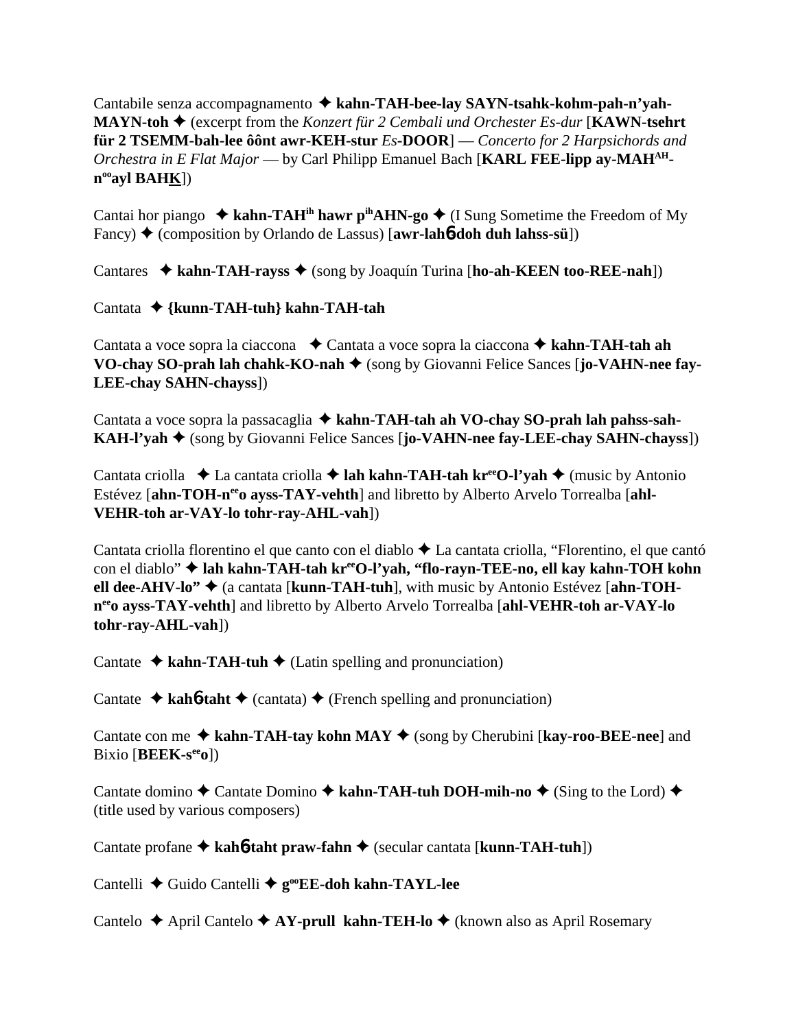Cantabile senza accompagnamento ✦ **kahn-TAH-bee-lay SAYN-tsahk-kohm-pah-n'yah-MAYN-toh** ✦ (excerpt from the *Konzert für 2 Cembali und Orchester Es-dur* [**KAWN-tsehrt für 2 TSEMM-bah-lee ôônt awr-KEH-stur** *Es*-**DOOR**] — *Concerto for 2 Harpsichords and Orchestra in E Flat Major* — by Carl Philipp Emanuel Bach [**KARL FEE-lipp ay-MAH**^AH^-**n**^oo^**ayl BAHK**])

Cantai hor piango ✦ **kahn-TAH**^ih^ **hawr p**^ih^**AHN-go** ✦ (I Sung Sometime the Freedom of My Fancy) ✦ (composition by Orlando de Lassus) [**awr-lahɓ-doh duh lahss-sü**])

Cantares ✦ **kahn-TAH-rayss** ✦ (song by Joaquín Turina [**ho-ah-KEEN too-REE-nah**])

Cantata ✦ **{kunn-TAH-tuh} kahn-TAH-tah**

Cantata a voce sopra la ciaccona ✦ Cantata a voce sopra la ciaccona ✦ **kahn-TAH-tah ah VO-chay SO-prah lah chahk-KO-nah** ✦ (song by Giovanni Felice Sances [**jo-VAHN-nee fay-LEE-chay SAHN-chayss**])

Cantata a voce sopra la passacaglia ✦ **kahn-TAH-tah ah VO-chay SO-prah lah pahss-sah-KAH-l'yah** ✦ (song by Giovanni Felice Sances [**jo-VAHN-nee fay-LEE-chay SAHN-chayss**])

Cantata criolla ✦ La cantata criolla ✦ **lah kahn-TAH-tah kr**^ee^**O-l'yah** ✦ (music by Antonio Estévez [**ahn-TOH-n**^ee^**o ayss-TAY-vehth**] and libretto by Alberto Arvelo Torrealba [**ahl-VEHR-toh ar-VAY-lo tohr-ray-AHL-vah**])

Cantata criolla florentino el que canto con el diablo ✦ La cantata criolla, "Florentino, el que cantó con el diablo" ✦ **lah kahn-TAH-tah kr**^ee^**O-l'yah, "flo-rayn-TEE-no, ell kay kahn-TOH kohn ell dee-AHV-lo"** ✦ (a cantata [**kunn-TAH-tuh**], with music by Antonio Estévez [**ahn-TOH-n**^ee^**o ayss-TAY-vehth**] and libretto by Alberto Arvelo Torrealba [**ahl-VEHR-toh ar-VAY-lo tohr-ray-AHL-vah**])

Cantate ✦ **kahn-TAH-tuh** ✦ (Latin spelling and pronunciation)

Cantate ✦ **kahɓ-taht** ✦ (cantata) ✦ (French spelling and pronunciation)

Cantate con me ✦ **kahn-TAH-tay kohn MAY** ✦ (song by Cherubini [**kay-roo-BEE-nee**] and Bixio [**BEEK-s**^ee^**o**])

Cantate domino ✦ Cantate Domino ✦ **kahn-TAH-tuh DOH-mih-no** ✦ (Sing to the Lord) ✦ (title used by various composers)

Cantate profane ✦ **kahɓ-taht praw-fahn** ✦ (secular cantata [**kunn-TAH-tuh**])

Cantelli ✦ Guido Cantelli ✦ **g**^oo^**EE-doh kahn-TAYL-lee**

Cantelo ✦ April Cantelo ✦ **AY-prull kahn-TEH-lo** ✦ (known also as April Rosemary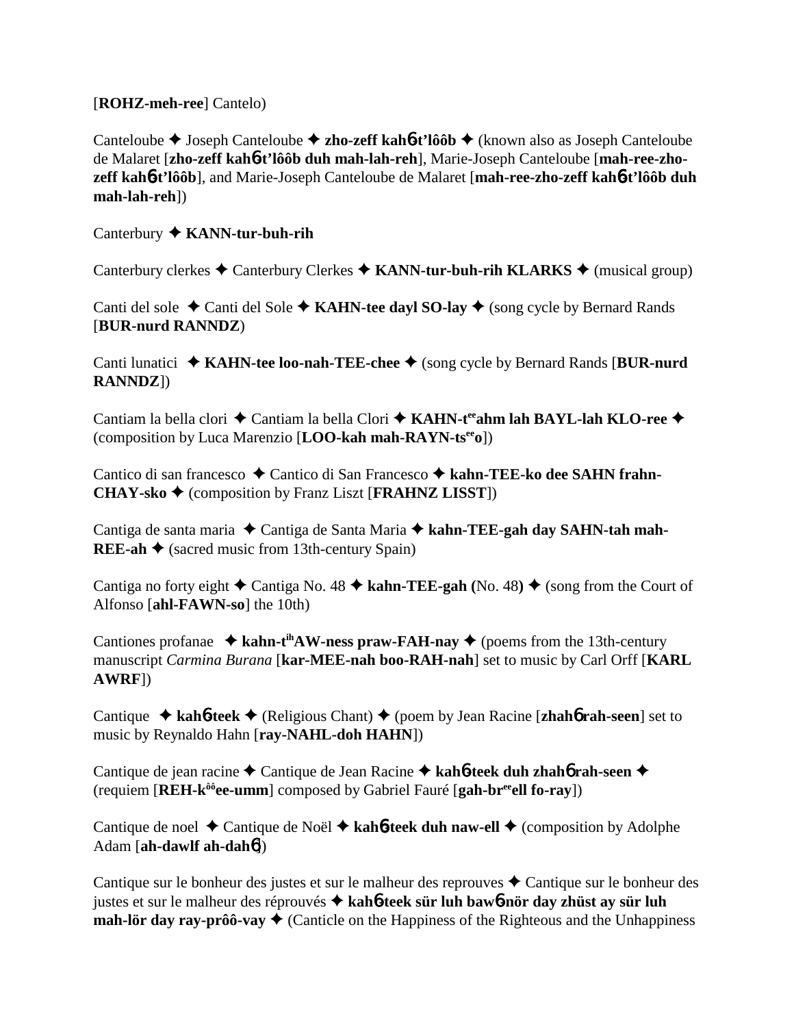[**ROHZ-meh-ree**] Cantelo)

Canteloube ✦ Joseph Canteloube ✦ **zho-zeff kah6-t'lôôb** ✦ (known also as Joseph Canteloube de Malaret [**zho-zeff kah6-t'lôôb duh mah-lah-reh**], Marie-Joseph Canteloube [**mah-ree-zho-zeff kah6-t'lôôb**], and Marie-Joseph Canteloube de Malaret [**mah-ree-zho-zeff kah6-t'lôôb duh mah-lah-reh**])

Canterbury ✦ **KANN-tur-buh-rih**

Canterbury clerkes ✦ Canterbury Clerkes ✦ **KANN-tur-buh-rih KLARKS** ✦ (musical group)

Canti del sole ✦ Canti del Sole ✦ **KAHN-tee dayl SO-lay** ✦ (song cycle by Bernard Rands [**BUR-nurd RANNDZ**)

Canti lunatici ✦ **KAHN-tee loo-nah-TEE-chee** ✦ (song cycle by Bernard Rands [**BUR-nurd RANNDZ**])

Cantiam la bella clori ✦ Cantiam la bella Clori ✦ **KAHN-t[ee]ahm lah BAYL-lah KLO-ree** ✦ (composition by Luca Marenzio [**LOO-kah mah-RAYN-ts[ee]o**])

Cantico di san francesco ✦ Cantico di San Francesco ✦ **kahn-TEE-ko dee SAHN frahn-CHAY-sko** ✦ (composition by Franz Liszt [**FRAHNZ LISST**])

Cantiga de santa maria ✦ Cantiga de Santa Maria ✦ **kahn-TEE-gah day SAHN-tah mah-REE-ah** ✦ (sacred music from 13th-century Spain)

Cantiga no forty eight ✦ Cantiga No. 48 ✦ **kahn-TEE-gah (**No. 48**)** ✦ (song from the Court of Alfonso [**ahl-FAWN-so**] the 10th)

Cantiones profanae ✦ **kahn-t[ih]AW-ness praw-FAH-nay** ✦ (poems from the 13th-century manuscript *Carmina Burana* [**kar-MEE-nah boo-RAH-nah**] set to music by Carl Orff [**KARL AWRF**])

Cantique ✦ **kah6-teek** ✦ (Religious Chant) ✦ (poem by Jean Racine [**zhah6 rah-seen**] set to music by Reynaldo Hahn [**ray-NAHL-doh HAHN**])

Cantique de jean racine ✦ Cantique de Jean Racine ✦ **kah6-teek duh zhah6 rah-seen** ✦ (requiem [**REH-k[ôô]ee-umm**] composed by Gabriel Fauré [**gah-br[ee]ell fo-ray**])

Cantique de noel ✦ Cantique de Noël ✦ **kah6-teek duh naw-ell** ✦ (composition by Adolphe Adam [**ah-dawlf ah-dah6**])

Cantique sur le bonheur des justes et sur le malheur des reprouves ✦ Cantique sur le bonheur des justes et sur le malheur des réprouvés ✦ **kah6-teek sür luh baw6-nör day zhüst ay sür luh mah-lör day ray-prôô-vay** ✦ (Canticle on the Happiness of the Righteous and the Unhappiness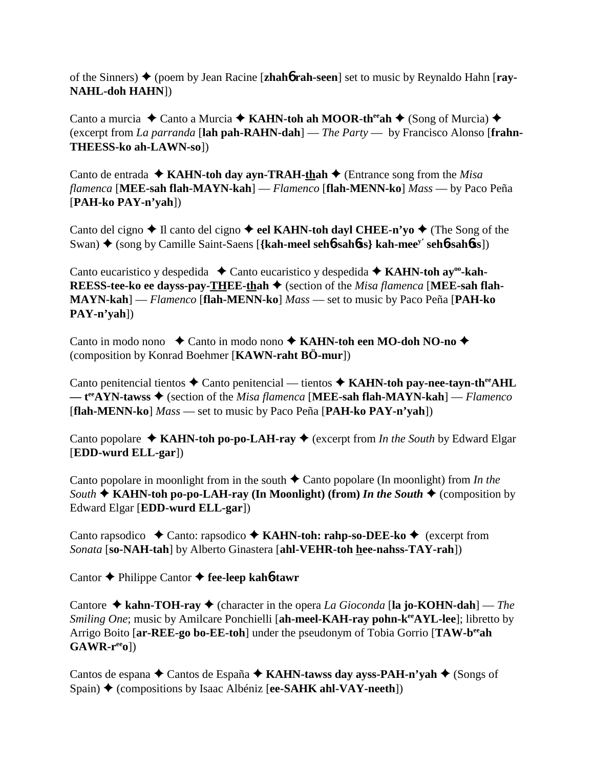of the Sinners) ✦ (poem by Jean Racine [**zhah� 6 rah-seen**] set to music by Reynaldo Hahn [**ray-NAHL-doh HAHN**])

Canto a murcia ✦ Canto a Murcia ✦ **KAHN-toh ah MOOR-th[ee]ah** ✦ (Song of Murcia) ✦ (excerpt from *La parranda* [**lah pah-RAHN-dah**] — *The Party* — by Francisco Alonso [**frahn-THEESS-ko ah-LAWN-so**])

Canto de entrada ✦ **KAHN-toh day ayn-TRAH-thah** ✦ (Entrance song from the *Misa flamenca* [**MEE-sah flah-MAYN-kah**] — *Flamenco* [**flah-MENN-ko**] *Mass* — by Paco Peña [**PAH-ko PAY-n'yah**])

Canto del cigno ✦ Il canto del cigno ✦ **eel KAHN-toh dayl CHEE-n'yo** ✦ (The Song of the Swan) ✦ (song by Camille Saint-Saens [**{kah-meel seh6-sah6ss} kah-mee[y'] seh6-sah6ss**])

Canto eucaristico y despedida ✦ Canto eucaristico y despedida ✦ **KAHN-toh ay[oo]-kah-REESS-tee-ko ee dayss-pay-THEE-thah** ✦ (section of the *Misa flamenca* [**MEE-sah flah-MAYN-kah**] — *Flamenco* [**flah-MENN-ko**] *Mass* — set to music by Paco Peña [**PAH-ko PAY-n'yah**])

Canto in modo nono ✦ Canto in modo nono ✦ **KAHN-toh een MO-doh NO-no** ✦ (composition by Konrad Boehmer [**KAWN-raht BÖ-mur**])

Canto penitencial tientos ✦ Canto penitencial — tientos ✦ **KAHN-toh pay-nee-tayn-th[ee]AHL — t[ee]AYN-tawss** ✦ (section of the *Misa flamenca* [**MEE-sah flah-MAYN-kah**] — *Flamenco* [**flah-MENN-ko**] *Mass* — set to music by Paco Peña [**PAH-ko PAY-n'yah**])

Canto popolare ✦ **KAHN-toh po-po-LAH-ray** ✦ (excerpt from *In the South* by Edward Elgar [**EDD-wurd ELL-gar**])

Canto popolare in moonlight from in the south ✦ Canto popolare (In moonlight) from *In the South* ✦ **KAHN-toh po-po-LAH-ray (In Moonlight) (from) *In the South*** ✦ (composition by Edward Elgar [**EDD-wurd ELL-gar**])

Canto rapsodico ✦ Canto: rapsodico ✦ **KAHN-toh: rahp-so-DEE-ko** ✦ (excerpt from *Sonata* [**so-NAH-tah**] by Alberto Ginastera [**ahl-VEHR-toh hee-nahss-TAY-rah**])

Cantor ✦ Philippe Cantor ✦ **fee-leep kah6-tawr**

Cantore ✦ **kahn-TOH-ray** ✦ (character in the opera *La Gioconda* [**la jo-KOHN-dah**] — *The Smiling One*; music by Amilcare Ponchielli [**ah-meel-KAH-ray pohn-k[ee]AYL-lee**]; libretto by Arrigo Boito [**ar-REE-go bo-EE-toh**] under the pseudonym of Tobia Gorrio [**TAW-b[ee]ah GAWR-r[ee]o**])

Cantos de espana ✦ Cantos de España ✦ **KAHN-tawss day ayss-PAH-n'yah** ✦ (Songs of Spain) ✦ (compositions by Isaac Albéniz [**ee-SAHK ahl-VAY-neeth**])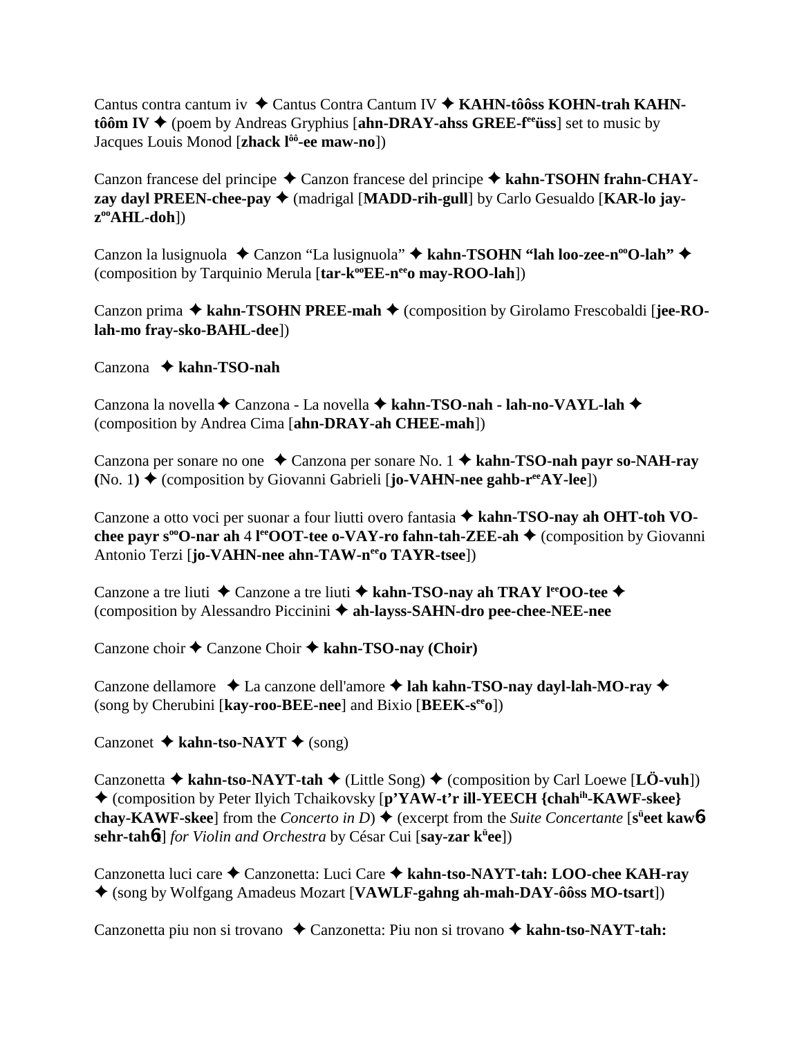Cantus contra cantum iv ✦ Cantus Contra Cantum IV ✦ **KAHN-tôôss KOHN-trah KAHN-tôôm IV** ✦ (poem by Andreas Gryphius [**ahn-DRAY-ahss GREE-f**[ee]**üss**] set to music by Jacques Louis Monod [**zhack l**[ôô]**-ee maw-no**])

Canzon francese del principe ✦ Canzon francese del principe ✦ **kahn-TSOHN frahn-CHAY-zay dayl PREEN-chee-pay** ✦ (madrigal [**MADD-rih-gull**] by Carlo Gesualdo [**KAR-lo jay-z**[oo]**AHL-doh**])

Canzon la lusignuola ✦ Canzon "La lusignuola" ✦ **kahn-TSOHN "lah loo-zee-n**[oo]**O-lah"** ✦ (composition by Tarquinio Merula [**tar-k**[oo]**EE-n**[ee]**o may-ROO-lah**])

Canzon prima ✦ **kahn-TSOHN PREE-mah** ✦ (composition by Girolamo Frescobaldi [**jee-RO-lah-mo fray-sko-BAHL-dee**])

Canzona ✦ **kahn-TSO-nah**

Canzona la novella ✦ Canzona - La novella ✦ **kahn-TSO-nah - lah-no-VAYL-lah** ✦ (composition by Andrea Cima [**ahn-DRAY-ah CHEE-mah**])

Canzona per sonare no one ✦ Canzona per sonare No. 1 ✦ **kahn-TSO-nah payr so-NAH-ray (**No. 1**)** ✦ (composition by Giovanni Gabrieli [**jo-VAHN-nee gahb-r**[ee]**AY-lee**])

Canzone a otto voci per suonar a four liutti overo fantasia ✦ **kahn-TSO-nay ah OHT-toh VO-chee payr s**[oo]**O-nar ah** 4 **l**[ee]**OOT-tee o-VAY-ro fahn-tah-ZEE-ah** ✦ (composition by Giovanni Antonio Terzi [**jo-VAHN-nee ahn-TAW-n**[ee]**o TAYR-tsee**])

Canzone a tre liuti ✦ Canzone a tre liuti ✦ **kahn-TSO-nay ah TRAY l**[ee]**OO-tee** ✦ (composition by Alessandro Piccinini ✦ **ah-layss-SAHN-dro pee-chee-NEE-nee**

Canzone choir ✦ Canzone Choir ✦ **kahn-TSO-nay (Choir)**

Canzone dellamore ✦ La canzone dell'amore ✦ **lah kahn-TSO-nay dayl-lah-MO-ray** ✦ (song by Cherubini [**kay-roo-BEE-nee**] and Bixio [**BEEK-s**[ee]**o**])

Canzonet ✦ **kahn-tso-NAYT** ✦ (song)

Canzonetta ✦ **kahn-tso-NAYT-tah** ✦ (Little Song) ✦ (composition by Carl Loewe [**LÖ-vuh**]) ✦ (composition by Peter Ilyich Tchaikovsky [**p'YAW-t'r ill-YEECH {chah**[ih]**-KAWF-skee} chay-KAWF-skee**] from the *Concerto in D*) ✦ (excerpt from the *Suite Concertante* [**s**[ü]**eet kaw6 sehr-tah6t**] *for Violin and Orchestra* by César Cui [**say-zar k**[ü]**ee**])

Canzonetta luci care ✦ Canzonetta: Luci Care ✦ **kahn-tso-NAYT-tah: LOO-chee KAH-ray** ✦ (song by Wolfgang Amadeus Mozart [**VAWLF-gahng ah-mah-DAY-ôôss MO-tsart**])

Canzonetta piu non si trovano ✦ Canzonetta: Piu non si trovano ✦ **kahn-tso-NAYT-tah:**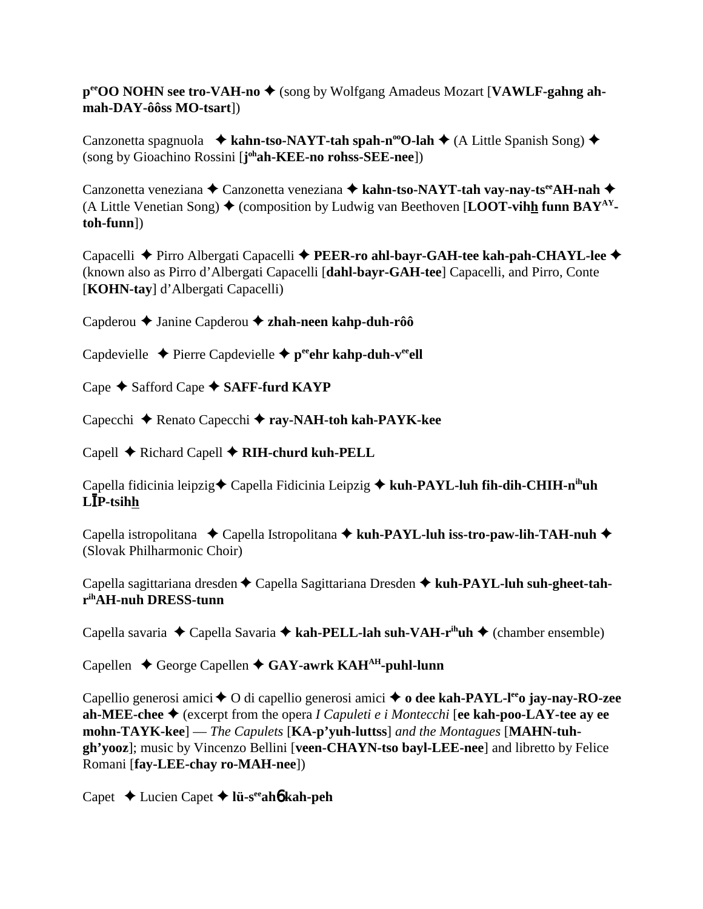**p^ee^OO NOHN see tro-VAH-no** ✦ (song by Wolfgang Amadeus Mozart [**VAWLF-gahng ah-mah-DAY-ôôss MO-tsart**])

Canzonetta spagnuola ✦ **kahn-tso-NAYT-tah spah-n^oo^O-lah** ✦ (A Little Spanish Song) ✦ (song by Gioachino Rossini [**j^oh^ah-KEE-no rohss-SEE-nee**])

Canzonetta veneziana ✦ Canzonetta veneziana ✦ **kahn-tso-NAYT-tah vay-nay-ts^ee^AH-nah** ✦ (A Little Venetian Song) ✦ (composition by Ludwig van Beethoven [**LOOT-vihh funn BAY^AY^-toh-funn**])

Capacelli ✦ Pirro Albergati Capacelli ✦ **PEER-ro ahl-bayr-GAH-tee kah-pah-CHAYL-lee** ✦ (known also as Pirro d'Albergati Capacelli [**dahl-bayr-GAH-tee**] Capacelli, and Pirro, Conte [**KOHN-tay**] d'Albergati Capacelli)

Capderou ✦ Janine Capderou ✦ **zhah-neen kahp-duh-rôô**

Capdevielle ✦ Pierre Capdevielle ✦ **p^ee^ehr kahp-duh-v^ee^ell**

Cape ✦ Safford Cape ✦ **SAFF-furd KAYP**

Capecchi ✦ Renato Capecchi ✦ **ray-NAH-toh kah-PAYK-kee**

Capell ✦ Richard Capell ✦ **RIH-churd kuh-PELL**

Capella fidicinia leipzig✦ Capella Fidicinia Leipzig ✦ **kuh-PAYL-luh fih-dih-CHIH-n^ih^uh LĪP-tsihh**

Capella istropolitana ✦ Capella Istropolitana ✦ **kuh-PAYL-luh iss-tro-paw-lih-TAH-nuh** ✦ (Slovak Philharmonic Choir)

Capella sagittariana dresden ✦ Capella Sagittariana Dresden ✦ **kuh-PAYL-luh suh-gheet-tah-r^ih^AH-nuh DRESS-tunn**

Capella savaria ✦ Capella Savaria ✦ **kah-PELL-lah suh-VAH-r^ih^uh** ✦ (chamber ensemble)

Capellen ✦ George Capellen ✦ **GAY-awrk KAH^AH^-puhl-lunn**

Capellio generosi amici ✦ O di capellio generosi amici ✦ **o dee kah-PAYL-l^ee^o jay-nay-RO-zee ah-MEE-chee** ✦ (excerpt from the opera *I Capuleti e i Montecchi* [**ee kah-poo-LAY-tee ay ee mohn-TAYK-kee**] — *The Capulets* [**KA-p'yuh-luttss**] *and the Montagues* [**MAHN-tuh-gh'yooz**]; music by Vincenzo Bellini [**veen-CHAYN-tso bayl-LEE-nee**] and libretto by Felice Romani [**fay-LEE-chay ro-MAH-nee**])

Capet ✦ Lucien Capet ✦ **lü-s^ee^ahɲ kah-peh**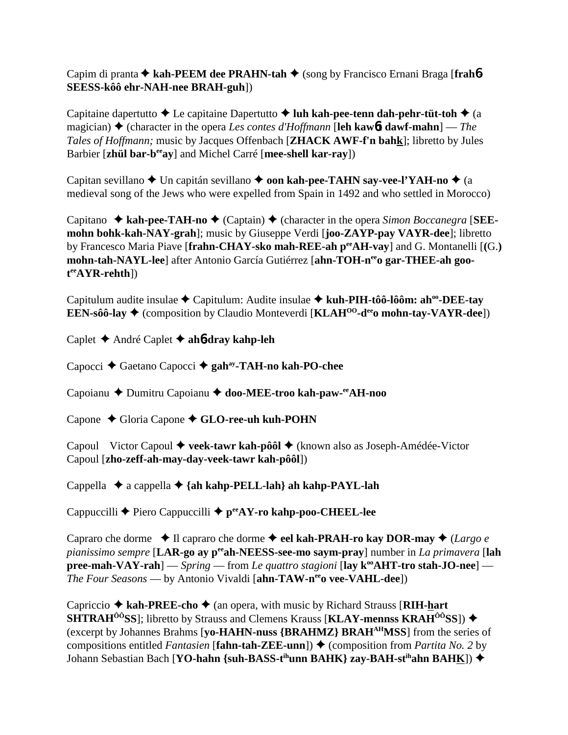Capim di pranta ✦ **kah-PEEM dee PRAHN-tah** ✦ (song by Francisco Ernani Braga [**frahɲ SEESS-kôô ehr-NAH-nee BRAH-guh**])

Capitaine dapertutto ✦ Le capitaine Dapertutto ✦ **luh kah-pee-tenn dah-pehr-tüt-toh** ✦ (a magician) ✦ (character in the opera *Les contes d'Hoffmann* [**leh kawɲt dawf-mahn**] — *The Tales of Hoffmann;* music by Jacques Offenbach [**ZHACK AWF-f'n bahk**]; libretto by Jules Barbier [**zhül bar-b^ee^ay**] and Michel Carré [**mee-shell kar-ray**])

Capitan sevillano ✦ Un capitán sevillano ✦ **oon kah-pee-TAHN say-vee-l'YAH-no** ✦ (a medieval song of the Jews who were expelled from Spain in 1492 and who settled in Morocco)

Capitano ✦ **kah-pee-TAH-no** ✦ (Captain) ✦ (character in the opera *Simon Boccanegra* [**SEE-mohn bohk-kah-NAY-grah**]; music by Giuseppe Verdi [**joo-ZAYP-pay VAYR-dee**]; libretto by Francesco Maria Piave [**frahn-CHAY-sko mah-REE-ah p^ee^AH-vay**] and G. Montanelli [**(G.) mohn-tah-NAYL-lee**] after Antonio García Gutiérrez [**ahn-TOH-n^ee^o gar-THEE-ah goo-t^ee^AYR-rehth**])

Capitulum audite insulae ✦ Capitulum: Audite insulae ✦ **kuh-PIH-tôô-lôôm: ah^oo^-DEE-tay EEN-sôô-lay** ✦ (composition by Claudio Monteverdi [**KLAH^OO^-d^ee^o mohn-tay-VAYR-dee**])

Caplet ✦ André Caplet ✦ **ahɲ-dray kahp-leh**

Capocci ✦ Gaetano Capocci ✦ **gah^ay^-TAH-no kah-PO-chee**

Capoianu ✦ Dumitru Capoianu ✦ **doo-MEE-troo kah-paw-^ee^AH-noo**

Capone ✦ Gloria Capone ✦ **GLO-ree-uh kuh-POHN**

Capoul Victor Capoul ✦ **veek-tawr kah-pôôl** ✦ (known also as Joseph-Amédée-Victor Capoul [**zho-zeff-ah-may-day-veek-tawr kah-pôôl**])

Cappella ✦ a cappella ✦ **{ah kahp-PELL-lah} ah kahp-PAYL-lah**

Cappuccilli ✦ Piero Cappuccilli ✦ **p^ee^AY-ro kahp-poo-CHEEL-lee**

Capraro che dorme ✦ Il capraro che dorme ✦ **eel kah-PRAH-ro kay DOR-may** ✦ (*Largo e pianissimo sempre* [**LAR-go ay p^ee^ah-NEESS-see-mo saym-pray**] number in *La primavera* [**lah pree-mah-VAY-rah**] — *Spring* — from *Le quattro stagioni* [**lay k^oo^AHT-tro stah-JO-nee**] — *The Four Seasons* — by Antonio Vivaldi [**ahn-TAW-n^ee^o vee-VAHL-dee**])

Capriccio ✦ **kah-PREE-cho** ✦ (an opera, with music by Richard Strauss [**RIH-hart SHTRAH^ÔÔ^SS**]; libretto by Strauss and Clemens Krauss [**KLAY-mennss KRAH^ÔÔ^SS**]) ✦ (excerpt by Johannes Brahms [**yo-HAHN-nuss {BRAHMZ} BRAH^AH^MSS**] from the series of compositions entitled *Fantasien* [**fahn-tah-ZEE-unn**]) ✦ (composition from *Partita No. 2* by Johann Sebastian Bach [**YO-hahn {suh-BASS-t^ih^unn BAHK} zay-BAH-st^ih^ahn BAHK**]) ✦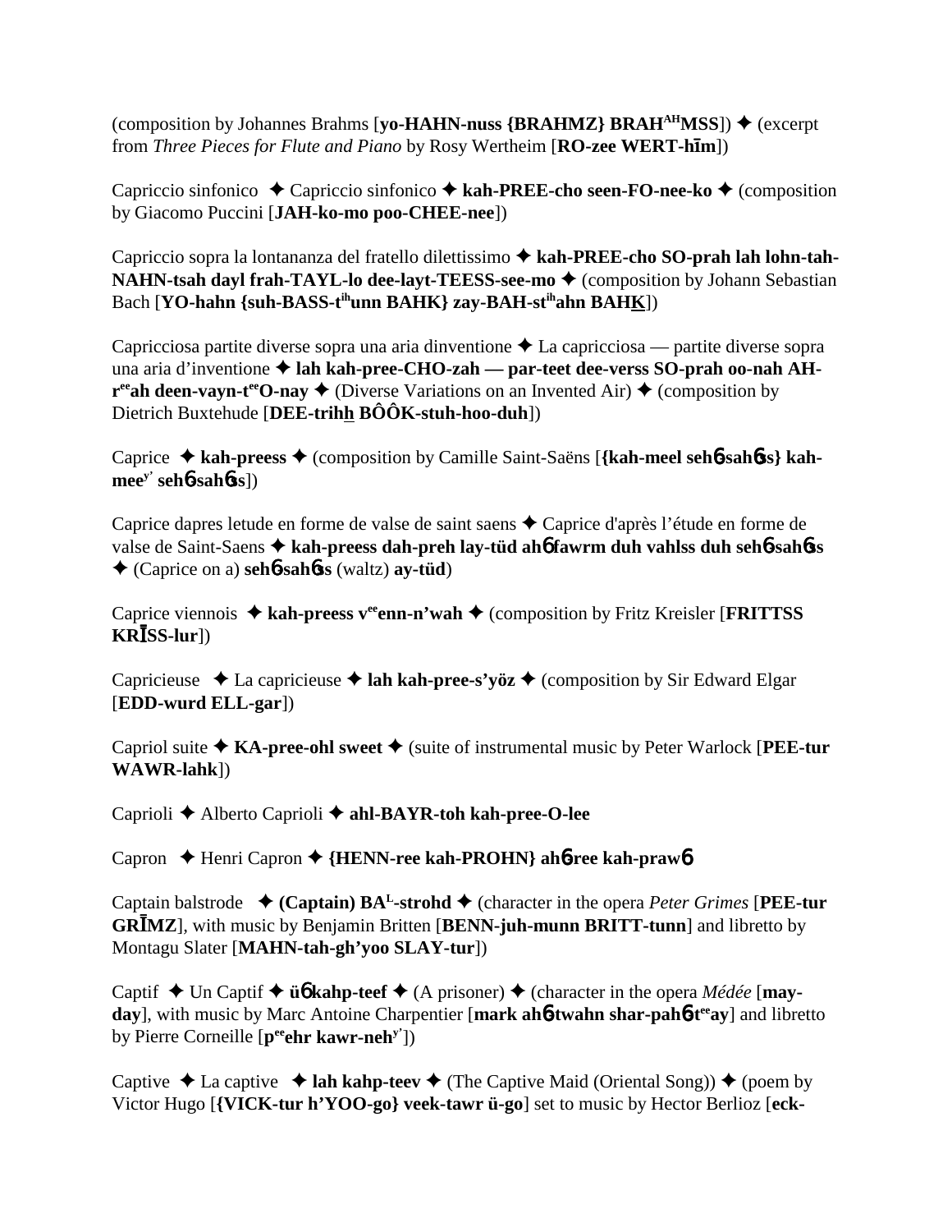(composition by Johannes Brahms [**yo-HAHN-nuss {BRAHMZ} BRAHAHMSS**]) ✦ (excerpt from *Three Pieces for Flute and Piano* by Rosy Wertheim [**RO-zee WERT-hīm**])

Capriccio sinfonico ✦ Capriccio sinfonico ✦ **kah-PREE-cho seen-FO-nee-ko** ✦ (composition by Giacomo Puccini [**JAH-ko-mo poo-CHEE-nee**])

Capriccio sopra la lontananza del fratello dilettissimo ✦ **kah-PREE-cho SO-prah lah lohn-tah-NAHN-tsah dayl frah-TAYL-lo dee-layt-TEESS-see-mo** ✦ (composition by Johann Sebastian Bach [**YO-hahn {suh-BASS-tihunn BAHK} zay-BAH-stihahn BAHK**])

Capricciosa partite diverse sopra una aria dinventione ✦ La capricciosa — partite diverse sopra una aria d'inventione ✦ **lah kah-pree-CHO-zah — par-teet dee-verss SO-prah oo-nah AH-reeah deen-vayn-teeO-nay** ✦ (Diverse Variations on an Invented Air) ✦ (composition by Dietrich Buxtehude [**DEE-trihh BÔÔK-stuh-hoo-duh**])

Caprice ✦ **kah-preess** ✦ (composition by Camille Saint-Saëns [**{kah-meel seh6 sah6ss} kah-meey' seh6 sah6ss**])

Caprice dapres letude en forme de valse de saint saens ✦ Caprice d'après l'étude en forme de valse de Saint-Saens ✦ **kah-preess dah-preh lay-tüd ah6 fawrm duh vahlss duh seh6 sah6ss** ✦ (Caprice on a) **seh6 sah6ss** (waltz) **ay-tüd**)

Caprice viennois ✦ **kah-preess veeenn-n'wah** ✦ (composition by Fritz Kreisler [**FRITTSS KRĪSS-lur**])

Capricieuse ✦ La capricieuse ✦ **lah kah-pree-s'yöz** ✦ (composition by Sir Edward Elgar [**EDD-wurd ELL-gar**])

Capriol suite ✦ **KA-pree-ohl sweet** ✦ (suite of instrumental music by Peter Warlock [**PEE-tur WAWR-lahk**])

Caprioli ✦ Alberto Caprioli ✦ **ahl-BAYR-toh kah-pree-O-lee**

Capron ✦ Henri Capron ✦ **{HENN-ree kah-PROHN} ah6-ree kah-praw6**

Captain balstrode ✦ **(Captain) BAL-strohd** ✦ (character in the opera *Peter Grimes* [**PEE-tur GRĪMZ**], with music by Benjamin Britten [**BENN-juh-munn BRITT-tunn**] and libretto by Montagu Slater [**MAHN-tah-gh'yoo SLAY-tur**])

Captif ✦ Un Captif ✦ **ü6 kahp-teef** ✦ (A prisoner) ✦ (character in the opera *Médée* [**may-day**], with music by Marc Antoine Charpentier [**mark ah6-twahn shar-pah6-teeay**] and libretto by Pierre Corneille [**peeehr kawr-nehy'**])

Captive ✦ La captive ✦ **lah kahp-teev** ✦ (The Captive Maid (Oriental Song)) ✦ (poem by Victor Hugo [**{VICK-tur h'YOO-go} veek-tawr ü-go**] set to music by Hector Berlioz [**eck-**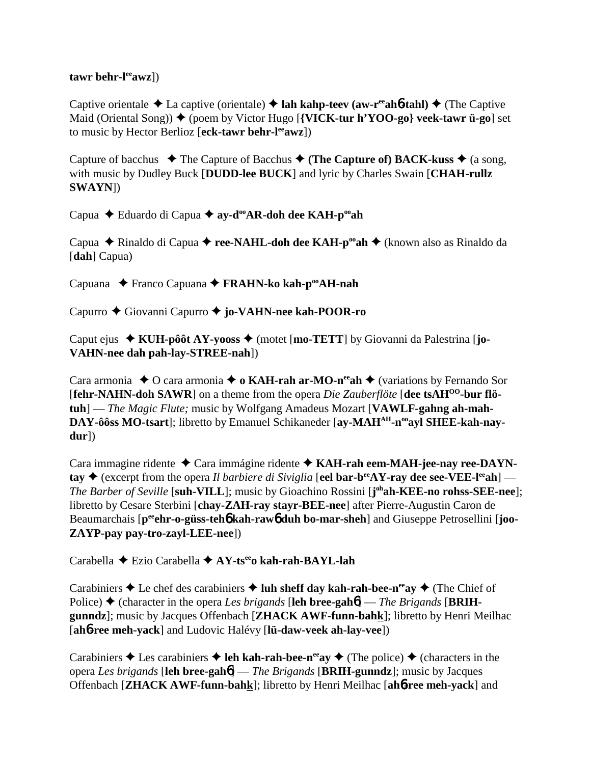**tawr behr-l**ee**awz**])

Captive orientale ✦ La captive (orientale) ✦ **lah kahp-teev (aw-r**ee**ah**6**-tahl)** ✦ (The Captive Maid (Oriental Song)) ✦ (poem by Victor Hugo [**{VICK-tur h'YOO-go} veek-tawr ü-go**] set to music by Hector Berlioz [**eck-tawr behr-l**ee**awz**])

Capture of bacchus ✦ The Capture of Bacchus ✦ **(The Capture of) BACK-kuss** ✦ (a song, with music by Dudley Buck [**DUDD-lee BUCK**] and lyric by Charles Swain [**CHAH-rullz SWAYN**])

Capua ✦ Eduardo di Capua ✦ **ay-d**oo**AR-doh dee KAH-p**oo**ah**

Capua ✦ Rinaldo di Capua ✦ **ree-NAHL-doh dee KAH-p**oo**ah** ✦ (known also as Rinaldo da [**dah**] Capua)

Capuana ✦ Franco Capuana ✦ **FRAHN-ko kah-p**oo**AH-nah**

Capurro ✦ Giovanni Capurro ✦ **jo-VAHN-nee kah-POOR-ro**

Caput ejus ✦ **KUH-pôôt AY-yooss** ✦ (motet [**mo-TETT**] by Giovanni da Palestrina [**jo-VAHN-nee dah pah-lay-STREE-nah**])

Cara armonia ✦ O cara armonia ✦ **o KAH-rah ar-MO-n**ee**ah** ✦ (variations by Fernando Sor [**fehr-NAHN-doh SAWR**] on a theme from the opera *Die Zauberflöte* [**dee tsAH**OO**-bur flö-tuh**] — *The Magic Flute;* music by Wolfgang Amadeus Mozart [**VAWLF-gahng ah-mah-DAY-ôôss MO-tsart**]; libretto by Emanuel Schikaneder [**ay-MAH**AH**-n**oo**ayl SHEE-kah-nay-dur**])

Cara immagine ridente ✦ Cara immágine ridente ✦ **KAH-rah eem-MAH-jee-nay ree-DAYN-tay** ✦ (excerpt from the opera *Il barbiere di Siviglia* [**eel bar-b**ee**AY-ray dee see-VEE-l**ee**ah**] — *The Barber of Seville* [**suh-VILL**]; music by Gioachino Rossini [**j**oh**ah-KEE-no rohss-SEE-nee**]; libretto by Cesare Sterbini [**chay-ZAH-ray stayr-BEE-nee**] after Pierre-Augustin Caron de Beaumarchais [**p**ee**ehr-o-güss-teh**6 **kah-raw**6 **duh bo-mar-sheh**] and Giuseppe Petrosellini [**joo-ZAYP-pay pay-tro-zayl-LEE-nee**])

Carabella ✦ Ezio Carabella ✦ **AY-ts**ee**o kah-rah-BAYL-lah**

Carabiniers ✦ Le chef des carabiniers ✦ **luh sheff day kah-rah-bee-n**ee**ay** ✦ (The Chief of Police) ✦ (character in the opera *Les brigands* [**leh bree-gah**6] — *The Brigands* [**BRIH-gunndz**]; music by Jacques Offenbach [**ZHACK AWF-funn-bahk**]; libretto by Henri Meilhac [**ah**6**-ree meh-yack**] and Ludovic Halévy [**lü-daw-veek ah-lay-vee**])

Carabiniers ✦ Les carabiniers ✦ **leh kah-rah-bee-n**ee**ay** ✦ (The police) ✦ (characters in the opera *Les brigands* [**leh bree-gah**6] — *The Brigands* [**BRIH-gunndz**]; music by Jacques Offenbach [**ZHACK AWF-funn-bahk**]; libretto by Henri Meilhac [**ah**6**-ree meh-yack**] and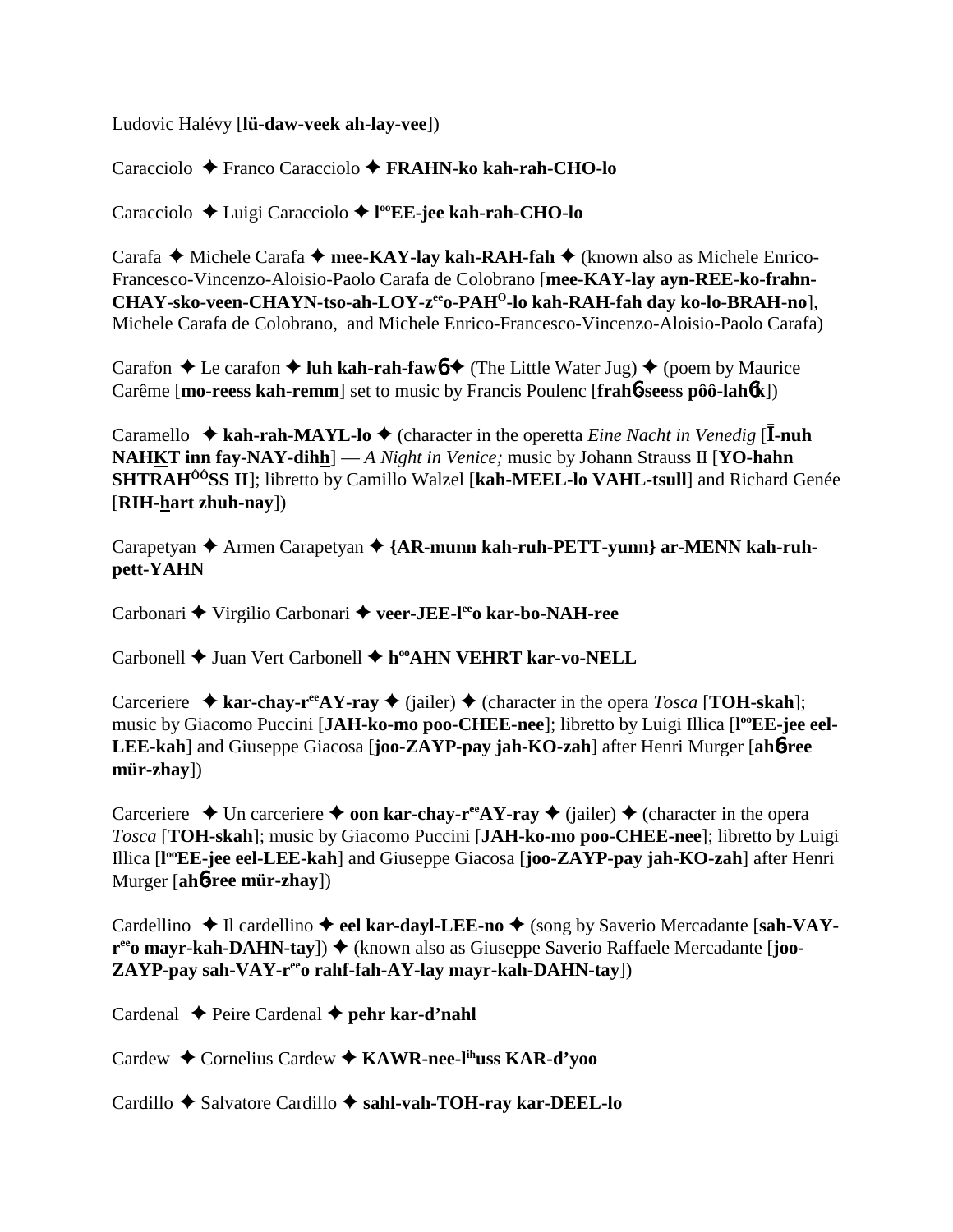Ludovic Halévy [**lü-daw-veek ah-lay-vee**])

Caracciolo ✦ Franco Caracciolo ✦ **FRAHN-ko kah-rah-CHO-lo**

Caracciolo ✦ Luigi Caracciolo ✦ **l[oo]EE-jee kah-rah-CHO-lo**

Carafa ✦ Michele Carafa ✦ **mee-KAY-lay kah-RAH-fah** ✦ (known also as Michele Enrico-Francesco-Vincenzo-Aloisio-Paolo Carafa de Colobrano [**mee-KAY-lay ayn-REE-ko-frahn-CHAY-sko-veen-CHAYN-tso-ah-LOY-z[ee]o-PAH[O]-lo kah-RAH-fah day ko-lo-BRAH-no**], Michele Carafa de Colobrano, and Michele Enrico-Francesco-Vincenzo-Aloisio-Paolo Carafa)

Carafon ✦ Le carafon ✦ **luh kah-rah-fawɓ** ✦ (The Little Water Jug) ✦ (poem by Maurice Carême [**mo-reess kah-remm**] set to music by Francis Poulenc [**frahɓ-seess pôô-lahɓk**])

Caramello ✦ **kah-rah-MAYL-lo** ✦ (character in the operetta *Eine Nacht in Venedig* [**Ī-nuh NAHKT inn fay-NAY-dihh**] — *A Night in Venice;* music by Johann Strauss II [**YO-hahn SHTRAH[ÔÔ]SS II**]; libretto by Camillo Walzel [**kah-MEEL-lo VAHL-tsull**] and Richard Genée [**RIH-hart zhuh-nay**])

Carapetyan ✦ Armen Carapetyan ✦ **{AR-munn kah-ruh-PETT-yunn} ar-MENN kah-ruh-pett-YAHN**

Carbonari ✦ Virgilio Carbonari ✦ **veer-JEE-l[ee]o kar-bo-NAH-ree**

Carbonell ✦ Juan Vert Carbonell ✦ **h[oo]AHN VEHRT kar-vo-NELL**

Carceriere ✦ **kar-chay-r[ee]AY-ray** ✦ (jailer) ✦ (character in the opera *Tosca* [**TOH-skah**]; music by Giacomo Puccini [**JAH-ko-mo poo-CHEE-nee**]; libretto by Luigi Illica [**l[oo]EE-jee eel-LEE-kah**] and Giuseppe Giacosa [**joo-ZAYP-pay jah-KO-zah**] after Henri Murger [**ahɓ-ree mür-zhay**])

Carceriere ✦ Un carceriere ✦ **oon kar-chay-r[ee]AY-ray** ✦ (jailer) ✦ (character in the opera *Tosca* [**TOH-skah**]; music by Giacomo Puccini [**JAH-ko-mo poo-CHEE-nee**]; libretto by Luigi Illica [**l[oo]EE-jee eel-LEE-kah**] and Giuseppe Giacosa [**joo-ZAYP-pay jah-KO-zah**] after Henri Murger [**ahɓ-ree mür-zhay**])

Cardellino ✦ Il cardellino ✦ **eel kar-dayl-LEE-no** ✦ (song by Saverio Mercadante [**sah-VAY-r[ee]o mayr-kah-DAHN-tay**]) ✦ (known also as Giuseppe Saverio Raffaele Mercadante [**joo-ZAYP-pay sah-VAY-r[ee]o rahf-fah-AY-lay mayr-kah-DAHN-tay**])

Cardenal ✦ Peire Cardenal ✦ **pehr kar-d'nahl**

Cardew ✦ Cornelius Cardew ✦ **KAWR-nee-l[ih]uss KAR-d'yoo**

Cardillo ✦ Salvatore Cardillo ✦ **sahl-vah-TOH-ray kar-DEEL-lo**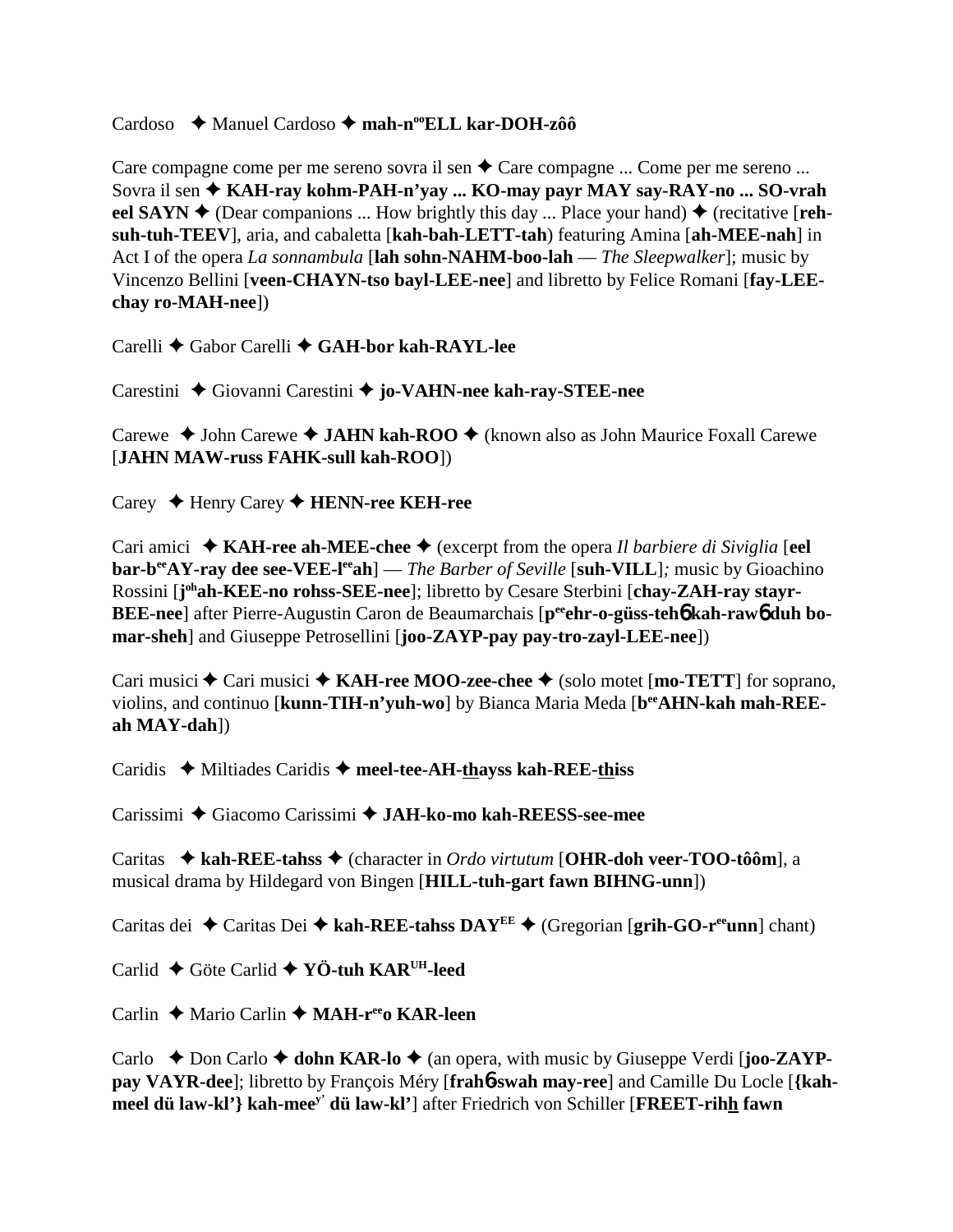Cardoso ✦ Manuel Cardoso ✦ **mah-n[oo]ELL kar-DOH-zôô**

Care compagne come per me sereno sovra il sen ✦ Care compagne ... Come per me sereno ... Sovra il sen ✦ **KAH-ray kohm-PAH-n'yay ... KO-may payr MAY say-RAY-no ... SO-vrah eel SAYN** ✦ (Dear companions ... How brightly this day ... Place your hand) ✦ (recitative [**reh-suh-tuh-TEEV**], aria, and cabaletta [**kah-bah-LETT-tah**) featuring Amina [**ah-MEE-nah**] in Act I of the opera *La sonnambula* [**lah sohn-NAHM-boo-lah** — *The Sleepwalker*]; music by Vincenzo Bellini [**veen-CHAYN-tso bayl-LEE-nee**] and libretto by Felice Romani [**fay-LEE-chay ro-MAH-nee**])

Carelli ✦ Gabor Carelli ✦ **GAH-bor kah-RAYL-lee**

Carestini ✦ Giovanni Carestini ✦ **jo-VAHN-nee kah-ray-STEE-nee**

Carewe ✦ John Carewe ✦ **JAHN kah-ROO** ✦ (known also as John Maurice Foxall Carewe [**JAHN MAW-russ FAHK-sull kah-ROO**])

Carey ✦ Henry Carey ✦ **HENN-ree KEH-ree**

Cari amici ✦ **KAH-ree ah-MEE-chee** ✦ (excerpt from the opera *Il barbiere di Siviglia* [**eel bar-b[ee]AY-ray dee see-VEE-l[ee]ah**] — *The Barber of Seville* [**suh-VILL**]*;* music by Gioachino Rossini [**j[oh]ah-KEE-no rohss-SEE-nee**]; libretto by Cesare Sterbini [**chay-ZAH-ray stayr-BEE-nee**] after Pierre-Augustin Caron de Beaumarchais [**p[ee]ehr-o-güss-tehɓ kah-rawɓ duh bo-mar-sheh**] and Giuseppe Petrosellini [**joo-ZAYP-pay pay-tro-zayl-LEE-nee**])

Cari musici ✦ Cari musici ✦ **KAH-ree MOO-zee-chee** ✦ (solo motet [**mo-TETT**] for soprano, violins, and continuo [**kunn-TIH-n'yuh-wo**] by Bianca Maria Meda [**b[ee]AHN-kah mah-REE-ah MAY-dah**])

Caridis ✦ Miltiades Caridis ✦ **meel-tee-AH-thayss kah-REE-thiss**

Carissimi ✦ Giacomo Carissimi ✦ **JAH-ko-mo kah-REESS-see-mee**

Caritas ✦ **kah-REE-tahss** ✦ (character in *Ordo virtutum* [**OHR-doh veer-TOO-tôôm**], a musical drama by Hildegard von Bingen [**HILL-tuh-gart fawn BIHNG-unn**])

Caritas dei ✦ Caritas Dei ✦ **kah-REE-tahss DAY[EE]** ✦ (Gregorian [**grih-GO-r[ee]unn**] chant)

Carlid ✦ Göte Carlid ✦ **YÖ-tuh KAR[UH]-leed**

Carlin ✦ Mario Carlin ✦ **MAH-r[ee]o KAR-leen**

Carlo ✦ Don Carlo ✦ **dohn KAR-lo** ✦ (an opera, with music by Giuseppe Verdi [**joo-ZAYP-pay VAYR-dee**]; libretto by François Méry [**frahɓ-swah may-ree**] and Camille Du Locle [**{kah-meel dü law-kl'} kah-mee[y'] dü law-kl'**] after Friedrich von Schiller [**FREET-rihh fawn**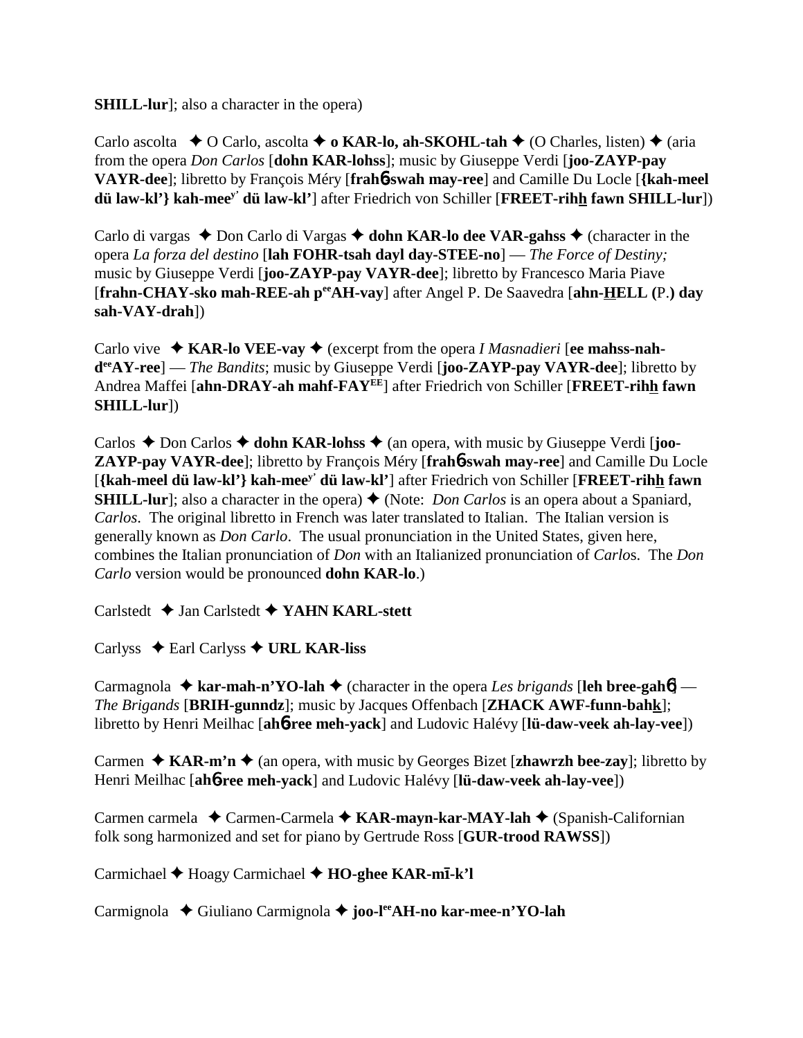**SHILL-lur**]; also a character in the opera)

Carlo ascolta ✦ O Carlo, ascolta ✦ **o KAR-lo, ah-SKOHL-tah** ✦ (O Charles, listen) ✦ (aria from the opera *Don Carlos* [**dohn KAR-lohss**]; music by Giuseppe Verdi [**joo-ZAYP-pay VAYR-dee**]; libretto by François Méry [**frah6-swah may-ree**] and Camille Du Locle [**{kah-meel dü law-kl'} kah-mee^y' dü law-kl'**] after Friedrich von Schiller [**FREET-rihh fawn SHILL-lur**])

Carlo di vargas ✦ Don Carlo di Vargas ✦ **dohn KAR-lo dee VAR-gahss** ✦ (character in the opera *La forza del destino* [**lah FOHR-tsah dayl day-STEE-no**] — *The Force of Destiny;* music by Giuseppe Verdi [**joo-ZAYP-pay VAYR-dee**]; libretto by Francesco Maria Piave [**frahn-CHAY-sko mah-REE-ah p^ee AH-vay**] after Angel P. De Saavedra [**ahn-HELL (**P.**) day sah-VAY-drah**])

Carlo vive ✦ **KAR-lo VEE-vay** ✦ (excerpt from the opera *I Masnadieri* [**ee mahss-nah-d^ee AY-ree**] — *The Bandits*; music by Giuseppe Verdi [**joo-ZAYP-pay VAYR-dee**]; libretto by Andrea Maffei [**ahn-DRAY-ah mahf-FAY^EE**] after Friedrich von Schiller [**FREET-rihh fawn SHILL-lur**])

Carlos ✦ Don Carlos ✦ **dohn KAR-lohss** ✦ (an opera, with music by Giuseppe Verdi [**joo-ZAYP-pay VAYR-dee**]; libretto by François Méry [**frah6-swah may-ree**] and Camille Du Locle [**{kah-meel dü law-kl'} kah-mee^y' dü law-kl'**] after Friedrich von Schiller [**FREET-rihh fawn SHILL-lur**]; also a character in the opera) ✦ (Note: *Don Carlos* is an opera about a Spaniard, *Carlos*. The original libretto in French was later translated to Italian. The Italian version is generally known as *Don Carlo*. The usual pronunciation in the United States, given here, combines the Italian pronunciation of *Don* with an Italianized pronunciation of *Carlo*s. The *Don Carlo* version would be pronounced **dohn KAR-lo**.)

Carlstedt ✦ Jan Carlstedt ✦ **YAHN KARL-stett**

Carlyss ✦ Earl Carlyss ✦ **URL KAR-liss**

Carmagnola ✦ **kar-mah-n'YO-lah** ✦ (character in the opera *Les brigands* [**leh bree-gah6**] — *The Brigands* [**BRIH-gunndz**]; music by Jacques Offenbach [**ZHACK AWF-funn-bahk**]; libretto by Henri Meilhac [**ah6-ree meh-yack**] and Ludovic Halévy [**lü-daw-veek ah-lay-vee**])

Carmen ✦ **KAR-m'n** ✦ (an opera, with music by Georges Bizet [**zhawrzh bee-zay**]; libretto by Henri Meilhac [**ah6-ree meh-yack**] and Ludovic Halévy [**lü-daw-veek ah-lay-vee**])

Carmen carmela ✦ Carmen-Carmela ✦ **KAR-mayn-kar-MAY-lah** ✦ (Spanish-Californian folk song harmonized and set for piano by Gertrude Ross [**GUR-trood RAWSS**])

Carmichael ✦ Hoagy Carmichael ✦ **HO-ghee KAR-mī-k'l**

Carmignola ✦ Giuliano Carmignola ✦ **joo-l^ee AH-no kar-mee-n'YO-lah**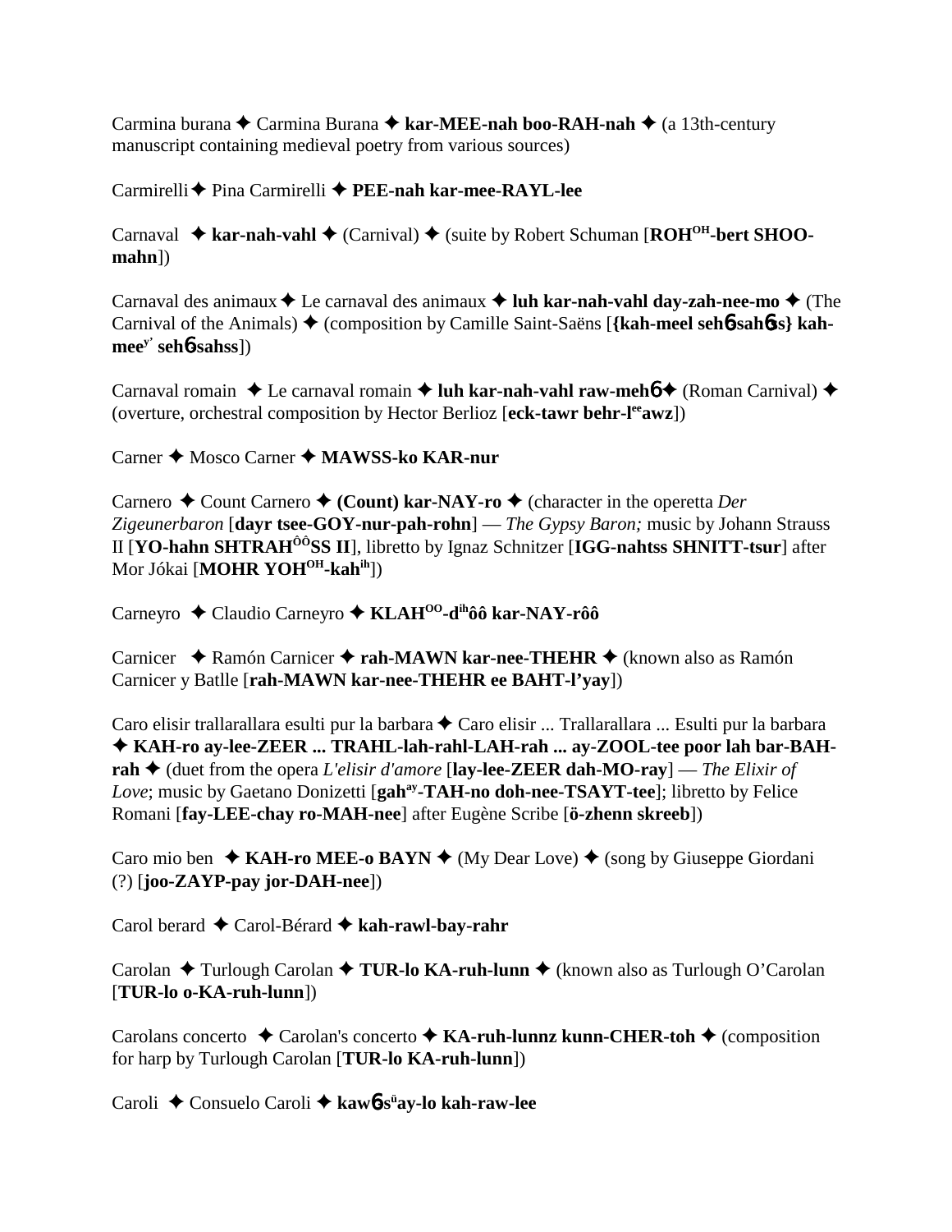Carmina burana ✦ Carmina Burana ✦ **kar-MEE-nah boo-RAH-nah** ✦ (a 13th-century manuscript containing medieval poetry from various sources)

Carmirelli ✦ Pina Carmirelli ✦ **PEE-nah kar-mee-RAYL-lee**

Carnaval ✦ **kar-nah-vahl** ✦ (Carnival) ✦ (suite by Robert Schuman [**ROH^OH-bert SHOO-mahn**])

Carnaval des animaux ✦ Le carnaval des animaux ✦ **luh kar-nah-vahl day-zah-nee-mo** ✦ (The Carnival of the Animals) ✦ (composition by Camille Saint-Saëns [**{kah-meel sehɓ-sahɓss} kah-mee^y' sehɓ-sahss**])

Carnaval romain ✦ Le carnaval romain ✦ **luh kar-nah-vahl raw-mehɓ** ✦ (Roman Carnival) ✦ (overture, orchestral composition by Hector Berlioz [**eck-tawr behr-l^ee awz**])

Carner ✦ Mosco Carner ✦ **MAWSS-ko KAR-nur**

Carnero ✦ Count Carnero ✦ **(Count) kar-NAY-ro** ✦ (character in the operetta *Der Zigeunerbaron* [**dayr tsee-GOY-nur-pah-rohn**] — *The Gypsy Baron;* music by Johann Strauss II [**YO-hahn SHTRAH^ÔÔSS II**], libretto by Ignaz Schnitzer [**IGG-nahtss SHNITT-tsur**] after Mor Jókai [**MOHR YOH^OH-kah^ih**])

Carneyro ✦ Claudio Carneyro ✦ **KLAH^OO-d^ih ôô kar-NAY-rôô**

Carnicer ✦ Ramón Carnicer ✦ **rah-MAWN kar-nee-THEHR** ✦ (known also as Ramón Carnicer y Batlle [**rah-MAWN kar-nee-THEHR ee BAHT-l'yay**])

Caro elisir trallarallara esulti pur la barbara ✦ Caro elisir ... Trallarallara ... Esulti pur la barbara ✦ **KAH-ro ay-lee-ZEER ... TRAHL-lah-rahl-LAH-rah ... ay-ZOOL-tee poor lah bar-BAH-rah** ✦ (duet from the opera *L'elisir d'amore* [**lay-lee-ZEER dah-MO-ray**] — *The Elixir of Love*; music by Gaetano Donizetti [**gah^ay-TAH-no doh-nee-TSAYT-tee**]; libretto by Felice Romani [**fay-LEE-chay ro-MAH-nee**] after Eugène Scribe [**ö-zhenn skreeb**])

Caro mio ben ✦ **KAH-ro MEE-o BAYN** ✦ (My Dear Love) ✦ (song by Giuseppe Giordani (?) [**joo-ZAYP-pay jor-DAH-nee**])

Carol berard ✦ Carol-Bérard ✦ **kah-rawl-bay-rahr**

Carolan ✦ Turlough Carolan ✦ **TUR-lo KA-ruh-lunn** ✦ (known also as Turlough O'Carolan [**TUR-lo o-KA-ruh-lunn**])

Carolans concerto ✦ Carolan's concerto ✦ **KA-ruh-lunnz kunn-CHER-toh** ✦ (composition for harp by Turlough Carolan [**TUR-lo KA-ruh-lunn**])

Caroli ✦ Consuelo Caroli ✦ **kawɓ-s^ü ay-lo kah-raw-lee**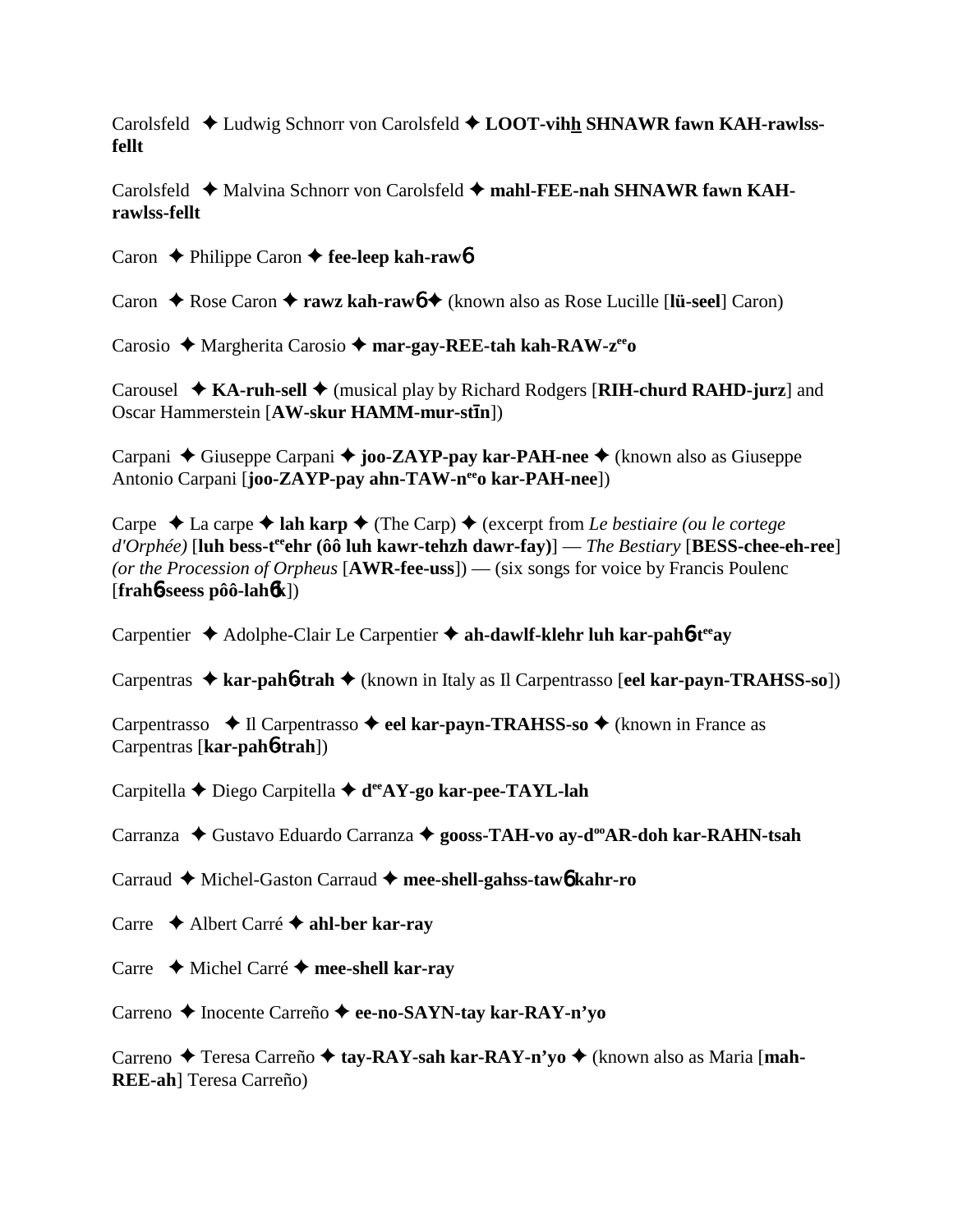Carolsfeld ✦ Ludwig Schnorr von Carolsfeld ✦ **LOOT-vihh SHNAWR fawn KAH-rawlss-fellt**

Carolsfeld ✦ Malvina Schnorr von Carolsfeld ✦ **mahl-FEE-nah SHNAWR fawn KAH-rawlss-fellt**

Caron ✦ Philippe Caron ✦ **fee-leep kah-raw6**

Caron ✦ Rose Caron ✦ **rawz kah-raw6** ✦ (known also as Rose Lucille [**lü-seel**] Caron)

Carosio ✦ Margherita Carosio ✦ **mar-gay-REE-tah kah-RAW-z**ee**o**

Carousel ✦ **KA-ruh-sell** ✦ (musical play by Richard Rodgers [**RIH-churd RAHD-jurz**] and Oscar Hammerstein [**AW-skur HAMM-mur-stīn**])

Carpani ✦ Giuseppe Carpani ✦ **joo-ZAYP-pay kar-PAH-nee** ✦ (known also as Giuseppe Antonio Carpani [**joo-ZAYP-pay ahn-TAW-n**ee**o kar-PAH-nee**])

Carpe ✦ La carpe ✦ **lah karp** ✦ (The Carp) ✦ (excerpt from *Le bestiaire (ou le cortege d'Orphée)* [**luh bess-t**ee**ehr (ôô luh kawr-tehzh dawr-fay)**] — *The Bestiary* [**BESS-chee-eh-ree**] *(or the Procession of Orpheus* [**AWR-fee-uss**]) — (six songs for voice by Francis Poulenc [**frah6-seess pôô-lah6k**])

Carpentier ✦ Adolphe-Clair Le Carpentier ✦ **ah-dawlf-klehr luh kar-pah6-t**ee**ay**

Carpentras ✦ **kar-pah6-trah** ✦ (known in Italy as Il Carpentrasso [**eel kar-payn-TRAHSS-so**])

Carpentrasso ✦ Il Carpentrasso ✦ **eel kar-payn-TRAHSS-so** ✦ (known in France as Carpentras [**kar-pah6-trah**])

Carpitella ✦ Diego Carpitella ✦ **d**ee**AY-go kar-pee-TAYL-lah**

Carranza ✦ Gustavo Eduardo Carranza ✦ **gooss-TAH-vo ay-d**oo**AR-doh kar-RAHN-tsah**

Carraud ✦ Michel-Gaston Carraud ✦ **mee-shell-gahss-taw6 kahr-ro**

Carre ✦ Albert Carré ✦ **ahl-ber kar-ray**

Carre ✦ Michel Carré ✦ **mee-shell kar-ray**

Carreno ✦ Inocente Carreño ✦ **ee-no-SAYN-tay kar-RAY-n'yo**

Carreno ✦ Teresa Carreño ✦ **tay-RAY-sah kar-RAY-n'yo** ✦ (known also as Maria [**mah-REE-ah**] Teresa Carreño)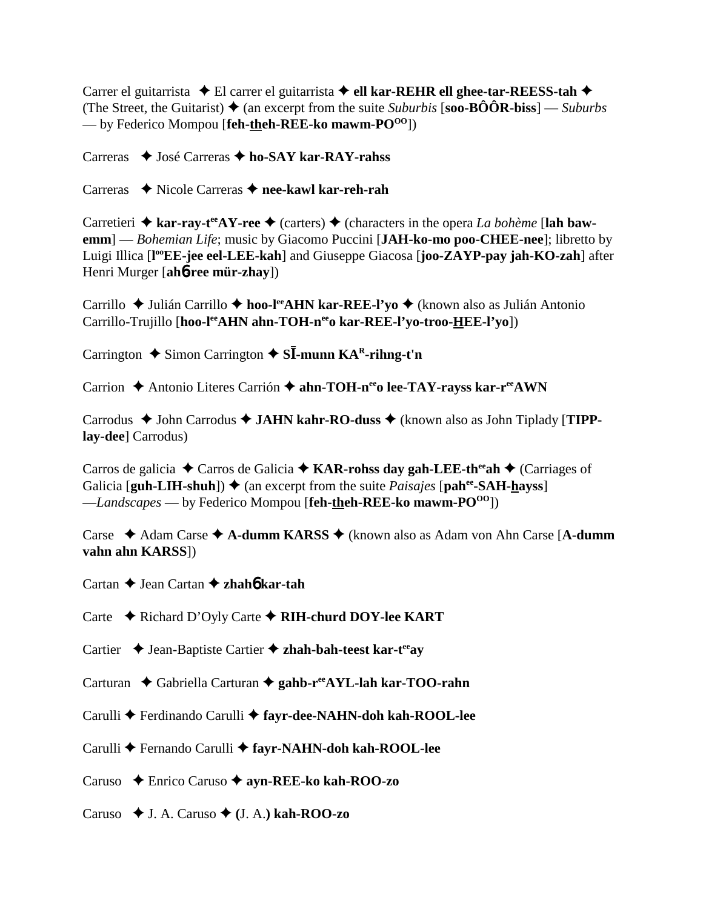Carrer el guitarrista ✦ El carrer el guitarrista ✦ **ell kar-REHR ell ghee-tar-REESS-tah** ✦ (The Street, the Guitarist) ✦ (an excerpt from the suite *Suburbis* [**soo-BÔÔR-biss**] — *Suburbs* — by Federico Mompou [**feh-theh-REE-ko mawm-PO^OO^**])

Carreras ✦ José Carreras ✦ **ho-SAY kar-RAY-rahss**

Carreras ✦ Nicole Carreras ✦ **nee-kawl kar-reh-rah**

Carretieri ✦ **kar-ray-t^ee^AY-ree** ✦ (carters) ✦ (characters in the opera *La bohème* [**lah baw-emm**] — *Bohemian Life*; music by Giacomo Puccini [**JAH-ko-mo poo-CHEE-nee**]; libretto by Luigi Illica [**l^oo^EE-jee eel-LEE-kah**] and Giuseppe Giacosa [**joo-ZAYP-pay jah-KO-zah**] after Henri Murger [**ahɓ-ree mür-zhay**])

Carrillo ✦ Julián Carrillo ✦ **hoo-l^ee^AHN kar-REE-l'yo** ✦ (known also as Julián Antonio Carrillo-Trujillo [**hoo-l^ee^AHN ahn-TOH-n^ee^o kar-REE-l'yo-troo-HEE-l'yo**])

Carrington ✦ Simon Carrington ✦ **SĪ-munn KA^R^-rihng-t'n**

Carrion ✦ Antonio Literes Carrión ✦ **ahn-TOH-n^ee^o lee-TAY-rayss kar-r^ee^AWN**

Carrodus ✦ John Carrodus ✦ **JAHN kahr-RO-duss** ✦ (known also as John Tiplady [**TIPP-lay-dee**] Carrodus)

Carros de galicia ✦ Carros de Galicia ✦ **KAR-rohss day gah-LEE-th^ee^ah** ✦ (Carriages of Galicia [**guh-LIH-shuh**]) ✦ (an excerpt from the suite *Paisajes* [**pah^ee^-SAH-hayss**] —*Landscapes* — by Federico Mompou [**feh-theh-REE-ko mawm-PO^OO^**])

Carse ✦ Adam Carse ✦ **A-dumm KARSS** ✦ (known also as Adam von Ahn Carse [**A-dumm vahn ahn KARSS**])

Cartan ✦ Jean Cartan ✦ **zhahɓ kar-tah**

Carte ✦ Richard D'Oyly Carte ✦ **RIH-churd DOY-lee KART**

Cartier ✦ Jean-Baptiste Cartier ✦ **zhah-bah-teest kar-t^ee^ay**

Carturan ✦ Gabriella Carturan ✦ **gahb-r^ee^AYL-lah kar-TOO-rahn**

Carulli ✦ Ferdinando Carulli ✦ **fayr-dee-NAHN-doh kah-ROOL-lee**

Carulli ✦ Fernando Carulli ✦ **fayr-NAHN-doh kah-ROOL-lee**

Caruso ✦ Enrico Caruso ✦ **ayn-REE-ko kah-ROO-zo**

Caruso ✦ J. A. Caruso ✦ **(**J. A.**) kah-ROO-zo**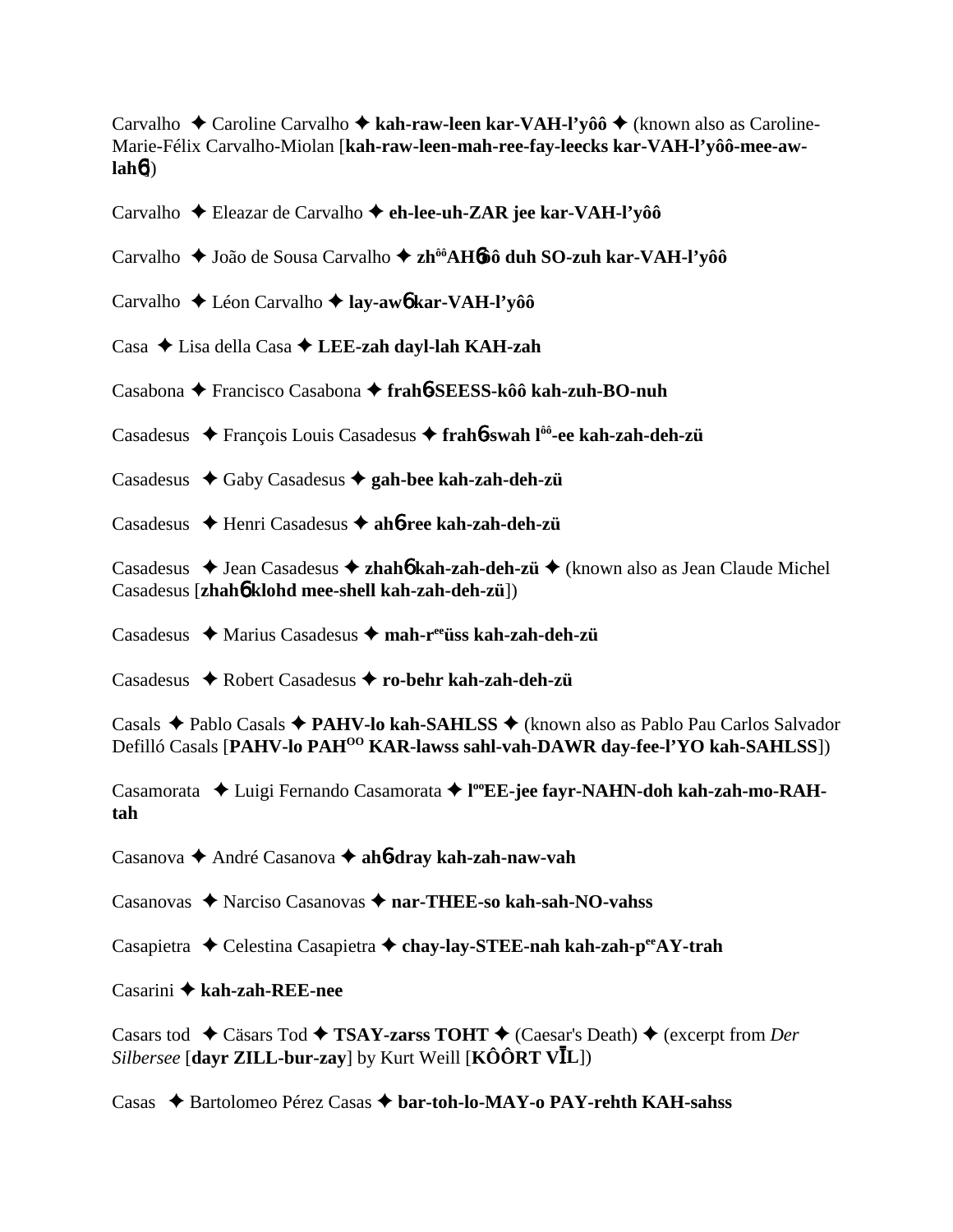Carvalho ✦ Caroline Carvalho ✦ **kah-raw-leen kar-VAH-l'yôô** ✦ (known also as Caroline-Marie-Félix Carvalho-Miolan [**kah-raw-leen-mah-ree-fay-leecks kar-VAH-l'yôô-mee-aw-lah6**])

Carvalho ✦ Eleazar de Carvalho ✦ **eh-lee-uh-ZAR jee kar-VAH-l'yôô**

Carvalho ✦ João de Sousa Carvalho ✦ **zh$^{ôô}$AH6ôô duh SO-zuh kar-VAH-l'yôô**

Carvalho ✦ Léon Carvalho ✦ **lay-aw6 kar-VAH-l'yôô**

Casa ✦ Lisa della Casa ✦ **LEE-zah dayl-lah KAH-zah**

Casabona ✦ Francisco Casabona ✦ **frah6-SEESS-kôô kah-zuh-BO-nuh**

Casadesus ✦ François Louis Casadesus ✦ **frah6-swah l$^{ôô}$-ee kah-zah-deh-zü**

Casadesus ✦ Gaby Casadesus ✦ **gah-bee kah-zah-deh-zü**

Casadesus ✦ Henri Casadesus ✦ **ah6-ree kah-zah-deh-zü**

Casadesus ✦ Jean Casadesus ✦ **zhah6 kah-zah-deh-zü** ✦ (known also as Jean Claude Michel Casadesus [**zhah6 klohd mee-shell kah-zah-deh-zü**])

Casadesus ✦ Marius Casadesus ✦ **mah-r$^{ee}$üss kah-zah-deh-zü**

Casadesus ✦ Robert Casadesus ✦ **ro-behr kah-zah-deh-zü**

Casals ✦ Pablo Casals ✦ **PAHV-lo kah-SAHLSS** ✦ (known also as Pablo Pau Carlos Salvador Defilló Casals [**PAHV-lo PAH$^{OO}$ KAR-lawss sahl-vah-DAWR day-fee-l'YO kah-SAHLSS**])

Casamorata ✦ Luigi Fernando Casamorata ✦ **l$^{oo}$EE-jee fayr-NAHN-doh kah-zah-mo-RAH-tah**

Casanova ✦ André Casanova ✦ **ah6-dray kah-zah-naw-vah**

Casanovas ✦ Narciso Casanovas ✦ **nar-THEE-so kah-sah-NO-vahss**

Casapietra ✦ Celestina Casapietra ✦ **chay-lay-STEE-nah kah-zah-p$^{ee}$AY-trah**

Casarini ✦ **kah-zah-REE-nee**

Casars tod ✦ Cäsars Tod ✦ **TSAY-zarss TOHT** ✦ (Caesar's Death) ✦ (excerpt from *Der Silbersee* [**dayr ZILL-bur-zay**] by Kurt Weill [**KÔÔRT VĪL**])

Casas ✦ Bartolomeo Pérez Casas ✦ **bar-toh-lo-MAY-o PAY-rehth KAH-sahss**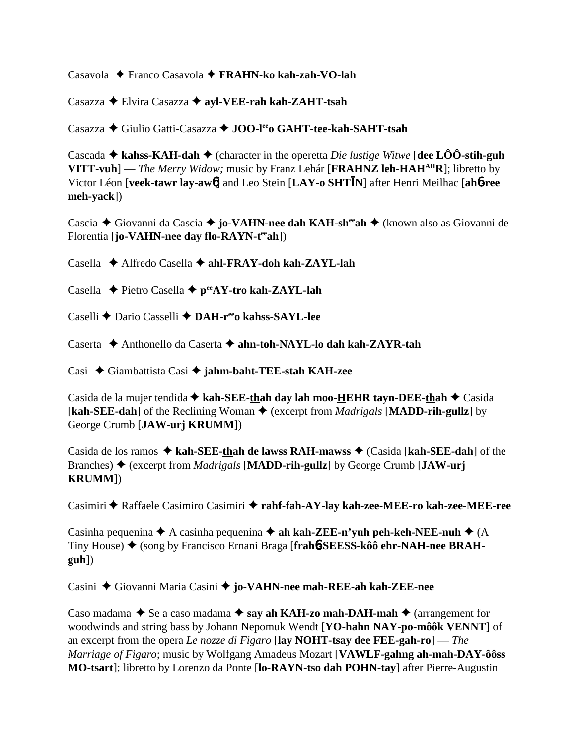Casavola ✦ Franco Casavola ✦ **FRAHN-ko kah-zah-VO-lah**

Casazza ✦ Elvira Casazza ✦ **ayl-VEE-rah kah-ZAHT-tsah**

Casazza ✦ Giulio Gatti-Casazza ✦ **JOO-l[ee]o GAHT-tee-kah-SAHT-tsah**

Cascada ✦ **kahss-KAH-dah** ✦ (character in the operetta *Die lustige Witwe* [**dee LÔÔ-stih-guh VITT-vuh**] — *The Merry Widow;* music by Franz Lehár [**FRAHNZ leh-HAH[AH]R**]; libretto by Victor Léon [**veek-tawr lay-aw6**] and Leo Stein [**LAY-o SHTĪN**] after Henri Meilhac [**ah6-ree meh-yack**])

Cascia ✦ Giovanni da Cascia ✦ **jo-VAHN-nee dah KAH-sh[ee]ah** ✦ (known also as Giovanni de Florentia [**jo-VAHN-nee day flo-RAYN-t[ee]ah**])

Casella ✦ Alfredo Casella ✦ **ahl-FRAY-doh kah-ZAYL-lah**

Casella ✦ Pietro Casella ✦ **p[ee]AY-tro kah-ZAYL-lah**

Caselli ✦ Dario Casselli ✦ **DAH-r[ee]o kahss-SAYL-lee**

Caserta ✦ Anthonello da Caserta ✦ **ahn-toh-NAYL-lo dah kah-ZAYR-tah**

Casi ✦ Giambattista Casi ✦ **jahm-baht-TEE-stah KAH-zee**

Casida de la mujer tendida ✦ **kah-SEE-thah day lah moo-HEHR tayn-DEE-thah** ✦ Casida [**kah-SEE-dah**] of the Reclining Woman ✦ (excerpt from *Madrigals* [**MADD-rih-gullz**] by George Crumb [**JAW-urj KRUMM**])

Casida de los ramos ✦ **kah-SEE-thah de lawss RAH-mawss** ✦ (Casida [**kah-SEE-dah**] of the Branches) ✦ (excerpt from *Madrigals* [**MADD-rih-gullz**] by George Crumb [**JAW-urj KRUMM**])

Casimiri ✦ Raffaele Casimiro Casimiri ✦ **rahf-fah-AY-lay kah-zee-MEE-ro kah-zee-MEE-ree**

Casinha pequenina ✦ A casinha pequenina ✦ **ah kah-ZEE-n'yuh peh-keh-NEE-nuh** ✦ (A Tiny House) ✦ (song by Francisco Ernani Braga [**frah6-SEESS-kôô ehr-NAH-nee BRAH-guh**])

Casini ✦ Giovanni Maria Casini ✦ **jo-VAHN-nee mah-REE-ah kah-ZEE-nee**

Caso madama ✦ Se a caso madama ✦ **say ah KAH-zo mah-DAH-mah** ✦ (arrangement for woodwinds and string bass by Johann Nepomuk Wendt [**YO-hahn NAY-po-môôk VENNT**] of an excerpt from the opera *Le nozze di Figaro* [**lay NOHT-tsay dee FEE-gah-ro**] — *The Marriage of Figaro*; music by Wolfgang Amadeus Mozart [**VAWLF-gahng ah-mah-DAY-ôôss MO-tsart**]; libretto by Lorenzo da Ponte [**lo-RAYN-tso dah POHN-tay**] after Pierre-Augustin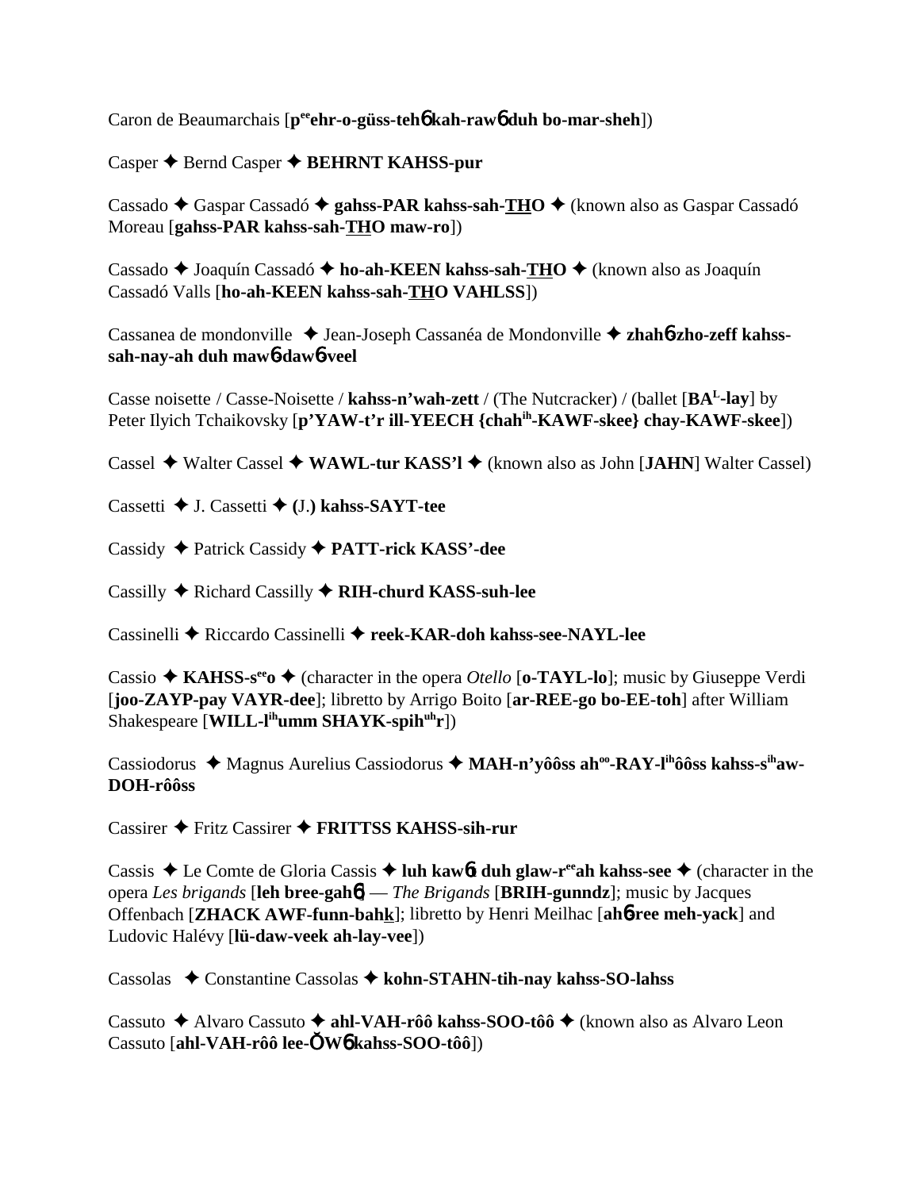Caron de Beaumarchais [**p^ee^ehr-o-güss-teh6 kah-raw6 duh bo-mar-sheh**])

Casper ✦ Bernd Casper ✦ **BEHRNT KAHSS-pur**

Cassado ✦ Gaspar Cassadó ✦ **gahss-PAR kahss-sah-THO** ✦ (known also as Gaspar Cassadó Moreau [**gahss-PAR kahss-sah-THO maw-ro**])

Cassado ✦ Joaquín Cassadó ✦ **ho-ah-KEEN kahss-sah-THO** ✦ (known also as Joaquín Cassadó Valls [**ho-ah-KEEN kahss-sah-THO VAHLSS**])

Cassanea de mondonville ✦ Jean-Joseph Cassanéa de Mondonville ✦ **zhah6-zho-zeff kahss-sah-nay-ah duh maw6-daw6-veel**

Casse noisette / Casse-Noisette / **kahss-n'wah-zett** / (The Nutcracker) / (ballet [**BA^L-lay**] by Peter Ilyich Tchaikovsky [**p'YAW-t'r ill-YEECH {chah^ih-KAWF-skee} chay-KAWF-skee**])

Cassel ✦ Walter Cassel ✦ **WAWL-tur KASS'l** ✦ (known also as John [**JAHN**] Walter Cassel)

Cassetti ✦ J. Cassetti ✦ **(**J.**) kahss-SAYT-tee**

Cassidy ✦ Patrick Cassidy ✦ **PATT-rick KASS'-dee**

Cassilly ✦ Richard Cassilly ✦ **RIH-churd KASS-suh-lee**

Cassinelli ✦ Riccardo Cassinelli ✦ **reek-KAR-doh kahss-see-NAYL-lee**

Cassio ✦ **KAHSS-s^ee^o** ✦ (character in the opera *Otello* [**o-TAYL-lo**]; music by Giuseppe Verdi [**joo-ZAYP-pay VAYR-dee**]; libretto by Arrigo Boito [**ar-REE-go bo-EE-toh**] after William Shakespeare [**WILL-l^ih^umm SHAYK-spih^uh^r**])

Cassiodorus ✦ Magnus Aurelius Cassiodorus ✦ **MAH-n'yôôss ah^oo^-RAY-l^ih^ôôss kahss-s^ih^aw-DOH-rôôss**

Cassirer ✦ Fritz Cassirer ✦ **FRITTSS KAHSS-sih-rur**

Cassis ✦ Le Comte de Gloria Cassis ✦ **luh kaw6t duh glaw-r^ee^ah kahss-see** ✦ (character in the opera *Les brigands* [**leh bree-gah6**] — *The Brigands* [**BRIH-gunndz**]; music by Jacques Offenbach [**ZHACK AWF-funn-bahk**]; libretto by Henri Meilhac [**ah6-ree meh-yack**] and Ludovic Halévy [**lü-daw-veek ah-lay-vee**])

Cassolas ✦ Constantine Cassolas ✦ **kohn-STAHN-tih-nay kahss-SO-lahss**

Cassuto ✦ Alvaro Cassuto ✦ **ahl-VAH-rôô kahss-SOO-tôô** ✦ (known also as Alvaro Leon Cassuto [**ahl-VAH-rôô lee-ŎW6 kahss-SOO-tôô**])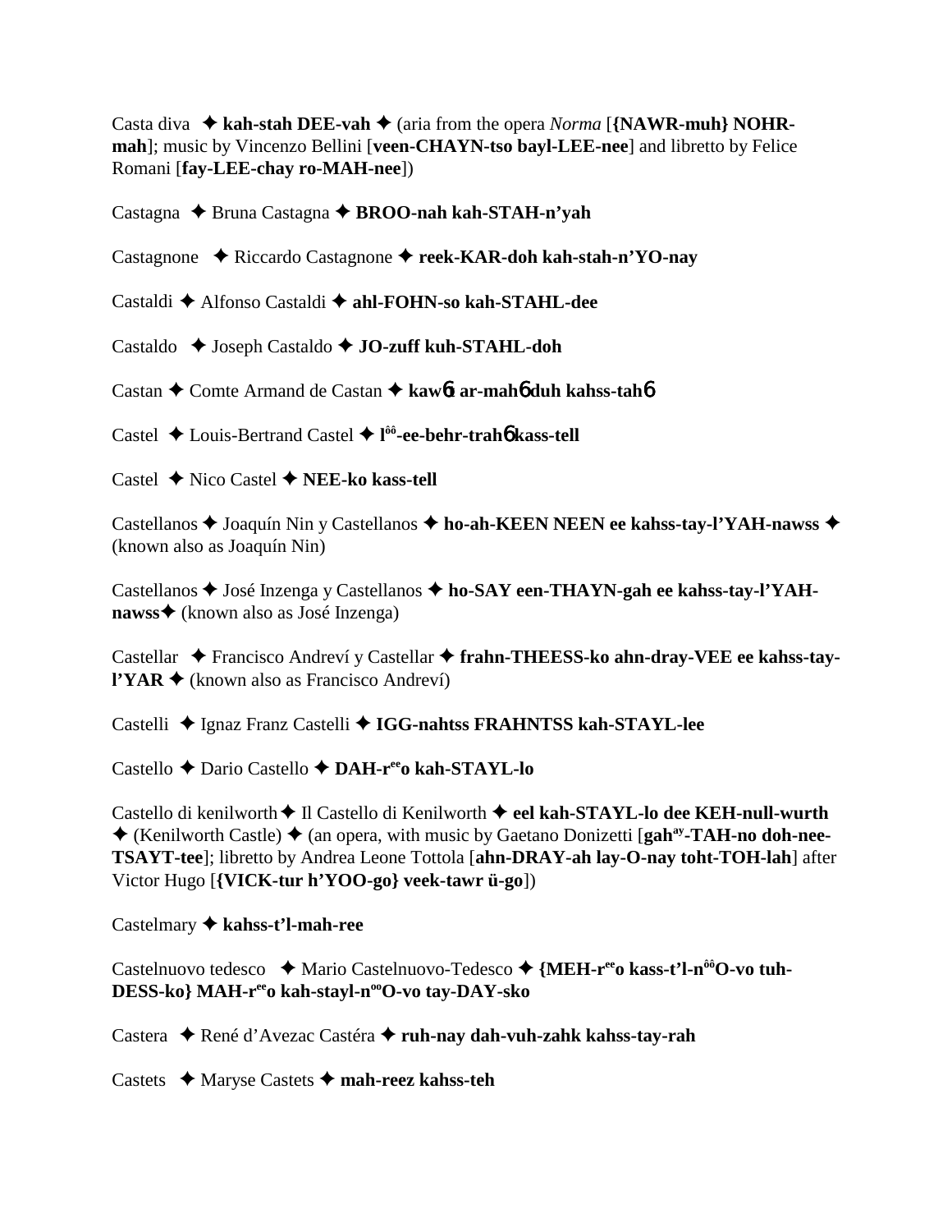Casta diva ✦ **kah-stah DEE-vah** ✦ (aria from the opera *Norma* [**{NAWR-muh} NOHR-mah**]; music by Vincenzo Bellini [**veen-CHAYN-tso bayl-LEE-nee**] and libretto by Felice Romani [**fay-LEE-chay ro-MAH-nee**])

Castagna ✦ Bruna Castagna ✦ **BROO-nah kah-STAH-n'yah**

Castagnone ✦ Riccardo Castagnone ✦ **reek-KAR-doh kah-stah-n'YO-nay**

Castaldi ✦ Alfonso Castaldi ✦ **ahl-FOHN-so kah-STAHL-dee**

Castaldo ✦ Joseph Castaldo ✦ **JO-zuff kuh-STAHL-doh**

Castan ✦ Comte Armand de Castan ✦ **kawɲt ar-mahɲ duh kahss-tahɲ**

Castel ✦ Louis-Bertrand Castel ✦ **l$^{ôô}$-ee-behr-trahɲ kass-tell**

Castel ✦ Nico Castel ✦ **NEE-ko kass-tell**

Castellanos ✦ Joaquín Nin y Castellanos ✦ **ho-ah-KEEN NEEN ee kahss-tay-l'YAH-nawss** ✦ (known also as Joaquín Nin)

Castellanos ✦ José Inzenga y Castellanos ✦ **ho-SAY een-THAYN-gah ee kahss-tay-l'YAH-nawss**✦ (known also as José Inzenga)

Castellar ✦ Francisco Andreví y Castellar ✦ **frahn-THEESS-ko ahn-dray-VEE ee kahss-tay-l'YAR** ✦ (known also as Francisco Andreví)

Castelli ✦ Ignaz Franz Castelli ✦ **IGG-nahtss FRAHNTSS kah-STAYL-lee**

Castello ✦ Dario Castello ✦ **DAH-r$^{ee}$o kah-STAYL-lo**

Castello di kenilworth✦ Il Castello di Kenilworth ✦ **eel kah-STAYL-lo dee KEH-null-wurth** ✦ (Kenilworth Castle) ✦ (an opera, with music by Gaetano Donizetti [**gah$^{ay}$-TAH-no doh-nee-TSAYT-tee**]; libretto by Andrea Leone Tottola [**ahn-DRAY-ah lay-O-nay toht-TOH-lah**] after Victor Hugo [**{VICK-tur h'YOO-go} veek-tawr ü-go**])

Castelmary ✦ **kahss-t'l-mah-ree**

Castelnuovo tedesco ✦ Mario Castelnuovo-Tedesco ✦ **{MEH-r$^{ee}$o kass-t'l-n$^{ôô}$O-vo tuh-DESS-ko} MAH-r$^{ee}$o kah-stayl-n$^{oo}$O-vo tay-DAY-sko**

Castera ✦ René d'Avezac Castéra ✦ **ruh-nay dah-vuh-zahk kahss-tay-rah**

Castets ✦ Maryse Castets ✦ **mah-reez kahss-teh**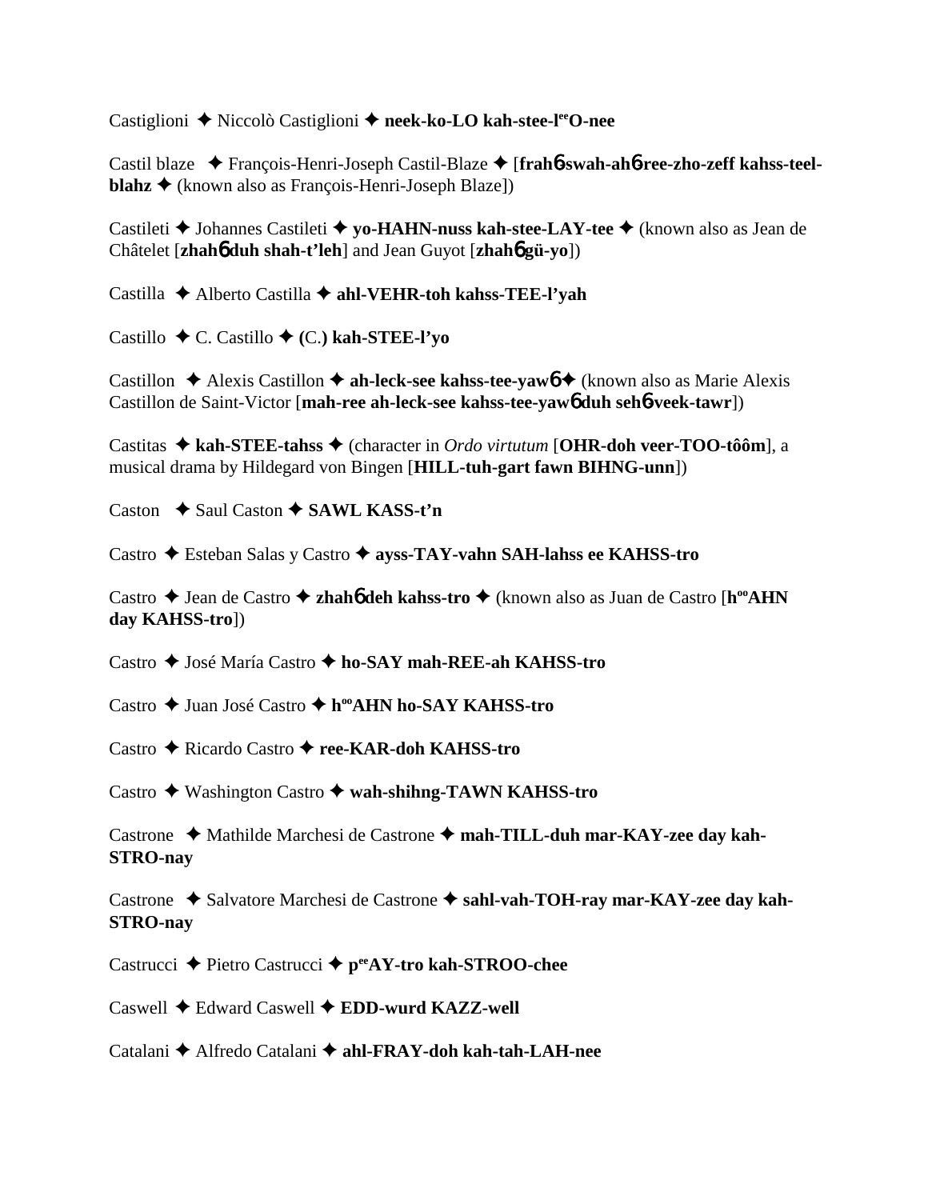Castiglioni ✦ Niccolò Castiglioni ✦ **neek-ko-LO kah-stee-l[ee]O-nee**

Castil blaze ✦ François-Henri-Joseph Castil-Blaze ✦ [**frah6-swah-ah6-ree-zho-zeff kahss-teel-blahz** ✦ (known also as François-Henri-Joseph Blaze])

Castileti ✦ Johannes Castileti ✦ **yo-HAHN-nuss kah-stee-LAY-tee** ✦ (known also as Jean de Châtelet [**zhah6 duh shah-t'leh**] and Jean Guyot [**zhah6 gü-yo**])

Castilla ✦ Alberto Castilla ✦ **ahl-VEHR-toh kahss-TEE-l'yah**

Castillo ✦ C. Castillo ✦ **(**C.**) kah-STEE-l'yo**

Castillon ✦ Alexis Castillon ✦ **ah-leck-see kahss-tee-yaw6** ✦ (known also as Marie Alexis Castillon de Saint-Victor [**mah-ree ah-leck-see kahss-tee-yaw6 duh seh6-veek-tawr**])

Castitas ✦ **kah-STEE-tahss** ✦ (character in *Ordo virtutum* [**OHR-doh veer-TOO-tôôm**], a musical drama by Hildegard von Bingen [**HILL-tuh-gart fawn BIHNG-unn**])

Caston ✦ Saul Caston ✦ **SAWL KASS-t'n**

Castro ✦ Esteban Salas y Castro ✦ **ayss-TAY-vahn SAH-lahss ee KAHSS-tro**

Castro ✦ Jean de Castro ✦ **zhah6 deh kahss-tro** ✦ (known also as Juan de Castro [**h[oo]AHN day KAHSS-tro**])

Castro ✦ José María Castro ✦ **ho-SAY mah-REE-ah KAHSS-tro**

Castro ✦ Juan José Castro ✦ **h[oo]AHN ho-SAY KAHSS-tro**

Castro ✦ Ricardo Castro ✦ **ree-KAR-doh KAHSS-tro**

Castro ✦ Washington Castro ✦ **wah-shihng-TAWN KAHSS-tro**

Castrone ✦ Mathilde Marchesi de Castrone ✦ **mah-TILL-duh mar-KAY-zee day kah-STRO-nay**

Castrone ✦ Salvatore Marchesi de Castrone ✦ **sahl-vah-TOH-ray mar-KAY-zee day kah-STRO-nay**

Castrucci ✦ Pietro Castrucci ✦ **p[ee]AY-tro kah-STROO-chee**

Caswell ✦ Edward Caswell ✦ **EDD-wurd KAZZ-well**

Catalani ✦ Alfredo Catalani ✦ **ahl-FRAY-doh kah-tah-LAH-nee**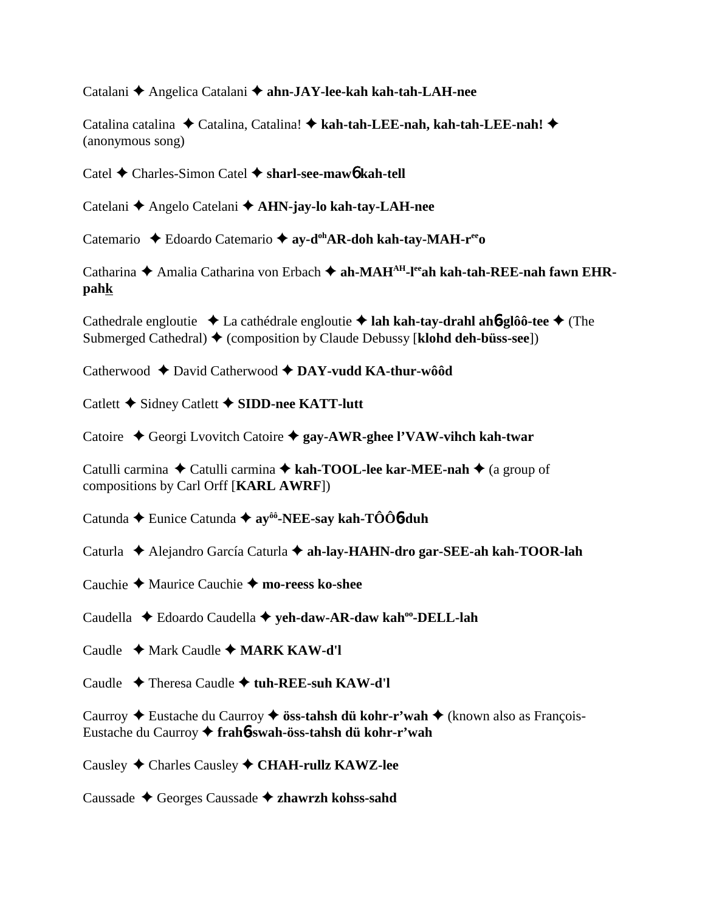Catalani ✦ Angelica Catalani ✦ **ahn-JAY-lee-kah kah-tah-LAH-nee**

Catalina catalina ✦ Catalina, Catalina! ✦ **kah-tah-LEE-nah, kah-tah-LEE-nah!** ✦ (anonymous song)

Catel ✦ Charles-Simon Catel ✦ **sharl-see-maw6 kah-tell**

Catelani ✦ Angelo Catelani ✦ **AHN-jay-lo kah-tay-LAH-nee**

Catemario ✦ Edoardo Catemario ✦ **ay-d[oh]AR-doh kah-tay-MAH-r[ee]o**

Catharina ✦ Amalia Catharina von Erbach ✦ **ah-MAH[AH]-l[ee]ah kah-tah-REE-nah fawn EHR-pahk**

Cathedrale engloutie ✦ La cathédrale engloutie ✦ **lah kah-tay-drahl ah6-glôô-tee** ✦ (The Submerged Cathedral) ✦ (composition by Claude Debussy [**klohd deh-büss-see**])

Catherwood ✦ David Catherwood ✦ **DAY-vudd KA-thur-wôôd**

Catlett ✦ Sidney Catlett ✦ **SIDD-nee KATT-lutt**

Catoire ✦ Georgi Lvovitch Catoire ✦ **gay-AWR-ghee l'VAW-vihch kah-twar**

Catulli carmina ✦ Catulli carmina ✦ **kah-TOOL-lee kar-MEE-nah** ✦ (a group of compositions by Carl Orff [**KARL AWRF**])

Catunda ✦ Eunice Catunda ✦ **ay[ôô]-NEE-say kah-TÔÔ6-duh**

Caturla ✦ Alejandro García Caturla ✦ **ah-lay-HAHN-dro gar-SEE-ah kah-TOOR-lah**

Cauchie ✦ Maurice Cauchie ✦ **mo-reess ko-shee**

Caudella ✦ Edoardo Caudella ✦ **yeh-daw-AR-daw kah[oo]-DELL-lah**

Caudle ✦ Mark Caudle ✦ **MARK KAW-d'l**

Caudle ✦ Theresa Caudle ✦ **tuh-REE-suh KAW-d'l**

Caurroy ✦ Eustache du Caurroy ✦ **öss-tahsh dü kohr-r'wah** ✦ (known also as François-Eustache du Caurroy ✦ **frah6-swah-öss-tahsh dü kohr-r'wah**

Causley ✦ Charles Causley ✦ **CHAH-rullz KAWZ-lee**

Caussade ✦ Georges Caussade ✦ **zhawrzh kohss-sahd**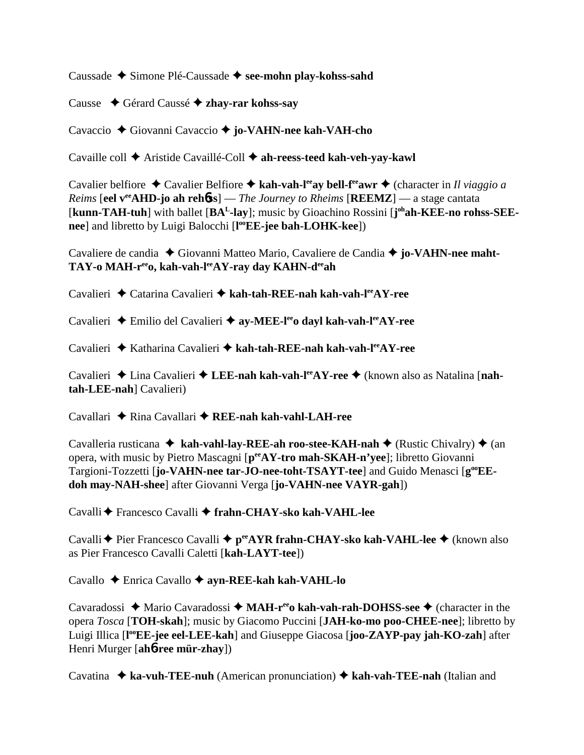Caussade ✦ Simone Plé-Caussade ✦ **see-mohn play-kohss-sahd**

Causse ✦ Gérard Caussé ✦ **zhay-rar kohss-say**

Cavaccio ✦ Giovanni Cavaccio ✦ **jo-VAHN-nee kah-VAH-cho**

Cavaille coll ✦ Aristide Cavaillé-Coll ✦ **ah-reess-teed kah-veh-yay-kawl**

Cavalier belfiore ✦ Cavalier Belfiore ✦ **kah-vah-l^ee^ay bell-f^ee^awr** ✦ (character in *Il viaggio a Reims* [**eel v^ee^AHD-jo ah reh6ss**] — *The Journey to Rheims* [**REEMZ**] — a stage cantata [**kunn-TAH-tuh**] with ballet [**BA^L^-lay**]; music by Gioachino Rossini [**j^oh^ah-KEE-no rohss-SEE-nee**] and libretto by Luigi Balocchi [**l^oo^EE-jee bah-LOHK-kee**])

Cavaliere de candia ✦ Giovanni Matteo Mario, Cavaliere de Candia ✦ **jo-VAHN-nee maht-TAY-o MAH-r^ee^o, kah-vah-l^ee^AY-ray day KAHN-d^ee^ah**

Cavalieri ✦ Catarina Cavalieri ✦ **kah-tah-REE-nah kah-vah-l^ee^AY-ree**

Cavalieri ✦ Emilio del Cavalieri ✦ **ay-MEE-l^ee^o dayl kah-vah-l^ee^AY-ree**

Cavalieri ✦ Katharina Cavalieri ✦ **kah-tah-REE-nah kah-vah-l^ee^AY-ree**

Cavalieri ✦ Lina Cavalieri ✦ **LEE-nah kah-vah-l^ee^AY-ree** ✦ (known also as Natalina [**nah-tah-LEE-nah**] Cavalieri)

Cavallari ✦ Rina Cavallari ✦ **REE-nah kah-vahl-LAH-ree**

Cavalleria rusticana ✦ **kah-vahl-lay-REE-ah roo-stee-KAH-nah** ✦ (Rustic Chivalry) ✦ (an opera, with music by Pietro Mascagni [**p^ee^AY-tro mah-SKAH-n'yee**]; libretto Giovanni Targioni-Tozzetti [**jo-VAHN-nee tar-JO-nee-toht-TSAYT-tee**] and Guido Menasci [**g^oo^EE-doh may-NAH-shee**] after Giovanni Verga [**jo-VAHN-nee VAYR-gah**])

Cavalli ✦ Francesco Cavalli ✦ **frahn-CHAY-sko kah-VAHL-lee**

Cavalli ✦ Pier Francesco Cavalli ✦ **p^ee^AYR frahn-CHAY-sko kah-VAHL-lee** ✦ (known also as Pier Francesco Cavalli Caletti [**kah-LAYT-tee**])

Cavallo ✦ Enrica Cavallo ✦ **ayn-REE-kah kah-VAHL-lo**

Cavaradossi ✦ Mario Cavaradossi ✦ **MAH-r^ee^o kah-vah-rah-DOHSS-see** ✦ (character in the opera *Tosca* [**TOH-skah**]; music by Giacomo Puccini [**JAH-ko-mo poo-CHEE-nee**]; libretto by Luigi Illica [**l^oo^EE-jee eel-LEE-kah**] and Giuseppe Giacosa [**joo-ZAYP-pay jah-KO-zah**] after Henri Murger [**ah6-ree mür-zhay**])

Cavatina ✦ **ka-vuh-TEE-nuh** (American pronunciation) ✦ **kah-vah-TEE-nah** (Italian and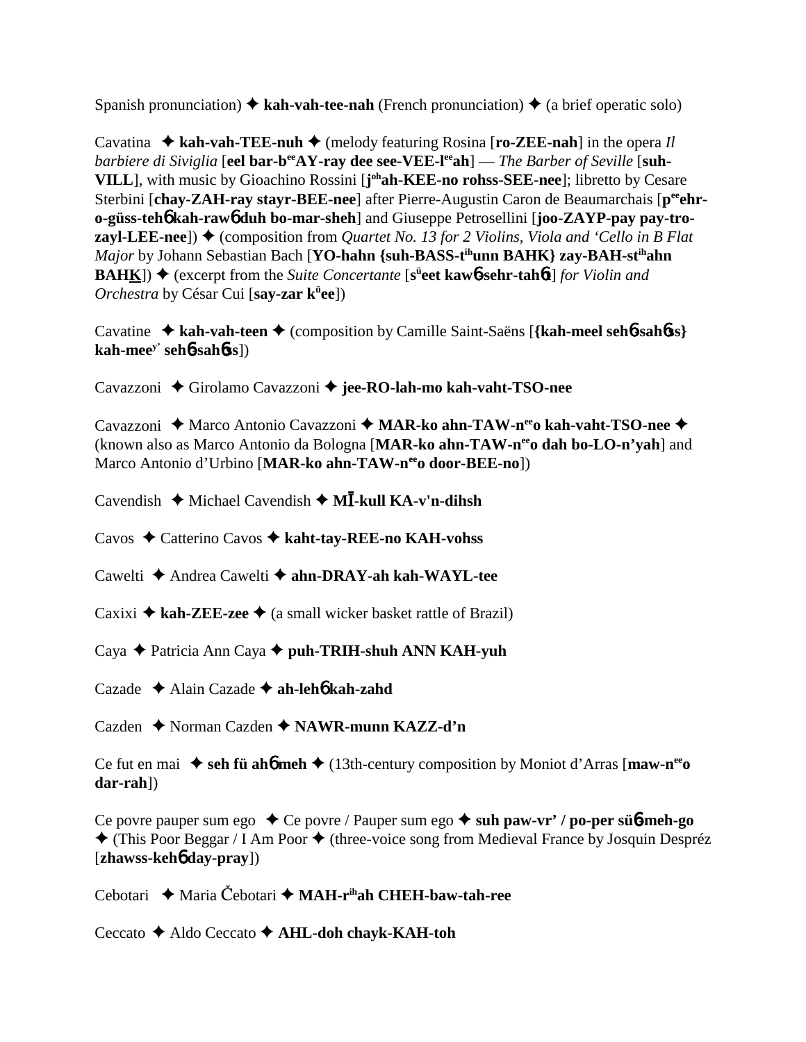Spanish pronunciation) ✦ **kah-vah-tee-nah** (French pronunciation) ✦ (a brief operatic solo)

Cavatina ✦ **kah-vah-TEE-nuh** ✦ (melody featuring Rosina [**ro-ZEE-nah**] in the opera *Il barbiere di Siviglia* [**eel bar-b^ee^AY-ray dee see-VEE-l^ee^ah**] — *The Barber of Seville* [**suh-VILL**], with music by Gioachino Rossini [**j^oh^ah-KEE-no rohss-SEE-nee**]; libretto by Cesare Sterbini [**chay-ZAH-ray stayr-BEE-nee**] after Pierre-Augustin Caron de Beaumarchais [**p^ee^ehr-o-güss-teh6 kah-raw6 duh bo-mar-sheh**] and Giuseppe Petrosellini [**joo-ZAYP-pay pay-tro-zayl-LEE-nee**]) ✦ (composition from *Quartet No. 13 for 2 Violins, Viola and 'Cello in B Flat Major* by Johann Sebastian Bach [**YO-hahn {suh-BASS-t^ih^unn BAHK} zay-BAH-st^ih^ahn BAHK**]) ✦ (excerpt from the *Suite Concertante* [**s^ü^eet kaw6-sehr-tah6t**] *for Violin and Orchestra* by César Cui [**say-zar k^ü^ee**])

Cavatine ✦ **kah-vah-teen** ✦ (composition by Camille Saint-Saëns [**{kah-meel seh6-sah6ss} kah-mee^y' seh6-sah6ss**])

Cavazzoni ✦ Girolamo Cavazzoni ✦ **jee-RO-lah-mo kah-vaht-TSO-nee**

Cavazzoni ✦ Marco Antonio Cavazzoni ✦ **MAR-ko ahn-TAW-n^ee^o kah-vaht-TSO-nee** ✦ (known also as Marco Antonio da Bologna [**MAR-ko ahn-TAW-n^ee^o dah bo-LO-n'yah**] and Marco Antonio d'Urbino [**MAR-ko ahn-TAW-n^ee^o door-BEE-no**])

Cavendish ✦ Michael Cavendish ✦ **MĪ-kull KA-v'n-dihsh**

Cavos ✦ Catterino Cavos ✦ **kaht-tay-REE-no KAH-vohss**

Cawelti ✦ Andrea Cawelti ✦ **ahn-DRAY-ah kah-WAYL-tee**

Caxixi ✦ **kah-ZEE-zee** ✦ (a small wicker basket rattle of Brazil)

Caya ✦ Patricia Ann Caya ✦ **puh-TRIH-shuh ANN KAH-yuh**

Cazade ✦ Alain Cazade ✦ **ah-leh6 kah-zahd**

Cazden ✦ Norman Cazden ✦ **NAWR-munn KAZZ-d'n**

Ce fut en mai ✦ **seh fü ah6 meh** ✦ (13th-century composition by Moniot d'Arras [**maw-n^ee^o dar-rah**])

Ce povre pauper sum ego ✦ Ce povre / Pauper sum ego ✦ **suh paw-vr' / po-per sü6 meh-go** ✦ (This Poor Beggar / I Am Poor ✦ (three-voice song from Medieval France by Josquin Despréz [**zhawss-keh6 day-pray**])

Cebotari ✦ Maria Čebotari ✦ **MAH-r^ih^ah CHEH-baw-tah-ree**

Ceccato ✦ Aldo Ceccato ✦ **AHL-doh chayk-KAH-toh**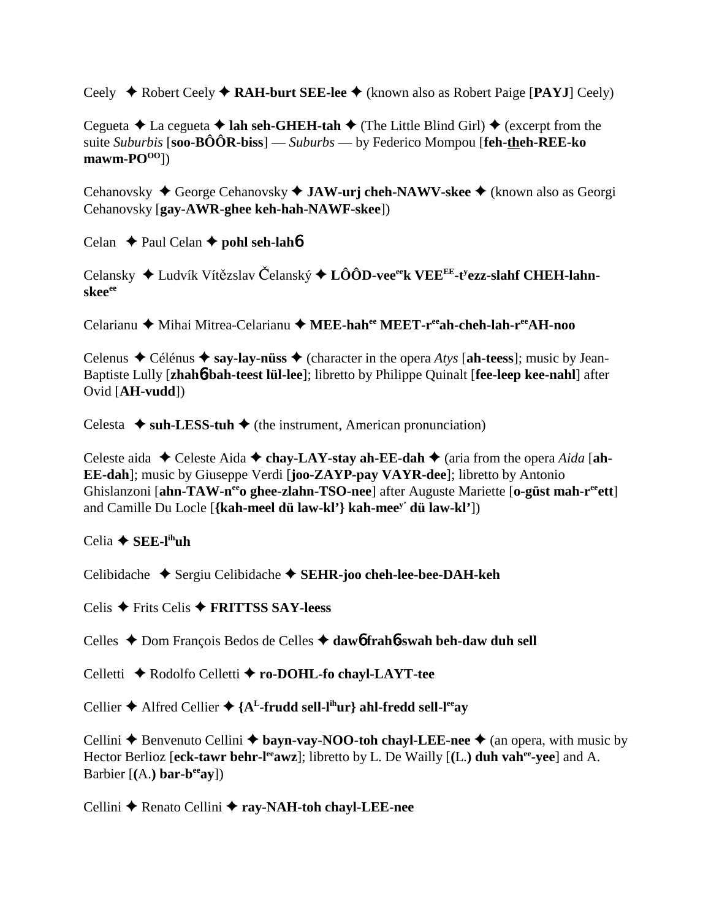Ceely ✦ Robert Ceely ✦ **RAH-burt SEE-lee** ✦ (known also as Robert Paige [**PAYJ**] Ceely)

Cegueta ✦ La cegueta ✦ **lah seh-GHEH-tah** ✦ (The Little Blind Girl) ✦ (excerpt from the suite *Suburbis* [**soo-BÔÔR-biss**] — *Suburbs* — by Federico Mompou [**feh-theh-REE-ko mawm-PO^OO^**])

Cehanovsky ✦ George Cehanovsky ✦ **JAW-urj cheh-NAWV-skee** ✦ (known also as Georgi Cehanovsky [**gay-AWR-ghee keh-hah-NAWF-skee**])

Celan ✦ Paul Celan ✦ **pohl seh-lah**6

Celansky ✦ Ludvík Vítězslav Čelanský ✦ **LÔÔD-vee^ee^k VEE^EE^-t^y^ezz-slahf CHEH-lahn-skee^ee^**

Celarianu ✦ Mihai Mitrea-Celarianu ✦ **MEE-hah^ee^ MEET-r^ee^ah-cheh-lah-r^ee^AH-noo**

Celenus ✦ Célénus ✦ **say-lay-nüss** ✦ (character in the opera *Atys* [**ah-teess**]; music by Jean-Baptiste Lully [**zhah**6 **bah-teest lül-lee**]; libretto by Philippe Quinalt [**fee-leep kee-nahl**] after Ovid [**AH-vudd**])

Celesta ✦ **suh-LESS-tuh** ✦ (the instrument, American pronunciation)

Celeste aida ✦ Celeste Aida ✦ **chay-LAY-stay ah-EE-dah** ✦ (aria from the opera *Aida* [**ah-EE-dah**]; music by Giuseppe Verdi [**joo-ZAYP-pay VAYR-dee**]; libretto by Antonio Ghislanzoni [**ahn-TAW-n^ee^o ghee-zlahn-TSO-nee**] after Auguste Mariette [**o-güst mah-r^ee^ett**] and Camille Du Locle [**{kah-meel dü law-kl'} kah-mee^y'^ dü law-kl'**])

Celia ✦ **SEE-l^ih^uh**

Celibidache ✦ Sergiu Celibidache ✦ **SEHR-joo cheh-lee-bee-DAH-keh**

Celis ✦ Frits Celis ✦ **FRITTSS SAY-leess**

Celles ✦ Dom François Bedos de Celles ✦ **daw**6 **frah**6**-swah beh-daw duh sell**

Celletti ✦ Rodolfo Celletti ✦ **ro-DOHL-fo chayl-LAYT-tee**

Cellier ✦ Alfred Cellier ✦ **{A^L^-frudd sell-l^ih^ur} ahl-fredd sell-l^ee^ay**

Cellini ✦ Benvenuto Cellini ✦ **bayn-vay-NOO-toh chayl-LEE-nee** ✦ (an opera, with music by Hector Berlioz [**eck-tawr behr-l^ee^awz**]; libretto by L. De Wailly [**(L.) duh vah^ee^-yee**] and A. Barbier [**(A.) bar-b^ee^ay**])

Cellini ✦ Renato Cellini ✦ **ray-NAH-toh chayl-LEE-nee**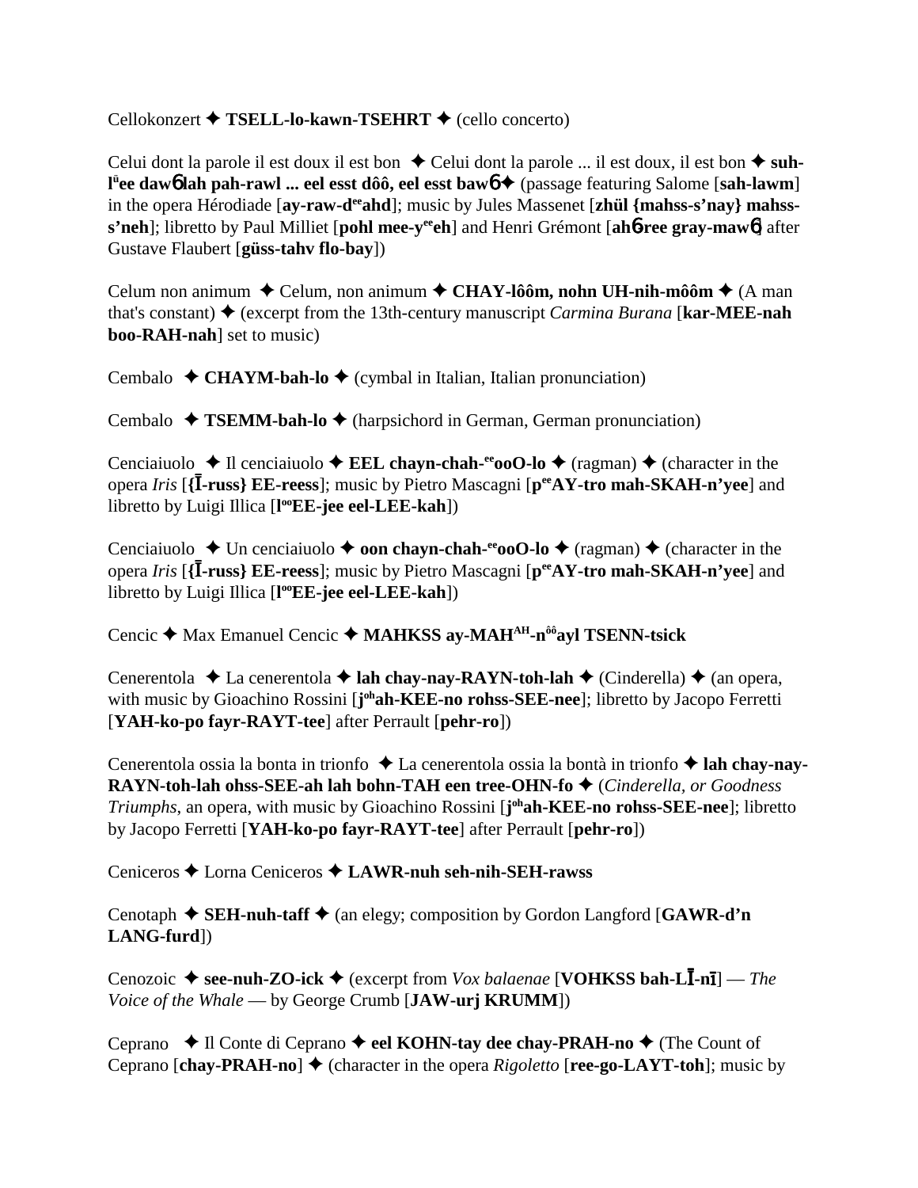Cellokonzert ✦ **TSELL-lo-kawn-TSEHRT** ✦ (cello concerto)

Celui dont la parole il est doux il est bon ✦ Celui dont la parole ... il est doux, il est bon ✦ **suh-lüee daw6 lah pah-rawl ... eel esst dôô, eel esst baw6** ✦ (passage featuring Salome [**sah-lawm**] in the opera Hérodiade [**ay-raw-deeahd**]; music by Jules Massenet [**zhül {mahss-s'nay} mahss-s'neh**]; libretto by Paul Milliet [**pohl mee-yeeeh**] and Henri Grémont [**ah6-ree gray-maw6**] after Gustave Flaubert [**güss-tahv flo-bay**])

Celum non animum ✦ Celum, non animum ✦ **CHAY-lôôm, nohn UH-nih-môôm** ✦ (A man that's constant) ✦ (excerpt from the 13th-century manuscript *Carmina Burana* [**kar-MEE-nah boo-RAH-nah**] set to music)

Cembalo ✦ **CHAYM-bah-lo** ✦ (cymbal in Italian, Italian pronunciation)

Cembalo ✦ **TSEMM-bah-lo** ✦ (harpsichord in German, German pronunciation)

Cenciaiuolo ✦ Il cenciaiuolo ✦ **EEL chayn-chah-eeooO-lo** ✦ (ragman) ✦ (character in the opera *Iris* [**{Ī-russ} EE-reess**]; music by Pietro Mascagni [**peeAY-tro mah-SKAH-n'yee**] and libretto by Luigi Illica [**looEE-jee eel-LEE-kah**])

Cenciaiuolo ✦ Un cenciaiuolo ✦ **oon chayn-chah-eeooO-lo** ✦ (ragman) ✦ (character in the opera *Iris* [**{Ī-russ} EE-reess**]; music by Pietro Mascagni [**peeAY-tro mah-SKAH-n'yee**] and libretto by Luigi Illica [**looEE-jee eel-LEE-kah**])

Cencic ✦ Max Emanuel Cencic ✦ **MAHKSS ay-MAHAH-nôôayl TSENN-tsick**

Cenerentola ✦ La cenerentola ✦ **lah chay-nay-RAYN-toh-lah** ✦ (Cinderella) ✦ (an opera, with music by Gioachino Rossini [**johah-KEE-no rohss-SEE-nee**]; libretto by Jacopo Ferretti [**YAH-ko-po fayr-RAYT-tee**] after Perrault [**pehr-ro**])

Cenerentola ossia la bonta in trionfo ✦ La cenerentola ossia la bontà in trionfo ✦ **lah chay-nay-RAYN-toh-lah ohss-SEE-ah lah bohn-TAH een tree-OHN-fo** ✦ (*Cinderella, or Goodness Triumphs*, an opera, with music by Gioachino Rossini [**johah-KEE-no rohss-SEE-nee**]; libretto by Jacopo Ferretti [**YAH-ko-po fayr-RAYT-tee**] after Perrault [**pehr-ro**])

Ceniceros ✦ Lorna Ceniceros ✦ **LAWR-nuh seh-nih-SEH-rawss**

Cenotaph ✦ **SEH-nuh-taff** ✦ (an elegy; composition by Gordon Langford [**GAWR-d'n LANG-furd**])

Cenozoic ✦ **see-nuh-ZO-ick** ✦ (excerpt from *Vox balaenae* [**VOHKSS bah-LĪ-nī**] — *The Voice of the Whale* — by George Crumb [**JAW-urj KRUMM**])

Ceprano ✦ Il Conte di Ceprano ✦ **eel KOHN-tay dee chay-PRAH-no** ✦ (The Count of Ceprano [**chay-PRAH-no**] ✦ (character in the opera *Rigoletto* [**ree-go-LAYT-toh**]; music by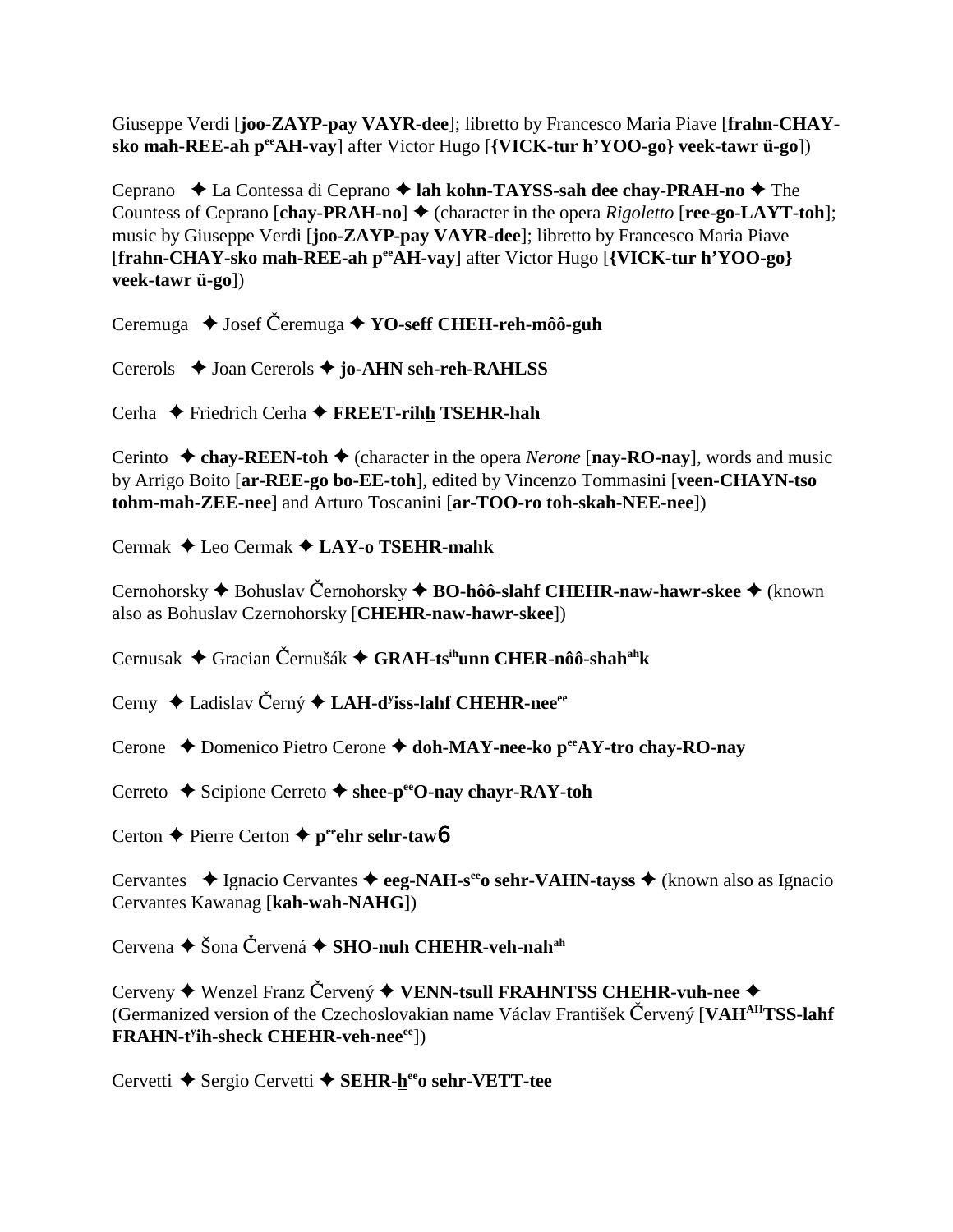Giuseppe Verdi [**joo-ZAYP-pay VAYR-dee**]; libretto by Francesco Maria Piave [**frahn-CHAY-sko mah-REE-ah p[ee]AH-vay**] after Victor Hugo [**{VICK-tur h'YOO-go} veek-tawr ü-go**])

Ceprano ✦ La Contessa di Ceprano ✦ **lah kohn-TAYSS-sah dee chay-PRAH-no** ✦ The Countess of Ceprano [**chay-PRAH-no**] ✦ (character in the opera *Rigoletto* [**ree-go-LAYT-toh**]; music by Giuseppe Verdi [**joo-ZAYP-pay VAYR-dee**]; libretto by Francesco Maria Piave [**frahn-CHAY-sko mah-REE-ah p[ee]AH-vay**] after Victor Hugo [**{VICK-tur h'YOO-go} veek-tawr ü-go**])

Ceremuga ✦ Josef Čeremuga ✦ **YO-seff CHEH-reh-môô-guh**

Cererols ✦ Joan Cererols ✦ **jo-AHN seh-reh-RAHLSS**

Cerha ✦ Friedrich Cerha ✦ **FREET-rihh TSEHR-hah**

Cerinto ✦ **chay-REEN-toh** ✦ (character in the opera *Nerone* [**nay-RO-nay**], words and music by Arrigo Boito [**ar-REE-go bo-EE-toh**], edited by Vincenzo Tommasini [**veen-CHAYN-tso tohm-mah-ZEE-nee**] and Arturo Toscanini [**ar-TOO-ro toh-skah-NEE-nee**])

Cermak ✦ Leo Cermak ✦ **LAY-o TSEHR-mahk**

Cernohorsky ✦ Bohuslav Černohorsky ✦ **BO-hôô-slahf CHEHR-naw-hawr-skee** ✦ (known also as Bohuslav Czernohorsky [**CHEHR-naw-hawr-skee**])

Cernusak ✦ Gracian Černušák ✦ **GRAH-ts[ih]unn CHER-nôô-shah[ah]k**

Cerny ✦ Ladislav Černý ✦ **LAH-d'iss-lahf CHEHR-nee[ee]**

Cerone ✦ Domenico Pietro Cerone ✦ **doh-MAY-nee-ko p[ee]AY-tro chay-RO-nay**

Cerreto ✦ Scipione Cerreto ✦ **shee-p[ee]O-nay chayr-RAY-toh**

Certon ✦ Pierre Certon ✦ **p[ee]ehr sehr-taw6**

Cervantes ✦ Ignacio Cervantes ✦ **eeg-NAH-s[ee]o sehr-VAHN-tayss** ✦ (known also as Ignacio Cervantes Kawanag [**kah-wah-NAHG**])

Cervena ✦ Šona Červená ✦ **SHO-nuh CHEHR-veh-nah[ah]**

Cerveny ✦ Wenzel Franz Červený ✦ **VENN-tsull FRAHNTSS CHEHR-vuh-nee** ✦ (Germanized version of the Czechoslovakian name Václav František Červený [**VAH[AH]TSS-lahf FRAHN-t'ih-sheck CHEHR-veh-nee[ee]**])

Cervetti ✦ Sergio Cervetti ✦ **SEHR-h[ee]o sehr-VETT-tee**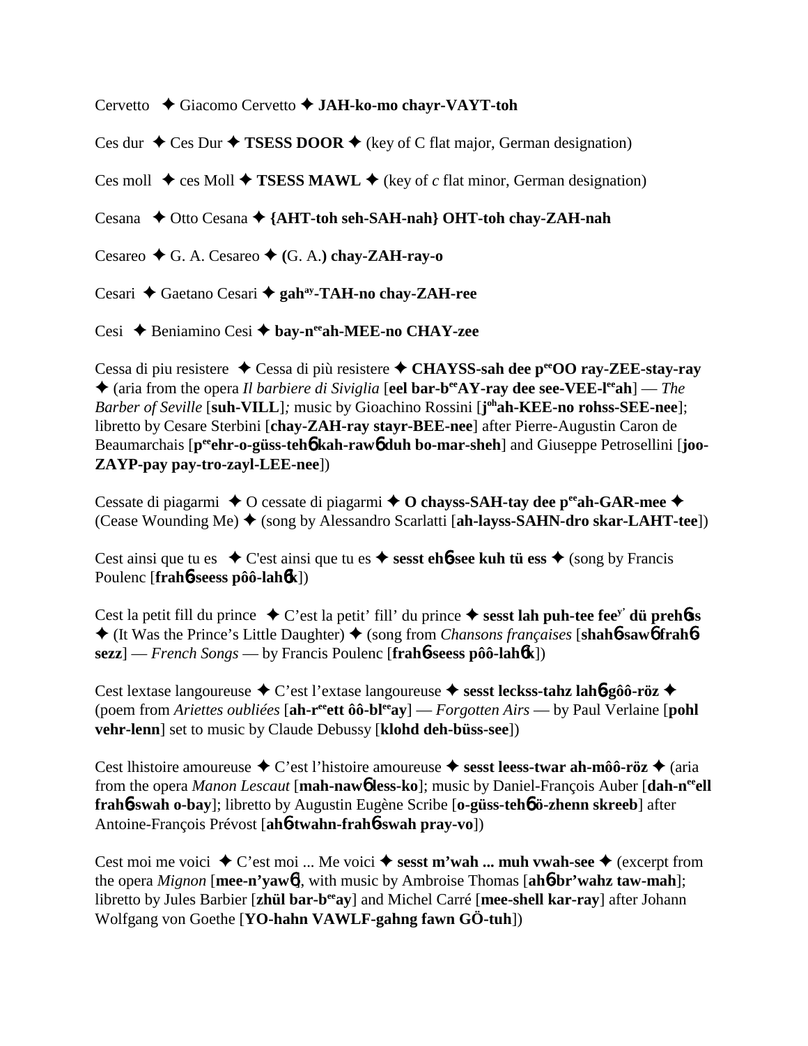Cervetto ✦ Giacomo Cervetto ✦ **JAH-ko-mo chayr-VAYT-toh**

Ces dur ✦ Ces Dur ✦ **TSESS DOOR** ✦ (key of C flat major, German designation)

Ces moll ✦ ces Moll ✦ **TSESS MAWL** ✦ (key of *c* flat minor, German designation)

Cesana ✦ Otto Cesana ✦ **{AHT-toh seh-SAH-nah} OHT-toh chay-ZAH-nah**

Cesareo ✦ G. A. Cesareo ✦ **(**G. A.**) chay-ZAH-ray-o**

Cesari ✦ Gaetano Cesari ✦ **gah^ay-TAH-no chay-ZAH-ree**

Cesi ✦ Beniamino Cesi ✦ **bay-n^ee ah-MEE-no CHAY-zee**

Cessa di piu resistere ✦ Cessa di più resistere ✦ **CHAYSS-sah dee p^ee OO ray-ZEE-stay-ray** ✦ (aria from the opera *Il barbiere di Siviglia* [**eel bar-b^ee AY-ray dee see-VEE-l^ee ah**] — *The Barber of Seville* [**suh-VILL**]*;* music by Gioachino Rossini [**j^oh ah-KEE-no rohss-SEE-nee**]; libretto by Cesare Sterbini [**chay-ZAH-ray stayr-BEE-nee**] after Pierre-Augustin Caron de Beaumarchais [**p^ee ehr-o-güss-tehɓ kah-rawɓ duh bo-mar-sheh**] and Giuseppe Petrosellini [**joo-ZAYP-pay pay-tro-zayl-LEE-nee**])

Cessate di piagarmi ✦ O cessate di piagarmi ✦ **O chayss-SAH-tay dee p^ee ah-GAR-mee** ✦ (Cease Wounding Me) ✦ (song by Alessandro Scarlatti [**ah-layss-SAHN-dro skar-LAHT-tee**])

Cest ainsi que tu es ✦ C'est ainsi que tu es ✦ **sesst ehɓ-see kuh tü ess** ✦ (song by Francis Poulenc [**frahɓ-seess pôô-lahɓk**])

Cest la petit fill du prince ✦ C'est la petit' fill' du prince ✦ **sesst lah puh-tee fee^y' dü prehɓss** ✦ (It Was the Prince's Little Daughter) ✦ (song from *Chansons françaises* [**shahɓ-sawɓ frahɓ-sezz**] — *French Songs* — by Francis Poulenc [**frahɓ-seess pôô-lahɓk**])

Cest lextase langoureuse ✦ C'est l'extase langoureuse ✦ **sesst leckss-tahz lahɓ-gôô-röz** ✦ (poem from *Ariettes oubliées* [**ah-r^ee ett ôô-bl^ee ay**] — *Forgotten Airs* — by Paul Verlaine [**pohl vehr-lenn**] set to music by Claude Debussy [**klohd deh-büss-see**])

Cest lhistoire amoureuse ✦ C'est l'histoire amoureuse ✦ **sesst leess-twar ah-môô-röz** ✦ (aria from the opera *Manon Lescaut* [**mah-nawɓ less-ko**]; music by Daniel-François Auber [**dah-n^ee ell frahɓ-swah o-bay**]; libretto by Augustin Eugène Scribe [**o-güss-tehɓ ö-zhenn skreeb**] after Antoine-François Prévost [**ahɓ-twahn-frahɓ-swah pray-vo**])

Cest moi me voici ✦ C'est moi ... Me voici ✦ **sesst m'wah ... muh vwah-see** ✦ (excerpt from the opera *Mignon* [**mee-n'yawɓ**], with music by Ambroise Thomas [**ahɓ-br'wahz taw-mah**]; libretto by Jules Barbier [**zhül bar-b^ee ay**] and Michel Carré [**mee-shell kar-ray**] after Johann Wolfgang von Goethe [**YO-hahn VAWLF-gahng fawn GÖ-tuh**])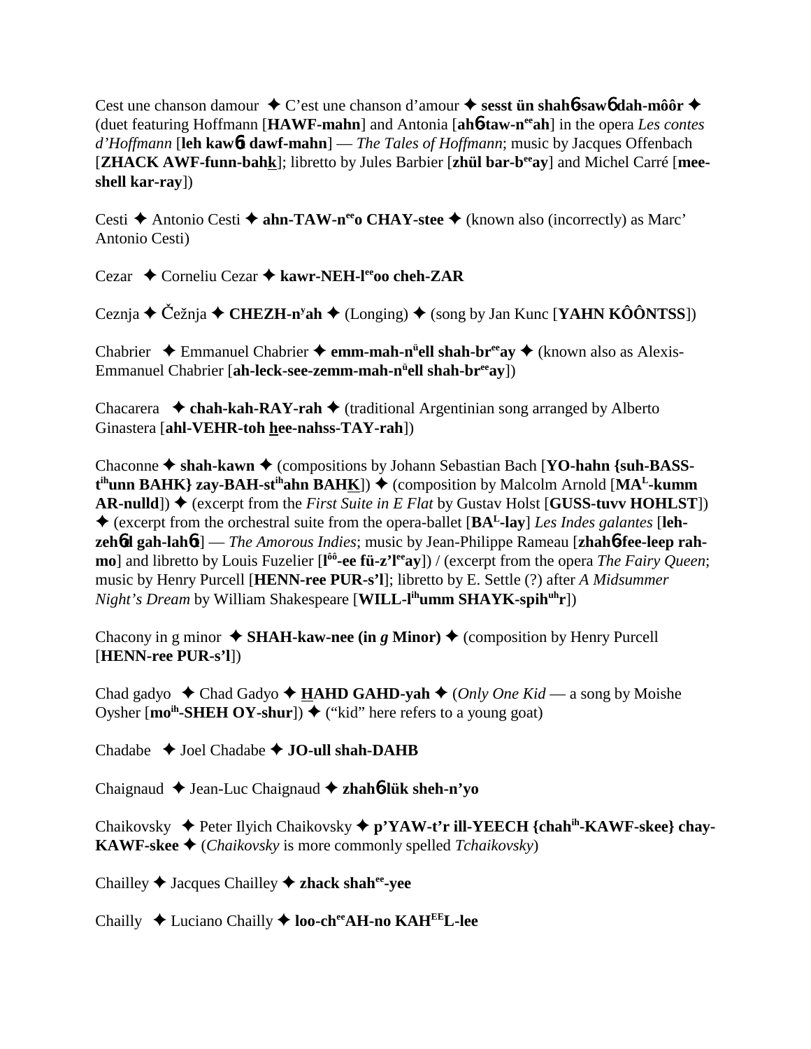Cest une chanson damour ✦ C'est une chanson d'amour ✦ **sesst ün shahɓ-sawɓ dah-môôr** ✦ (duet featuring Hoffmann [**HAWF-mahn**] and Antonia [**ahɓ-taw-n^ee^ah**] in the opera *Les contes d'Hoffmann* [**leh kawɓt dawf-mahn**] — *The Tales of Hoffmann*; music by Jacques Offenbach [**ZHACK AWF-funn-bahk**]; libretto by Jules Barbier [**zhül bar-b^ee^ay**] and Michel Carré [**mee-shell kar-ray**])

Cesti ✦ Antonio Cesti ✦ **ahn-TAW-n^ee^o CHAY-stee** ✦ (known also (incorrectly) as Marc' Antonio Cesti)

Cezar ✦ Corneliu Cezar ✦ **kawr-NEH-l^ee^oo cheh-ZAR**

Ceznja ✦ Čežnja ✦ **CHEZH-n^y^ah** ✦ (Longing) ✦ (song by Jan Kunc [**YAHN KÔÔNTSS**])

Chabrier ✦ Emmanuel Chabrier ✦ **emm-mah-n^ü^ell shah-br^ee^ay** ✦ (known also as Alexis-Emmanuel Chabrier [**ah-leck-see-zemm-mah-n^ü^ell shah-br^ee^ay**])

Chacarera ✦ **chah-kah-RAY-rah** ✦ (traditional Argentinian song arranged by Alberto Ginastera [**ahl-VEHR-toh hee-nahss-TAY-rah**])

Chaconne ✦ **shah-kawn** ✦ (compositions by Johann Sebastian Bach [**YO-hahn {suh-BASS-t^ih^unn BAHK} zay-BAH-st^ih^ahn BAHK**]) ✦ (composition by Malcolm Arnold [**MA^L^-kumm AR-nulld**]) ✦ (excerpt from the *First Suite in E Flat* by Gustav Holst [**GUSS-tuvv HOHLST**]) ✦ (excerpt from the orchestral suite from the opera-ballet [**BA^L^-lay**] *Les Indes galantes* [**leh-zehɓd gah-lahɓt**] — *The Amorous Indies*; music by Jean-Philippe Rameau [**zhahɓ-fee-leep rah-mo**] and libretto by Louis Fuzelier [**l^ôô^-ee fü-z'l^ee^ay**]) / (excerpt from the opera *The Fairy Queen*; music by Henry Purcell [**HENN-ree PUR-s'l**]; libretto by E. Settle (?) after *A Midsummer Night's Dream* by William Shakespeare [**WILL-l^ih^umm SHAYK-spih^uh^r**])

Chacony in g minor ✦ **SHAH-kaw-nee (in *g* Minor)** ✦ (composition by Henry Purcell [**HENN-ree PUR-s'l**])

Chad gadyo ✦ Chad Gadyo ✦ **HAHD GAHD-yah** ✦ (*Only One Kid* — a song by Moishe Oysher [**mo^ih^-SHEH OY-shur**]) ✦ ("kid" here refers to a young goat)

Chadabe ✦ Joel Chadabe ✦ **JO-ull shah-DAHB**

Chaignaud ✦ Jean-Luc Chaignaud ✦ **zhahɓ-lük sheh-n'yo**

Chaikovsky ✦ Peter Ilyich Chaikovsky ✦ **p'YAW-t'r ill-YEECH {chah^ih^-KAWF-skee} chay-KAWF-skee** ✦ (*Chaikovsky* is more commonly spelled *Tchaikovsky*)

Chailley ✦ Jacques Chailley ✦ **zhack shah^ee^-yee**

Chailly ✦ Luciano Chailly ✦ **loo-ch^ee^AH-no KAH^EE^L-lee**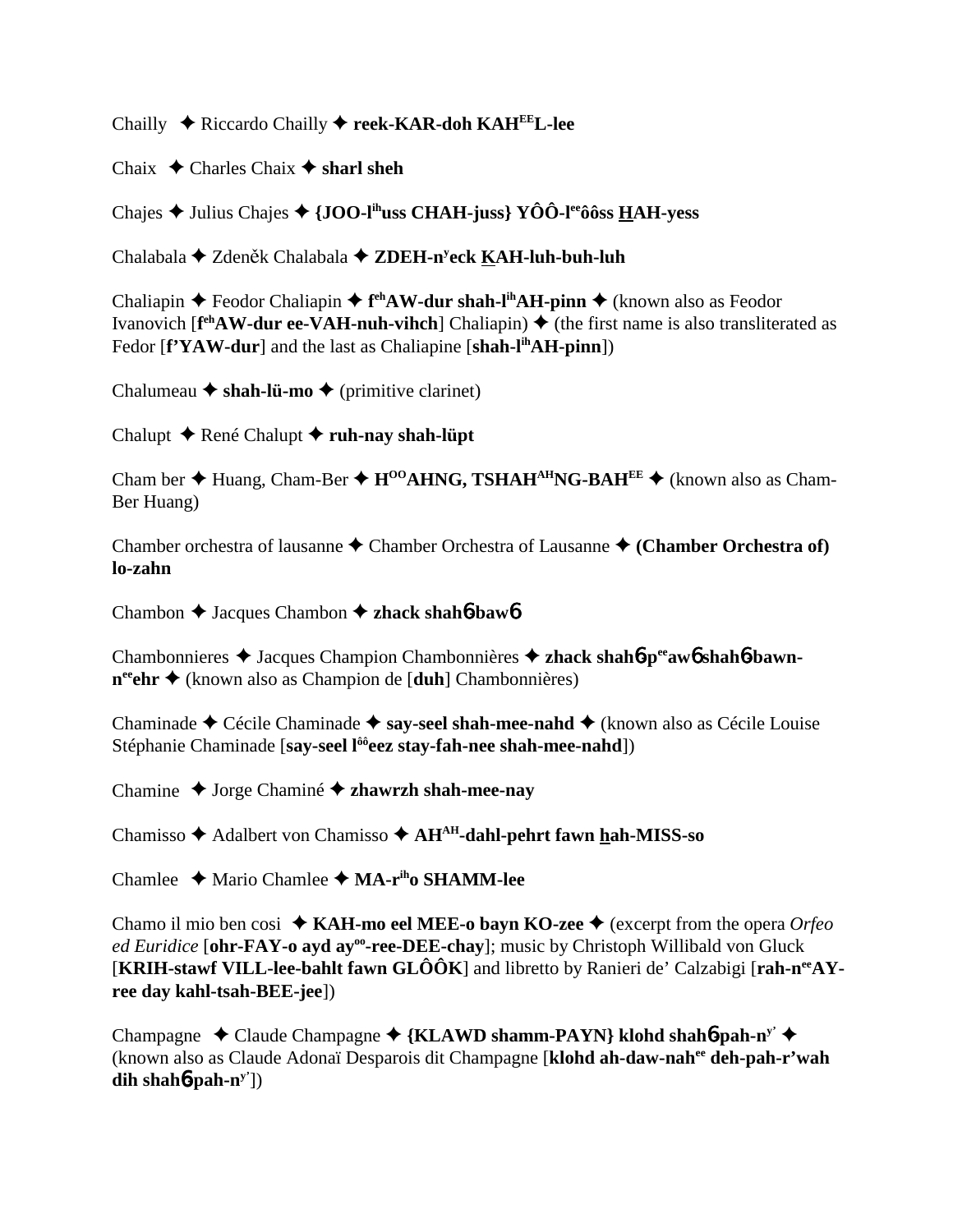Chailly ✦ Riccardo Chailly ✦ **reek-KAR-doh KAH[EE]L-lee**

Chaix ✦ Charles Chaix ✦ **sharl sheh**

Chajes ✦ Julius Chajes ✦ **{JOO-l[ih]uss CHAH-juss} YÔÔ-l[ee]ôôss HAH-yess**

Chalabala ✦ Zdeněk Chalabala ✦ **ZDEH-n[y]eck KAH-luh-buh-luh**

Chaliapin ✦ Feodor Chaliapin ✦ **f[eh]AW-dur shah-l[ih]AH-pinn** ✦ (known also as Feodor Ivanovich [**f[eh]AW-dur ee-VAH-nuh-vihch**] Chaliapin) ✦ (the first name is also transliterated as Fedor [**f'YAW-dur**] and the last as Chaliapine [**shah-l[ih]AH-pinn**])

Chalumeau ✦ **shah-lü-mo** ✦ (primitive clarinet)

Chalupt ✦ René Chalupt ✦ **ruh-nay shah-lüpt**

Cham ber ✦ Huang, Cham-Ber ✦ **H[OO]AHNG, TSHAH[AH]NG-BAH[EE]** ✦ (known also as Cham-Ber Huang)

Chamber orchestra of lausanne ✦ Chamber Orchestra of Lausanne ✦ **(Chamber Orchestra of) lo-zahn**

Chambon ✦ Jacques Chambon ✦ **zhack shahɓ-bawɓ**

Chambonnieres ✦ Jacques Champion Chambonnières ✦ **zhack shahɓ-p[ee]awɓ shahɓ-bawn-n[ee]ehr** ✦ (known also as Champion de [**duh**] Chambonnières)

Chaminade ✦ Cécile Chaminade ✦ **say-seel shah-mee-nahd** ✦ (known also as Cécile Louise Stéphanie Chaminade [**say-seel l[ôô]eez stay-fah-nee shah-mee-nahd**])

Chamine ✦ Jorge Chaminé ✦ **zhawrzh shah-mee-nay**

Chamisso ✦ Adalbert von Chamisso ✦ **AH[AH]-dahl-pehrt fawn hah-MISS-so**

Chamlee ✦ Mario Chamlee ✦ **MA-r[ih]o SHAMM-lee**

Chamo il mio ben cosi ✦ **KAH-mo eel MEE-o bayn KO-zee** ✦ (excerpt from the opera *Orfeo ed Euridice* [**ohr-FAY-o ayd ay[oo]-ree-DEE-chay**]; music by Christoph Willibald von Gluck [**KRIH-stawf VILL-lee-bahlt fawn GLÔÔK**] and libretto by Ranieri de' Calzabigi [**rah-n[ee]AY-ree day kahl-tsah-BEE-jee**])

Champagne ✦ Claude Champagne ✦ **{KLAWD shamm-PAYN} klohd shahɓ-pah-n[y']** ✦ (known also as Claude Adonaï Desparois dit Champagne [**klohd ah-daw-nah[ee] deh-pah-r'wah dih shahɓ-pah-n[y']**])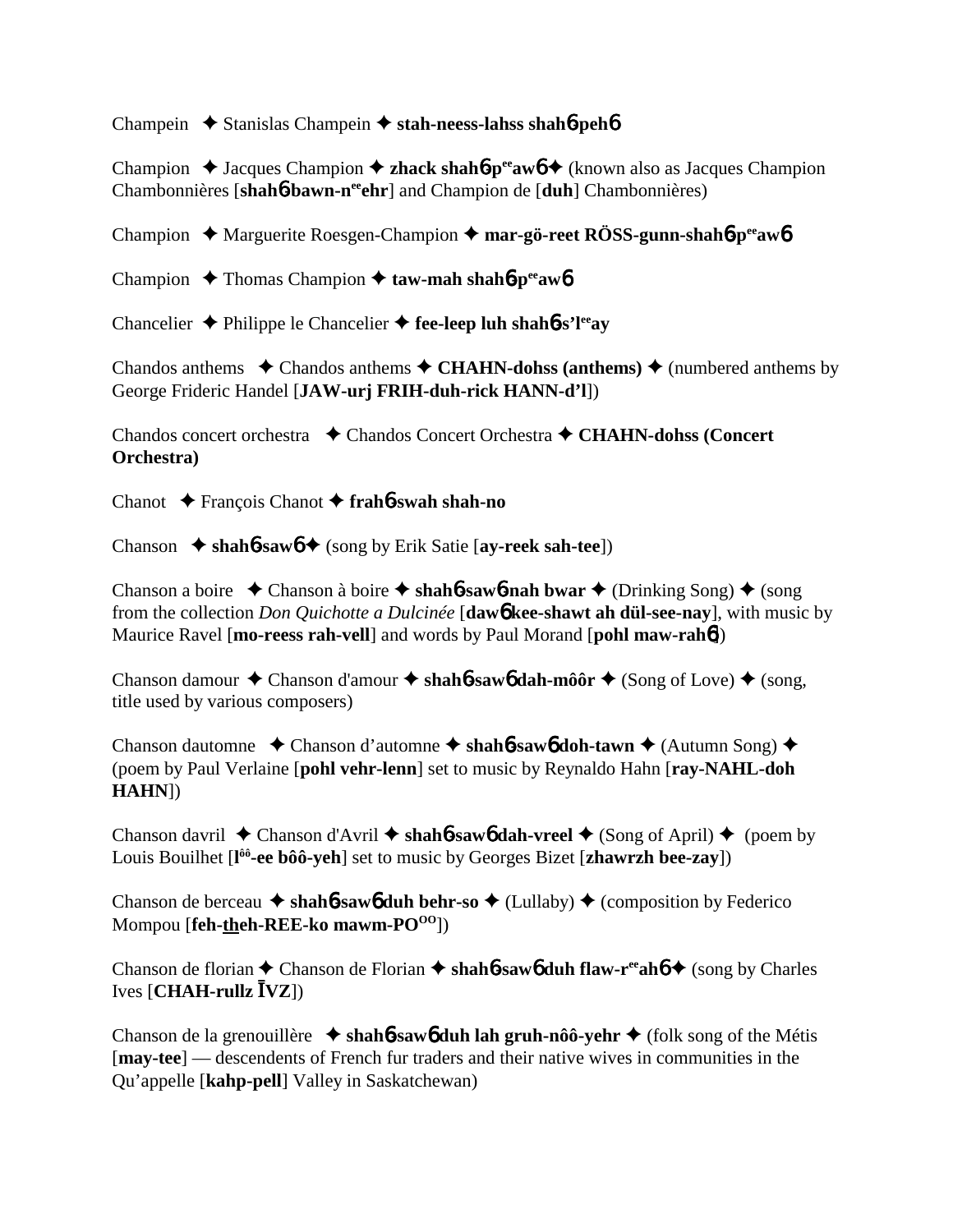Champein ✦ Stanislas Champein ✦ **stah-neess-lahss shah6peh6**

Champion ✦ Jacques Champion ✦ **zhack shah6p[ee]aw6** ✦ (known also as Jacques Champion Chambonnières [**shah6bawn-n[ee]ehr**] and Champion de [**duh**] Chambonnières)

Champion ✦ Marguerite Roesgen-Champion ✦ **mar-gö-reet RÖSS-gunn-shah6p[ee]aw6**

Champion ✦ Thomas Champion ✦ **taw-mah shah6p[ee]aw6**

Chancelier ✦ Philippe le Chancelier ✦ **fee-leep luh shah6s'l[ee]ay**

Chandos anthems ✦ Chandos anthems ✦ **CHAHN-dohss (anthems)** ✦ (numbered anthems by George Frideric Handel [**JAW-urj FRIH-duh-rick HANN-d'l**])

Chandos concert orchestra ✦ Chandos Concert Orchestra ✦ **CHAHN-dohss (Concert Orchestra)**

Chanot ✦ François Chanot ✦ **frah6swah shah-no**

Chanson ✦ **shah6saw6** ✦ (song by Erik Satie [**ay-reek sah-tee**])

Chanson a boire ✦ Chanson à boire ✦ **shah6saw6nah bwar** ✦ (Drinking Song) ✦ (song from the collection *Don Quichotte a Dulcinée* [**daw6kee-shawt ah dül-see-nay**], with music by Maurice Ravel [**mo-reess rah-vell**] and words by Paul Morand [**pohl maw-rah6**])

Chanson damour ✦ Chanson d'amour ✦ **shah6saw6dah-môôr** ✦ (Song of Love) ✦ (song, title used by various composers)

Chanson dautomne ✦ Chanson d'automne ✦ **shah6saw6doh-tawn** ✦ (Autumn Song) ✦ (poem by Paul Verlaine [**pohl vehr-lenn**] set to music by Reynaldo Hahn [**ray-NAHL-doh HAHN**])

Chanson davril ✦ Chanson d'Avril ✦ **shah6saw6dah-vreel** ✦ (Song of April) ✦ (poem by Louis Bouilhet [**l[ôô]-ee bôô-yeh**] set to music by Georges Bizet [**zhawrzh bee-zay**])

Chanson de berceau ✦ **shah6saw6duh behr-so** ✦ (Lullaby) ✦ (composition by Federico Mompou [**feh-theh-REE-ko mawm-PO[OO]**])

Chanson de florian ✦ Chanson de Florian ✦ **shah6saw6duh flaw-r[ee]ah6** ✦ (song by Charles Ives [**CHAH-rullz ĪVZ**])

Chanson de la grenouillère ✦ **shah6saw6duh lah gruh-nôô-yehr** ✦ (folk song of the Métis [**may-tee**] — descendents of French fur traders and their native wives in communities in the Qu'appelle [**kahp-pell**] Valley in Saskatchewan)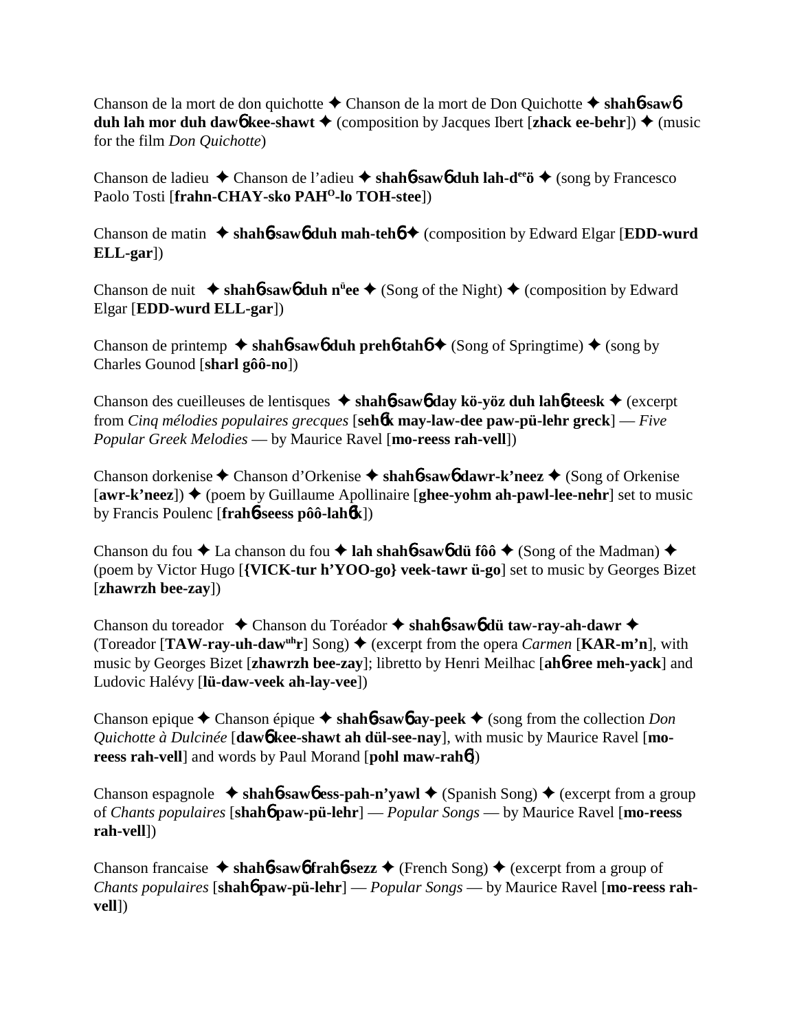Chanson de la mort de don quichotte ✦ Chanson de la mort de Don Quichotte ✦ **shahɓ-sawɓ duh lah mor duh dawɓ kee-shawt** ✦ (composition by Jacques Ibert [**zhack ee-behr**]) ✦ (music for the film *Don Quichotte*)

Chanson de ladieu ✦ Chanson de l'adieu ✦ **shahɓ-sawɓ duh lah-d^ee^ö** ✦ (song by Francesco Paolo Tosti [**frahn-CHAY-sko PAH^O^-lo TOH-stee**])

Chanson de matin ✦ **shahɓ-sawɓ duh mah-tehɓ** ✦ (composition by Edward Elgar [**EDD-wurd ELL-gar**])

Chanson de nuit ✦ **shahɓ-sawɓ duh n^ü^ee** ✦ (Song of the Night) ✦ (composition by Edward Elgar [**EDD-wurd ELL-gar**])

Chanson de printemp ✦ **shahɓ-sawɓ duh prehɓ-tahɓ** ✦ (Song of Springtime) ✦ (song by Charles Gounod [**sharl gôô-no**])

Chanson des cueilleuses de lentisques ✦ **shahɓ-sawɓ day kö-yöz duh lahɓ-teesk** ✦ (excerpt from *Cinq mélodies populaires grecques* [**sehɓk may-law-dee paw-pü-lehr greck**] — *Five Popular Greek Melodies* — by Maurice Ravel [**mo-reess rah-vell**])

Chanson dorkenise ✦ Chanson d'Orkenise ✦ **shahɓ-sawɓ dawr-k'neez** ✦ (Song of Orkenise [**awr-k'neez**]) ✦ (poem by Guillaume Apollinaire [**ghee-yohm ah-pawl-lee-nehr**] set to music by Francis Poulenc [**frahɓ-seess pôô-lahɓk**])

Chanson du fou ✦ La chanson du fou ✦ **lah shahɓ-sawɓ dü fôô** ✦ (Song of the Madman) ✦ (poem by Victor Hugo [**{VICK-tur h'YOO-go} veek-tawr ü-go**] set to music by Georges Bizet [**zhawrzh bee-zay**])

Chanson du toreador ✦ Chanson du Toréador ✦ **shahɓ-sawɓ dü taw-ray-ah-dawr** ✦ (Toreador [**TAW-ray-uh-daw^uh^r**] Song) ✦ (excerpt from the opera *Carmen* [**KAR-m'n**], with music by Georges Bizet [**zhawrzh bee-zay**]; libretto by Henri Meilhac [**ahɓ-ree meh-yack**] and Ludovic Halévy [**lü-daw-veek ah-lay-vee**])

Chanson epique ✦ Chanson épique ✦ **shahɓ-sawɓ ay-peek** ✦ (song from the collection *Don Quichotte à Dulcinée* [**dawɓ kee-shawt ah dül-see-nay**], with music by Maurice Ravel [**mo-reess rah-vell**] and words by Paul Morand [**pohl maw-rahɓ**])

Chanson espagnole ✦ **shahɓ-sawɓ ess-pah-n'yawl** ✦ (Spanish Song) ✦ (excerpt from a group of *Chants populaires* [**shahɓ paw-pü-lehr**] — *Popular Songs* — by Maurice Ravel [**mo-reess rah-vell**])

Chanson francaise ✦ **shahɓ-sawɓ frahɓ-sezz** ✦ (French Song) ✦ (excerpt from a group of *Chants populaires* [**shahɓ paw-pü-lehr**] — *Popular Songs* — by Maurice Ravel [**mo-reess rah-vell**])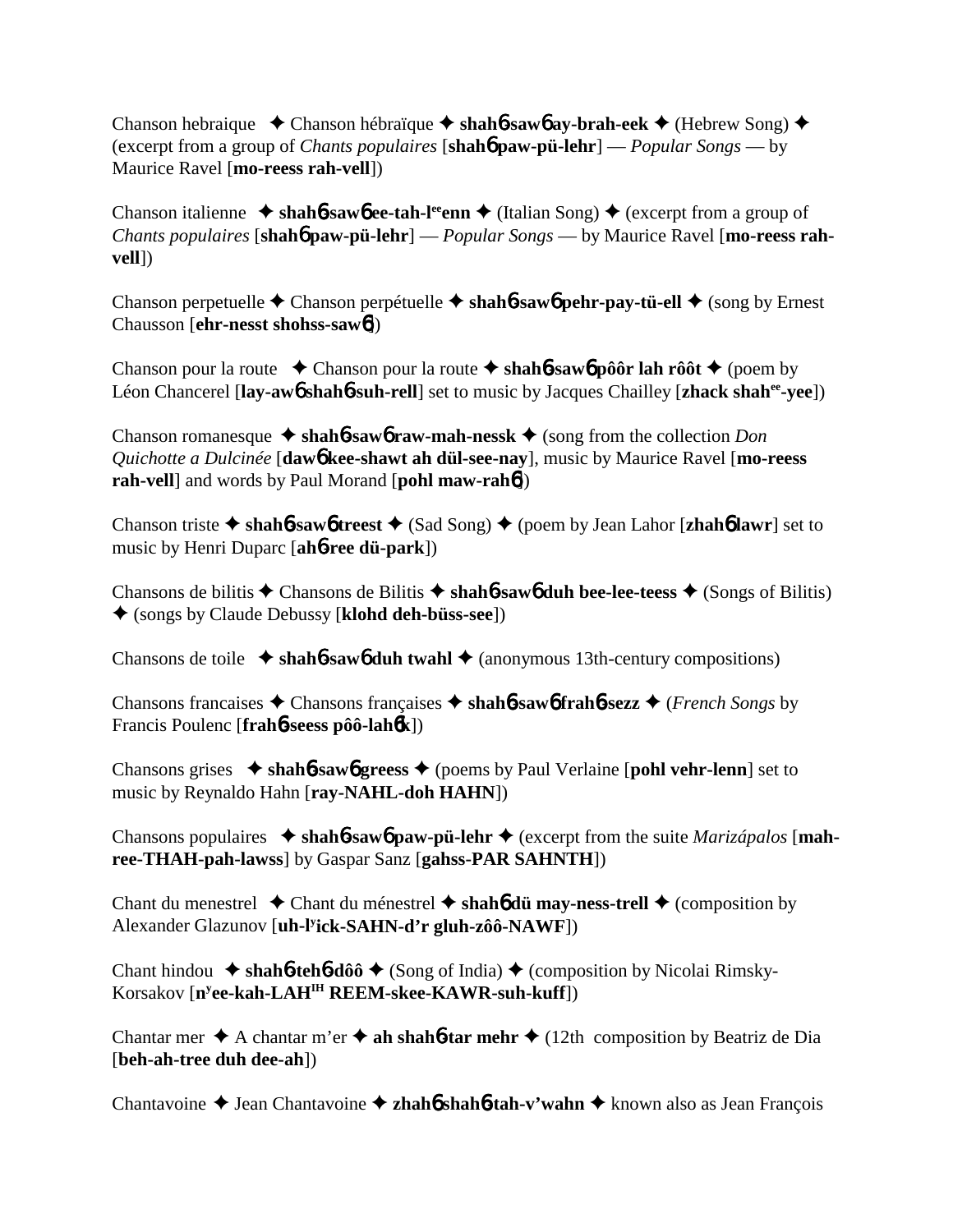Chanson hebraique ✦ Chanson hébraïque ✦ **shahɓ-sawɓ ay-brah-eek** ✦ (Hebrew Song) ✦ (excerpt from a group of *Chants populaires* [**shahɓ paw-pü-lehr**] — *Popular Songs* — by Maurice Ravel [**mo-reess rah-vell**])

Chanson italienne ✦ **shahɓ-sawɓ ee-tah-l^ee^enn** ✦ (Italian Song) ✦ (excerpt from a group of *Chants populaires* [**shahɓ paw-pü-lehr**] — *Popular Songs* — by Maurice Ravel [**mo-reess rah-vell**])

Chanson perpetuelle ✦ Chanson perpétuelle ✦ **shahɓ-sawɓ pehr-pay-tü-ell** ✦ (song by Ernest Chausson [**ehr-nesst shohss-sawɓ**])

Chanson pour la route ✦ Chanson pour la route ✦ **shahɓ-sawɓ pôôr lah rôôt** ✦ (poem by Léon Chancerel [**lay-awɓ shahɓ-suh-rell**] set to music by Jacques Chailley [**zhack shah^ee^-yee**])

Chanson romanesque ✦ **shahɓ-sawɓ raw-mah-nessk** ✦ (song from the collection *Don Quichotte a Dulcinée* [**dawɓ kee-shawt ah dül-see-nay**], music by Maurice Ravel [**mo-reess rah-vell**] and words by Paul Morand [**pohl maw-rahɓ**])

Chanson triste ✦ **shahɓ-sawɓ treest** ✦ (Sad Song) ✦ (poem by Jean Lahor [**zhahɓ lawr**] set to music by Henri Duparc [**ahɓ-ree dü-park**])

Chansons de bilitis ✦ Chansons de Bilitis ✦ **shahɓ-sawɓ duh bee-lee-teess** ✦ (Songs of Bilitis) ✦ (songs by Claude Debussy [**klohd deh-büss-see**])

Chansons de toile ✦ **shahɓ-sawɓ duh twahl** ✦ (anonymous 13th-century compositions)

Chansons francaises ✦ Chansons françaises ✦ **shahɓ-sawɓ frahɓ-sezz** ✦ (*French Songs* by Francis Poulenc [**frahɓ-seess pôô-lahɓk**])

Chansons grises ✦ **shahɓ-sawɓ greess** ✦ (poems by Paul Verlaine [**pohl vehr-lenn**] set to music by Reynaldo Hahn [**ray-NAHL-doh HAHN**])

Chansons populaires ✦ **shahɓ-sawɓ paw-pü-lehr** ✦ (excerpt from the suite *Marizápalos* [**mah-ree-THAH-pah-lawss**] by Gaspar Sanz [**gahss-PAR SAHNTH**])

Chant du menestrel ✦ Chant du ménestrel ✦ **shahɓ dü may-ness-trell** ✦ (composition by Alexander Glazunov [**uh-l^y^ick-SAHN-d'r gluh-zôô-NAWF**])

Chant hindou ✦ **shahɓ-tehɓ-dôô** ✦ (Song of India) ✦ (composition by Nicolai Rimsky-Korsakov [**n^y^ee-kah-LAH^IH^ REEM-skee-KAWR-suh-kuff**])

Chantar mer ✦ A chantar m'er ✦ **ah shahɓ-tar mehr** ✦ (12th composition by Beatriz de Dia [**beh-ah-tree duh dee-ah**])

Chantavoine ✦ Jean Chantavoine ✦ **zhahɓ shahɓ-tah-v'wahn** ✦ known also as Jean François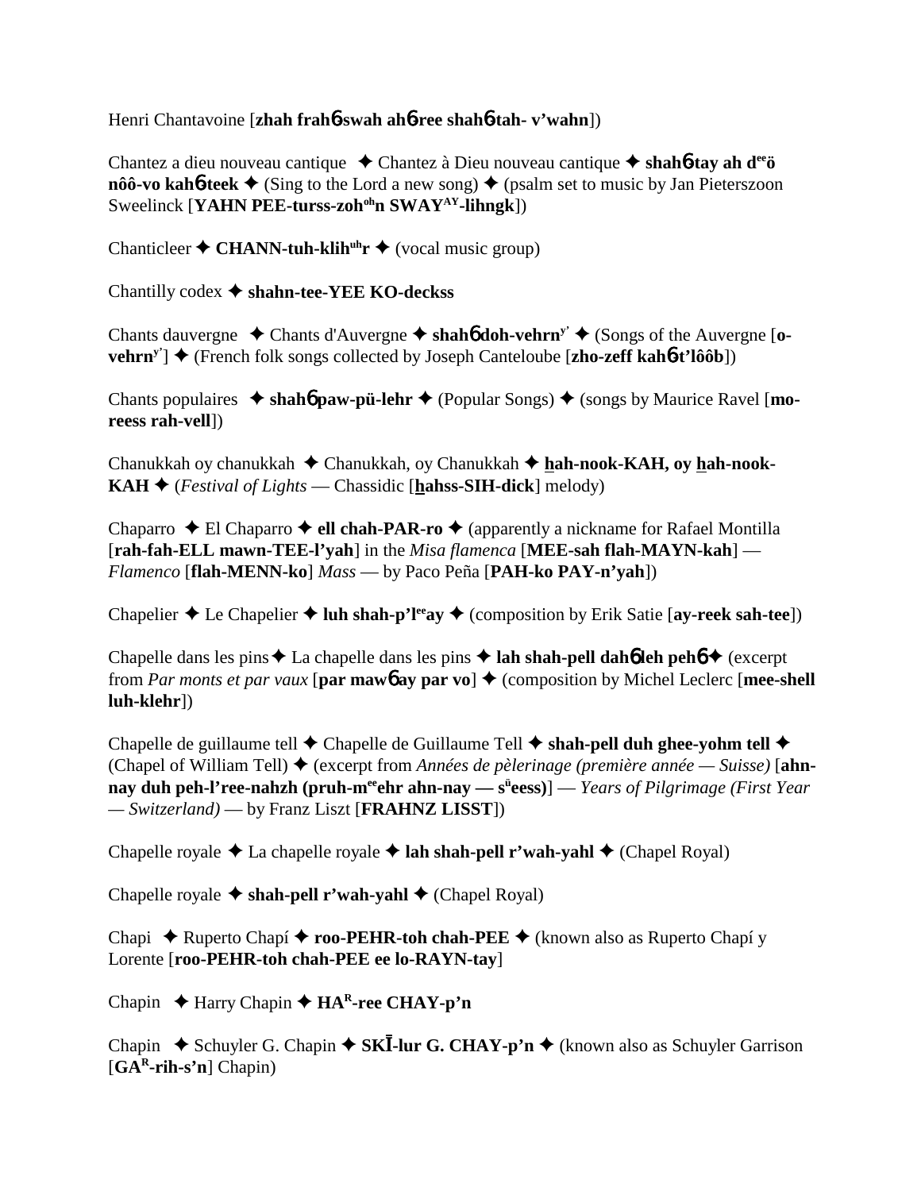Henri Chantavoine [**zhah frahɓ-swah ahɓ-ree shahɓ-tah- v'wahn**])

Chantez a dieu nouveau cantique ✦ Chantez à Dieu nouveau cantique ✦ **shahɓ-tay ah d[ee]ö nôô-vo kahɓ-teek** ✦ (Sing to the Lord a new song) ✦ (psalm set to music by Jan Pieterszoon Sweelinck [**YAHN PEE-turss-zoh[oh]n SWAY[AY]-lihngk**])

Chanticleer ✦ **CHANN-tuh-klih[uh]r** ✦ (vocal music group)

Chantilly codex ✦ **shahn-tee-YEE KO-deckss**

Chants dauvergne ✦ Chants d'Auvergne ✦ **shahɓ doh-vehrn[y']** ✦ (Songs of the Auvergne [**o-vehrn[y']**] ✦ (French folk songs collected by Joseph Canteloube [**zho-zeff kahɓ-t'lôôb**])

Chants populaires ✦ **shahɓ paw-pü-lehr** ✦ (Popular Songs) ✦ (songs by Maurice Ravel [**mo-reess rah-vell**])

Chanukkah oy chanukkah ✦ Chanukkah, oy Chanukkah ✦ **hah-nook-KAH, oy hah-nook-KAH** ✦ (*Festival of Lights* — Chassidic [**hahss-SIH-dick**] melody)

Chaparro ✦ El Chaparro ✦ **ell chah-PAR-ro** ✦ (apparently a nickname for Rafael Montilla [**rah-fah-ELL mawn-TEE-l'yah**] in the *Misa flamenca* [**MEE-sah flah-MAYN-kah**] — *Flamenco* [**flah-MENN-ko**] *Mass* — by Paco Peña [**PAH-ko PAY-n'yah**])

Chapelier ✦ Le Chapelier ✦ **luh shah-p'l[ee]ay** ✦ (composition by Erik Satie [**ay-reek sah-tee**])

Chapelle dans les pins ✦ La chapelle dans les pins ✦ **lah shah-pell dahɓ leh pehɓ** ✦ (excerpt from *Par monts et par vaux* [**par mawɓ ay par vo**] ✦ (composition by Michel Leclerc [**mee-shell luh-klehr**])

Chapelle de guillaume tell ✦ Chapelle de Guillaume Tell ✦ **shah-pell duh ghee-yohm tell** ✦ (Chapel of William Tell) ✦ (excerpt from *Années de pèlerinage (première année — Suisse)* [**ahn-nay duh peh-l'ree-nahzh (pruh-m[ee]ehr ahn-nay — s[ü]eess)**] — *Years of Pilgrimage (First Year — Switzerland)* — by Franz Liszt [**FRAHNZ LISST**])

Chapelle royale ✦ La chapelle royale ✦ **lah shah-pell r'wah-yahl** ✦ (Chapel Royal)

Chapelle royale ✦ **shah-pell r'wah-yahl** ✦ (Chapel Royal)

Chapi ✦ Ruperto Chapí ✦ **roo-PEHR-toh chah-PEE** ✦ (known also as Ruperto Chapí y Lorente [**roo-PEHR-toh chah-PEE ee lo-RAYN-tay**]

Chapin ✦ Harry Chapin ✦ **HA[R]-ree CHAY-p'n**

Chapin ✦ Schuyler G. Chapin ✦ **SKĪ-lur G. CHAY-p'n** ✦ (known also as Schuyler Garrison [**GA[R]-rih-s'n**] Chapin)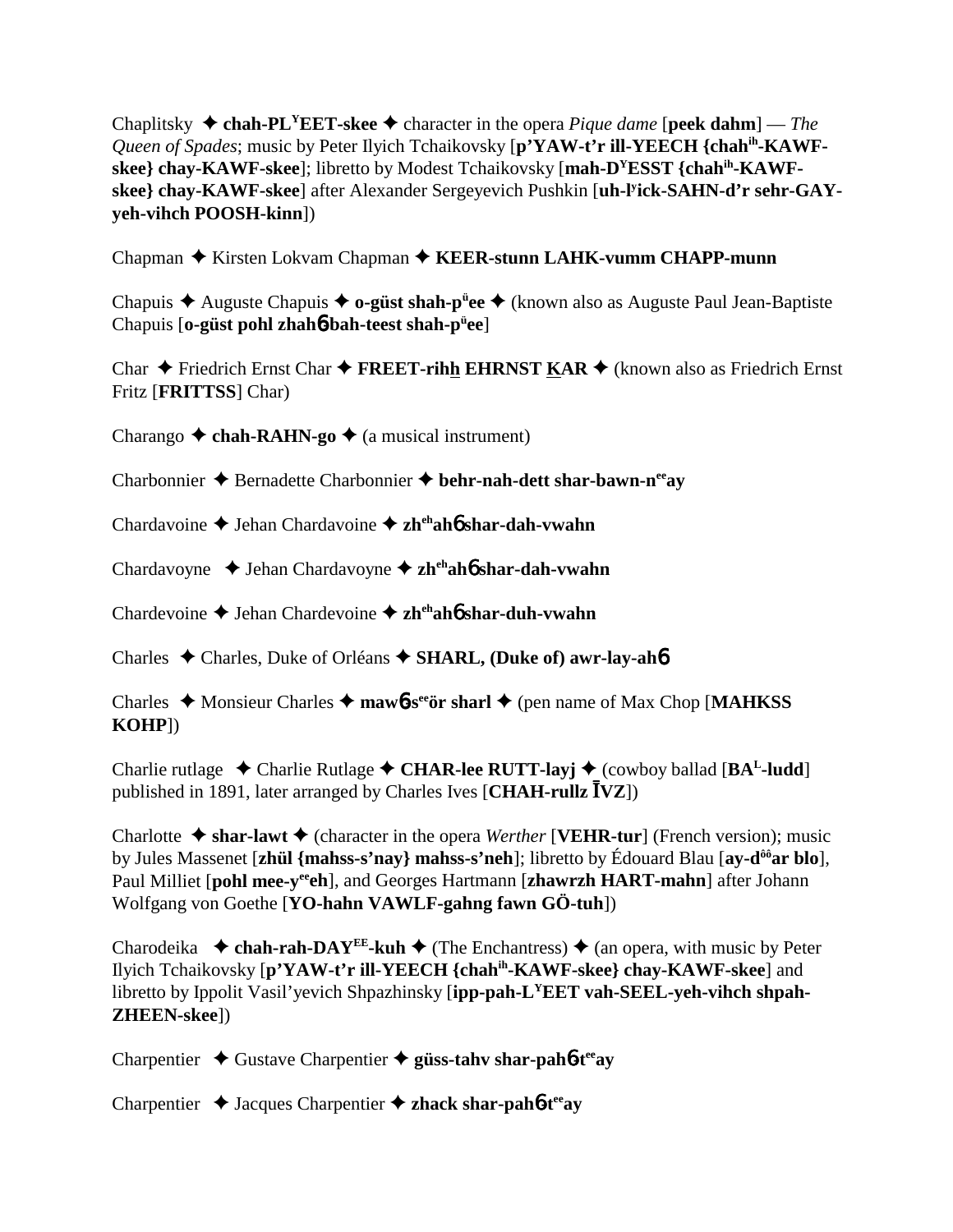Chaplitsky ✦ **chah-PL^Y^EET-skee** ✦ character in the opera *Pique dame* [**peek dahm**] — *The Queen of Spades*; music by Peter Ilyich Tchaikovsky [**p'YAW-t'r ill-YEECH {chah^ih^-KAWF-skee} chay-KAWF-skee**]; libretto by Modest Tchaikovsky [**mah-D^Y^ESST {chah^ih^-KAWF-skee} chay-KAWF-skee**] after Alexander Sergeyevich Pushkin [**uh-l^y^ick-SAHN-d'r sehr-GAY-yeh-vihch POOSH-kinn**])

Chapman ✦ Kirsten Lokvam Chapman ✦ **KEER-stunn LAHK-vumm CHAPP-munn**

Chapuis ✦ Auguste Chapuis ✦ **o-güst shah-p^ü^ee** ✦ (known also as Auguste Paul Jean-Baptiste Chapuis [**o-güst pohl zhah6-bah-teest shah-p^ü^ee**]

Char ✦ Friedrich Ernst Char ✦ **FREET-rihh EHRNST KAR** ✦ (known also as Friedrich Ernst Fritz [**FRITTSS**] Char)

Charango ✦ **chah-RAHN-go** ✦ (a musical instrument)

Charbonnier ✦ Bernadette Charbonnier ✦ **behr-nah-dett shar-bawn-n^ee^ay**

Chardavoine ✦ Jehan Chardavoine ✦ **zh^eh^ah6 shar-dah-vwahn**

Chardavoyne ✦ Jehan Chardavoyne ✦ **zh^eh^ah6 shar-dah-vwahn**

Chardevoine ✦ Jehan Chardevoine ✦ **zh^eh^ah6 shar-duh-vwahn**

Charles ✦ Charles, Duke of Orléans ✦ **SHARL, (Duke of) awr-lay-ah6**

Charles ✦ Monsieur Charles ✦ **maw6-s^ee^ör sharl** ✦ (pen name of Max Chop [**MAHKSS KOHP**])

Charlie rutlage ✦ Charlie Rutlage ✦ **CHAR-lee RUTT-layj** ✦ (cowboy ballad [**BA^L^-ludd**] published in 1891, later arranged by Charles Ives [**CHAH-rullz ĪVZ**])

Charlotte ✦ **shar-lawt** ✦ (character in the opera *Werther* [**VEHR-tur**] (French version); music by Jules Massenet [**zhül {mahss-s'nay} mahss-s'neh**]; libretto by Édouard Blau [**ay-d^ôô^ar blo**], Paul Milliet [**pohl mee-y^ee^eh**], and Georges Hartmann [**zhawrzh HART-mahn**] after Johann Wolfgang von Goethe [**YO-hahn VAWLF-gahng fawn GÖ-tuh**])

Charodeika ✦ **chah-rah-DAY^EE^-kuh** ✦ (The Enchantress) ✦ (an opera, with music by Peter Ilyich Tchaikovsky [**p'YAW-t'r ill-YEECH {chah^ih^-KAWF-skee} chay-KAWF-skee**] and libretto by Ippolit Vasil'yevich Shpazhinsky [**ipp-pah-L^Y^EET vah-SEEL-yeh-vihch shpah-ZHEEN-skee**])

Charpentier ✦ Gustave Charpentier ✦ **güss-tahv shar-pah6-t^ee^ay**

Charpentier ✦ Jacques Charpentier ✦ **zhack shar-pah6-t^ee^ay**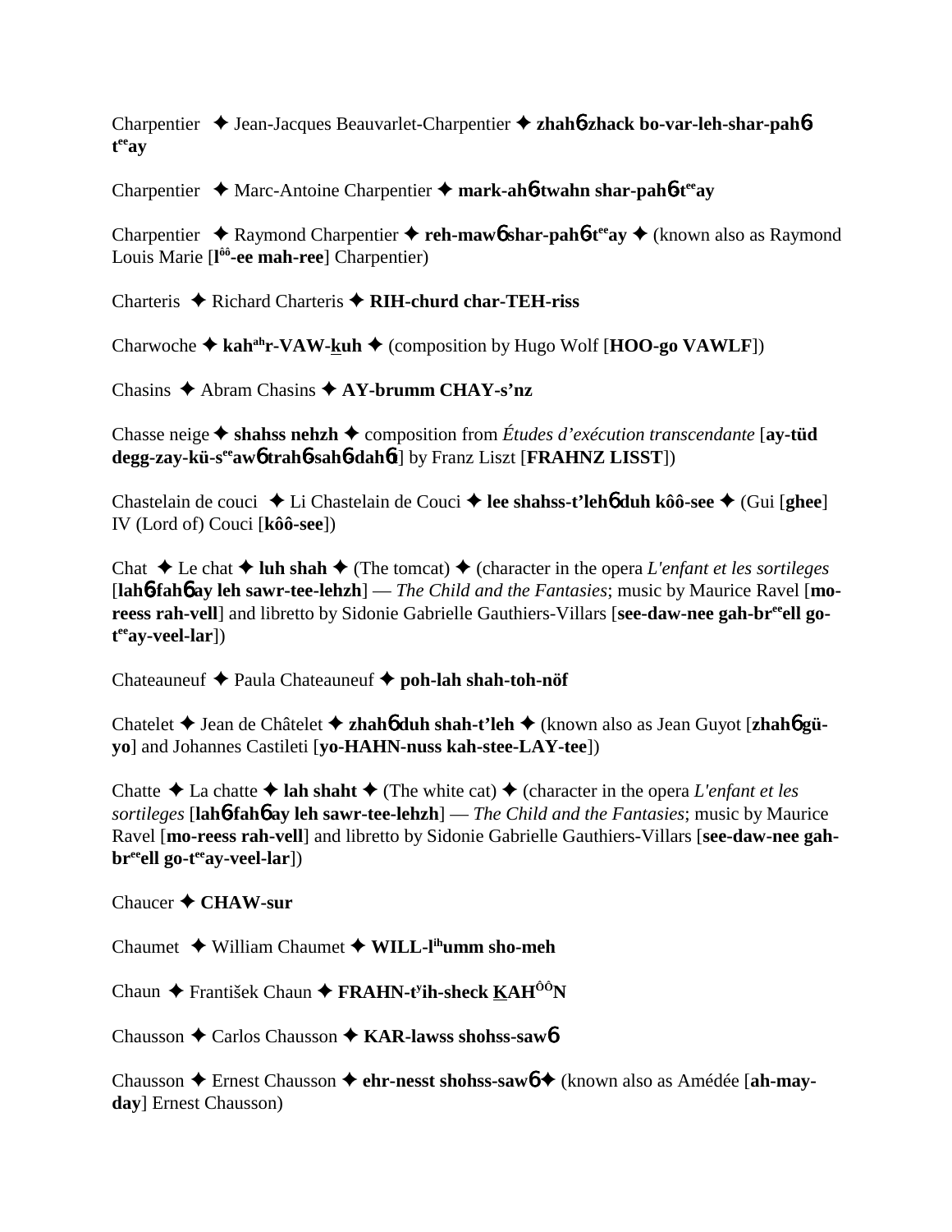Charpentier ✦ Jean-Jacques Beauvarlet-Charpentier ✦ **zhahɓ-zhack bo-var-leh-shar-pahɓ-t^ee^ay**

Charpentier ✦ Marc-Antoine Charpentier ✦ **mark-ahɓ-twahn shar-pahɓ-t^ee^ay**

Charpentier ✦ Raymond Charpentier ✦ **reh-mawɓ shar-pahɓ-t^ee^ay** ✦ (known also as Raymond Louis Marie [**l^ôô^-ee mah-ree**] Charpentier)

Charteris ✦ Richard Charteris ✦ **RIH-churd char-TEH-riss**

Charwoche ✦ **kah^ah^r-VAW-kuh** ✦ (composition by Hugo Wolf [**HOO-go VAWLF**])

Chasins ✦ Abram Chasins ✦ **AY-brumm CHAY-s'nz**

Chasse neige ✦ **shahss nehzh** ✦ composition from *Études d'exécution transcendante* [**ay-tüd degg-zay-kü-s^ee^awɓ trahɓ-sahɓ-dahɓt**] by Franz Liszt [**FRAHNZ LISST**])

Chastelain de couci ✦ Li Chastelain de Couci ✦ **lee shahss-t'lehɓ duh kôô-see** ✦ (Gui [**ghee**] IV (Lord of) Couci [**kôô-see**])

Chat ✦ Le chat ✦ **luh shah** ✦ (The tomcat) ✦ (character in the opera *L'enfant et les sortileges* [**lahɓ-fahɓ ay leh sawr-tee-lehzh**] — *The Child and the Fantasies*; music by Maurice Ravel [**mo-reess rah-vell**] and libretto by Sidonie Gabrielle Gauthiers-Villars [**see-daw-nee gah-br^ee^ell go-t^ee^ay-veel-lar**])

Chateauneuf ✦ Paula Chateauneuf ✦ **poh-lah shah-toh-nöf**

Chatelet ✦ Jean de Châtelet ✦ **zhahɓ duh shah-t'leh** ✦ (known also as Jean Guyot [**zhahɓ gü-yo**] and Johannes Castileti [**yo-HAHN-nuss kah-stee-LAY-tee**])

Chatte ✦ La chatte ✦ **lah shaht** ✦ (The white cat) ✦ (character in the opera *L'enfant et les sortileges* [**lahɓ-fahɓ ay leh sawr-tee-lehzh**] — *The Child and the Fantasies*; music by Maurice Ravel [**mo-reess rah-vell**] and libretto by Sidonie Gabrielle Gauthiers-Villars [**see-daw-nee gah-br^ee^ell go-t^ee^ay-veel-lar**])

Chaucer ✦ **CHAW-sur**

Chaumet ✦ William Chaumet ✦ **WILL-l^ih^umm sho-meh**

Chaun ✦ František Chaun ✦ **FRAHN-t^y^ih-sheck KAH^ÔÔ^N**

Chausson ✦ Carlos Chausson ✦ **KAR-lawss shohss-sawɓ**

Chausson ✦ Ernest Chausson ✦ **ehr-nesst shohss-sawɓ** ✦ (known also as Amédée [**ah-may-day**] Ernest Chausson)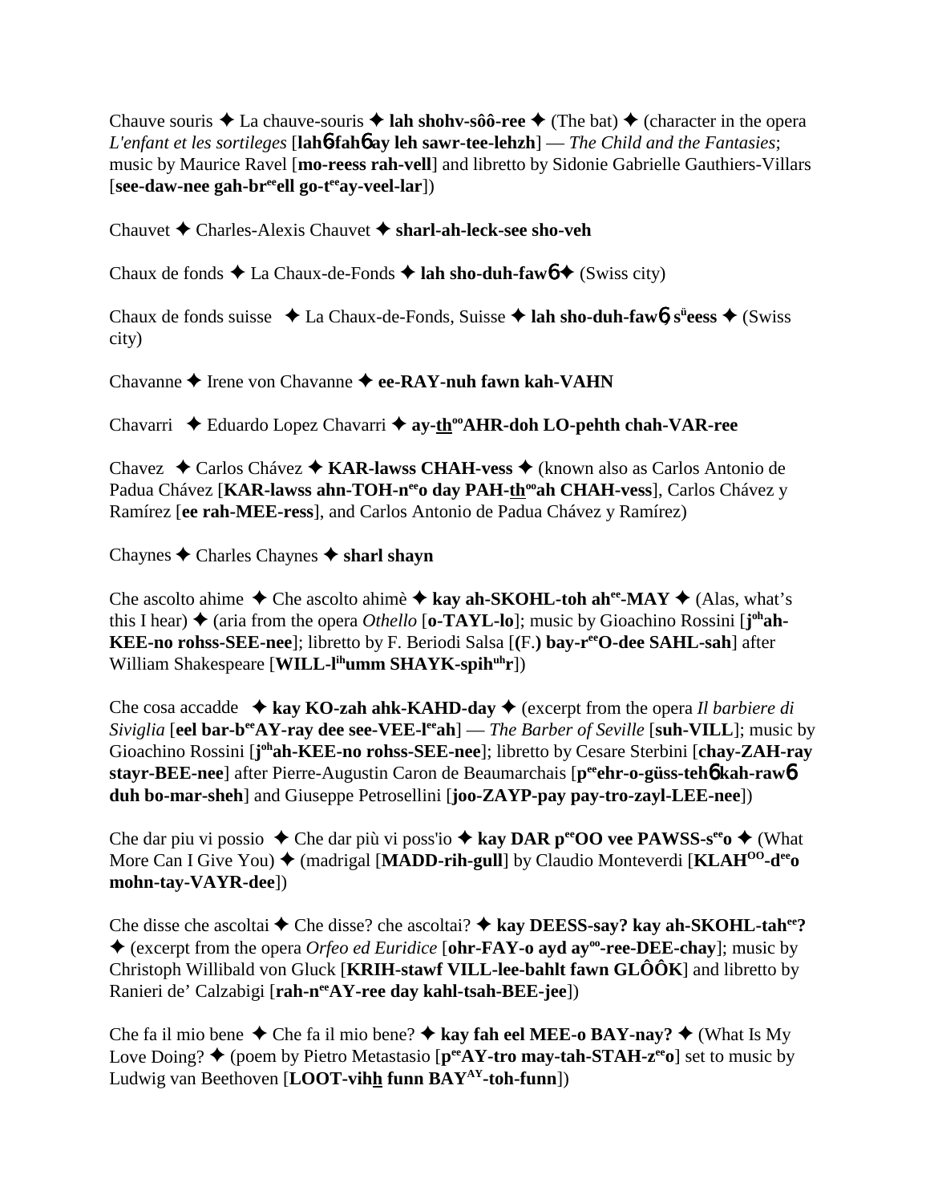Chauve souris ✦ La chauve-souris ✦ **lah shohv-sôô-ree** ✦ (The bat) ✦ (character in the opera *L'enfant et les sortileges* [**lah6 fah6 ay leh sawr-tee-lehzh**] — *The Child and the Fantasies*; music by Maurice Ravel [**mo-reess rah-vell**] and libretto by Sidonie Gabrielle Gauthiers-Villars [**see-daw-nee gah-br^ee^ell go-t^ee^ay-veel-lar**])

Chauvet ✦ Charles-Alexis Chauvet ✦ **sharl-ah-leck-see sho-veh**

Chaux de fonds ✦ La Chaux-de-Fonds ✦ **lah sho-duh-faw6** ✦ (Swiss city)

Chaux de fonds suisse ✦ La Chaux-de-Fonds, Suisse ✦ **lah sho-duh-faw6, s^ü^eess** ✦ (Swiss city)

Chavanne ✦ Irene von Chavanne ✦ **ee-RAY-nuh fawn kah-VAHN**

Chavarri ✦ Eduardo Lopez Chavarri ✦ **ay-th^oo^AHR-doh LO-pehth chah-VAR-ree**

Chavez ✦ Carlos Chávez ✦ **KAR-lawss CHAH-vess** ✦ (known also as Carlos Antonio de Padua Chávez [**KAR-lawss ahn-TOH-n^ee^o day PAH-th^oo^ah CHAH-vess**], Carlos Chávez y Ramírez [**ee rah-MEE-ress**], and Carlos Antonio de Padua Chávez y Ramírez)

Chaynes ✦ Charles Chaynes ✦ **sharl shayn**

Che ascolto ahime ✦ Che ascolto ahimè ✦ **kay ah-SKOHL-toh ah^ee^-MAY** ✦ (Alas, what's this I hear) ✦ (aria from the opera *Othello* [**o-TAYL-lo**]; music by Gioachino Rossini [**j^oh^ah-KEE-no rohss-SEE-nee**]; libretto by F. Beriodi Salsa [**(F.) bay-r^ee^O-dee SAHL-sah**] after William Shakespeare [**WILL-l^ih^umm SHAYK-spih^uh^r**])

Che cosa accadde ✦ **kay KO-zah ahk-KAHD-day** ✦ (excerpt from the opera *Il barbiere di Siviglia* [**eel bar-b^ee^AY-ray dee see-VEE-l^ee^ah**] — *The Barber of Seville* [**suh-VILL**]; music by Gioachino Rossini [**j^oh^ah-KEE-no rohss-SEE-nee**]; libretto by Cesare Sterbini [**chay-ZAH-ray stayr-BEE-nee**] after Pierre-Augustin Caron de Beaumarchais [**p^ee^ehr-o-güss-teh6 kah-raw6 duh bo-mar-sheh**] and Giuseppe Petrosellini [**joo-ZAYP-pay pay-tro-zayl-LEE-nee**])

Che dar piu vi possio ✦ Che dar più vi poss'io ✦ **kay DAR p^ee^OO vee PAWSS-s^ee^o** ✦ (What More Can I Give You) ✦ (madrigal [**MADD-rih-gull**] by Claudio Monteverdi [**KLAH^OO^-d^ee^o mohn-tay-VAYR-dee**])

Che disse che ascoltai ✦ Che disse? che ascoltai? ✦ **kay DEESS-say? kay ah-SKOHL-tah^ee^?** ✦ (excerpt from the opera *Orfeo ed Euridice* [**ohr-FAY-o ayd ay^oo^-ree-DEE-chay**]; music by Christoph Willibald von Gluck [**KRIH-stawf VILL-lee-bahlt fawn GLÔÔK**] and libretto by Ranieri de' Calzabigi [**rah-n^ee^AY-ree day kahl-tsah-BEE-jee**])

Che fa il mio bene ✦ Che fa il mio bene? ✦ **kay fah eel MEE-o BAY-nay?** ✦ (What Is My Love Doing? ✦ (poem by Pietro Metastasio [**p^ee^AY-tro may-tah-STAH-z^ee^o**] set to music by Ludwig van Beethoven [**LOOT-vihh funn BAY^AY^-toh-funn**])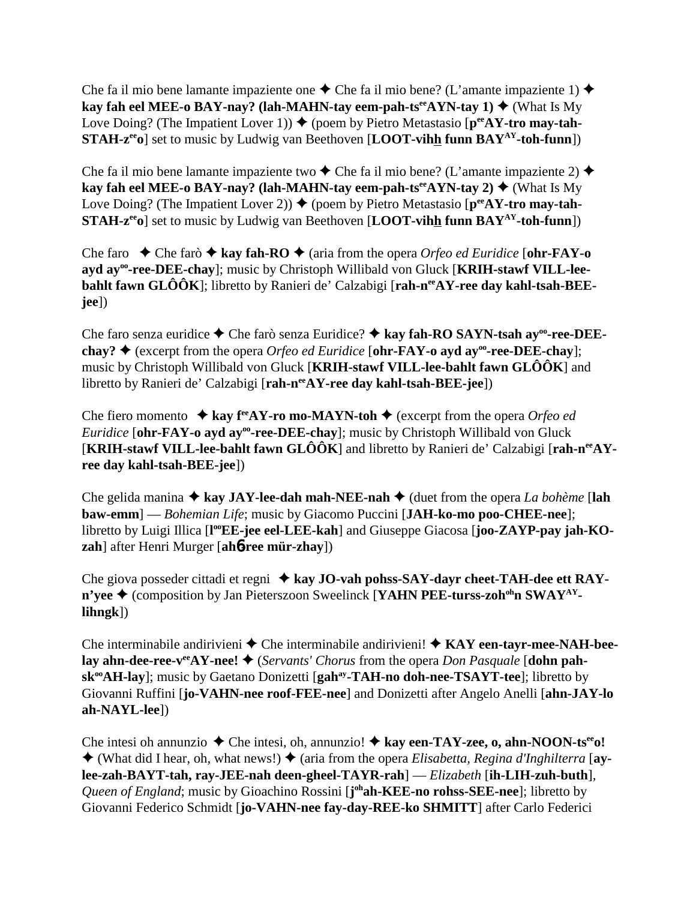Che fa il mio bene lamante impaziente one ✦ Che fa il mio bene? (L'amante impaziente 1) ✦ **kay fah eel MEE-o BAY-nay? (lah-MAHN-tay eem-pah-ts^ee^AYN-tay 1)** ✦ (What Is My Love Doing? (The Impatient Lover 1)) ✦ (poem by Pietro Metastasio [**p^ee^AY-tro may-tah-STAH-z^ee^o**] set to music by Ludwig van Beethoven [**LOOT-vihh funn BAY^AY^-toh-funn**])

Che fa il mio bene lamante impaziente two ✦ Che fa il mio bene? (L'amante impaziente 2) ✦ **kay fah eel MEE-o BAY-nay? (lah-MAHN-tay eem-pah-ts^ee^AYN-tay 2)** ✦ (What Is My Love Doing? (The Impatient Lover 2)) ✦ (poem by Pietro Metastasio [**p^ee^AY-tro may-tah-STAH-z^ee^o**] set to music by Ludwig van Beethoven [**LOOT-vihh funn BAY^AY^-toh-funn**])

Che faro ✦ Che farò ✦ **kay fah-RO** ✦ (aria from the opera *Orfeo ed Euridice* [**ohr-FAY-o ayd ay^oo^-ree-DEE-chay**]; music by Christoph Willibald von Gluck [**KRIH-stawf VILL-lee-bahlt fawn GLÔÔK**]; libretto by Ranieri de' Calzabigi [**rah-n^ee^AY-ree day kahl-tsah-BEE-jee**])

Che faro senza euridice ✦ Che farò senza Euridice? ✦ **kay fah-RO SAYN-tsah ay^oo^-ree-DEE-chay?** ✦ (excerpt from the opera *Orfeo ed Euridice* [**ohr-FAY-o ayd ay^oo^-ree-DEE-chay**]; music by Christoph Willibald von Gluck [**KRIH-stawf VILL-lee-bahlt fawn GLÔÔK**] and libretto by Ranieri de' Calzabigi [**rah-n^ee^AY-ree day kahl-tsah-BEE-jee**])

Che fiero momento ✦ **kay f^ee^AY-ro mo-MAYN-toh** ✦ (excerpt from the opera *Orfeo ed Euridice* [**ohr-FAY-o ayd ay^oo^-ree-DEE-chay**]; music by Christoph Willibald von Gluck [**KRIH-stawf VILL-lee-bahlt fawn GLÔÔK**] and libretto by Ranieri de' Calzabigi [**rah-n^ee^AY-ree day kahl-tsah-BEE-jee**])

Che gelida manina ✦ **kay JAY-lee-dah mah-NEE-nah** ✦ (duet from the opera *La bohème* [**lah baw-emm**] — *Bohemian Life*; music by Giacomo Puccini [**JAH-ko-mo poo-CHEE-nee**]; libretto by Luigi Illica [**l^oo^EE-jee eel-LEE-kah**] and Giuseppe Giacosa [**joo-ZAYP-pay jah-KO-zah**] after Henri Murger [**ahɓree mür-zhay**])

Che giova posseder cittadi et regni ✦ **kay JO-vah pohss-SAY-dayr cheet-TAH-dee ett RAY-n'yee** ✦ (composition by Jan Pieterszoon Sweelinck [**YAHN PEE-turss-zoh^oh^n SWAY^AY^-lihngk**])

Che interminabile andirivieni ✦ Che interminabile andirivieni! ✦ **KAY een-tayr-mee-NAH-bee-lay ahn-dee-ree-v^ee^AY-nee!** ✦ (*Servants' Chorus* from the opera *Don Pasquale* [**dohn pah-sk^oo^AH-lay**]; music by Gaetano Donizetti [**gah^ay^-TAH-no doh-nee-TSAYT-tee**]; libretto by Giovanni Ruffini [**jo-VAHN-nee roof-FEE-nee**] and Donizetti after Angelo Anelli [**ahn-JAY-lo ah-NAYL-lee**])

Che intesi oh annunzio ✦ Che intesi, oh, annunzio! ✦ **kay een-TAY-zee, o, ahn-NOON-ts^ee^o!** ✦ (What did I hear, oh, what news!) ✦ (aria from the opera *Elisabetta, Regina d'Inghilterra* [**ay-lee-zah-BAYT-tah, ray-JEE-nah deen-gheel-TAYR-rah**] — *Elizabeth* [**ih-LIH-zuh-buth**], *Queen of England*; music by Gioachino Rossini [**j^oh^ah-KEE-no rohss-SEE-nee**]; libretto by Giovanni Federico Schmidt [**jo-VAHN-nee fay-day-REE-ko SHMITT**] after Carlo Federici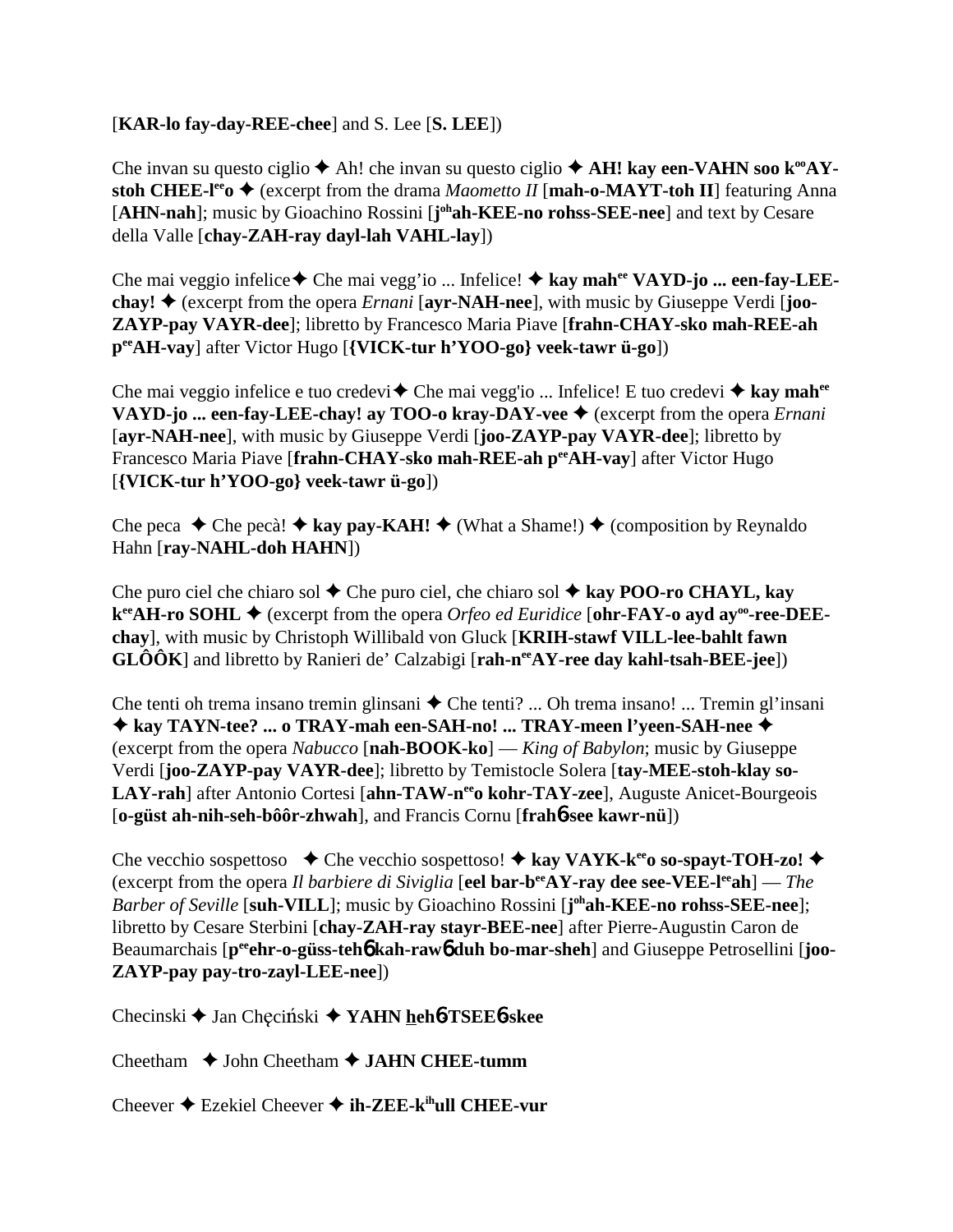[**KAR-lo fay-day-REE-chee**] and S. Lee [**S. LEE**])

Che invan su questo ciglio ✦ Ah! che invan su questo ciglio ✦ **AH! kay een-VAHN soo k^oo^AY-stoh CHEE-l^ee^o** ✦ (excerpt from the drama *Maometto II* [**mah-o-MAYT-toh II**] featuring Anna [**AHN-nah**]; music by Gioachino Rossini [**j^oh^ah-KEE-no rohss-SEE-nee**] and text by Cesare della Valle [**chay-ZAH-ray dayl-lah VAHL-lay**])

Che mai veggio infelice✦ Che mai vegg'io ... Infelice! ✦ **kay mah^ee^ VAYD-jo ... een-fay-LEE-chay!** ✦ (excerpt from the opera *Ernani* [**ayr-NAH-nee**], with music by Giuseppe Verdi [**joo-ZAYP-pay VAYR-dee**]; libretto by Francesco Maria Piave [**frahn-CHAY-sko mah-REE-ah p^ee^AH-vay**] after Victor Hugo [**{VICK-tur h'YOO-go} veek-tawr ü-go**])

Che mai veggio infelice e tuo credevi✦ Che mai vegg'io ... Infelice! E tuo credevi ✦ **kay mah^ee^ VAYD-jo ... een-fay-LEE-chay! ay TOO-o kray-DAY-vee** ✦ (excerpt from the opera *Ernani* [**ayr-NAH-nee**], with music by Giuseppe Verdi [**joo-ZAYP-pay VAYR-dee**]; libretto by Francesco Maria Piave [**frahn-CHAY-sko mah-REE-ah p^ee^AH-vay**] after Victor Hugo [**{VICK-tur h'YOO-go} veek-tawr ü-go**])

Che peca ✦ Che pecà! ✦ **kay pay-KAH!** ✦ (What a Shame!) ✦ (composition by Reynaldo Hahn [**ray-NAHL-doh HAHN**])

Che puro ciel che chiaro sol ✦ Che puro ciel, che chiaro sol ✦ **kay POO-ro CHAYL, kay k^ee^AH-ro SOHL** ✦ (excerpt from the opera *Orfeo ed Euridice* [**ohr-FAY-o ayd ay^oo^-ree-DEE-chay**], with music by Christoph Willibald von Gluck [**KRIH-stawf VILL-lee-bahlt fawn GLÔÔK**] and libretto by Ranieri de' Calzabigi [**rah-n^ee^AY-ree day kahl-tsah-BEE-jee**])

Che tenti oh trema insano tremin glinsani ✦ Che tenti? ... Oh trema insano! ... Tremin gl'insani ✦ **kay TAYN-tee? ... o TRAY-mah een-SAH-no! ... TRAY-meen l'yeen-SAH-nee** ✦ (excerpt from the opera *Nabucco* [**nah-BOOK-ko**] — *King of Babylon*; music by Giuseppe Verdi [**joo-ZAYP-pay VAYR-dee**]; libretto by Temistocle Solera [**tay-MEE-stoh-klay so-LAY-rah**] after Antonio Cortesi [**ahn-TAW-n^ee^o kohr-TAY-zee**], Auguste Anicet-Bourgeois [**o-güst ah-nih-seh-bôôr-zhwah**], and Francis Cornu [**frahɓ-see kawr-nü**])

Che vecchio sospettoso ✦ Che vecchio sospettoso! ✦ **kay VAYK-k^ee^o so-spayt-TOH-zo!** ✦ (excerpt from the opera *Il barbiere di Siviglia* [**eel bar-b^ee^AY-ray dee see-VEE-l^ee^ah**] — *The Barber of Seville* [**suh-VILL**]; music by Gioachino Rossini [**j^oh^ah-KEE-no rohss-SEE-nee**]; libretto by Cesare Sterbini [**chay-ZAH-ray stayr-BEE-nee**] after Pierre-Augustin Caron de Beaumarchais [**p^ee^ehr-o-güss-tehɓ kah-rawɓ duh bo-mar-sheh**] and Giuseppe Petrosellini [**joo-ZAYP-pay pay-tro-zayl-LEE-nee**])

Checinski ✦ Jan Chęciński ✦ **YAHN heh̲ɓ-TSEEɓ-skee**

Cheetham ✦ John Cheetham ✦ **JAHN CHEE-tumm**

Cheever ✦ Ezekiel Cheever ✦ **ih-ZEE-k^ih^ull CHEE-vur**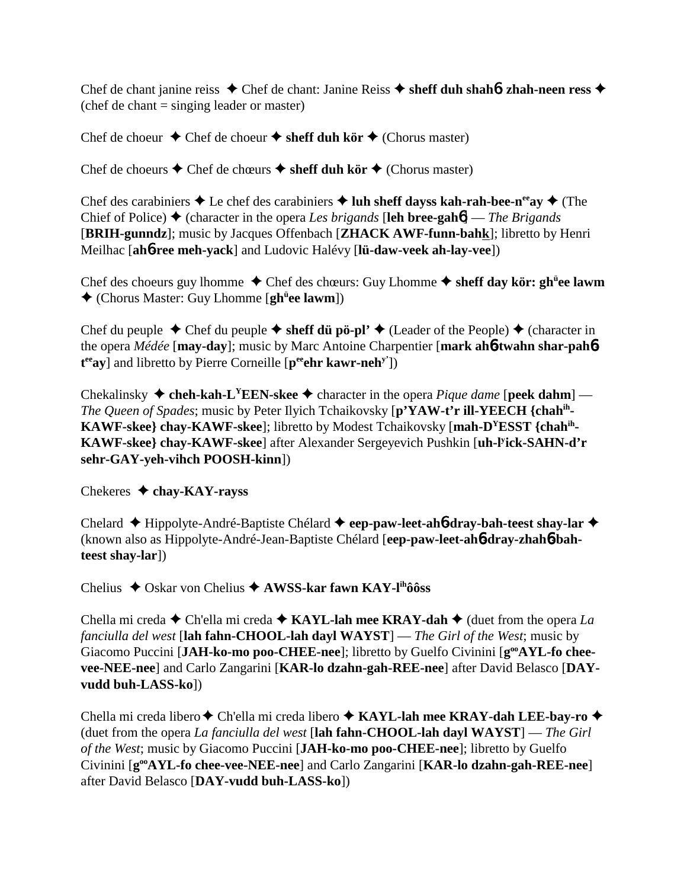Chef de chant janine reiss ✦ Chef de chant: Janine Reiss ✦ **sheff duh shahɓ zhah-neen ress** ✦ (chef de chant = singing leader or master)

Chef de choeur ✦ Chef de choeur ✦ **sheff duh kör** ✦ (Chorus master)

Chef de choeurs ✦ Chef de chœurs ✦ **sheff duh kör** ✦ (Chorus master)

Chef des carabiniers ✦ Le chef des carabiniers ✦ **luh sheff dayss kah-rah-bee-n$^{ee}$ay** ✦ (The Chief of Police) ✦ (character in the opera *Les brigands* [**leh bree-gahɓ**] — *The Brigands* [**BRIH-gunndz**]; music by Jacques Offenbach [**ZHACK AWF-funn-bahk**]; libretto by Henri Meilhac [**ahɓ-ree meh-yack**] and Ludovic Halévy [**lü-daw-veek ah-lay-vee**])

Chef des choeurs guy lhomme ✦ Chef des chœurs: Guy Lhomme ✦ **sheff day kör: gh$^{ü}$ee lawm** ✦ (Chorus Master: Guy Lhomme [**gh$^{ü}$ee lawm**])

Chef du peuple ✦ Chef du peuple ✦ **sheff dü pö-pl'** ✦ (Leader of the People) ✦ (character in the opera *Médée* [**may-day**]; music by Marc Antoine Charpentier [**mark ahɓ-twahn shar-pahɓ-t$^{ee}$ay**] and libretto by Pierre Corneille [**p$^{ee}$ehr kawr-neh$^{y'}$**])

Chekalinsky ✦ **cheh-kah-L$^{Y}$EEN-skee** ✦ character in the opera *Pique dame* [**peek dahm**] — *The Queen of Spades*; music by Peter Ilyich Tchaikovsky [**p'YAW-t'r ill-YEECH {chah$^{ih}$-KAWF-skee} chay-KAWF-skee**]; libretto by Modest Tchaikovsky [**mah-D$^{Y}$ESST {chah$^{ih}$-KAWF-skee} chay-KAWF-skee**] after Alexander Sergeyevich Pushkin [**uh-l$^{y}$ick-SAHN-d'r sehr-GAY-yeh-vihch POOSH-kinn**])

Chekeres ✦ **chay-KAY-rayss**

Chelard ✦ Hippolyte-André-Baptiste Chélard ✦ **eep-paw-leet-ahɓ-dray-bah-teest shay-lar** ✦ (known also as Hippolyte-André-Jean-Baptiste Chélard [**eep-paw-leet-ahɓ-dray-zhahɓ-bah-teest shay-lar**])

Chelius ✦ Oskar von Chelius ✦ **AWSS-kar fawn KAY-l$^{ih}$ôôss**

Chella mi creda ✦ Ch'ella mi creda ✦ **KAYL-lah mee KRAY-dah** ✦ (duet from the opera *La fanciulla del west* [**lah fahn-CHOOL-lah dayl WAYST**] — *The Girl of the West*; music by Giacomo Puccini [**JAH-ko-mo poo-CHEE-nee**]; libretto by Guelfo Civinini [**g$^{oo}$AYL-fo chee-vee-NEE-nee**] and Carlo Zangarini [**KAR-lo dzahn-gah-REE-nee**] after David Belasco [**DAY-vudd buh-LASS-ko**])

Chella mi creda libero ✦ Ch'ella mi creda libero ✦ **KAYL-lah mee KRAY-dah LEE-bay-ro** ✦ (duet from the opera *La fanciulla del west* [**lah fahn-CHOOL-lah dayl WAYST**] — *The Girl of the West*; music by Giacomo Puccini [**JAH-ko-mo poo-CHEE-nee**]; libretto by Guelfo Civinini [**g$^{oo}$AYL-fo chee-vee-NEE-nee**] and Carlo Zangarini [**KAR-lo dzahn-gah-REE-nee**] after David Belasco [**DAY-vudd buh-LASS-ko**])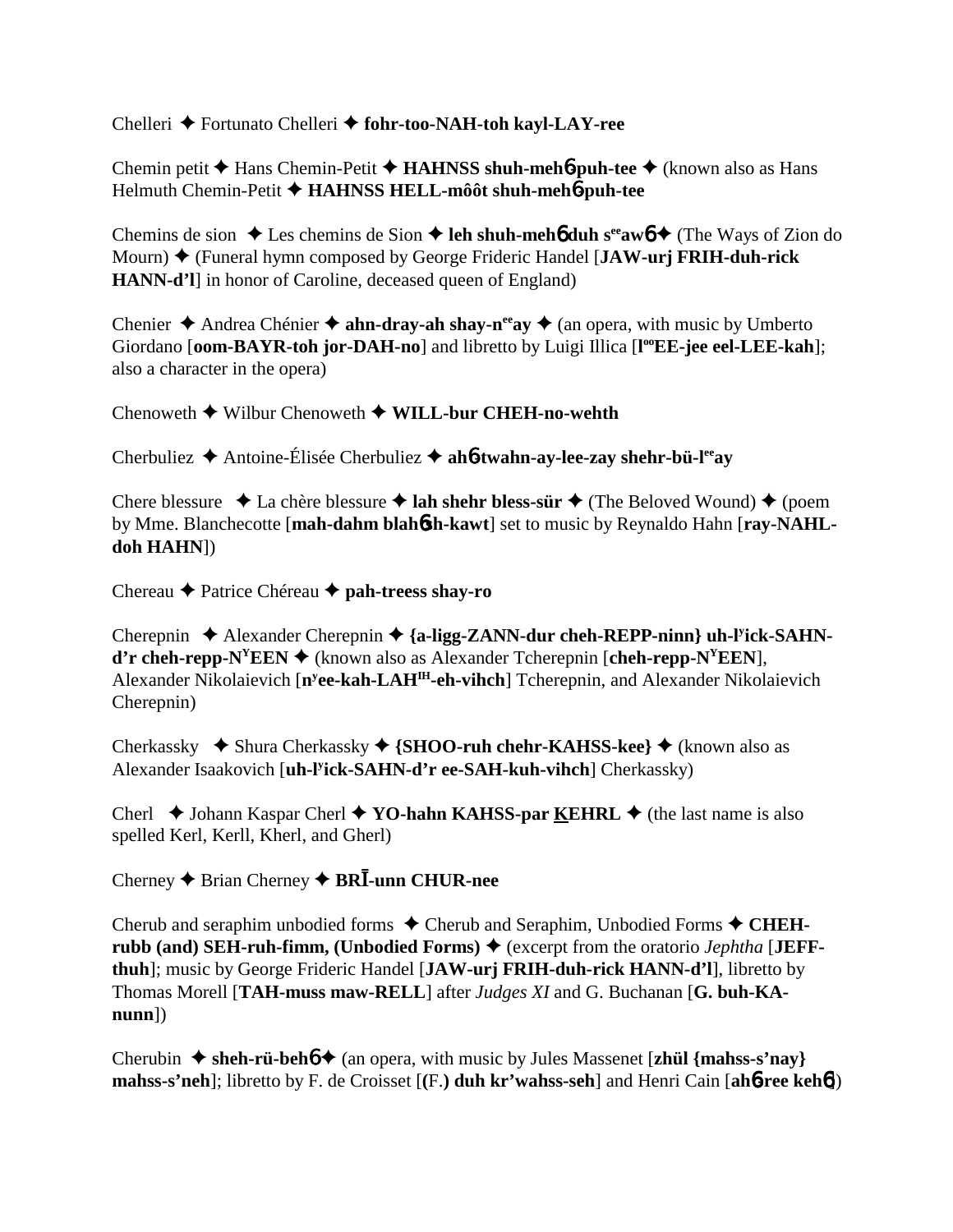Chelleri ✦ Fortunato Chelleri ✦ **fohr-too-NAH-toh kayl-LAY-ree**

Chemin petit ✦ Hans Chemin-Petit ✦ **HAHNSS shuh-meh**6 **puh-tee** ✦ (known also as Hans Helmuth Chemin-Petit ✦ **HAHNSS HELL-môôt shuh-meh**6 **puh-tee**

Chemins de sion ✦ Les chemins de Sion ✦ **leh shuh-meh**6 **duh s**ee**aw**6 ✦ (The Ways of Zion do Mourn) ✦ (Funeral hymn composed by George Frideric Handel [**JAW-urj FRIH-duh-rick HANN-d'l**] in honor of Caroline, deceased queen of England)

Chenier ✦ Andrea Chénier ✦ **ahn-dray-ah shay-n**ee**ay** ✦ (an opera, with music by Umberto Giordano [**oom-BAYR-toh jor-DAH-no**] and libretto by Luigi Illica [**l**oo**EE-jee eel-LEE-kah**]; also a character in the opera)

Chenoweth ✦ Wilbur Chenoweth ✦ **WILL-bur CHEH-no-wehth**

Cherbuliez ✦ Antoine-Élisée Cherbuliez ✦ **ah**6**-twahn-ay-lee-zay shehr-bü-l**ee**ay**

Chere blessure ✦ La chère blessure ✦ **lah shehr bless-sür** ✦ (The Beloved Wound) ✦ (poem by Mme. Blanchecotte [**mah-dahm blah**6**sh-kawt**] set to music by Reynaldo Hahn [**ray-NAHL-doh HAHN**])

Chereau ✦ Patrice Chéreau ✦ **pah-treess shay-ro**

Cherepnin ✦ Alexander Cherepnin ✦ **{a-ligg-ZANN-dur cheh-REPP-ninn} uh-l**y**ick-SAHN-d'r cheh-repp-N**Y**EEN** ✦ (known also as Alexander Tcherepnin [**cheh-repp-N**Y**EEN**], Alexander Nikolaievich [**n**y**ee-kah-LAH**IH**-eh-vihch**] Tcherepnin, and Alexander Nikolaievich Cherepnin)

Cherkassky ✦ Shura Cherkassky ✦ **{SHOO-ruh chehr-KAHSS-kee}** ✦ (known also as Alexander Isaakovich [**uh-l**y**ick-SAHN-d'r ee-SAH-kuh-vihch**] Cherkassky)

Cherl ✦ Johann Kaspar Cherl ✦ **YO-hahn KAHSS-par KEHRL** ✦ (the last name is also spelled Kerl, Kerll, Kherl, and Gherl)

Cherney ✦ Brian Cherney ✦ **BRĪ-unn CHUR-nee**

Cherub and seraphim unbodied forms ✦ Cherub and Seraphim, Unbodied Forms ✦ **CHEH-rubb (and) SEH-ruh-fimm, (Unbodied Forms)** ✦ (excerpt from the oratorio *Jephtha* [**JEFF-thuh**]; music by George Frideric Handel [**JAW-urj FRIH-duh-rick HANN-d'l**], libretto by Thomas Morell [**TAH-muss maw-RELL**] after *Judges XI* and G. Buchanan [**G. buh-KA-nunn**])

Cherubin ✦ **sheh-rü-beh**6 ✦ (an opera, with music by Jules Massenet [**zhül {mahss-s'nay} mahss-s'neh**]; libretto by F. de Croisset [**(F.) duh kr'wahss-seh**] and Henri Cain [**ah**6**-ree keh**6])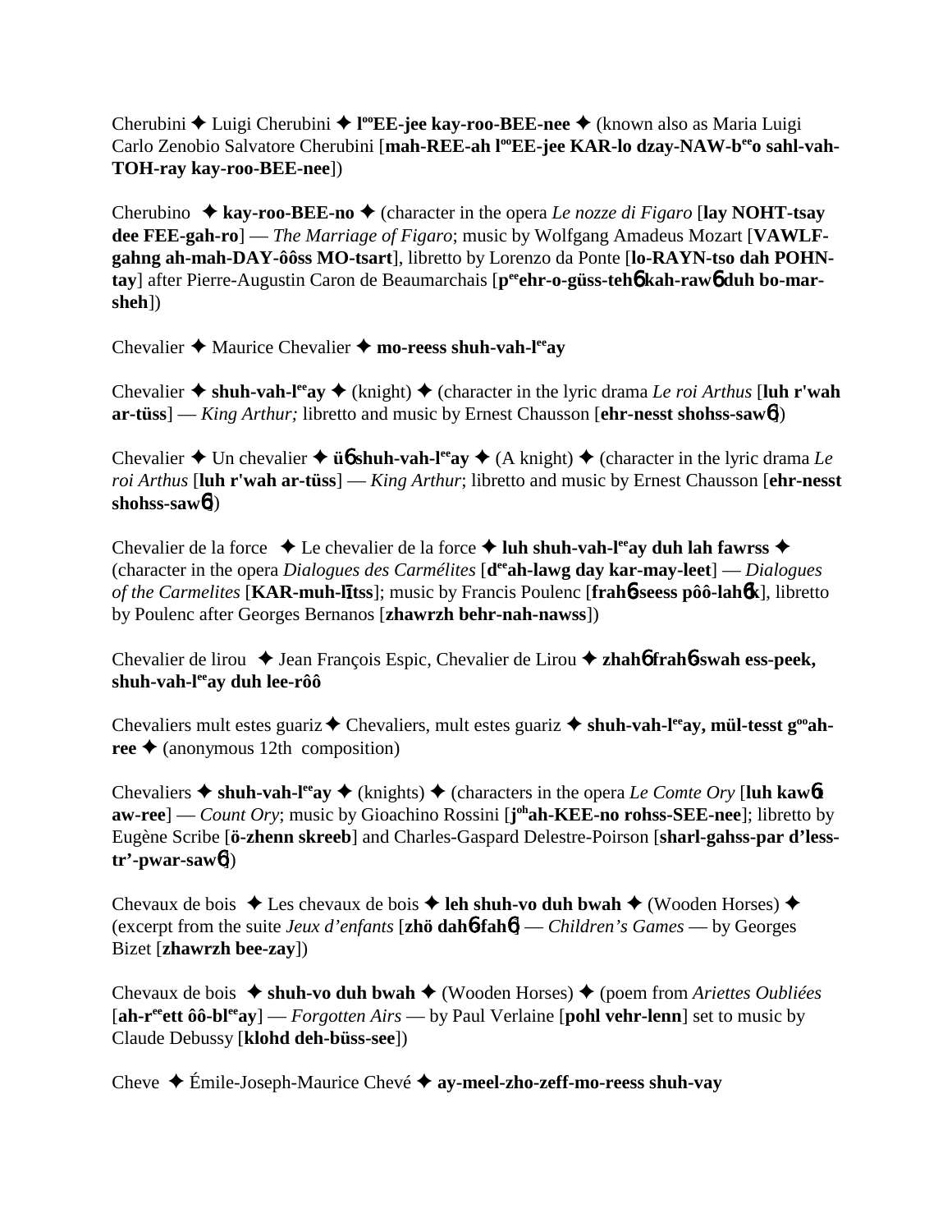Cherubini ✦ Luigi Cherubini ✦ **l°°EE-jee kay-roo-BEE-nee** ✦ (known also as Maria Luigi Carlo Zenobio Salvatore Cherubini [**mah-REE-ah l°°EE-jee KAR-lo dzay-NAW-b**ᵉᵉ**o sahl-vah-TOH-ray kay-roo-BEE-nee**])

Cherubino ✦ **kay-roo-BEE-no** ✦ (character in the opera *Le nozze di Figaro* [**lay NOHT-tsay dee FEE-gah-ro**] — *The Marriage of Figaro*; music by Wolfgang Amadeus Mozart [**VAWLF-gahng ah-mah-DAY-ôôss MO-tsart**], libretto by Lorenzo da Ponte [**lo-RAYN-tso dah POHN-tay**] after Pierre-Augustin Caron de Beaumarchais [**p**ᵉᵉ**ehr-o-güss-tehɓ kah-rawɓ duh bo-mar-sheh**])

Chevalier ✦ Maurice Chevalier ✦ **mo-reess shuh-vah-l**ᵉᵉ**ay**

Chevalier ✦ **shuh-vah-l**ᵉᵉ**ay** ✦ (knight) ✦ (character in the lyric drama *Le roi Arthus* [**luh r'wah ar-tüss**] — *King Arthur;* libretto and music by Ernest Chausson [**ehr-nesst shohss-sawɓ**])

Chevalier ✦ Un chevalier ✦ **üɓ shuh-vah-l**ᵉᵉ**ay** ✦ (A knight) ✦ (character in the lyric drama *Le roi Arthus* [**luh r'wah ar-tüss**] — *King Arthur*; libretto and music by Ernest Chausson [**ehr-nesst shohss-sawɓ**])

Chevalier de la force ✦ Le chevalier de la force ✦ **luh shuh-vah-l**ᵉᵉ**ay duh lah fawrss** ✦ (character in the opera *Dialogues des Carmélites* [**d**ᵉᵉ**ah-lawg day kar-may-leet**] — *Dialogues of the Carmelites* [**KAR-muh-līītss**]; music by Francis Poulenc [**frahɓ-seess pôô-lahɓk**], libretto by Poulenc after Georges Bernanos [**zhawrzh behr-nah-nawss**])

Chevalier de lirou ✦ Jean François Espic, Chevalier de Lirou ✦ **zhahɓ frahɓ-swah ess-peek, shuh-vah-l**ᵉᵉ**ay duh lee-rôô**

Chevaliers mult estes guariz ✦ Chevaliers, mult estes guariz ✦ **shuh-vah-l**ᵉᵉ**ay, mül-tesst g°°ah-ree** ✦ (anonymous 12th composition)

Chevaliers ✦ **shuh-vah-l**ᵉᵉ**ay** ✦ (knights) ✦ (characters in the opera *Le Comte Ory* [**luh kawɓt aw-ree**] — *Count Ory*; music by Gioachino Rossini [**j**ᵒʰ**ah-KEE-no rohss-SEE-nee**]; libretto by Eugène Scribe [**ö-zhenn skreeb**] and Charles-Gaspard Delestre-Poirson [**sharl-gahss-par d'less-tr'-pwar-sawɓ**])

Chevaux de bois ✦ Les chevaux de bois ✦ **leh shuh-vo duh bwah** ✦ (Wooden Horses) ✦ (excerpt from the suite *Jeux d'enfants* [**zhö dahɓ-fahɓ**] — *Children's Games* — by Georges Bizet [**zhawrzh bee-zay**])

Chevaux de bois ✦ **shuh-vo duh bwah** ✦ (Wooden Horses) ✦ (poem from *Ariettes Oubliées* [**ah-r**ᵉᵉ**ett ôô-bl**ᵉᵉ**ay**] — *Forgotten Airs* — by Paul Verlaine [**pohl vehr-lenn**] set to music by Claude Debussy [**klohd deh-büss-see**])

Cheve ✦ Émile-Joseph-Maurice Chevé ✦ **ay-meel-zho-zeff-mo-reess shuh-vay**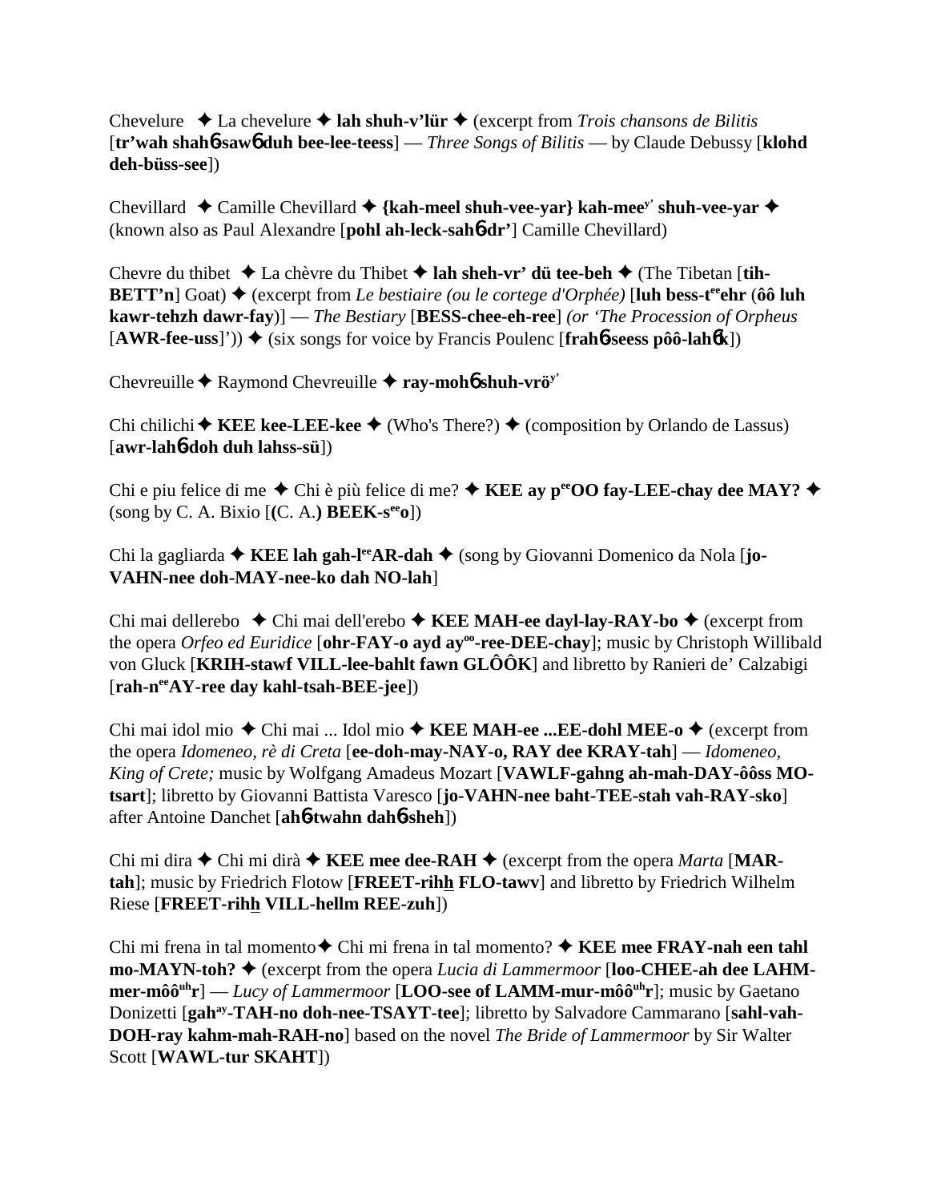Chevelure ✦ La chevelure ✦ **lah shuh-v'lür** ✦ (excerpt from *Trois chansons de Bilitis* [**tr'wah shah6-saw6 duh bee-lee-teess**] — *Three Songs of Bilitis* — by Claude Debussy [**klohd deh-büss-see**])

Chevillard ✦ Camille Chevillard ✦ **{kah-meel shuh-vee-yar} kah-mee**[y'] **shuh-vee-yar** ✦ (known also as Paul Alexandre [**pohl ah-leck-sah6-dr'**] Camille Chevillard)

Chevre du thibet ✦ La chèvre du Thibet ✦ **lah sheh-vr' dü tee-beh** ✦ (The Tibetan [**tih-BETT'n**] Goat) ✦ (excerpt from *Le bestiaire (ou le cortege d'Orphée)* [**luh bess-t**[ee]**ehr** (**ôô luh kawr-tehzh dawr-fay**)] — *The Bestiary* [**BESS-chee-eh-ree**] *(or 'The Procession of Orpheus* [**AWR-fee-uss**]')) ✦ (six songs for voice by Francis Poulenc [**frah6-seess pôô-lah6k**])

Chevreuille ✦ Raymond Chevreuille ✦ **ray-moh6 shuh-vrö**[y']

Chi chilichi ✦ **KEE kee-LEE-kee** ✦ (Who's There?) ✦ (composition by Orlando de Lassus) [**awr-lah6-doh duh lahss-sü**])

Chi e piu felice di me ✦ Chi è più felice di me? ✦ **KEE ay p**[ee]**OO fay-LEE-chay dee MAY?** ✦ (song by C. A. Bixio [**(**C. A.**) BEEK-s**[ee]**o**])

Chi la gagliarda ✦ **KEE lah gah-l**[ee]**AR-dah** ✦ (song by Giovanni Domenico da Nola [**jo-VAHN-nee doh-MAY-nee-ko dah NO-lah**]

Chi mai dellerebo ✦ Chi mai dell'erebo ✦ **KEE MAH-ee dayl-lay-RAY-bo** ✦ (excerpt from the opera *Orfeo ed Euridice* [**ohr-FAY-o ayd ay**[oo]**-ree-DEE-chay**]; music by Christoph Willibald von Gluck [**KRIH-stawf VILL-lee-bahlt fawn GLÔÔK**] and libretto by Ranieri de' Calzabigi [**rah-n**[ee]**AY-ree day kahl-tsah-BEE-jee**])

Chi mai idol mio ✦ Chi mai ... Idol mio ✦ **KEE MAH-ee ...EE-dohl MEE-o** ✦ (excerpt from the opera *Idomeneo, rè di Creta* [**ee-doh-may-NAY-o, RAY dee KRAY-tah**] — *Idomeneo, King of Crete;* music by Wolfgang Amadeus Mozart [**VAWLF-gahng ah-mah-DAY-ôôss MO-tsart**]; libretto by Giovanni Battista Varesco [**jo-VAHN-nee baht-TEE-stah vah-RAY-sko**] after Antoine Danchet [**ah6-twahn dah6-sheh**])

Chi mi dira ✦ Chi mi dirà ✦ **KEE mee dee-RAH** ✦ (excerpt from the opera *Marta* [**MAR-tah**]; music by Friedrich Flotow [**FREET-rihh FLO-tawv**] and libretto by Friedrich Wilhelm Riese [**FREET-rihh VILL-hellm REE-zuh**])

Chi mi frena in tal momento ✦ Chi mi frena in tal momento? ✦ **KEE mee FRAY-nah een tahl mo-MAYN-toh?** ✦ (excerpt from the opera *Lucia di Lammermoor* [**loo-CHEE-ah dee LAHM-mer-môô**[uh]**r**] — *Lucy of Lammermoor* [**LOO-see of LAMM-mur-môô**[uh]**r**]; music by Gaetano Donizetti [**gah**[ay]**-TAH-no doh-nee-TSAYT-tee**]; libretto by Salvadore Cammarano [**sahl-vah-DOH-ray kahm-mah-RAH-no**] based on the novel *The Bride of Lammermoor* by Sir Walter Scott [**WAWL-tur SKAHT**])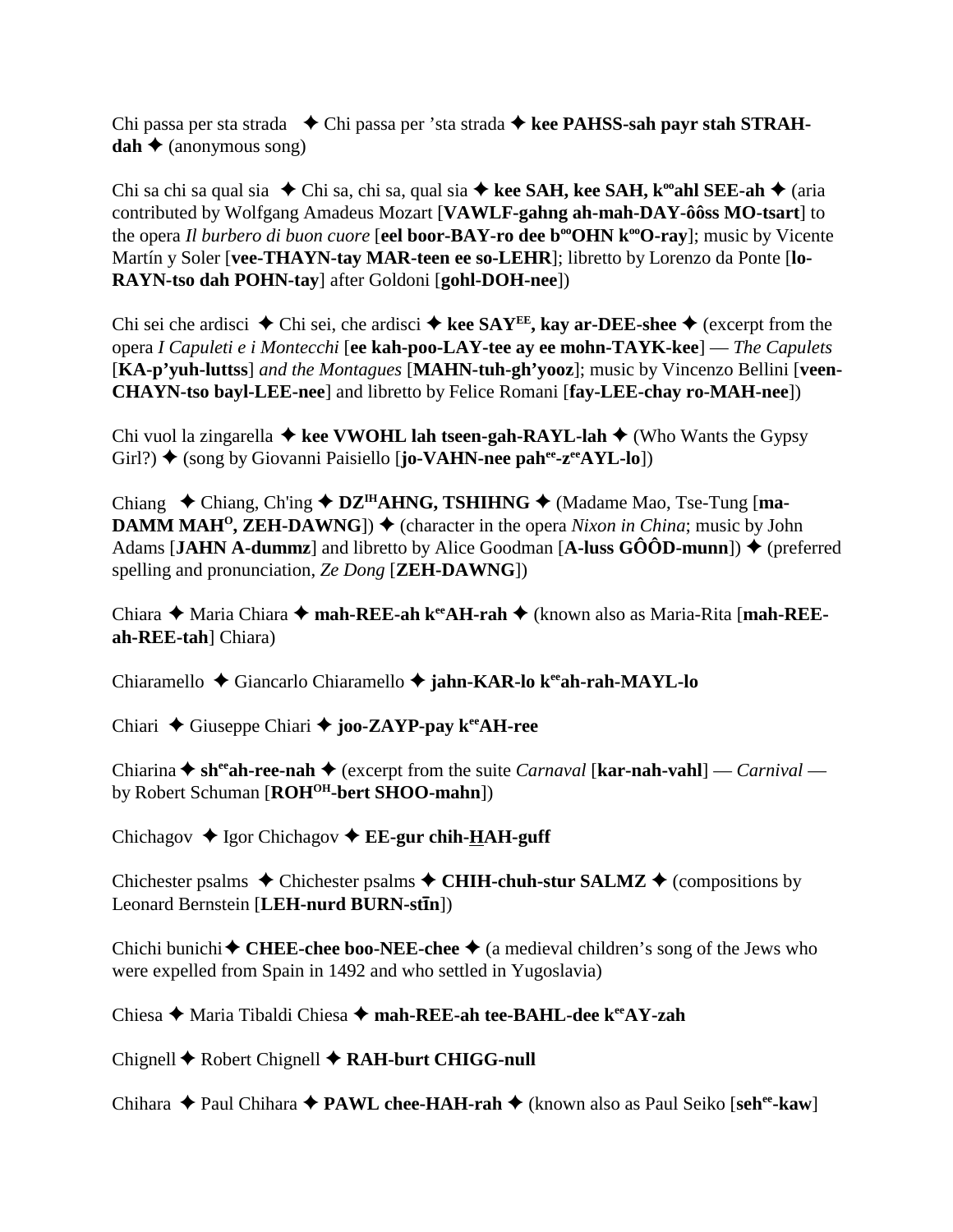Chi passa per sta strada ✦ Chi passa per 'sta strada ✦ **kee PAHSS-sah payr stah STRAH-dah** ✦ (anonymous song)

Chi sa chi sa qual sia ✦ Chi sa, chi sa, qual sia ✦ **kee SAH, kee SAH, k[oo]ahl SEE-ah** ✦ (aria contributed by Wolfgang Amadeus Mozart [**VAWLF-gahng ah-mah-DAY-ôôss MO-tsart**] to the opera *Il burbero di buon cuore* [**eel boor-BAY-ro dee b[oo]OHN k[oo]O-ray**]; music by Vicente Martín y Soler [**vee-THAYN-tay MAR-teen ee so-LEHR**]; libretto by Lorenzo da Ponte [**lo-RAYN-tso dah POHN-tay**] after Goldoni [**gohl-DOH-nee**])

Chi sei che ardisci ✦ Chi sei, che ardisci ✦ **kee SAY[EE], kay ar-DEE-shee** ✦ (excerpt from the opera *I Capuleti e i Montecchi* [**ee kah-poo-LAY-tee ay ee mohn-TAYK-kee**] — *The Capulets* [**KA-p'yuh-luttss**] *and the Montagues* [**MAHN-tuh-gh'yooz**]; music by Vincenzo Bellini [**veen-CHAYN-tso bayl-LEE-nee**] and libretto by Felice Romani [**fay-LEE-chay ro-MAH-nee**])

Chi vuol la zingarella ✦ **kee VWOHL lah tseen-gah-RAYL-lah** ✦ (Who Wants the Gypsy Girl?) ✦ (song by Giovanni Paisiello [**jo-VAHN-nee pah[ee]-z[ee]AYL-lo**])

Chiang ✦ Chiang, Ch'ing ✦ **DZ[IH]AHNG, TSHIHNG** ✦ (Madame Mao, Tse-Tung [**ma-DAMM MAH[O], ZEH-DAWNG**]) ✦ (character in the opera *Nixon in China*; music by John Adams [**JAHN A-dummz**] and libretto by Alice Goodman [**A-luss GÔÔD-munn**]) ✦ (preferred spelling and pronunciation, *Ze Dong* [**ZEH-DAWNG**])

Chiara ✦ Maria Chiara ✦ **mah-REE-ah k[ee]AH-rah** ✦ (known also as Maria-Rita [**mah-REE-ah-REE-tah**] Chiara)

Chiaramello ✦ Giancarlo Chiaramello ✦ **jahn-KAR-lo k[ee]ah-rah-MAYL-lo**

Chiari ✦ Giuseppe Chiari ✦ **joo-ZAYP-pay k[ee]AH-ree**

Chiarina ✦ **sh[ee]ah-ree-nah** ✦ (excerpt from the suite *Carnaval* [**kar-nah-vahl**] — *Carnival* — by Robert Schuman [**ROH[OH]-bert SHOO-mahn**])

Chichagov ✦ Igor Chichagov ✦ **EE-gur chih-HAH-guff**

Chichester psalms ✦ Chichester psalms ✦ **CHIH-chuh-stur SALMZ** ✦ (compositions by Leonard Bernstein [**LEH-nurd BURN-stīn**])

Chichi bunichi ✦ **CHEE-chee boo-NEE-chee** ✦ (a medieval children's song of the Jews who were expelled from Spain in 1492 and who settled in Yugoslavia)

Chiesa ✦ Maria Tibaldi Chiesa ✦ **mah-REE-ah tee-BAHL-dee k[ee]AY-zah**

Chignell ✦ Robert Chignell ✦ **RAH-burt CHIGG-null**

Chihara ✦ Paul Chihara ✦ **PAWL chee-HAH-rah** ✦ (known also as Paul Seiko [**seh[ee]-kaw**]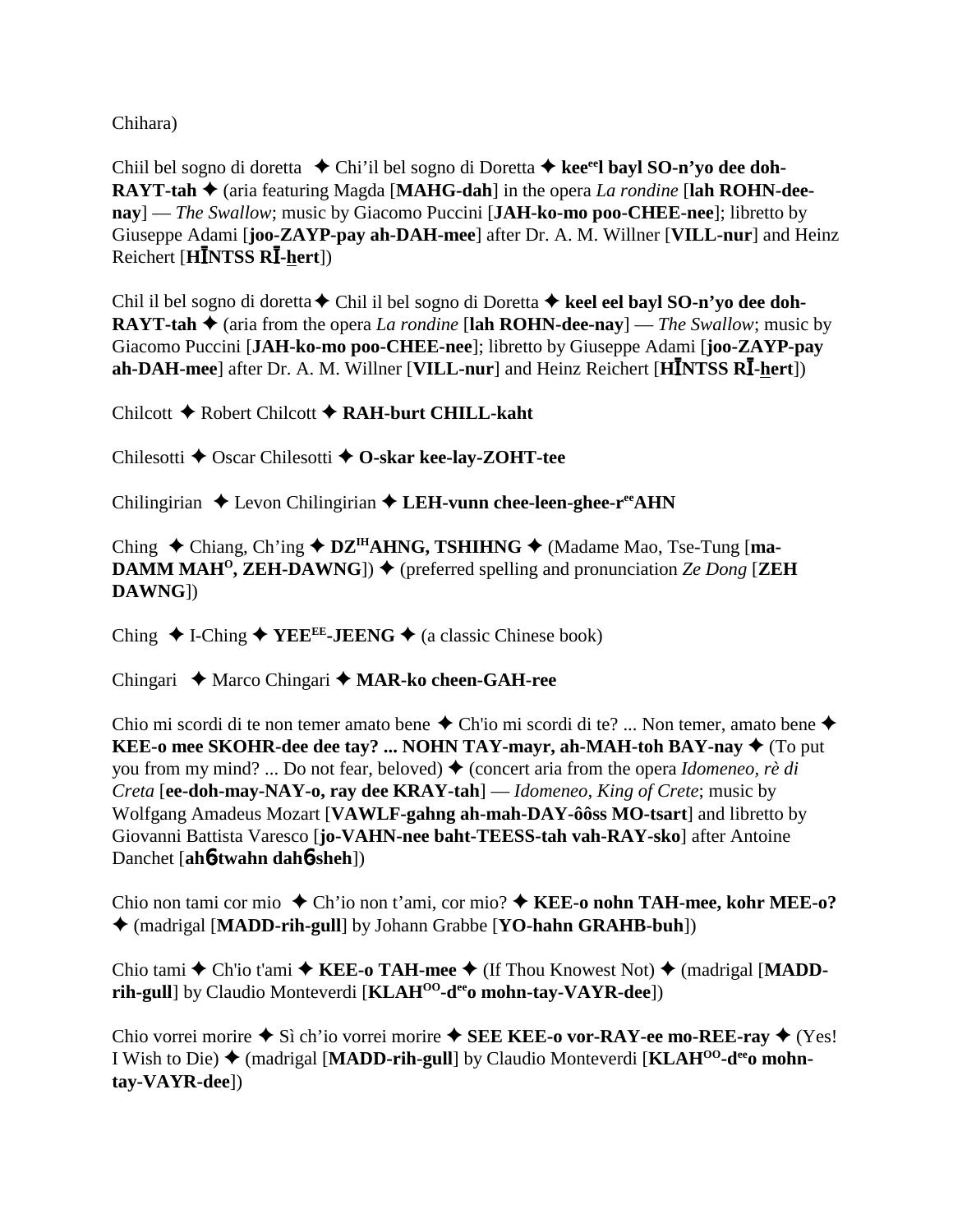Chihara)

Chiil bel sogno di doretta ✦ Chi'il bel sogno di Doretta ✦ **kee[ee]l bayl SO-n'yo dee doh-RAYT-tah** ✦ (aria featuring Magda [**MAHG-dah**] in the opera *La rondine* [**lah ROHN-dee-nay**] — *The Swallow*; music by Giacomo Puccini [**JAH-ko-mo poo-CHEE-nee**]; libretto by Giuseppe Adami [**joo-ZAYP-pay ah-DAH-mee**] after Dr. A. M. Willner [**VILL-nur**] and Heinz Reichert [**HĪNTSS RĪ-hert**])

Chil il bel sogno di doretta ✦ Chil il bel sogno di Doretta ✦ **keel eel bayl SO-n'yo dee doh-RAYT-tah** ✦ (aria from the opera *La rondine* [**lah ROHN-dee-nay**] — *The Swallow*; music by Giacomo Puccini [**JAH-ko-mo poo-CHEE-nee**]; libretto by Giuseppe Adami [**joo-ZAYP-pay ah-DAH-mee**] after Dr. A. M. Willner [**VILL-nur**] and Heinz Reichert [**HĪNTSS RĪ-hert**])

Chilcott ✦ Robert Chilcott ✦ **RAH-burt CHILL-kaht**

Chilesotti ✦ Oscar Chilesotti ✦ **O-skar kee-lay-ZOHT-tee**

Chilingirian ✦ Levon Chilingirian ✦ **LEH-vunn chee-leen-ghee-r[ee]AHN**

Ching ✦ Chiang, Ch'ing ✦ **DZ[IH]AHNG, TSHIHNG** ✦ (Madame Mao, Tse-Tung [**ma-DAMM MAH[O], ZEH-DAWNG**]) ✦ (preferred spelling and pronunciation *Ze Dong* [**ZEH DAWNG**])

Ching ✦ I-Ching ✦ **YEE[EE]-JEENG** ✦ (a classic Chinese book)

Chingari ✦ Marco Chingari ✦ **MAR-ko cheen-GAH-ree**

Chio mi scordi di te non temer amato bene ✦ Ch'io mi scordi di te? ... Non temer, amato bene ✦ **KEE-o mee SKOHR-dee dee tay? ... NOHN TAY-mayr, ah-MAH-toh BAY-nay** ✦ (To put you from my mind? ... Do not fear, beloved) ✦ (concert aria from the opera *Idomeneo, rè di Creta* [**ee-doh-may-NAY-o, ray dee KRAY-tah**] — *Idomeneo, King of Crete*; music by Wolfgang Amadeus Mozart [**VAWLF-gahng ah-mah-DAY-ôôss MO-tsart**] and libretto by Giovanni Battista Varesco [**jo-VAHN-nee baht-TEESS-tah vah-RAY-sko**] after Antoine Danchet [**ah6-twahn dah6-sheh**])

Chio non tami cor mio ✦ Ch'io non t'ami, cor mio? ✦ **KEE-o nohn TAH-mee, kohr MEE-o?** ✦ (madrigal [**MADD-rih-gull**] by Johann Grabbe [**YO-hahn GRAHB-buh**])

Chio tami ✦ Ch'io t'ami ✦ **KEE-o TAH-mee** ✦ (If Thou Knowest Not) ✦ (madrigal [**MADD-rih-gull**] by Claudio Monteverdi [**KLAH[OO]-d[ee]o mohn-tay-VAYR-dee**])

Chio vorrei morire ✦ Sì ch'io vorrei morire ✦ **SEE KEE-o vor-RAY-ee mo-REE-ray** ✦ (Yes! I Wish to Die) ✦ (madrigal [**MADD-rih-gull**] by Claudio Monteverdi [**KLAH[OO]-d[ee]o mohn-tay-VAYR-dee**])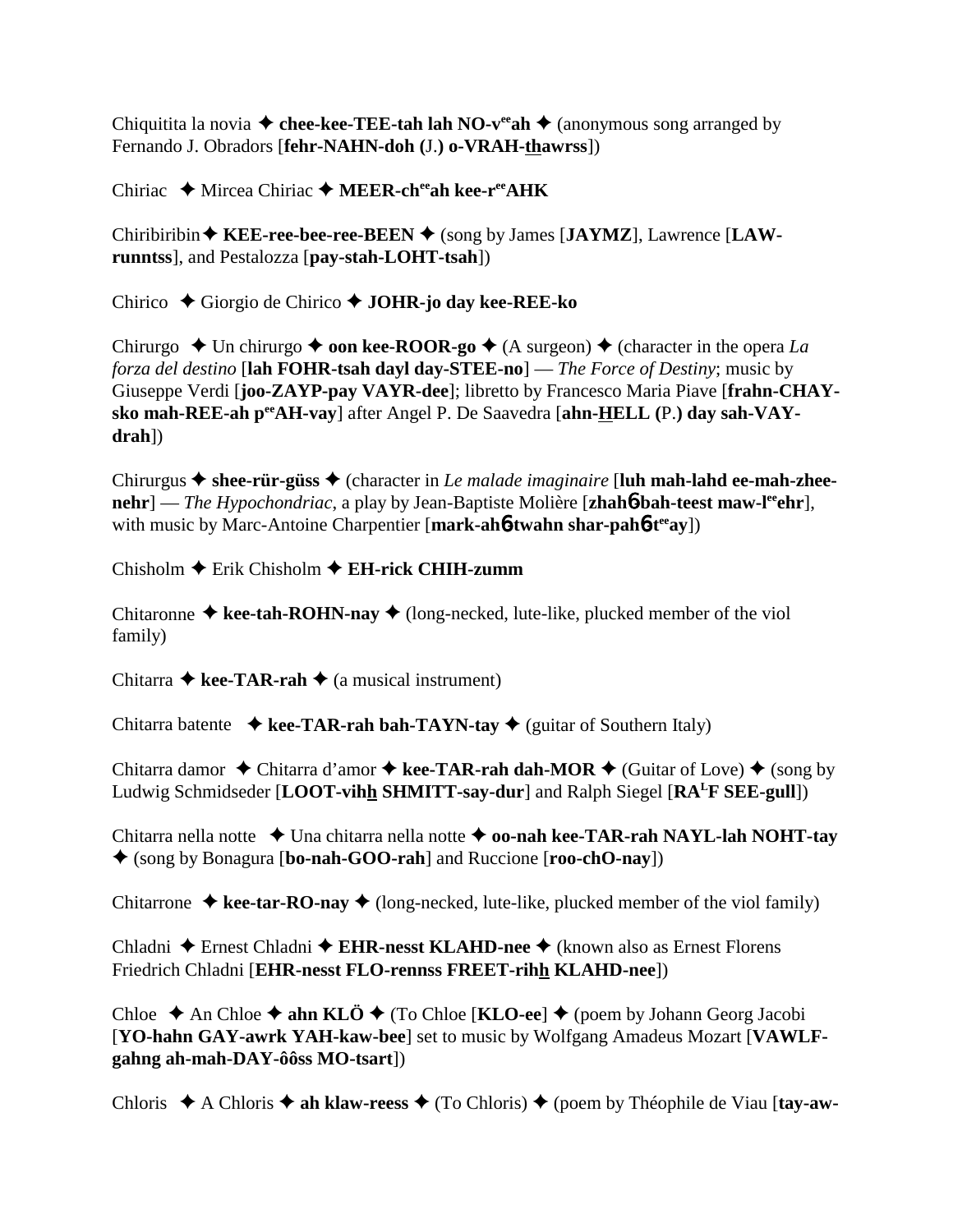Chiquitita la novia ✦ **chee-kee-TEE-tah lah NO-v^ee^ah** ✦ (anonymous song arranged by Fernando J. Obradors [**fehr-NAHN-doh (**J.**) o-VRAH-thawrss**])

Chiriac ✦ Mircea Chiriac ✦ **MEER-ch^ee^ah kee-r^ee^AHK**

Chiribiribin ✦ **KEE-ree-bee-ree-BEEN** ✦ (song by James [**JAYMZ**], Lawrence [**LAW-runntss**], and Pestalozza [**pay-stah-LOHT-tsah**])

Chirico ✦ Giorgio de Chirico ✦ **JOHR-jo day kee-REE-ko**

Chirurgo ✦ Un chirurgo ✦ **oon kee-ROOR-go** ✦ (A surgeon) ✦ (character in the opera *La forza del destino* [**lah FOHR-tsah dayl day-STEE-no**] — *The Force of Destiny*; music by Giuseppe Verdi [**joo-ZAYP-pay VAYR-dee**]; libretto by Francesco Maria Piave [**frahn-CHAY-sko mah-REE-ah p^ee^AH-vay**] after Angel P. De Saavedra [**ahn-HELL (**P.**) day sah-VAY-drah**])

Chirurgus ✦ **shee-rür-güss** ✦ (character in *Le malade imaginaire* [**luh mah-lahd ee-mah-zhee-nehr**] — *The Hypochondriac*, a play by Jean-Baptiste Molière [**zhahɓ-bah-teest maw-l^ee^ehr**], with music by Marc-Antoine Charpentier [**mark-ahɓ-twahn shar-pahɓ-t^ee^ay**])

Chisholm ✦ Erik Chisholm ✦ **EH-rick CHIH-zumm**

Chitaronne ✦ **kee-tah-ROHN-nay** ✦ (long-necked, lute-like, plucked member of the viol family)

Chitarra ✦ **kee-TAR-rah** ✦ (a musical instrument)

Chitarra batente ✦ **kee-TAR-rah bah-TAYN-tay** ✦ (guitar of Southern Italy)

Chitarra damor ✦ Chitarra d'amor ✦ **kee-TAR-rah dah-MOR** ✦ (Guitar of Love) ✦ (song by Ludwig Schmidseder [**LOOT-vihh SHMITT-say-dur**] and Ralph Siegel [**RA^L^F SEE-gull**])

Chitarra nella notte ✦ Una chitarra nella notte ✦ **oo-nah kee-TAR-rah NAYL-lah NOHT-tay** ✦ (song by Bonagura [**bo-nah-GOO-rah**] and Ruccione [**roo-chO-nay**])

Chitarrone ✦ **kee-tar-RO-nay** ✦ (long-necked, lute-like, plucked member of the viol family)

Chladni ✦ Ernest Chladni ✦ **EHR-nesst KLAHD-nee** ✦ (known also as Ernest Florens Friedrich Chladni [**EHR-nesst FLO-rennss FREET-rihh KLAHD-nee**])

Chloe ✦ An Chloe ✦ **ahn KLÖ** ✦ (To Chloe [**KLO-ee**] ✦ (poem by Johann Georg Jacobi [**YO-hahn GAY-awrk YAH-kaw-bee**] set to music by Wolfgang Amadeus Mozart [**VAWLF-gahng ah-mah-DAY-ôôss MO-tsart**])

Chloris ✦ A Chloris ✦ **ah klaw-reess** ✦ (To Chloris) ✦ (poem by Théophile de Viau [**tay-aw-**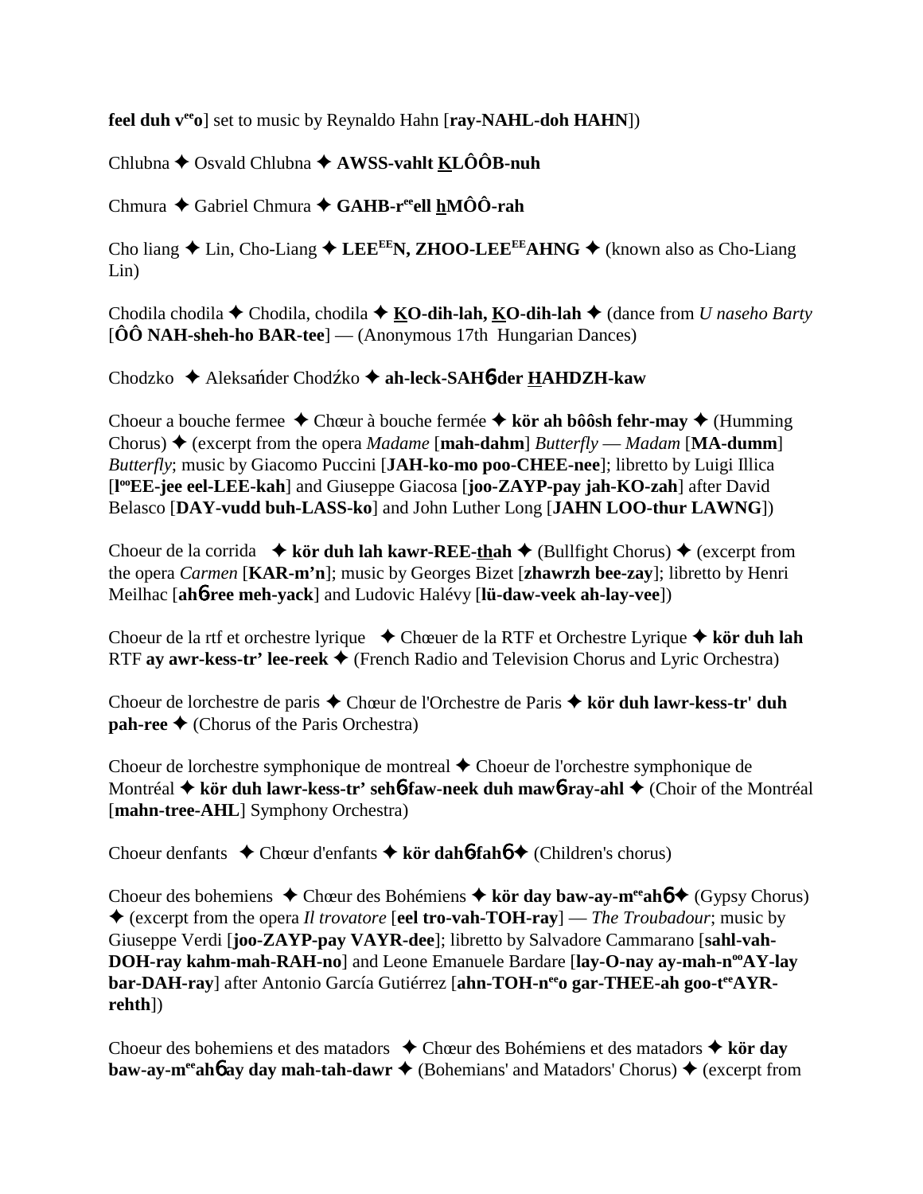**feel duh v^ee^o**] set to music by Reynaldo Hahn [**ray-NAHL-doh HAHN**])

Chlubna ✦ Osvald Chlubna ✦ **AWSS-vahlt KLÔÔB-nuh**

Chmura ✦ Gabriel Chmura ✦ **GAHB-r^ee^ell hMÔÔ-rah**

Cho liang ✦ Lin, Cho-Liang ✦ **LEE^EE^N, ZHOO-LEE^EE^AHNG** ✦ (known also as Cho-Liang Lin)

Chodila chodila ✦ Chodila, chodila ✦ **KO-dih-lah, KO-dih-lah** ✦ (dance from *U naseho Barty* [**ÔÔ NAH-sheh-ho BAR-tee**] — (Anonymous 17th Hungarian Dances)

Chodzko ✦ Aleksańder Chodźko ✦ **ah-leck-SAH6-der HAHDZH-kaw**

Choeur a bouche fermee ✦ Chœur à bouche fermée ✦ **kör ah bôôsh fehr-may** ✦ (Humming Chorus) ✦ (excerpt from the opera *Madame* [**mah-dahm**] *Butterfly* — *Madam* [**MA-dumm**] *Butterfly*; music by Giacomo Puccini [**JAH-ko-mo poo-CHEE-nee**]; libretto by Luigi Illica [**l^oo^EE-jee eel-LEE-kah**] and Giuseppe Giacosa [**joo-ZAYP-pay jah-KO-zah**] after David Belasco [**DAY-vudd buh-LASS-ko**] and John Luther Long [**JAHN LOO-thur LAWNG**])

Choeur de la corrida ✦ **kör duh lah kawr-REE-thah** ✦ (Bullfight Chorus) ✦ (excerpt from the opera *Carmen* [**KAR-m'n**]; music by Georges Bizet [**zhawrzh bee-zay**]; libretto by Henri Meilhac [**ah6-ree meh-yack**] and Ludovic Halévy [**lü-daw-veek ah-lay-vee**])

Choeur de la rtf et orchestre lyrique ✦ Chœuer de la RTF et Orchestre Lyrique ✦ **kör duh lah** RTF **ay awr-kess-tr' lee-reek** ✦ (French Radio and Television Chorus and Lyric Orchestra)

Choeur de lorchestre de paris ✦ Chœur de l'Orchestre de Paris ✦ **kör duh lawr-kess-tr' duh pah-ree** ✦ (Chorus of the Paris Orchestra)

Choeur de lorchestre symphonique de montreal ✦ Choeur de l'orchestre symphonique de Montréal ✦ **kör duh lawr-kess-tr' seh6-faw-neek duh maw6-ray-ahl** ✦ (Choir of the Montréal [**mahn-tree-AHL**] Symphony Orchestra)

Choeur denfants ✦ Chœur d'enfants ✦ **kör dah6-fah6** ✦ (Children's chorus)

Choeur des bohemiens ✦ Chœur des Bohémiens ✦ **kör day baw-ay-m^ee^ah6** ✦ (Gypsy Chorus) ✦ (excerpt from the opera *Il trovatore* [**eel tro-vah-TOH-ray**] — *The Troubadour*; music by Giuseppe Verdi [**joo-ZAYP-pay VAYR-dee**]; libretto by Salvadore Cammarano [**sahl-vah-DOH-ray kahm-mah-RAH-no**] and Leone Emanuele Bardare [**lay-O-nay ay-mah-n^oo^AY-lay bar-DAH-ray**] after Antonio García Gutiérrez [**ahn-TOH-n^ee^o gar-THEE-ah goo-t^ee^AYR-rehth**])

Choeur des bohemiens et des matadors ✦ Chœur des Bohémiens et des matadors ✦ **kör day baw-ay-m^ee^ah6 ay day mah-tah-dawr** ✦ (Bohemians' and Matadors' Chorus) ✦ (excerpt from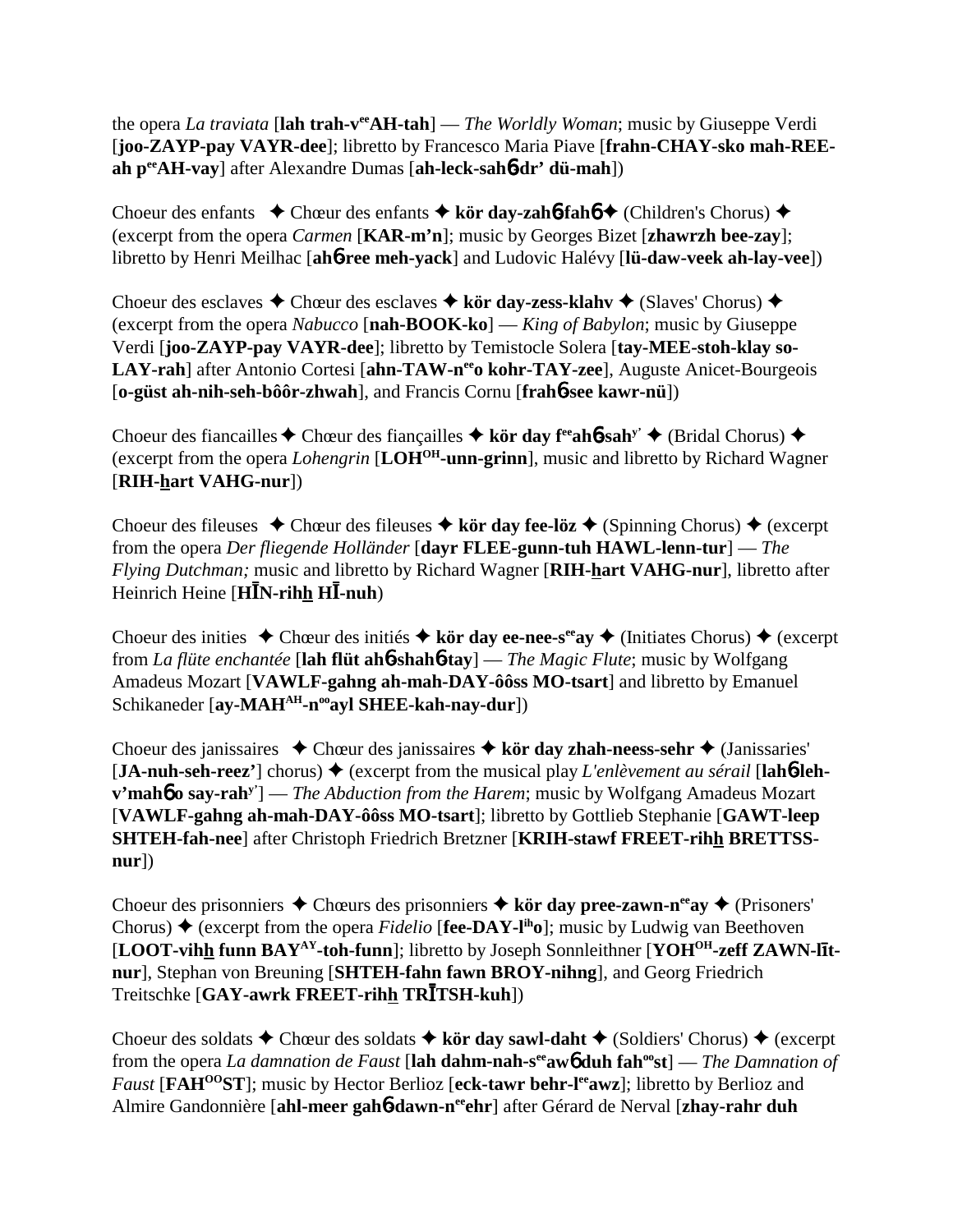the opera *La traviata* [**lah trah-v^ee^AH-tah**] — *The Worldly Woman*; music by Giuseppe Verdi [**joo-ZAYP-pay VAYR-dee**]; libretto by Francesco Maria Piave [**frahn-CHAY-sko mah-REE-ah p^ee^AH-vay**] after Alexandre Dumas [**ah-leck-sahɓ-dr' dü-mah**])

Choeur des enfants ✦ Chœur des enfants ✦ **kör day-zahɓ-fahɓ** ✦ (Children's Chorus) ✦ (excerpt from the opera *Carmen* [**KAR-m'n**]; music by Georges Bizet [**zhawrzh bee-zay**]; libretto by Henri Meilhac [**ahɓ-ree meh-yack**] and Ludovic Halévy [**lü-daw-veek ah-lay-vee**])

Choeur des esclaves ✦ Chœur des esclaves ✦ **kör day-zess-klahv** ✦ (Slaves' Chorus) ✦ (excerpt from the opera *Nabucco* [**nah-BOOK-ko**] — *King of Babylon*; music by Giuseppe Verdi [**joo-ZAYP-pay VAYR-dee**]; libretto by Temistocle Solera [**tay-MEE-stoh-klay so-LAY-rah**] after Antonio Cortesi [**ahn-TAW-n^ee^o kohr-TAY-zee**], Auguste Anicet-Bourgeois [**o-güst ah-nih-seh-bôôr-zhwah**], and Francis Cornu [**frahɓ-see kawr-nü**])

Choeur des fiancailles ✦ Chœur des fiançailles ✦ **kör day f^ee^ahɓ-sah^y'** ✦ (Bridal Chorus) ✦ (excerpt from the opera *Lohengrin* [**LOH^OH^-unn-grinn**], music and libretto by Richard Wagner [**RIH-hart VAHG-nur**])

Choeur des fileuses ✦ Chœur des fileuses ✦ **kör day fee-löz** ✦ (Spinning Chorus) ✦ (excerpt from the opera *Der fliegende Holländer* [**dayr FLEE-gunn-tuh HAWL-lenn-tur**] — *The Flying Dutchman;* music and libretto by Richard Wagner [**RIH-hart VAHG-nur**], libretto after Heinrich Heine [**HĪN-rihh HĪ-nuh**)

Choeur des inities ✦ Chœur des initiés ✦ **kör day ee-nee-s^ee^ay** ✦ (Initiates Chorus) ✦ (excerpt from *La flüte enchantée* [**lah flüt ahɓ-shahɓ-tay**] — *The Magic Flute*; music by Wolfgang Amadeus Mozart [**VAWLF-gahng ah-mah-DAY-ôôss MO-tsart**] and libretto by Emanuel Schikaneder [**ay-MAH^AH^-n^oo^ayl SHEE-kah-nay-dur**])

Choeur des janissaires ✦ Chœur des janissaires ✦ **kör day zhah-neess-sehr** ✦ (Janissaries' [**JA-nuh-seh-reez'**] chorus) ✦ (excerpt from the musical play *L'enlèvement au sérail* [**lahɓ-leh-v'mahɓ o say-rah^y'**] — *The Abduction from the Harem*; music by Wolfgang Amadeus Mozart [**VAWLF-gahng ah-mah-DAY-ôôss MO-tsart**]; libretto by Gottlieb Stephanie [**GAWT-leep SHTEH-fah-nee**] after Christoph Friedrich Bretzner [**KRIH-stawf FREET-rihh BRETTSS-nur**])

Choeur des prisonniers ✦ Chœurs des prisonniers ✦ **kör day pree-zawn-n^ee^ay** ✦ (Prisoners' Chorus) ✦ (excerpt from the opera *Fidelio* [**fee-DAY-l^ih^o**]; music by Ludwig van Beethoven [**LOOT-vihh funn BAY^AY^-toh-funn**]; libretto by Joseph Sonnleithner [**YOH^OH^-zeff ZAWN-līt-nur**], Stephan von Breuning [**SHTEH-fahn fawn BROY-nihng**], and Georg Friedrich Treitschke [**GAY-awrk FREET-rihh TRĪTSH-kuh**])

Choeur des soldats ✦ Chœur des soldats ✦ **kör day sawl-daht** ✦ (Soldiers' Chorus) ✦ (excerpt from the opera *La damnation de Faust* [**lah dahm-nah-s^ee^awɓ duh fah^oo^st**] — *The Damnation of Faust* [**FAH^OO^ST**]; music by Hector Berlioz [**eck-tawr behr-l^ee^awz**]; libretto by Berlioz and Almire Gandonnière [**ahl-meer gahɓ-dawn-n^ee^ehr**] after Gérard de Nerval [**zhay-rahr duh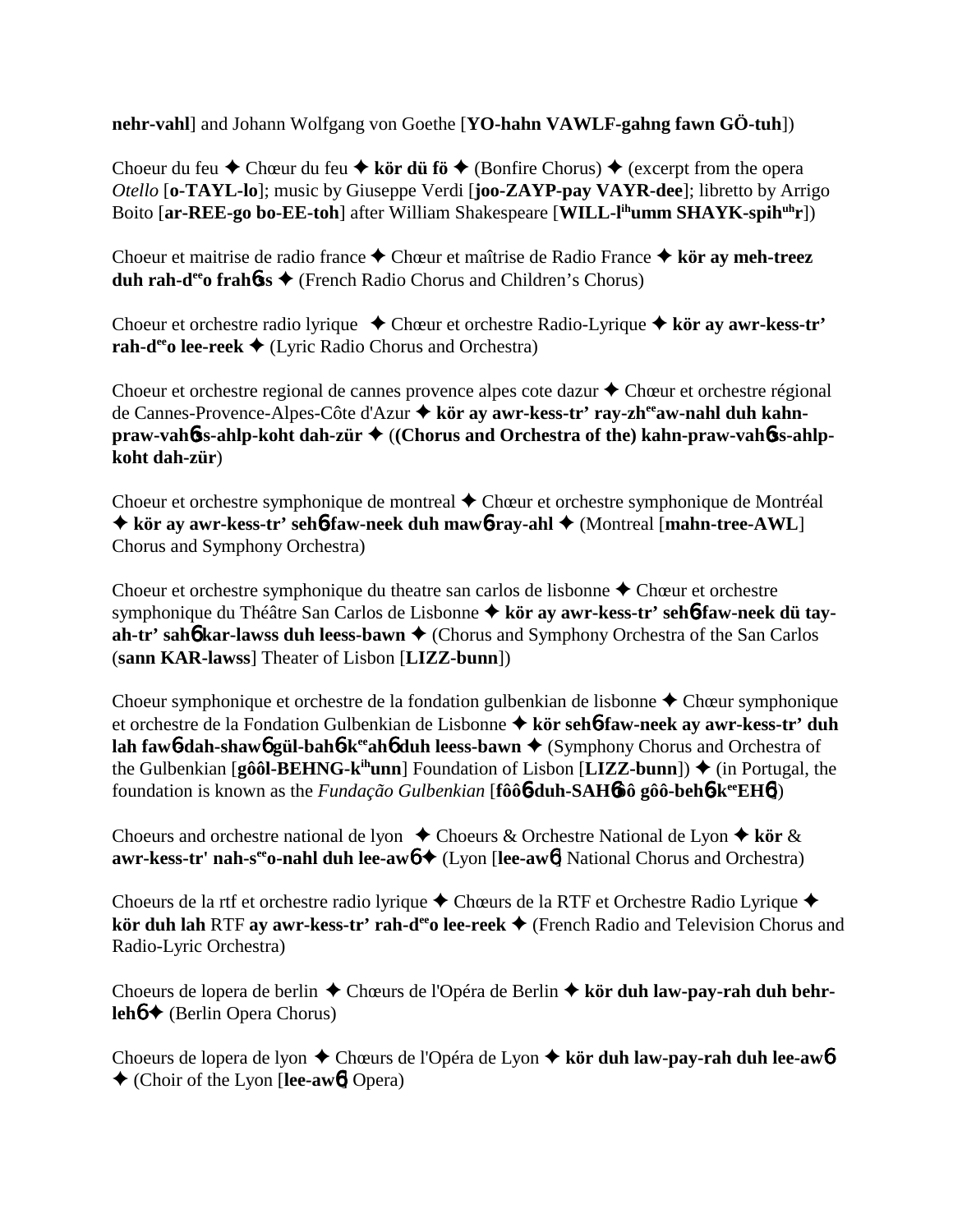**nehr-vahl**] and Johann Wolfgang von Goethe [**YO-hahn VAWLF-gahng fawn GÖ-tuh**])

Choeur du feu ✦ Chœur du feu ✦ **kör dü fö** ✦ (Bonfire Chorus) ✦ (excerpt from the opera *Otello* [**o-TAYL-lo**]; music by Giuseppe Verdi [**joo-ZAYP-pay VAYR-dee**]; libretto by Arrigo Boito [**ar-REE-go bo-EE-toh**] after William Shakespeare [**WILL-l^ih^umm SHAYK-spih^uh^r**])

Choeur et maitrise de radio france ✦ Chœur et maîtrise de Radio France ✦ **kör ay meh-treez duh rah-d^ee^o frahɓss** ✦ (French Radio Chorus and Children's Chorus)

Choeur et orchestre radio lyrique ✦ Chœur et orchestre Radio-Lyrique ✦ **kör ay awr-kess-tr' rah-d^ee^o lee-reek** ✦ (Lyric Radio Chorus and Orchestra)

Choeur et orchestre regional de cannes provence alpes cote dazur ✦ Chœur et orchestre régional de Cannes-Provence-Alpes-Côte d'Azur ✦ **kör ay awr-kess-tr' ray-zh^ee^aw-nahl duh kahn-praw-vahɓss-ahlp-koht dah-zür** ✦ (**(Chorus and Orchestra of the) kahn-praw-vahɓss-ahlp-koht dah-zür**)

Choeur et orchestre symphonique de montreal ✦ Chœur et orchestre symphonique de Montréal ✦ **kör ay awr-kess-tr' sehɓ-faw-neek duh mawɓ-ray-ahl** ✦ (Montreal [**mahn-tree-AWL**] Chorus and Symphony Orchestra)

Choeur et orchestre symphonique du theatre san carlos de lisbonne ✦ Chœur et orchestre symphonique du Théâtre San Carlos de Lisbonne ✦ **kör ay awr-kess-tr' sehɓ-faw-neek dü tay-ah-tr' sahɓ kar-lawss duh leess-bawn** ✦ (Chorus and Symphony Orchestra of the San Carlos (**sann KAR-lawss**] Theater of Lisbon [**LIZZ-bunn**])

Choeur symphonique et orchestre de la fondation gulbenkian de lisbonne ✦ Chœur symphonique et orchestre de la Fondation Gulbenkian de Lisbonne ✦ **kör sehɓ-faw-neek ay awr-kess-tr' duh lah fawɓ-dah-shawɓ gül-bahɓ-k^ee^ahɓ duh leess-bawn** ✦ (Symphony Chorus and Orchestra of the Gulbenkian [**gôôl-BEHNG-k^ih^unn**] Foundation of Lisbon [**LIZZ-bunn**]) ✦ (in Portugal, the foundation is known as the *Fundação Gulbenkian* [**fôôɓ-duh-SAHɓôô gôô-behɓ-k^ee^EHɓ**])

Choeurs and orchestre national de lyon ✦ Choeurs & Orchestre National de Lyon ✦ **kör** & **awr-kess-tr' nah-s^ee^o-nahl duh lee-awɓ** ✦ (Lyon [**lee-awɓ**] National Chorus and Orchestra)

Choeurs de la rtf et orchestre radio lyrique ✦ Chœurs de la RTF et Orchestre Radio Lyrique ✦ **kör duh lah** RTF **ay awr-kess-tr' rah-d^ee^o lee-reek** ✦ (French Radio and Television Chorus and Radio-Lyric Orchestra)

Choeurs de lopera de berlin ✦ Chœurs de l'Opéra de Berlin ✦ **kör duh law-pay-rah duh behr-lehɓ** ✦ (Berlin Opera Chorus)

Choeurs de lopera de lyon ✦ Chœurs de l'Opéra de Lyon ✦ **kör duh law-pay-rah duh lee-awɓ** ✦ (Choir of the Lyon [**lee-awɓ**] Opera)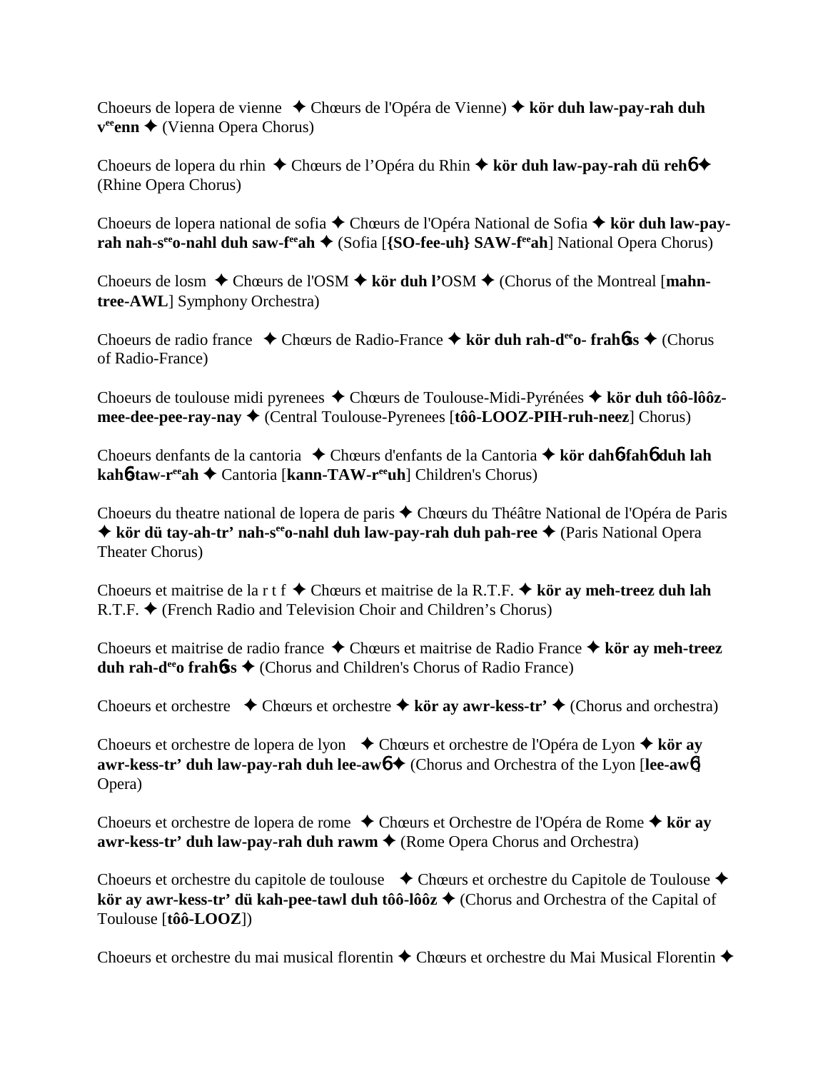Choeurs de lopera de vienne ✦ Chœurs de l'Opéra de Vienne) ✦ **kör duh law-pay-rah duh v**ee**enn** ✦ (Vienna Opera Chorus)

Choeurs de lopera du rhin ✦ Chœurs de l'Opéra du Rhin ✦ **kör duh law-pay-rah dü reh**6 ✦ (Rhine Opera Chorus)

Choeurs de lopera national de sofia ✦ Chœurs de l'Opéra National de Sofia ✦ **kör duh law-pay-rah nah-s**ee**o-nahl duh saw-f**ee**ah** ✦ (Sofia [**{SO-fee-uh} SAW-f**ee**ah**] National Opera Chorus)

Choeurs de losm ✦ Chœurs de l'OSM ✦ **kör duh l'**OSM ✦ (Chorus of the Montreal [**mahn-tree-AWL**] Symphony Orchestra)

Choeurs de radio france ✦ Chœurs de Radio-France ✦ **kör duh rah-d**ee**o- frah**6**ss** ✦ (Chorus of Radio-France)

Choeurs de toulouse midi pyrenees ✦ Chœurs de Toulouse-Midi-Pyrénées ✦ **kör duh tôô-lôôz-mee-dee-pee-ray-nay** ✦ (Central Toulouse-Pyrenees [**tôô-LOOZ-PIH-ruh-neez**] Chorus)

Choeurs denfants de la cantoria ✦ Chœurs d'enfants de la Cantoria ✦ **kör dah**6**-fah**6 **duh lah kah**6**-taw-r**ee**ah** ✦ Cantoria [**kann-TAW-r**ee**uh**] Children's Chorus)

Choeurs du theatre national de lopera de paris ✦ Chœurs du Théâtre National de l'Opéra de Paris ✦ **kör dü tay-ah-tr' nah-s**ee**o-nahl duh law-pay-rah duh pah-ree** ✦ (Paris National Opera Theater Chorus)

Choeurs et maitrise de la r t f ✦ Chœurs et maitrise de la R.T.F. ✦ **kör ay meh-treez duh lah** R.T.F. ✦ (French Radio and Television Choir and Children's Chorus)

Choeurs et maitrise de radio france ✦ Chœurs et maitrise de Radio France ✦ **kör ay meh-treez duh rah-d**ee**o frah**6**ss** ✦ (Chorus and Children's Chorus of Radio France)

Choeurs et orchestre ✦ Chœurs et orchestre ✦ **kör ay awr-kess-tr'** ✦ (Chorus and orchestra)

Choeurs et orchestre de lopera de lyon ✦ Chœurs et orchestre de l'Opéra de Lyon ✦ **kör ay awr-kess-tr' duh law-pay-rah duh lee-aw**6 ✦ (Chorus and Orchestra of the Lyon [**lee-aw**6] Opera)

Choeurs et orchestre de lopera de rome ✦ Chœurs et Orchestre de l'Opéra de Rome ✦ **kör ay awr-kess-tr' duh law-pay-rah duh rawm** ✦ (Rome Opera Chorus and Orchestra)

Choeurs et orchestre du capitole de toulouse ✦ Chœurs et orchestre du Capitole de Toulouse ✦ **kör ay awr-kess-tr' dü kah-pee-tawl duh tôô-lôôz** ✦ (Chorus and Orchestra of the Capital of Toulouse [**tôô-LOOZ**])

Choeurs et orchestre du mai musical florentin ✦ Chœurs et orchestre du Mai Musical Florentin ✦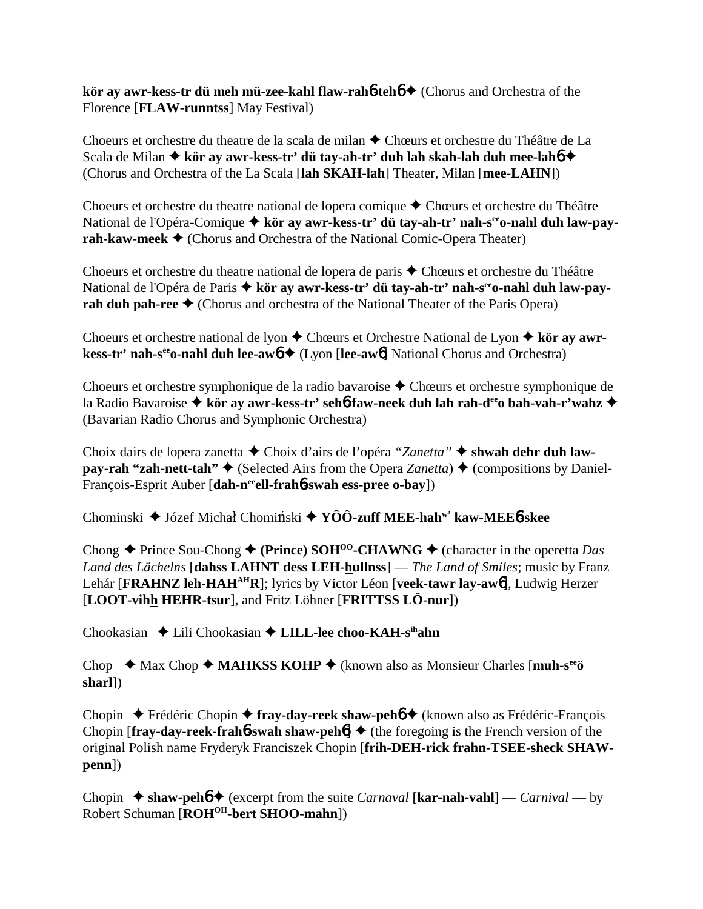**kör ay awr-kess-tr dü meh mü-zee-kahl flaw-rah6-teh6** ✦ (Chorus and Orchestra of the Florence [**FLAW-runntss**] May Festival)

Choeurs et orchestre du theatre de la scala de milan ✦ Chœurs et orchestre du Théâtre de La Scala de Milan ✦ **kör ay awr-kess-tr' dü tay-ah-tr' duh lah skah-lah duh mee-lah6** ✦ (Chorus and Orchestra of the La Scala [**lah SKAH-lah**] Theater, Milan [**mee-LAHN**])

Choeurs et orchestre du theatre national de lopera comique ✦ Chœurs et orchestre du Théâtre National de l'Opéra-Comique ✦ **kör ay awr-kess-tr' dü tay-ah-tr' nah-s[ee]o-nahl duh law-pay-rah-kaw-meek** ✦ (Chorus and Orchestra of the National Comic-Opera Theater)

Choeurs et orchestre du theatre national de lopera de paris ✦ Chœurs et orchestre du Théâtre National de l'Opéra de Paris ✦ **kör ay awr-kess-tr' dü tay-ah-tr' nah-s[ee]o-nahl duh law-pay-rah duh pah-ree** ✦ (Chorus and orchestra of the National Theater of the Paris Opera)

Choeurs et orchestre national de lyon ✦ Chœurs et Orchestre National de Lyon ✦ **kör ay awr-kess-tr' nah-s[ee]o-nahl duh lee-aw6** ✦ (Lyon [**lee-aw6**] National Chorus and Orchestra)

Choeurs et orchestre symphonique de la radio bavaroise ✦ Chœurs et orchestre symphonique de la Radio Bavaroise ✦ **kör ay awr-kess-tr' seh6-faw-neek duh lah rah-d[ee]o bah-vah-r'wahz** ✦ (Bavarian Radio Chorus and Symphonic Orchestra)

Choix dairs de lopera zanetta ✦ Choix d'airs de l'opéra *"Zanetta"* ✦ **shwah dehr duh law-pay-rah "zah-nett-tah"** ✦ (Selected Airs from the Opera *Zanetta*) ✦ (compositions by Daniel-François-Esprit Auber [**dah-n[ee]ell-frah6-swah ess-pree o-bay**])

Chominski ✦ Józef Michał Chomiński ✦ **YÔÔ-zuff MEE-hah[w'] kaw-MEE6-skee**

Chong ✦ Prince Sou-Chong ✦ **(Prince) SOH[OO]-CHAWNG** ✦ (character in the operetta *Das Land des Lächelns* [**dahss LAHNT dess LEH-hullnss**] — *The Land of Smiles*; music by Franz Lehár [**FRAHNZ leh-HAH[AH]R**]; lyrics by Victor Léon [**veek-tawr lay-aw6**], Ludwig Herzer [**LOOT-vihh HEHR-tsur**], and Fritz Löhner [**FRITTSS LÖ-nur**])

Chookasian ✦ Lili Chookasian ✦ **LILL-lee choo-KAH-s[ih]ahn**

Chop ✦ Max Chop ✦ **MAHKSS KOHP** ✦ (known also as Monsieur Charles [**muh-s[ee]ö sharl**])

Chopin ✦ Frédéric Chopin ✦ **fray-day-reek shaw-peh6** ✦ (known also as Frédéric-François Chopin [**fray-day-reek-frah6-swah shaw-peh6**] ✦ (the foregoing is the French version of the original Polish name Fryderyk Franciszek Chopin [**frih-DEH-rick frahn-TSEE-sheck SHAW-penn**])

Chopin ✦ **shaw-peh6** ✦ (excerpt from the suite *Carnaval* [**kar-nah-vahl**] — *Carnival* — by Robert Schuman [**ROH[OH]-bert SHOO-mahn**])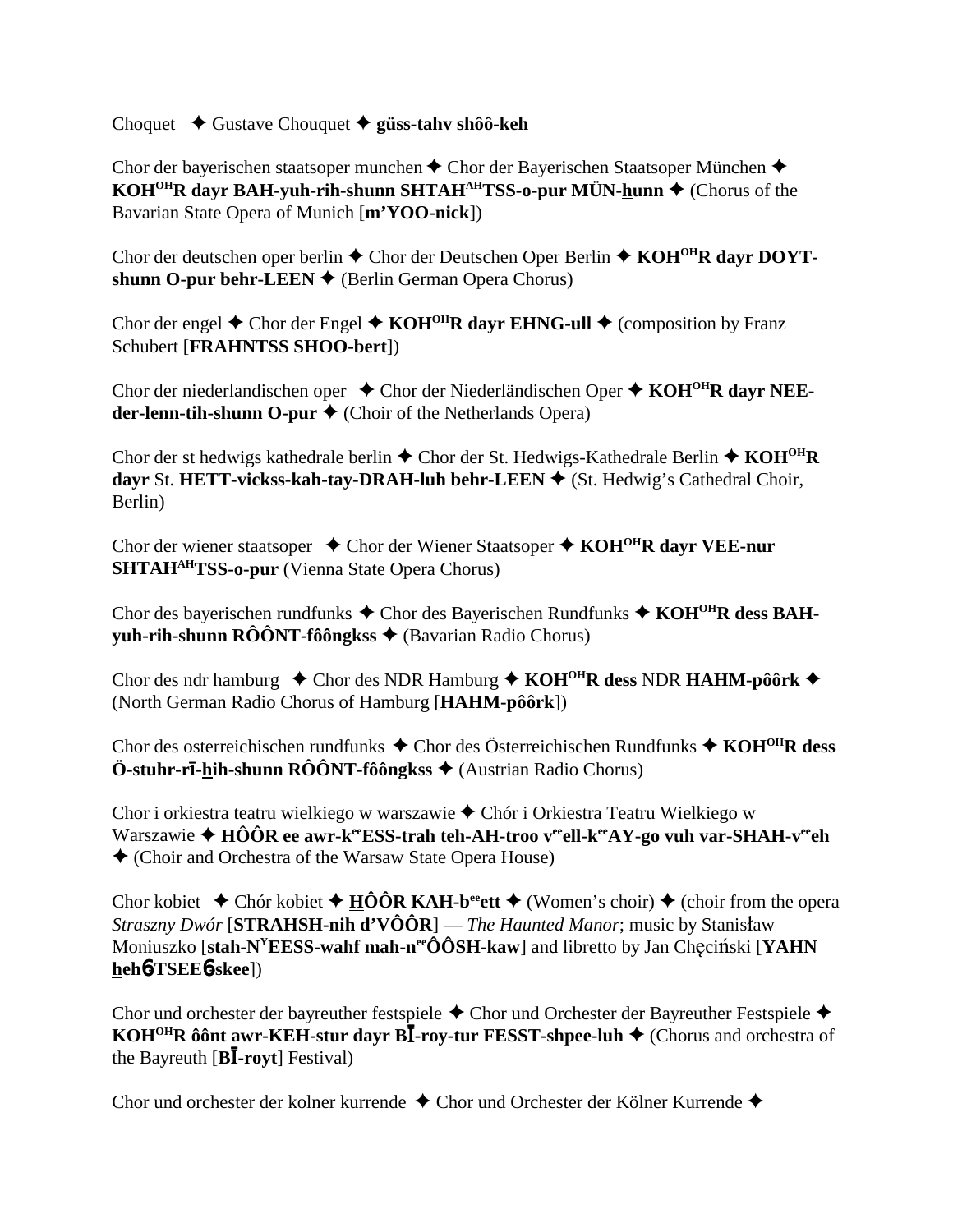Choquet ✦ Gustave Chouquet ✦ **güss-tahv shôô-keh**

Chor der bayerischen staatsoper munchen ✦ Chor der Bayerischen Staatsoper München ✦ **KOH$^{OH}$R dayr BAH-yuh-rih-shunn SHTAH$^{AH}$TSS-o-pur MÜN-hunn** ✦ (Chorus of the Bavarian State Opera of Munich [**m'YOO-nick**])

Chor der deutschen oper berlin ✦ Chor der Deutschen Oper Berlin ✦ **KOH$^{OH}$R dayr DOYT-shunn O-pur behr-LEEN** ✦ (Berlin German Opera Chorus)

Chor der engel ✦ Chor der Engel ✦ **KOH$^{OH}$R dayr EHNG-ull** ✦ (composition by Franz Schubert [**FRAHNTSS SHOO-bert**])

Chor der niederlandischen oper ✦ Chor der Niederländischen Oper ✦ **KOH$^{OH}$R dayr NEE-der-lenn-tih-shunn O-pur** ✦ (Choir of the Netherlands Opera)

Chor der st hedwigs kathedrale berlin ✦ Chor der St. Hedwigs-Kathedrale Berlin ✦ **KOH$^{OH}$R dayr** St. **HETT-vickss-kah-tay-DRAH-luh behr-LEEN** ✦ (St. Hedwig's Cathedral Choir, Berlin)

Chor der wiener staatsoper ✦ Chor der Wiener Staatsoper ✦ **KOH$^{OH}$R dayr VEE-nur SHTAH$^{AH}$TSS-o-pur** (Vienna State Opera Chorus)

Chor des bayerischen rundfunks ✦ Chor des Bayerischen Rundfunks ✦ **KOH$^{OH}$R dess BAH-yuh-rih-shunn RÔÔNT-fôôngkss** ✦ (Bavarian Radio Chorus)

Chor des ndr hamburg ✦ Chor des NDR Hamburg ✦ **KOH$^{OH}$R dess** NDR **HAHM-pôôrk** ✦ (North German Radio Chorus of Hamburg [**HAHM-pôôrk**])

Chor des osterreichischen rundfunks ✦ Chor des Österreichischen Rundfunks ✦ **KOH$^{OH}$R dess Ö-stuhr-rī-hih-shunn RÔÔNT-fôôngkss** ✦ (Austrian Radio Chorus)

Chor i orkiestra teatru wielkiego w warszawie ✦ Chór i Orkiestra Teatru Wielkiego w Warszawie ✦ **HÔÔR ee awr-k$^{ee}$ESS-trah teh-AH-troo v$^{ee}$ell-k$^{ee}$AY-go vuh var-SHAH-v$^{ee}$eh** ✦ (Choir and Orchestra of the Warsaw State Opera House)

Chor kobiet ✦ Chór kobiet ✦ **HÔÔR KAH-b$^{ee}$ett** ✦ (Women's choir) ✦ (choir from the opera *Straszny Dwór* [**STRAHSH-nih d'VÔÔR**] — *The Haunted Manor*; music by Stanisław Moniuszko [**stah-N$^{Y}$EESS-wahf mah-n$^{ee}$ÔÔSH-kaw**] and libretto by Jan Chęciński [**YAHN heh6-TSEE6-skee**])

Chor und orchester der bayreuther festspiele ✦ Chor und Orchester der Bayreuther Festspiele ✦ **KOH$^{OH}$R ôônt awr-KEH-stur dayr BĪ-roy-tur FESST-shpee-luh** ✦ (Chorus and orchestra of the Bayreuth [**BĪ-royt**] Festival)

Chor und orchester der kolner kurrende ✦ Chor und Orchester der Kölner Kurrende ✦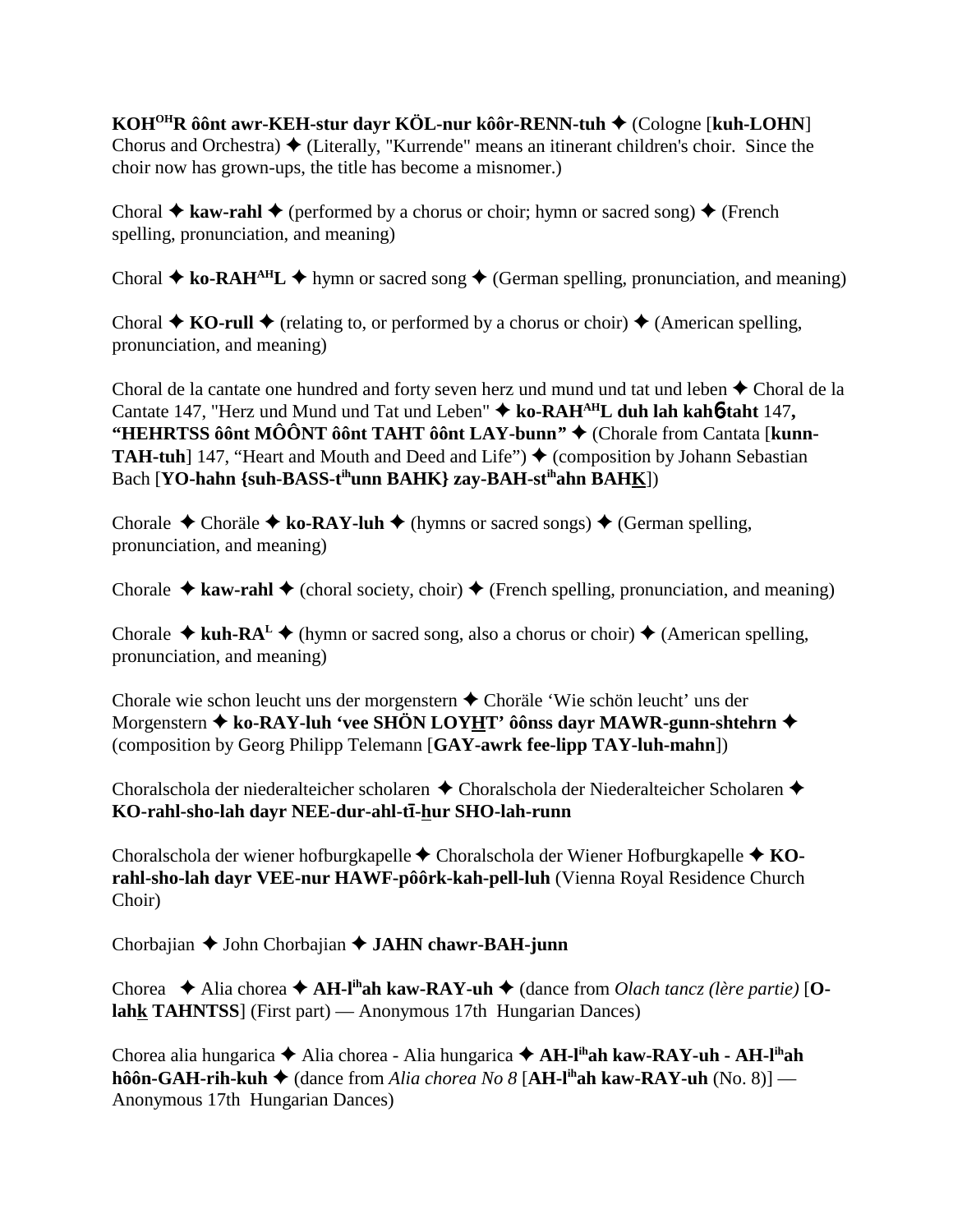**KOH[OH]R ôônt awr-KEH-stur dayr KÖL-nur kôôr-RENN-tuh** ✦ (Cologne [**kuh-LOHN**] Chorus and Orchestra) ✦ (Literally, "Kurrende" means an itinerant children's choir. Since the choir now has grown-ups, the title has become a misnomer.)

Choral ✦ **kaw-rahl** ✦ (performed by a chorus or choir; hymn or sacred song) ✦ (French spelling, pronunciation, and meaning)

Choral ✦ **ko-RAH[AH]L** ✦ hymn or sacred song ✦ (German spelling, pronunciation, and meaning)

Choral ✦ **KO-rull** ✦ (relating to, or performed by a chorus or choir) ✦ (American spelling, pronunciation, and meaning)

Choral de la cantate one hundred and forty seven herz und mund und tat und leben ✦ Choral de la Cantate 147, "Herz und Mund und Tat und Leben" ✦ **ko-RAH[AH]L duh lah kahɵ-taht** 147**, "HEHRTSS ôônt MÔÔNT ôônt TAHT ôônt LAY-bunn"** ✦ (Chorale from Cantata [**kunn-TAH-tuh**] 147, "Heart and Mouth and Deed and Life") ✦ (composition by Johann Sebastian Bach [**YO-hahn {suh-BASS-t[ih]unn BAHK} zay-BAH-st[ih]ahn BAH<u>K</u>**])

Chorale ✦ Choräle ✦ **ko-RAY-luh** ✦ (hymns or sacred songs) ✦ (German spelling, pronunciation, and meaning)

Chorale ✦ **kaw-rahl** ✦ (choral society, choir) ✦ (French spelling, pronunciation, and meaning)

Chorale ✦ **kuh-RA[L]** ✦ (hymn or sacred song, also a chorus or choir) ✦ (American spelling, pronunciation, and meaning)

Chorale wie schon leucht uns der morgenstern ✦ Choräle 'Wie schön leucht' uns der Morgenstern ✦ **ko-RAY-luh 'vee SHÖN LOY<u>H</u>T' ôônss dayr MAWR-gunn-shtehrn** ✦ (composition by Georg Philipp Telemann [**GAY-awrk fee-lipp TAY-luh-mahn**])

Choralschola der niederalteicher scholaren ✦ Choralschola der Niederalteicher Scholaren ✦ **KO-rahl-sho-lah dayr NEE-dur-ahl-tī-<u>h</u>ur SHO-lah-runn**

Choralschola der wiener hofburgkapelle ✦ Choralschola der Wiener Hofburgkapelle ✦ **KO-rahl-sho-lah dayr VEE-nur HAWF-pôôrk-kah-pell-luh** (Vienna Royal Residence Church Choir)

Chorbajian ✦ John Chorbajian ✦ **JAHN chawr-BAH-junn**

Chorea ✦ Alia chorea ✦ **AH-l[ih]ah kaw-RAY-uh** ✦ (dance from *Olach tancz (lère partie)* [**O-lah<u>k</u> TAHNTSS**] (First part) — Anonymous 17th Hungarian Dances)

Chorea alia hungarica ✦ Alia chorea - Alia hungarica ✦ **AH-l[ih]ah kaw-RAY-uh - AH-l[ih]ah hôôn-GAH-rih-kuh** ✦ (dance from *Alia chorea No 8* [**AH-l[ih]ah kaw-RAY-uh** (No. 8)] — Anonymous 17th Hungarian Dances)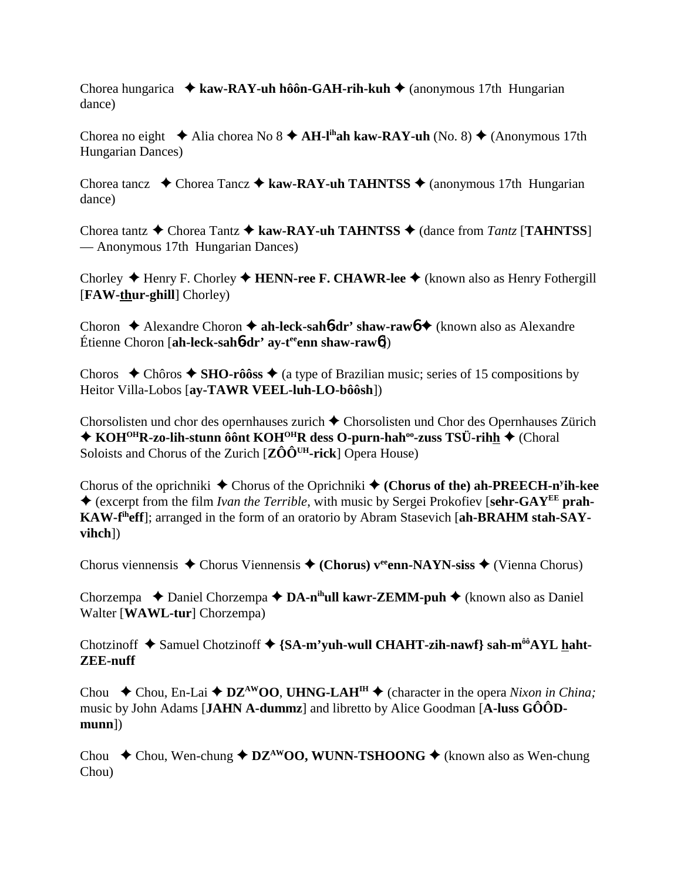Chorea hungarica ✦ **kaw-RAY-uh hôôn-GAH-rih-kuh** ✦ (anonymous 17th Hungarian dance)

Chorea no eight ✦ Alia chorea No 8 ✦ **AH-l^ih^ah kaw-RAY-uh** (No. 8) ✦ (Anonymous 17th Hungarian Dances)

Chorea tancz ✦ Chorea Tancz ✦ **kaw-RAY-uh TAHNTSS** ✦ (anonymous 17th Hungarian dance)

Chorea tantz ✦ Chorea Tantz ✦ **kaw-RAY-uh TAHNTSS** ✦ (dance from *Tantz* [**TAHNTSS**] — Anonymous 17th Hungarian Dances)

Chorley ✦ Henry F. Chorley ✦ **HENN-ree F. CHAWR-lee** ✦ (known also as Henry Fothergill [**FAW-thur-ghill**] Chorley)

Choron ✦ Alexandre Choron ✦ **ah-leck-sahɓ-dr' shaw-rawɓ** ✦ (known also as Alexandre Étienne Choron [**ah-leck-sahɓ-dr' ay-t^ee^enn shaw-rawɓ**])

Choros ✦ Chôros ✦ **SHO-rôôss** ✦ (a type of Brazilian music; series of 15 compositions by Heitor Villa-Lobos [**ay-TAWR VEEL-luh-LO-bôôsh**])

Chorsolisten und chor des opernhauses zurich ✦ Chorsolisten und Chor des Opernhauses Zürich ✦ **KOH^OH^R-zo-lih-stunn ôônt KOH^OH^R dess O-purn-hah^oo^-zuss TSÜ-rihh** ✦ (Choral Soloists and Chorus of the Zurich [**ZÔÔ^UH^-rick**] Opera House)

Chorus of the oprichniki ✦ Chorus of the Oprichniki ✦ **(Chorus of the) ah-PREECH-n^y^ih-kee** ✦ (excerpt from the film *Ivan the Terrible*, with music by Sergei Prokofiev [**sehr-GAY^EE^ prah-KAW-f^ih^eff**]; arranged in the form of an oratorio by Abram Stasevich [**ah-BRAHM stah-SAY-vihch**])

Chorus viennensis ✦ Chorus Viennensis ✦ **(Chorus) v^ee^enn-NAYN-siss** ✦ (Vienna Chorus)

Chorzempa ✦ Daniel Chorzempa ✦ **DA-n^ih^ull kawr-ZEMM-puh** ✦ (known also as Daniel Walter [**WAWL-tur**] Chorzempa)

Chotzinoff ✦ Samuel Chotzinoff ✦ **{SA-m'yuh-wull CHAHT-zih-nawf} sah-m^ôô^AYL haht-ZEE-nuff**

Chou ✦ Chou, En-Lai ✦ **DZ^AW^OO**, **UHNG-LAH^IH^** ✦ (character in the opera *Nixon in China;* music by John Adams [**JAHN A-dummz**] and libretto by Alice Goodman [**A-luss GÔÔD-munn**])

Chou ✦ Chou, Wen-chung ✦ **DZ^AW^OO, WUNN-TSHOONG** ✦ (known also as Wen-chung Chou)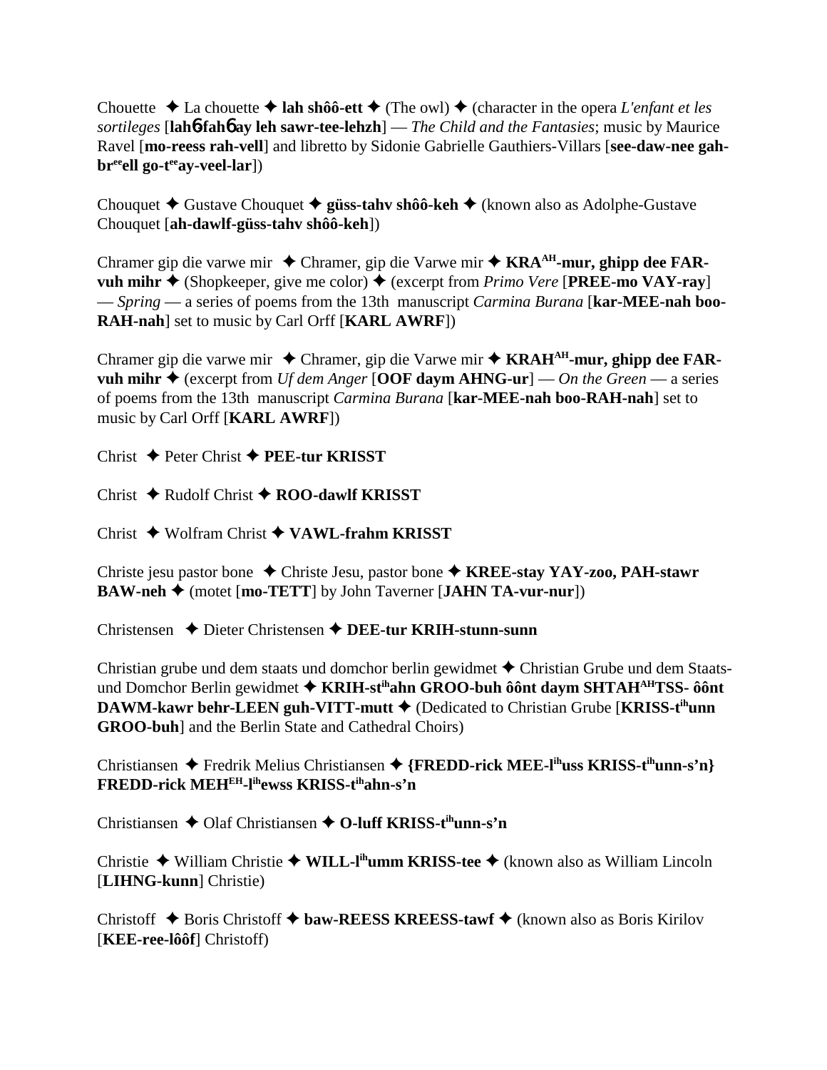Chouette ✦ La chouette ✦ **lah shôô-ett** ✦ (The owl) ✦ (character in the opera *L'enfant et les sortileges* [**lah**6 **fah**6 **ay leh sawr-tee-lehzh**] — *The Child and the Fantasies*; music by Maurice Ravel [**mo-reess rah-vell**] and libretto by Sidonie Gabrielle Gauthiers-Villars [**see-daw-nee gah-br**ee**ell go-t**ee**ay-veel-lar**])

Chouquet ✦ Gustave Chouquet ✦ **güss-tahv shôô-keh** ✦ (known also as Adolphe-Gustave Chouquet [**ah-dawlf-güss-tahv shôô-keh**])

Chramer gip die varwe mir ✦ Chramer, gip die Varwe mir ✦ **KRA**AH**-mur, ghipp dee FAR-vuh mihr** ✦ (Shopkeeper, give me color) ✦ (excerpt from *Primo Vere* [**PREE-mo VAY-ray**] — *Spring* — a series of poems from the 13th manuscript *Carmina Burana* [**kar-MEE-nah boo-RAH-nah**] set to music by Carl Orff [**KARL AWRF**])

Chramer gip die varwe mir ✦ Chramer, gip die Varwe mir ✦ **KRAH**AH**-mur, ghipp dee FAR-vuh mihr** ✦ (excerpt from *Uf dem Anger* [**OOF daym AHNG-ur**] — *On the Green* — a series of poems from the 13th manuscript *Carmina Burana* [**kar-MEE-nah boo-RAH-nah**] set to music by Carl Orff [**KARL AWRF**])

Christ ✦ Peter Christ ✦ **PEE-tur KRISST**

Christ ✦ Rudolf Christ ✦ **ROO-dawlf KRISST**

Christ ✦ Wolfram Christ ✦ **VAWL-frahm KRISST**

Christe jesu pastor bone ✦ Christe Jesu, pastor bone ✦ **KREE-stay YAY-zoo, PAH-stawr BAW-neh** ✦ (motet [**mo-TETT**] by John Taverner [**JAHN TA-vur-nur**])

Christensen ✦ Dieter Christensen ✦ **DEE-tur KRIH-stunn-sunn**

Christian grube und dem staats und domchor berlin gewidmet ✦ Christian Grube und dem Staats- und Domchor Berlin gewidmet ✦ **KRIH-st**ih**ahn GROO-buh ôônt daym SHTAH**AH**TSS- ôônt DAWM-kawr behr-LEEN guh-VITT-mutt** ✦ (Dedicated to Christian Grube [**KRISS-t**ih**unn GROO-buh**] and the Berlin State and Cathedral Choirs)

Christiansen ✦ Fredrik Melius Christiansen ✦ **{FREDD-rick MEE-l**ih**uss KRISS-t**ih**unn-s'n} FREDD-rick MEH**EH**-l**ih**ewss KRISS-t**ih**ahn-s'n**

Christiansen ✦ Olaf Christiansen ✦ **O-luff KRISS-t**ih**unn-s'n**

Christie ✦ William Christie ✦ **WILL-l**ih**umm KRISS-tee** ✦ (known also as William Lincoln [**LIHNG-kunn**] Christie)

Christoff ✦ Boris Christoff ✦ **baw-REESS KREESS-tawf** ✦ (known also as Boris Kirilov [**KEE-ree-lôôf**] Christoff)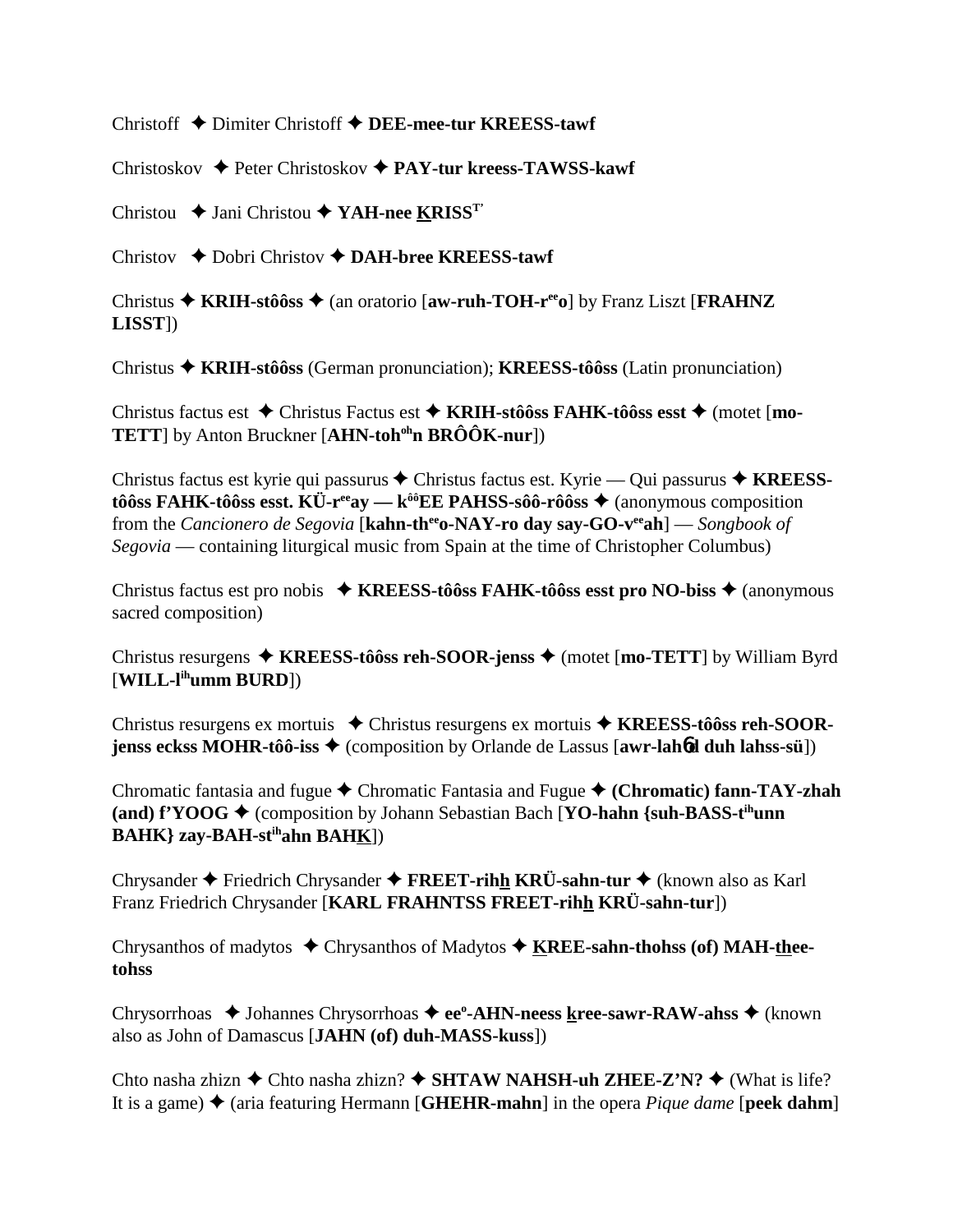Christoff ✦ Dimiter Christoff ✦ **DEE-mee-tur KREESS-tawf**

Christoskov ✦ Peter Christoskov ✦ **PAY-tur kreess-TAWSS-kawf**

Christou ✦ Jani Christou ✦ **YAH-nee KRISS**[T']

Christov ✦ Dobri Christov ✦ **DAH-bree KREESS-tawf**

Christus ✦ **KRIH-stôôss** ✦ (an oratorio [**aw-ruh-TOH-r**[ee]**o**] by Franz Liszt [**FRAHNZ LISST**])

Christus ✦ **KRIH-stôôss** (German pronunciation); **KREESS-tôôss** (Latin pronunciation)

Christus factus est ✦ Christus Factus est ✦ **KRIH-stôôss FAHK-tôôss esst** ✦ (motet [**mo-TETT**] by Anton Bruckner [**AHN-toh**[oh]**n BRÔÔK-nur**])

Christus factus est kyrie qui passurus ✦ Christus factus est. Kyrie — Qui passurus ✦ **KREESS-tôôss FAHK-tôôss esst. KÜ-r**[ee]**ay — k**[ôô]**EE PAHSS-sôô-rôôss** ✦ (anonymous composition from the *Cancionero de Segovia* [**kahn-th**[ee]**o-NAY-ro day say-GO-v**[ee]**ah**] — *Songbook of Segovia* — containing liturgical music from Spain at the time of Christopher Columbus)

Christus factus est pro nobis ✦ **KREESS-tôôss FAHK-tôôss esst pro NO-biss** ✦ (anonymous sacred composition)

Christus resurgens ✦ **KREESS-tôôss reh-SOOR-jenss** ✦ (motet [**mo-TETT**] by William Byrd [**WILL-l**[ih]**umm BURD**])

Christus resurgens ex mortuis ✦ Christus resurgens ex mortuis ✦ **KREESS-tôôss reh-SOOR-jenss eckss MOHR-tôô-iss** ✦ (composition by Orlande de Lassus [**awr-lah6d duh lahss-sü**])

Chromatic fantasia and fugue ✦ Chromatic Fantasia and Fugue ✦ **(Chromatic) fann-TAY-zhah (and) f'YOOG** ✦ (composition by Johann Sebastian Bach [**YO-hahn {suh-BASS-t**[ih]**unn BAHK} zay-BAH-st**[ih]**ahn BAHK**])

Chrysander ✦ Friedrich Chrysander ✦ **FREET-rihh KRÜ-sahn-tur** ✦ (known also as Karl Franz Friedrich Chrysander [**KARL FRAHNTSS FREET-rihh KRÜ-sahn-tur**])

Chrysanthos of madytos ✦ Chrysanthos of Madytos ✦ **KREE-sahn-thohss (of) MAH-thee-tohss**

Chrysorrhoas ✦ Johannes Chrysorrhoas ✦ **ee**[o]**-AHN-neess kree-sawr-RAW-ahss** ✦ (known also as John of Damascus [**JAHN (of) duh-MASS-kuss**])

Chto nasha zhizn ✦ Chto nasha zhizn? ✦ **SHTAW NAHSH-uh ZHEE-Z'N?** ✦ (What is life? It is a game) ✦ (aria featuring Hermann [**GHEHR-mahn**] in the opera *Pique dame* [**peek dahm**]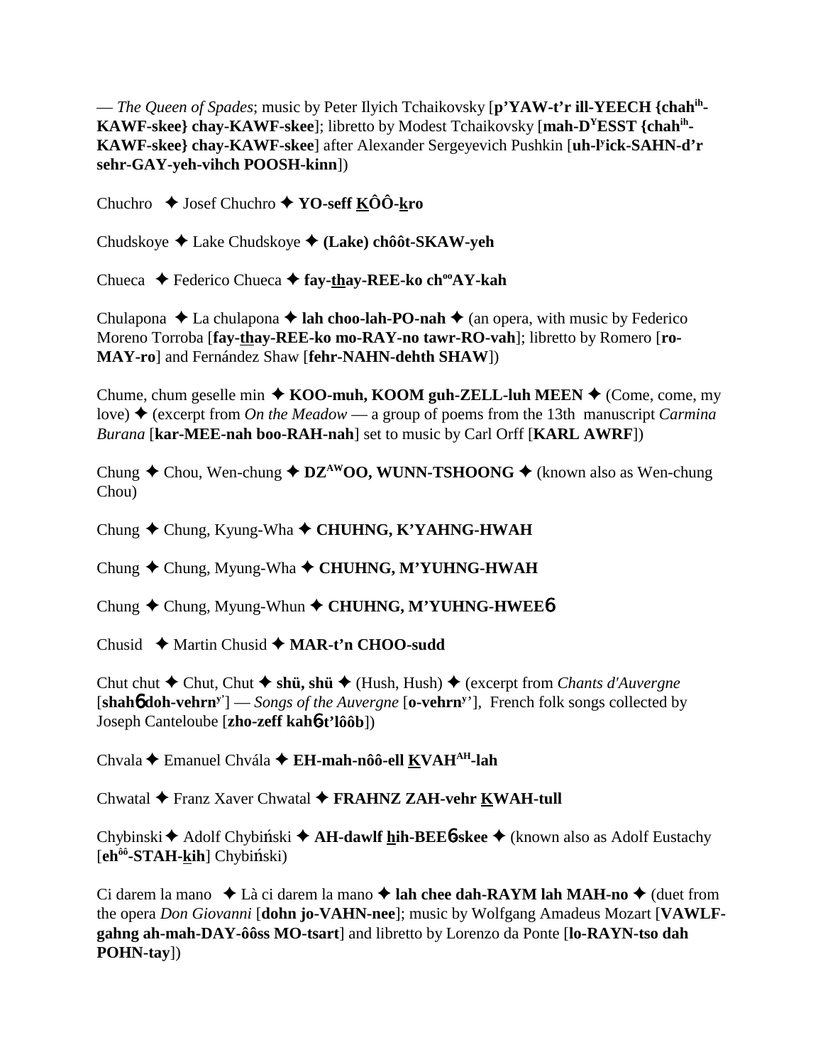— *The Queen of Spades*; music by Peter Ilyich Tchaikovsky [**p'YAW-t'r ill-YEECH {chah^ih^-KAWF-skee} chay-KAWF-skee**]; libretto by Modest Tchaikovsky [**mah-D^Y^ESST {chah^ih^-KAWF-skee} chay-KAWF-skee**] after Alexander Sergeyevich Pushkin [**uh-l^y^ick-SAHN-d'r sehr-GAY-yeh-vihch POOSH-kinn**])

Chuchro ✦ Josef Chuchro ✦ **YO-seff KÔÔ-kro**

Chudskoye ✦ Lake Chudskoye ✦ **(Lake) chôôt-SKAW-yeh**

Chueca ✦ Federico Chueca ✦ **fay-thay-REE-ko ch^oo^AY-kah**

Chulapona ✦ La chulapona ✦ **lah choo-lah-PO-nah** ✦ (an opera, with music by Federico Moreno Torroba [**fay-thay-REE-ko mo-RAY-no tawr-RO-vah**]; libretto by Romero [**ro-MAY-ro**] and Fernández Shaw [**fehr-NAHN-dehth SHAW**])

Chume, chum geselle min ✦ **KOO-muh, KOOM guh-ZELL-luh MEEN** ✦ (Come, come, my love) ✦ (excerpt from *On the Meadow* — a group of poems from the 13th manuscript *Carmina Burana* [**kar-MEE-nah boo-RAH-nah**] set to music by Carl Orff [**KARL AWRF**])

Chung ✦ Chou, Wen-chung ✦ **DZ^AW^OO, WUNN-TSHOONG** ✦ (known also as Wen-chung Chou)

Chung ✦ Chung, Kyung-Wha ✦ **CHUHNG, K'YAHNG-HWAH**

Chung ✦ Chung, Myung-Wha ✦ **CHUHNG, M'YUHNG-HWAH**

Chung ✦ Chung, Myung-Whun ✦ **CHUHNG, M'YUHNG-HWEE6**

Chusid ✦ Martin Chusid ✦ **MAR-t'n CHOO-sudd**

Chut chut ✦ Chut, Chut ✦ **shü, shü** ✦ (Hush, Hush) ✦ (excerpt from *Chants d'Auvergne* [**shah6 doh-vehrn^y'^**] — *Songs of the Auvergne* [**o-vehrn^y'^**], French folk songs collected by Joseph Canteloube [**zho-zeff kah6-t'lôôb**])

Chvala ✦ Emanuel Chvála ✦ **EH-mah-nôô-ell KVAH^AH^-lah**

Chwatal ✦ Franz Xaver Chwatal ✦ **FRAHNZ ZAH-vehr KWAH-tull**

Chybinski ✦ Adolf Chybiński ✦ **AH-dawlf hih-BEE6-skee** ✦ (known also as Adolf Eustachy [**eh^ôô^-STAH-kih**] Chybiński)

Ci darem la mano ✦ Là ci darem la mano ✦ **lah chee dah-RAYM lah MAH-no** ✦ (duet from the opera *Don Giovanni* [**dohn jo-VAHN-nee**]; music by Wolfgang Amadeus Mozart [**VAWLF-gahng ah-mah-DAY-ôôss MO-tsart**] and libretto by Lorenzo da Ponte [**lo-RAYN-tso dah POHN-tay**])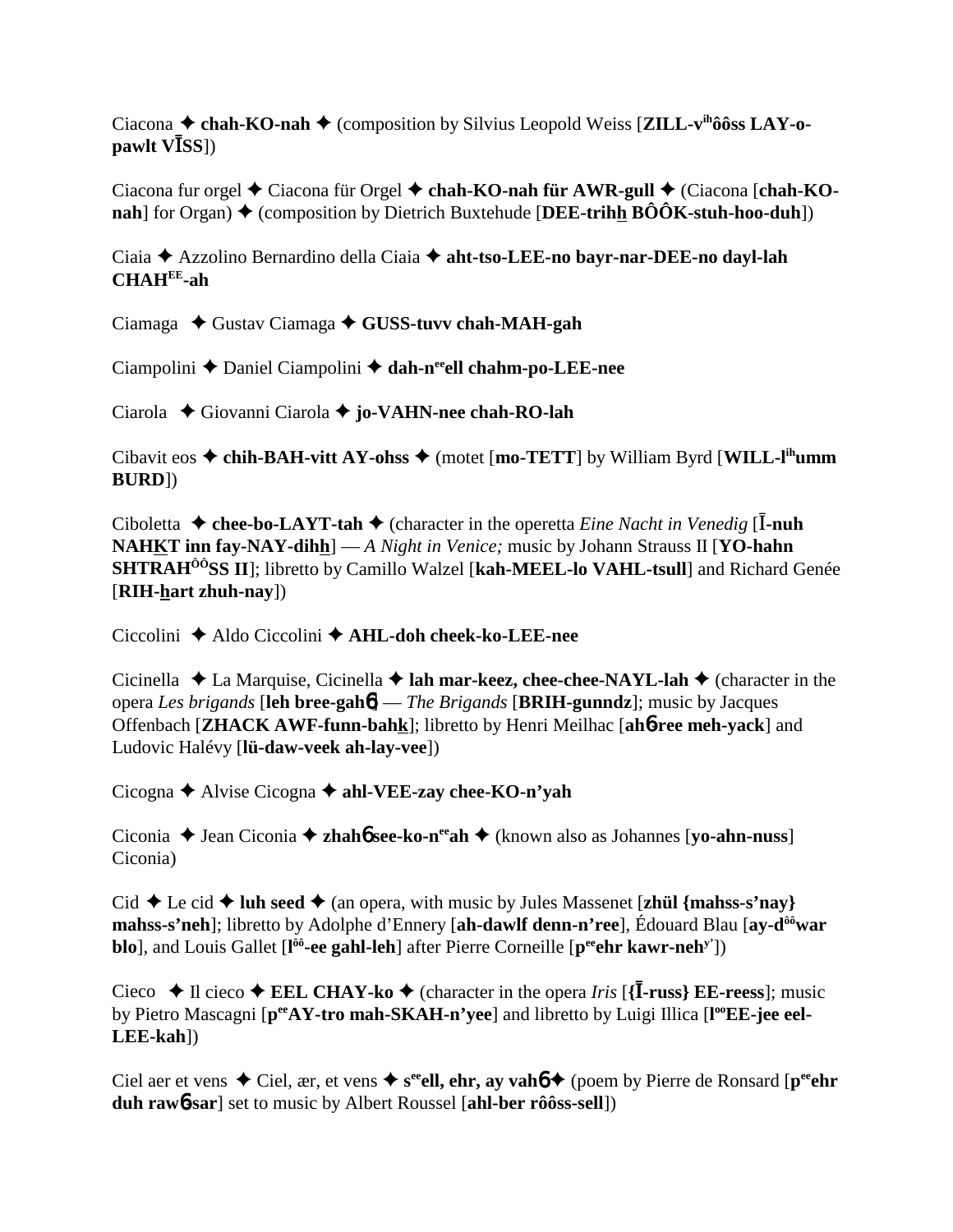Ciacona ✦ **chah-KO-nah** ✦ (composition by Silvius Leopold Weiss [**ZILL-v**[ih]**ôôss LAY-o-pawlt VĪSS**])

Ciacona fur orgel ✦ Ciacona für Orgel ✦ **chah-KO-nah für AWR-gull** ✦ (Ciacona [**chah-KO-nah**] for Organ) ✦ (composition by Dietrich Buxtehude [**DEE-trihh BÔÔK-stuh-hoo-duh**])

Ciaia ✦ Azzolino Bernardino della Ciaia ✦ **aht-tso-LEE-no bayr-nar-DEE-no dayl-lah CHAH**[EE]**-ah**

Ciamaga ✦ Gustav Ciamaga ✦ **GUSS-tuvv chah-MAH-gah**

Ciampolini ✦ Daniel Ciampolini ✦ **dah-n**[ee]**ell chahm-po-LEE-nee**

Ciarola ✦ Giovanni Ciarola ✦ **jo-VAHN-nee chah-RO-lah**

Cibavit eos ✦ **chih-BAH-vitt AY-ohss** ✦ (motet [**mo-TETT**] by William Byrd [**WILL-l**[ih]**umm BURD**])

Ciboletta ✦ **chee-bo-LAYT-tah** ✦ (character in the operetta *Eine Nacht in Venedig* [**Ī-nuh NAHKT inn fay-NAY-dihh**] — *A Night in Venice;* music by Johann Strauss II [**YO-hahn SHTRAH**[ÔÔ]**SS II**]; libretto by Camillo Walzel [**kah-MEEL-lo VAHL-tsull**] and Richard Genée [**RIH-hart zhuh-nay**])

Ciccolini ✦ Aldo Ciccolini ✦ **AHL-doh cheek-ko-LEE-nee**

Cicinella ✦ La Marquise, Cicinella ✦ **lah mar-keez, chee-chee-NAYL-lah** ✦ (character in the opera *Les brigands* [**leh bree-gah6**] — *The Brigands* [**BRIH-gunndz**]; music by Jacques Offenbach [**ZHACK AWF-funn-bahk**]; libretto by Henri Meilhac [**ah6-ree meh-yack**] and Ludovic Halévy [**lü-daw-veek ah-lay-vee**])

Cicogna ✦ Alvise Cicogna ✦ **ahl-VEE-zay chee-KO-n'yah**

Ciconia ✦ Jean Ciconia ✦ **zhah6 see-ko-n**[ee]**ah** ✦ (known also as Johannes [**yo-ahn-nuss**] Ciconia)

Cid ✦ Le cid ✦ **luh seed** ✦ (an opera, with music by Jules Massenet [**zhül {mahss-s'nay} mahss-s'neh**]; libretto by Adolphe d'Ennery [**ah-dawlf denn-n'ree**], Édouard Blau [**ay-d**[ôô]**war blo**], and Louis Gallet [**l**[ôô]**-ee gahl-leh**] after Pierre Corneille [**p**[ee]**ehr kawr-neh**[y']])

Cieco ✦ Il cieco ✦ **EEL CHAY-ko** ✦ (character in the opera *Iris* [**{Ī-russ} EE-reess**]; music by Pietro Mascagni [**p**[ee]**AY-tro mah-SKAH-n'yee**] and libretto by Luigi Illica [**l**[oo]**EE-jee eel-LEE-kah**])

Ciel aer et vens ✦ Ciel, ær, et vens ✦ **s**[ee]**ell, ehr, ay vah6** ✦ (poem by Pierre de Ronsard [**p**[ee]**ehr duh raw6-sar**] set to music by Albert Roussel [**ahl-ber rôôss-sell**])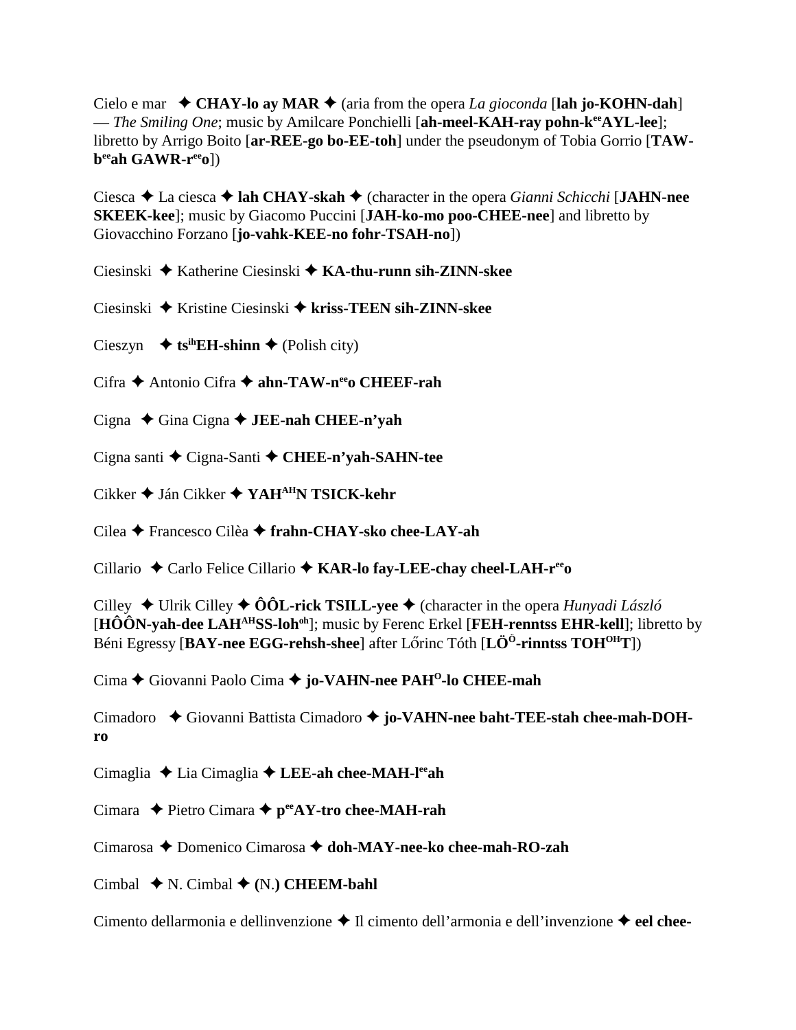Cielo e mar ✦ **CHAY-lo ay MAR** ✦ (aria from the opera *La gioconda* [**lah jo-KOHN-dah**] — *The Smiling One*; music by Amilcare Ponchielli [**ah-meel-KAH-ray pohn-k$^{ee}$AYL-lee**]; libretto by Arrigo Boito [**ar-REE-go bo-EE-toh**] under the pseudonym of Tobia Gorrio [**TAW-b$^{ee}$ah GAWR-r$^{ee}$o**])

Ciesca ✦ La ciesca ✦ **lah CHAY-skah** ✦ (character in the opera *Gianni Schicchi* [**JAHN-nee SKEEK-kee**]; music by Giacomo Puccini [**JAH-ko-mo poo-CHEE-nee**] and libretto by Giovacchino Forzano [**jo-vahk-KEE-no fohr-TSAH-no**])

Ciesinski ✦ Katherine Ciesinski ✦ **KA-thu-runn sih-ZINN-skee**

Ciesinski ✦ Kristine Ciesinski ✦ **kriss-TEEN sih-ZINN-skee**

Cieszyn ✦ **ts$^{ih}$EH-shinn** ✦ (Polish city)

Cifra ✦ Antonio Cifra ✦ **ahn-TAW-n$^{ee}$o CHEEF-rah**

Cigna ✦ Gina Cigna ✦ **JEE-nah CHEE-n'yah**

Cigna santi ✦ Cigna-Santi ✦ **CHEE-n'yah-SAHN-tee**

Cikker ✦ Ján Cikker ✦ **YAH$^{AH}$N TSICK-kehr**

Cilea ✦ Francesco Cilèa ✦ **frahn-CHAY-sko chee-LAY-ah**

Cillario ✦ Carlo Felice Cillario ✦ **KAR-lo fay-LEE-chay cheel-LAH-r$^{ee}$o**

Cilley ✦ Ulrik Cilley ✦ **ÔÔL-rick TSILL-yee** ✦ (character in the opera *Hunyadi László* [**HÔÔN-yah-dee LAH$^{AH}$SS-loh$^{oh}$**]; music by Ferenc Erkel [**FEH-renntss EHR-kell**]; libretto by Béni Egressy [**BAY-nee EGG-rehsh-shee**] after Lőrinc Tóth [**LÖ$^{Ö}$-rinntss TOH$^{OH}$T**])

Cima ✦ Giovanni Paolo Cima ✦ **jo-VAHN-nee PAH$^{O}$-lo CHEE-mah**

Cimadoro ✦ Giovanni Battista Cimadoro ✦ **jo-VAHN-nee baht-TEE-stah chee-mah-DOH-ro**

Cimaglia ✦ Lia Cimaglia ✦ **LEE-ah chee-MAH-l$^{ee}$ah**

Cimara ✦ Pietro Cimara ✦ **p$^{ee}$AY-tro chee-MAH-rah**

Cimarosa ✦ Domenico Cimarosa ✦ **doh-MAY-nee-ko chee-mah-RO-zah**

Cimbal ✦ N. Cimbal ✦ **(**N.**) CHEEM-bahl**

Cimento dellarmonia e dellinvenzione ✦ Il cimento dell'armonia e dell'invenzione ✦ **eel chee-**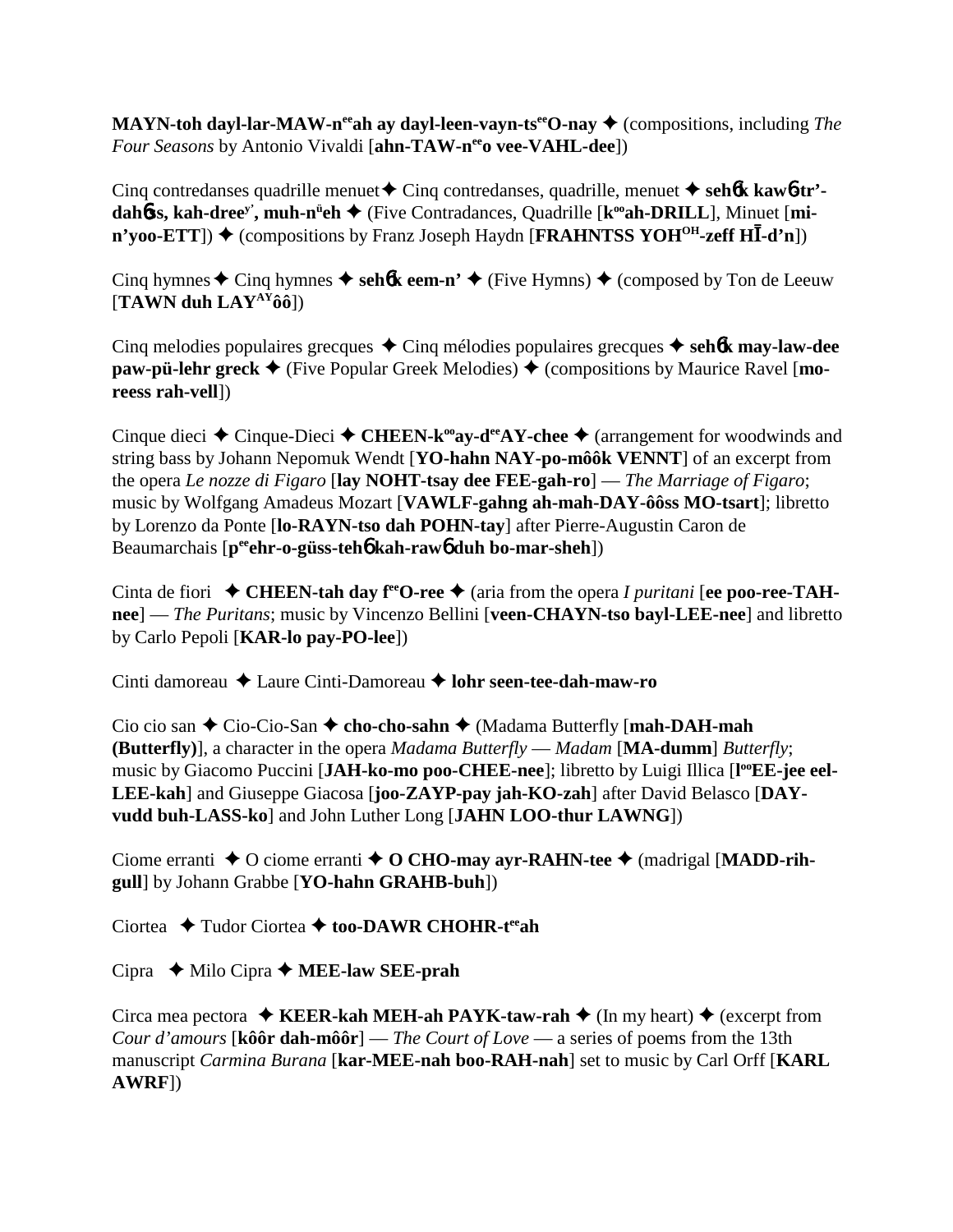**MAYN-toh dayl-lar-MAW-n^ee^ah ay dayl-leen-vayn-ts^ee^O-nay** ✦ (compositions, including *The Four Seasons* by Antonio Vivaldi [**ahn-TAW-n^ee^o vee-VAHL-dee**])

Cinq contredanses quadrille menuet✦ Cinq contredanses, quadrille, menuet ✦ **sehɓk kawɓ-tr'-dahɓss, kah-dree^y', muh-n^ü^eh** ✦ (Five Contradances, Quadrille [**k^oo^ah-DRILL**], Minuet [**mi-n'yoo-ETT**]) ✦ (compositions by Franz Joseph Haydn [**FRAHNTSS YOH^OH^-zeff HĪ-d'n**])

Cinq hymnes ✦ Cinq hymnes ✦ **sehɓk eem-n'** ✦ (Five Hymns) ✦ (composed by Ton de Leeuw [**TAWN duh LAY^AY^ôô**])

Cinq melodies populaires grecques ✦ Cinq mélodies populaires grecques ✦ **sehɓk may-law-dee paw-pü-lehr greck** ✦ (Five Popular Greek Melodies) ✦ (compositions by Maurice Ravel [**mo-reess rah-vell**])

Cinque dieci ✦ Cinque-Dieci ✦ **CHEEN-k^oo^ay-d^ee^AY-chee** ✦ (arrangement for woodwinds and string bass by Johann Nepomuk Wendt [**YO-hahn NAY-po-môôk VENNT**] of an excerpt from the opera *Le nozze di Figaro* [**lay NOHT-tsay dee FEE-gah-ro**] — *The Marriage of Figaro*; music by Wolfgang Amadeus Mozart [**VAWLF-gahng ah-mah-DAY-ôôss MO-tsart**]; libretto by Lorenzo da Ponte [**lo-RAYN-tso dah POHN-tay**] after Pierre-Augustin Caron de Beaumarchais [**p^ee^ehr-o-güss-tehɓ kah-rawɓ duh bo-mar-sheh**])

Cinta de fiori ✦ **CHEEN-tah day f^ee^O-ree** ✦ (aria from the opera *I puritani* [**ee poo-ree-TAH-nee**] — *The Puritans*; music by Vincenzo Bellini [**veen-CHAYN-tso bayl-LEE-nee**] and libretto by Carlo Pepoli [**KAR-lo pay-PO-lee**])

Cinti damoreau ✦ Laure Cinti-Damoreau ✦ **lohr seen-tee-dah-maw-ro**

Cio cio san ✦ Cio-Cio-San ✦ **cho-cho-sahn** ✦ (Madama Butterfly [**mah-DAH-mah (Butterfly)**], a character in the opera *Madama Butterfly* — *Madam* [**MA-dumm**] *Butterfly*; music by Giacomo Puccini [**JAH-ko-mo poo-CHEE-nee**]; libretto by Luigi Illica [**l^oo^EE-jee eel-LEE-kah**] and Giuseppe Giacosa [**joo-ZAYP-pay jah-KO-zah**] after David Belasco [**DAY-vudd buh-LASS-ko**] and John Luther Long [**JAHN LOO-thur LAWNG**])

Ciome erranti ✦ O ciome erranti ✦ **O CHO-may ayr-RAHN-tee** ✦ (madrigal [**MADD-rih-gull**] by Johann Grabbe [**YO-hahn GRAHB-buh**])

Ciortea ✦ Tudor Ciortea ✦ **too-DAWR CHOHR-t^ee^ah**

Cipra ✦ Milo Cipra ✦ **MEE-law SEE-prah**

Circa mea pectora ✦ **KEER-kah MEH-ah PAYK-taw-rah** ✦ (In my heart) ✦ (excerpt from *Cour d'amours* [**kôôr dah-môôr**] — *The Court of Love* — a series of poems from the 13th manuscript *Carmina Burana* [**kar-MEE-nah boo-RAH-nah**] set to music by Carl Orff [**KARL AWRF**])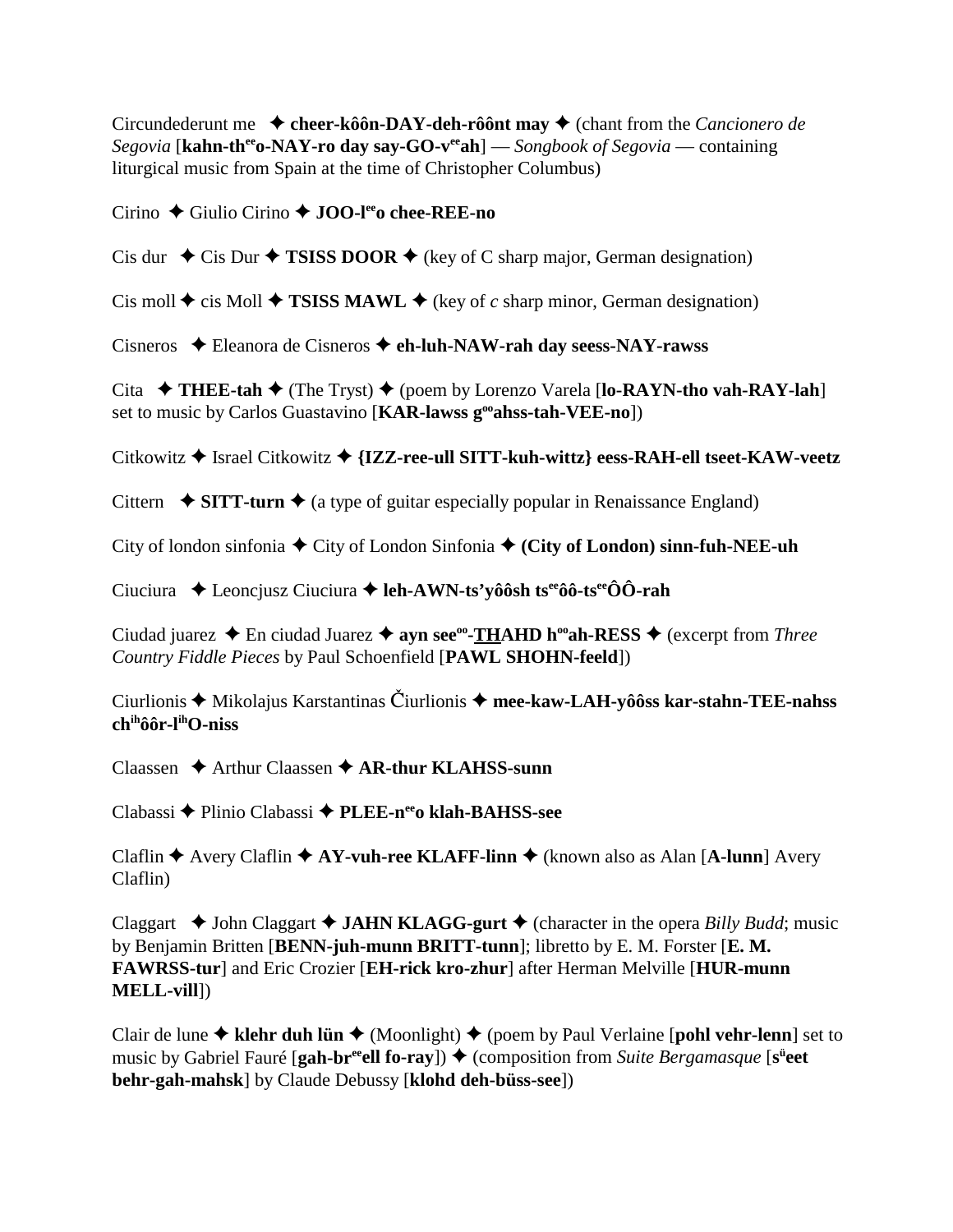Circundederunt me ✦ **cheer-kôôn-DAY-deh-rôônt may** ✦ (chant from the *Cancionero de Segovia* [**kahn-th**ee**o-NAY-ro day say-GO-v**ee**ah**] — *Songbook of Segovia* — containing liturgical music from Spain at the time of Christopher Columbus)

Cirino ✦ Giulio Cirino ✦ **JOO-l**ee**o chee-REE-no**

Cis dur ✦ Cis Dur ✦ **TSISS DOOR** ✦ (key of C sharp major, German designation)

Cis moll ✦ cis Moll ✦ **TSISS MAWL** ✦ (key of *c* sharp minor, German designation)

Cisneros ✦ Eleanora de Cisneros ✦ **eh-luh-NAW-rah day seess-NAY-rawss**

Cita ✦ **THEE-tah** ✦ (The Tryst) ✦ (poem by Lorenzo Varela [**lo-RAYN-tho vah-RAY-lah**] set to music by Carlos Guastavino [**KAR-lawss g**oo**ahss-tah-VEE-no**])

Citkowitz ✦ Israel Citkowitz ✦ **{IZZ-ree-ull SITT-kuh-wittz} eess-RAH-ell tseet-KAW-veetz**

Cittern ✦ **SITT-turn** ✦ (a type of guitar especially popular in Renaissance England)

City of london sinfonia ✦ City of London Sinfonia ✦ **(City of London) sinn-fuh-NEE-uh**

Ciuciura ✦ Leoncjusz Ciuciura ✦ **leh-AWN-ts'yôôsh ts**ee**ôô-ts**ee**ÔÔ-rah**

Ciudad juarez ✦ En ciudad Juarez ✦ **ayn see**oo**-THAHD h**oo**ah-RESS** ✦ (excerpt from *Three Country Fiddle Pieces* by Paul Schoenfield [**PAWL SHOHN-feeld**])

Ciurlionis ✦ Mikolajus Karstantinas Čiurlionis ✦ **mee-kaw-LAH-yôôss kar-stahn-TEE-nahss ch**ih**ôôr-l**ih**O-niss**

Claassen ✦ Arthur Claassen ✦ **AR-thur KLAHSS-sunn**

Clabassi ✦ Plinio Clabassi ✦ **PLEE-n**ee**o klah-BAHSS-see**

Claflin ✦ Avery Claflin ✦ **AY-vuh-ree KLAFF-linn** ✦ (known also as Alan [**A-lunn**] Avery Claflin)

Claggart ✦ John Claggart ✦ **JAHN KLAGG-gurt** ✦ (character in the opera *Billy Budd*; music by Benjamin Britten [**BENN-juh-munn BRITT-tunn**]; libretto by E. M. Forster [**E. M. FAWRSS-tur**] and Eric Crozier [**EH-rick kro-zhur**] after Herman Melville [**HUR-munn MELL-vill**])

Clair de lune ✦ **klehr duh lün** ✦ (Moonlight) ✦ (poem by Paul Verlaine [**pohl vehr-lenn**] set to music by Gabriel Fauré [**gah-br**ee**ell fo-ray**]) ✦ (composition from *Suite Bergamasque* [**s**ü**eet behr-gah-mahsk**] by Claude Debussy [**klohd deh-büss-see**])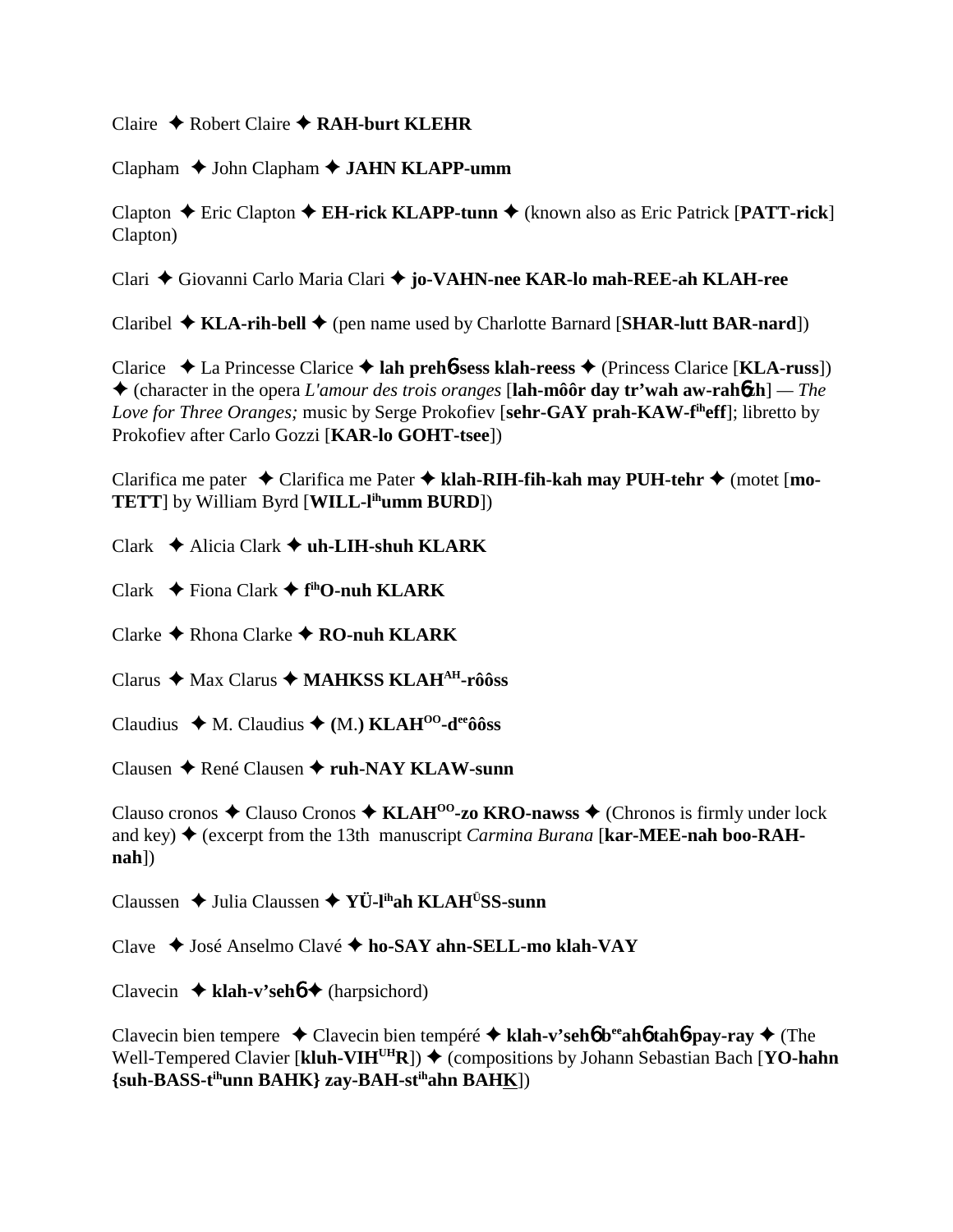Claire ✦ Robert Claire ✦ **RAH-burt KLEHR**

Clapham ✦ John Clapham ✦ **JAHN KLAPP-umm**

Clapton ✦ Eric Clapton ✦ **EH-rick KLAPP-tunn** ✦ (known also as Eric Patrick [**PATT-rick**] Clapton)

Clari ✦ Giovanni Carlo Maria Clari ✦ **jo-VAHN-nee KAR-lo mah-REE-ah KLAH-ree**

Claribel ✦ **KLA-rih-bell** ✦ (pen name used by Charlotte Barnard [**SHAR-lutt BAR-nard**])

Clarice ✦ La Princesse Clarice ✦ **lah prehɓ-sess klah-reess** ✦ (Princess Clarice [**KLA-russ**]) ✦ (character in the opera *L'amour des trois oranges* [**lah-môôr day tr'wah aw-rahɓzh**] — *The Love for Three Oranges;* music by Serge Prokofiev [**sehr-GAY prah-KAW-fiheff**]; libretto by Prokofiev after Carlo Gozzi [**KAR-lo GOHT-tsee**])

Clarifica me pater ✦ Clarifica me Pater ✦ **klah-RIH-fih-kah may PUH-tehr** ✦ (motet [**mo-TETT**] by William Byrd [**WILL-lihumm BURD**])

Clark ✦ Alicia Clark ✦ **uh-LIH-shuh KLARK**

Clark ✦ Fiona Clark ✦ **fihO-nuh KLARK**

Clarke ✦ Rhona Clarke ✦ **RO-nuh KLARK**

Clarus ✦ Max Clarus ✦ **MAHKSS KLAHAH-rôôss**

Claudius ✦ M. Claudius ✦ **(M.) KLAHOO-deeôôss**

Clausen ✦ René Clausen ✦ **ruh-NAY KLAW-sunn**

Clauso cronos ✦ Clauso Cronos ✦ **KLAHOO-zo KRO-nawss** ✦ (Chronos is firmly under lock and key) ✦ (excerpt from the 13th manuscript *Carmina Burana* [**kar-MEE-nah boo-RAH-nah**])

Claussen ✦ Julia Claussen ✦ **YÜ-lihah KLAHÜSS-sunn**

Clave ✦ José Anselmo Clavé ✦ **ho-SAY ahn-SELL-mo klah-VAY**

Clavecin ✦ **klah-v'sehɓ** ✦ (harpsichord)

Clavecin bien tempere ✦ Clavecin bien tempéré ✦ **klah-v'sehɓ beeahɓ tahɓ-pay-ray** ✦ (The Well-Tempered Clavier [**kluh-VIHUHR**]) ✦ (compositions by Johann Sebastian Bach [**YO-hahn {suh-BASS-tihunn BAHK} zay-BAH-stihahn BAHK**])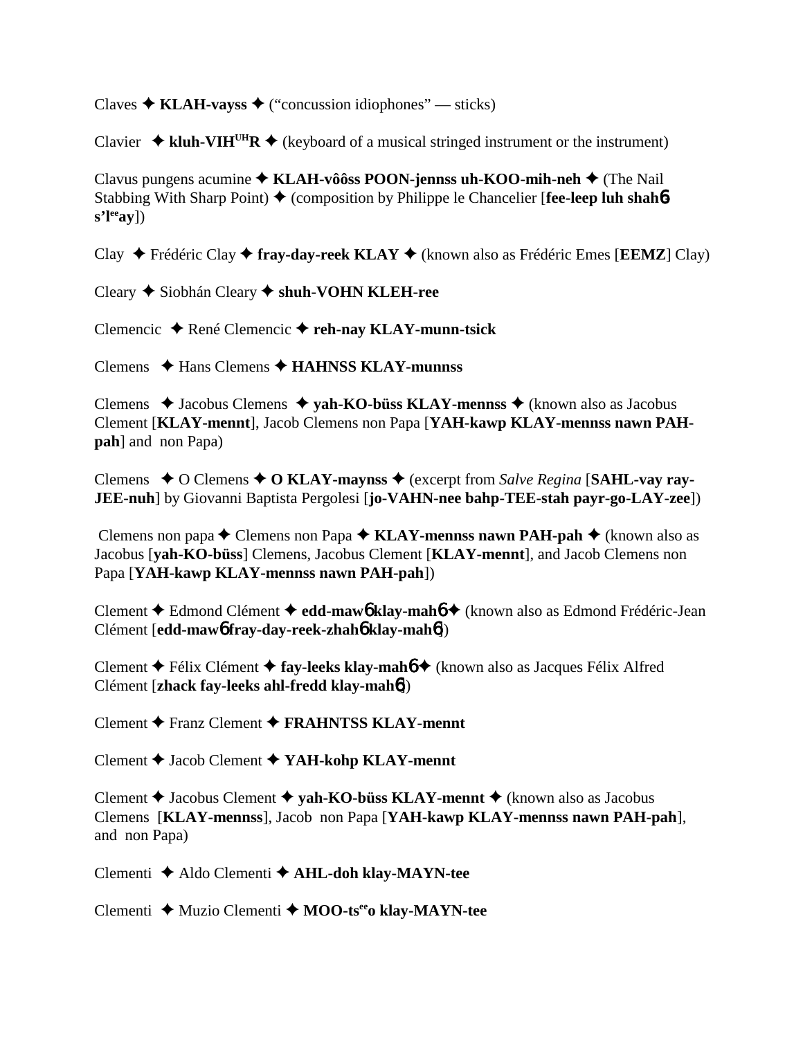Claves ✦ **KLAH-vayss** ✦ (“concussion idiophones” — sticks)

Clavier ✦ **kluh-VIH$^{UH}$R** ✦ (keyboard of a musical stringed instrument or the instrument)

Clavus pungens acumine ✦ **KLAH-vôôss POON-jennss uh-KOO-mih-neh** ✦ (The Nail Stabbing With Sharp Point) ✦ (composition by Philippe le Chancelier [**fee-leep luh shah6 s’l$^{ee}$ay**])

Clay ✦ Frédéric Clay ✦ **fray-day-reek KLAY** ✦ (known also as Frédéric Emes [**EEMZ**] Clay)

Cleary ✦ Siobhán Cleary ✦ **shuh-VOHN KLEH-ree**

Clemencic ✦ René Clemencic ✦ **reh-nay KLAY-munn-tsick**

Clemens ✦ Hans Clemens ✦ **HAHNSS KLAY-munnss**

Clemens ✦ Jacobus Clemens ✦ **yah-KO-büss KLAY-mennss** ✦ (known also as Jacobus Clement [**KLAY-mennt**], Jacob Clemens non Papa [**YAH-kawp KLAY-mennss nawn PAH-pah**] and non Papa)

Clemens ✦ O Clemens ✦ **O KLAY-maynss** ✦ (excerpt from *Salve Regina* [**SAHL-vay ray-JEE-nuh**] by Giovanni Baptista Pergolesi [**jo-VAHN-nee bahp-TEE-stah payr-go-LAY-zee**])

Clemens non papa ✦ Clemens non Papa ✦ **KLAY-mennss nawn PAH-pah** ✦ (known also as Jacobus [**yah-KO-büss**] Clemens, Jacobus Clement [**KLAY-mennt**], and Jacob Clemens non Papa [**YAH-kawp KLAY-mennss nawn PAH-pah**])

Clement ✦ Edmond Clément ✦ **edd-maw6 klay-mah6** ✦ (known also as Edmond Frédéric-Jean Clément [**edd-maw6 fray-day-reek-zhah6 klay-mah6**])

Clement ✦ Félix Clément ✦ **fay-leeks klay-mah6** ✦ (known also as Jacques Félix Alfred Clément [**zhack fay-leeks ahl-fredd klay-mah6**])

Clement ✦ Franz Clement ✦ **FRAHNTSS KLAY-mennt**

Clement ✦ Jacob Clement ✦ **YAH-kohp KLAY-mennt**

Clement ✦ Jacobus Clement ✦ **yah-KO-büss KLAY-mennt** ✦ (known also as Jacobus Clemens [**KLAY-mennss**], Jacob non Papa [**YAH-kawp KLAY-mennss nawn PAH-pah**], and non Papa)

Clementi ✦ Aldo Clementi ✦ **AHL-doh klay-MAYN-tee**

Clementi ✦ Muzio Clementi ✦ **MOO-ts$^{ee}$o klay-MAYN-tee**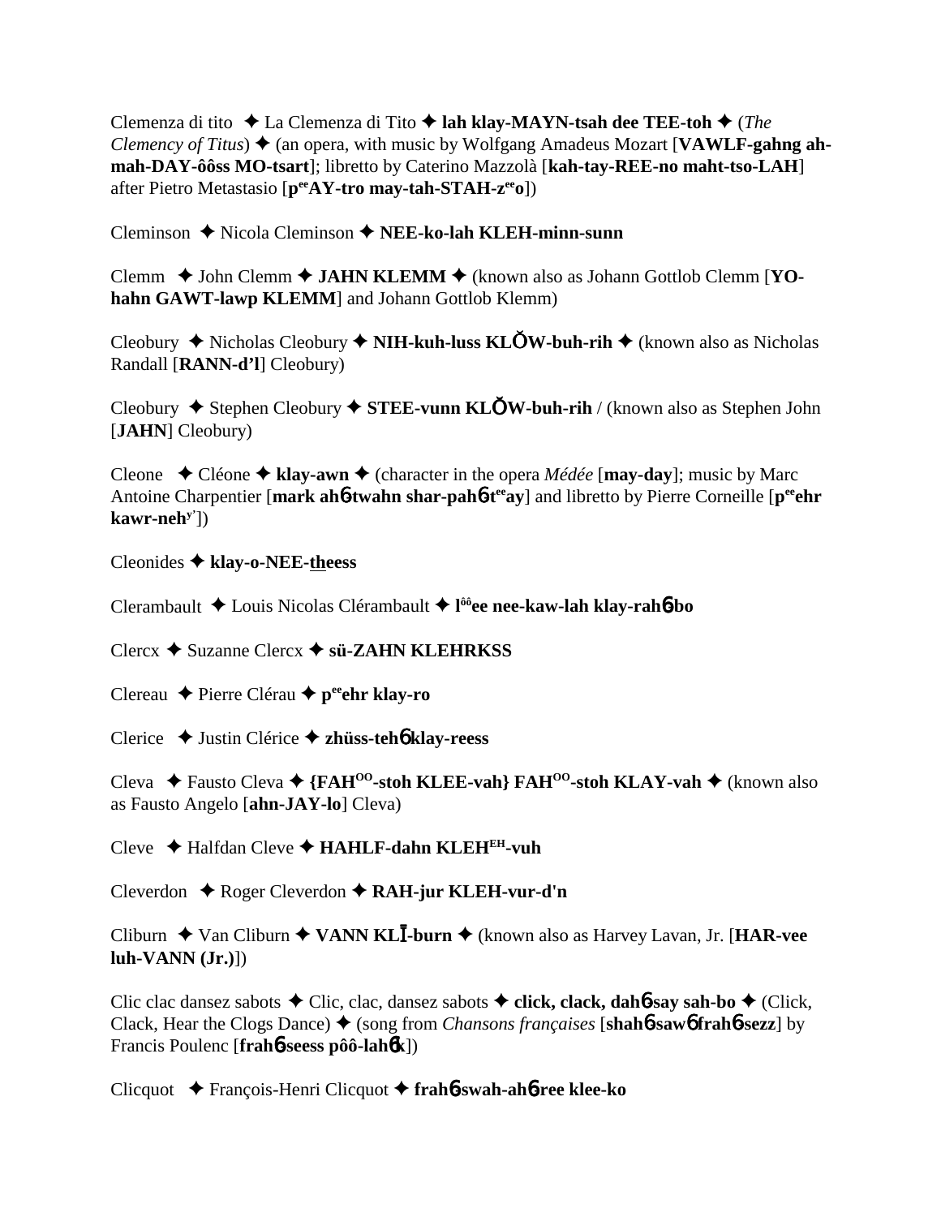Clemenza di tito ✦ La Clemenza di Tito ✦ **lah klay-MAYN-tsah dee TEE-toh** ✦ (*The Clemency of Titus*) ✦ (an opera, with music by Wolfgang Amadeus Mozart [**VAWLF-gahng ah-mah-DAY-ôôss MO-tsart**]; libretto by Caterino Mazzolà [**kah-tay-REE-no maht-tso-LAH**] after Pietro Metastasio [**p<sup>ee</sup>AY-tro may-tah-STAH-z<sup>ee</sup>o**])

Cleminson ✦ Nicola Cleminson ✦ **NEE-ko-lah KLEH-minn-sunn**

Clemm ✦ John Clemm ✦ **JAHN KLEMM** ✦ (known also as Johann Gottlob Clemm [**YO-hahn GAWT-lawp KLEMM**] and Johann Gottlob Klemm)

Cleobury ✦ Nicholas Cleobury ✦ **NIH-kuh-luss KLŎW-buh-rih** ✦ (known also as Nicholas Randall [**RANN-d'l**] Cleobury)

Cleobury ✦ Stephen Cleobury ✦ **STEE-vunn KLŎW-buh-rih** / (known also as Stephen John [**JAHN**] Cleobury)

Cleone ✦ Cléone ✦ **klay-awn** ✦ (character in the opera *Médée* [**may-day**]; music by Marc Antoine Charpentier [**mark ahɓ-twahn shar-pahɓ-t<sup>ee</sup>ay**] and libretto by Pierre Corneille [**p<sup>ee</sup>ehr kawr-neh<sup>y'</sup>**])

Cleonides ✦ **klay-o-NEE-theess**

Clerambault ✦ Louis Nicolas Clérambault ✦ **l<sup>ôô</sup>ee nee-kaw-lah klay-rahɓ-bo**

Clercx ✦ Suzanne Clercx ✦ **sü-ZAHN KLEHRKSS**

Clereau ✦ Pierre Clérau ✦ **p<sup>ee</sup>ehr klay-ro**

Clerice ✦ Justin Clérice ✦ **zhüss-tehɓ klay-reess**

Cleva ✦ Fausto Cleva ✦ **{FAH<sup>OO</sup>-stoh KLEE-vah} FAH<sup>OO</sup>-stoh KLAY-vah** ✦ (known also as Fausto Angelo [**ahn-JAY-lo**] Cleva)

Cleve ✦ Halfdan Cleve ✦ **HAHLF-dahn KLEH<sup>EH</sup>-vuh**

Cleverdon ✦ Roger Cleverdon ✦ **RAH-jur KLEH-vur-d'n**

Cliburn ✦ Van Cliburn ✦ **VANN KLĪ-burn** ✦ (known also as Harvey Lavan, Jr. [**HAR-vee luh-VANN (Jr.)**])

Clic clac dansez sabots ✦ Clic, clac, dansez sabots ✦ **click, clack, dahɓ-say sah-bo** ✦ (Click, Clack, Hear the Clogs Dance) ✦ (song from *Chansons françaises* [**shahɓ-sawɓ frahɓ-sezz**] by Francis Poulenc [**frahɓ-seess pôô-lahɓk**])

Clicquot ✦ François-Henri Clicquot ✦ **frahɓ-swah-ahɓ-ree klee-ko**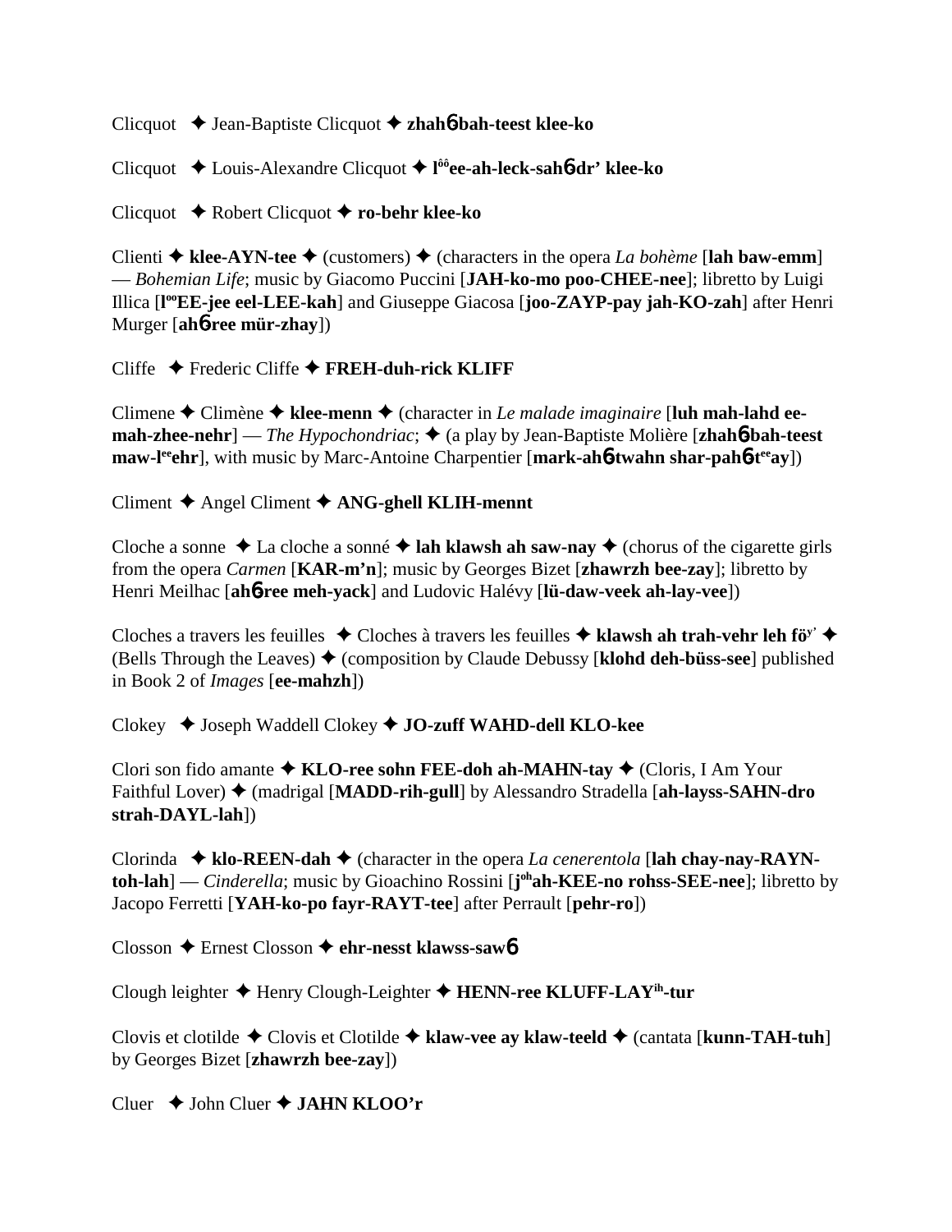Clicquot ✦ Jean-Baptiste Clicquot ✦ **zhahɓ-bah-teest klee-ko**

Clicquot ✦ Louis-Alexandre Clicquot ✦ **l**ôô**ee-ah-leck-sahɓ-dr' klee-ko**

Clicquot ✦ Robert Clicquot ✦ **ro-behr klee-ko**

Clienti ✦ **klee-AYN-tee** ✦ (customers) ✦ (characters in the opera *La bohème* [**lah baw-emm**] — *Bohemian Life*; music by Giacomo Puccini [**JAH-ko-mo poo-CHEE-nee**]; libretto by Luigi Illica [**l**oo**EE-jee eel-LEE-kah**] and Giuseppe Giacosa [**joo-ZAYP-pay jah-KO-zah**] after Henri Murger [**ahɓ-ree mür-zhay**])

Cliffe ✦ Frederic Cliffe ✦ **FREH-duh-rick KLIFF**

Climene ✦ Climène ✦ **klee-menn** ✦ (character in *Le malade imaginaire* [**luh mah-lahd ee-mah-zhee-nehr**] — *The Hypochondriac*; ✦ (a play by Jean-Baptiste Molière [**zhahɓ-bah-teest maw-l**ee**ehr**], with music by Marc-Antoine Charpentier [**mark-ahɓ-twahn shar-pahɓ-t**ee**ay**])

Climent ✦ Angel Climent ✦ **ANG-ghell KLIH-mennt**

Cloche a sonne ✦ La cloche a sonné ✦ **lah klawsh ah saw-nay** ✦ (chorus of the cigarette girls from the opera *Carmen* [**KAR-m'n**]; music by Georges Bizet [**zhawrzh bee-zay**]; libretto by Henri Meilhac [**ahɓ-ree meh-yack**] and Ludovic Halévy [**lü-daw-veek ah-lay-vee**])

Cloches a travers les feuilles ✦ Cloches à travers les feuilles ✦ **klawsh ah trah-vehr leh fö**y' ✦ (Bells Through the Leaves) ✦ (composition by Claude Debussy [**klohd deh-büss-see**] published in Book 2 of *Images* [**ee-mahzh**])

Clokey ✦ Joseph Waddell Clokey ✦ **JO-zuff WAHD-dell KLO-kee**

Clori son fido amante ✦ **KLO-ree sohn FEE-doh ah-MAHN-tay** ✦ (Cloris, I Am Your Faithful Lover) ✦ (madrigal [**MADD-rih-gull**] by Alessandro Stradella [**ah-layss-SAHN-dro strah-DAYL-lah**])

Clorinda ✦ **klo-REEN-dah** ✦ (character in the opera *La cenerentola* [**lah chay-nay-RAYN-toh-lah**] — *Cinderella*; music by Gioachino Rossini [**j**oh**ah-KEE-no rohss-SEE-nee**]; libretto by Jacopo Ferretti [**YAH-ko-po fayr-RAYT-tee**] after Perrault [**pehr-ro**])

Closson ✦ Ernest Closson ✦ **ehr-nesst klawss-sawɓ**

Clough leighter ✦ Henry Clough-Leighter ✦ **HENN-ree KLUFF-LAY**ih**-tur**

Clovis et clotilde ✦ Clovis et Clotilde ✦ **klaw-vee ay klaw-teeld** ✦ (cantata [**kunn-TAH-tuh**] by Georges Bizet [**zhawrzh bee-zay**])

Cluer ✦ John Cluer ✦ **JAHN KLOO'r**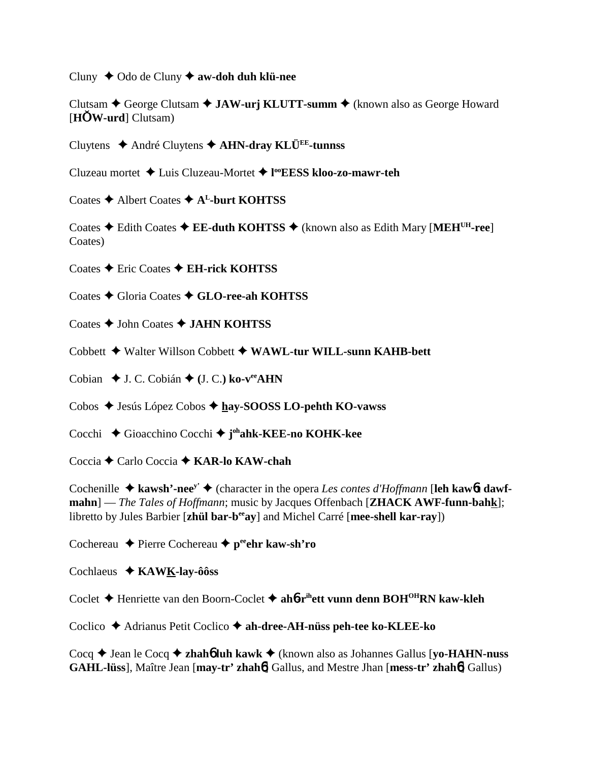Cluny ✦ Odo de Cluny ✦ **aw-doh duh klü-nee**

Clutsam ✦ George Clutsam ✦ **JAW-urj KLUTT-summ** ✦ (known also as George Howard [**HŎW-urd**] Clutsam)

Cluytens ✦ André Cluytens ✦ **AHN-dray KLÜ**[EE]**-tunnss**

Cluzeau mortet ✦ Luis Cluzeau-Mortet ✦ **l**[oo]**EESS kloo-zo-mawr-teh**

Coates ✦ Albert Coates ✦ **A**[L]**-burt KOHTSS**

Coates ✦ Edith Coates ✦ **EE-duth KOHTSS** ✦ (known also as Edith Mary [**MEH**[UH]**-ree**] Coates)

Coates ✦ Eric Coates ✦ **EH-rick KOHTSS**

Coates ✦ Gloria Coates ✦ **GLO-ree-ah KOHTSS**

Coates ✦ John Coates ✦ **JAHN KOHTSS**

Cobbett ✦ Walter Willson Cobbett ✦ **WAWL-tur WILL-sunn KAHB-bett**

Cobian ✦ J. C. Cobián ✦ **(**J. C.**) ko-v**[ee]**AHN**

Cobos ✦ Jesús López Cobos ✦ **h̲ay-SOOSS LO-pehth KO-vawss**

Cocchi ✦ Gioacchino Cocchi ✦ **j**[oh]**ahk-KEE-no KOHK-kee**

Coccia ✦ Carlo Coccia ✦ **KAR-lo KAW-chah**

Cochenille ✦ **kawsh'-nee**[y']✦ (character in the opera *Les contes d'Hoffmann* [**leh kawɓt dawf-mahn**] — *The Tales of Hoffmann*; music by Jacques Offenbach [**ZHACK AWF-funn-bahk̲**]; libretto by Jules Barbier [**zhül bar-b**[ee]**ay**] and Michel Carré [**mee-shell kar-ray**])

Cochereau ✦ Pierre Cochereau ✦ **p**[ee]**ehr kaw-sh'ro**

Cochlaeus ✦ **KAWK̲-lay-ôôss**

Coclet ✦ Henriette van den Boorn-Coclet ✦ **ahɓ-r**[ih]**ett vunn denn BOH**[OH]**RN kaw-kleh**

Coclico ✦ Adrianus Petit Coclico ✦ **ah-dree-AH-nüss peh-tee ko-KLEE-ko**

Cocq ✦ Jean le Cocq ✦ **zhahɓ luh kawk** ✦ (known also as Johannes Gallus [**yo-HAHN-nuss GAHL-lüss**], Maître Jean [**may-tr' zhahɓ**] Gallus, and Mestre Jhan [**mess-tr' zhahɓ**] Gallus)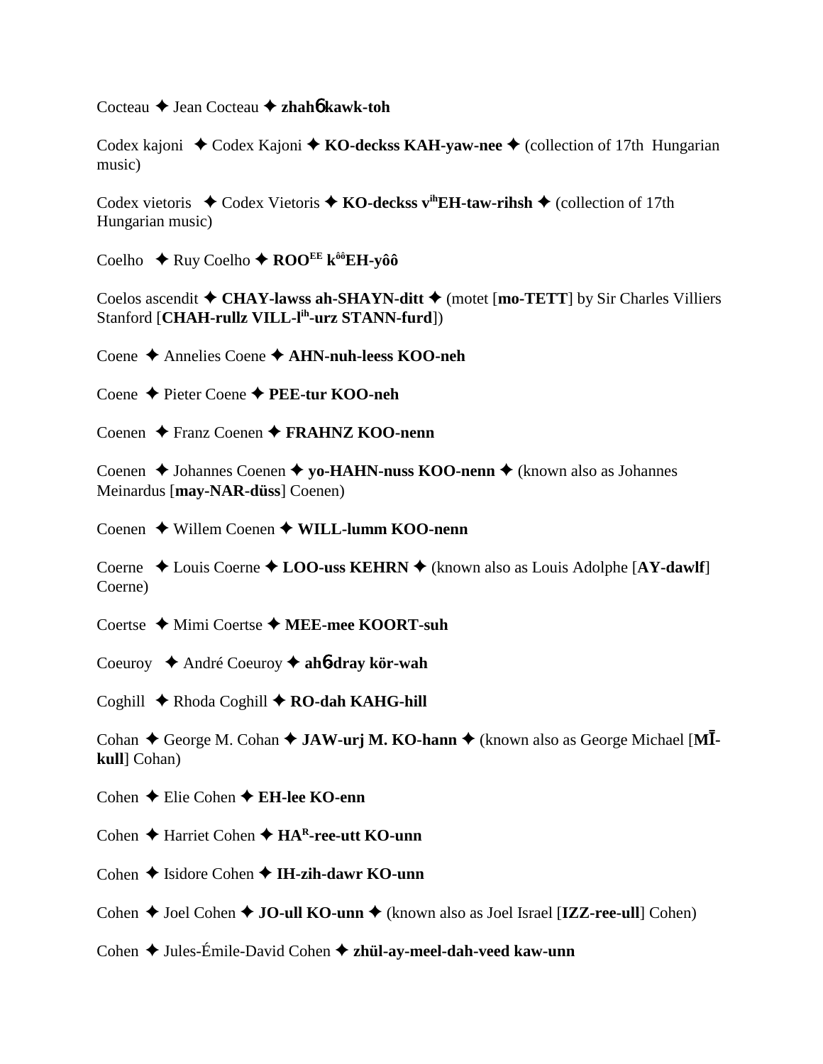Cocteau ✦ Jean Cocteau ✦ **zhahɓ kawk-toh**

Codex kajoni ✦ Codex Kajoni ✦ **KO-deckss KAH-yaw-nee** ✦ (collection of 17th Hungarian music)

Codex vietoris ✦ Codex Vietoris ✦ **KO-deckss v$^{ih}$EH-taw-rihsh** ✦ (collection of 17th Hungarian music)

Coelho ✦ Ruy Coelho ✦ **ROO$^{EE}$ k$^{ôô}$EH-yôô**

Coelos ascendit ✦ **CHAY-lawss ah-SHAYN-ditt** ✦ (motet [**mo-TETT**] by Sir Charles Villiers Stanford [**CHAH-rullz VILL-l$^{ih}$-urz STANN-furd**])

Coene ✦ Annelies Coene ✦ **AHN-nuh-leess KOO-neh**

Coene ✦ Pieter Coene ✦ **PEE-tur KOO-neh**

Coenen ✦ Franz Coenen ✦ **FRAHNZ KOO-nenn**

Coenen ✦ Johannes Coenen ✦ **yo-HAHN-nuss KOO-nenn** ✦ (known also as Johannes Meinardus [**may-NAR-düss**] Coenen)

Coenen ✦ Willem Coenen ✦ **WILL-lumm KOO-nenn**

Coerne ✦ Louis Coerne ✦ **LOO-uss KEHRN** ✦ (known also as Louis Adolphe [**AY-dawlf**] Coerne)

Coertse ✦ Mimi Coertse ✦ **MEE-mee KOORT-suh**

Coeuroy ✦ André Coeuroy ✦ **ahɓ-dray kör-wah**

Coghill ✦ Rhoda Coghill ✦ **RO-dah KAHG-hill**

Cohan ✦ George M. Cohan ✦ **JAW-urj M. KO-hann** ✦ (known also as George Michael [**MĪ-kull**] Cohan)

Cohen ✦ Elie Cohen ✦ **EH-lee KO-enn**

Cohen ✦ Harriet Cohen ✦ **HA$^{R}$-ree-utt KO-unn**

Cohen ✦ Isidore Cohen ✦ **IH-zih-dawr KO-unn**

Cohen ✦ Joel Cohen ✦ **JO-ull KO-unn** ✦ (known also as Joel Israel [**IZZ-ree-ull**] Cohen)

Cohen ✦ Jules-Émile-David Cohen ✦ **zhül-ay-meel-dah-veed kaw-unn**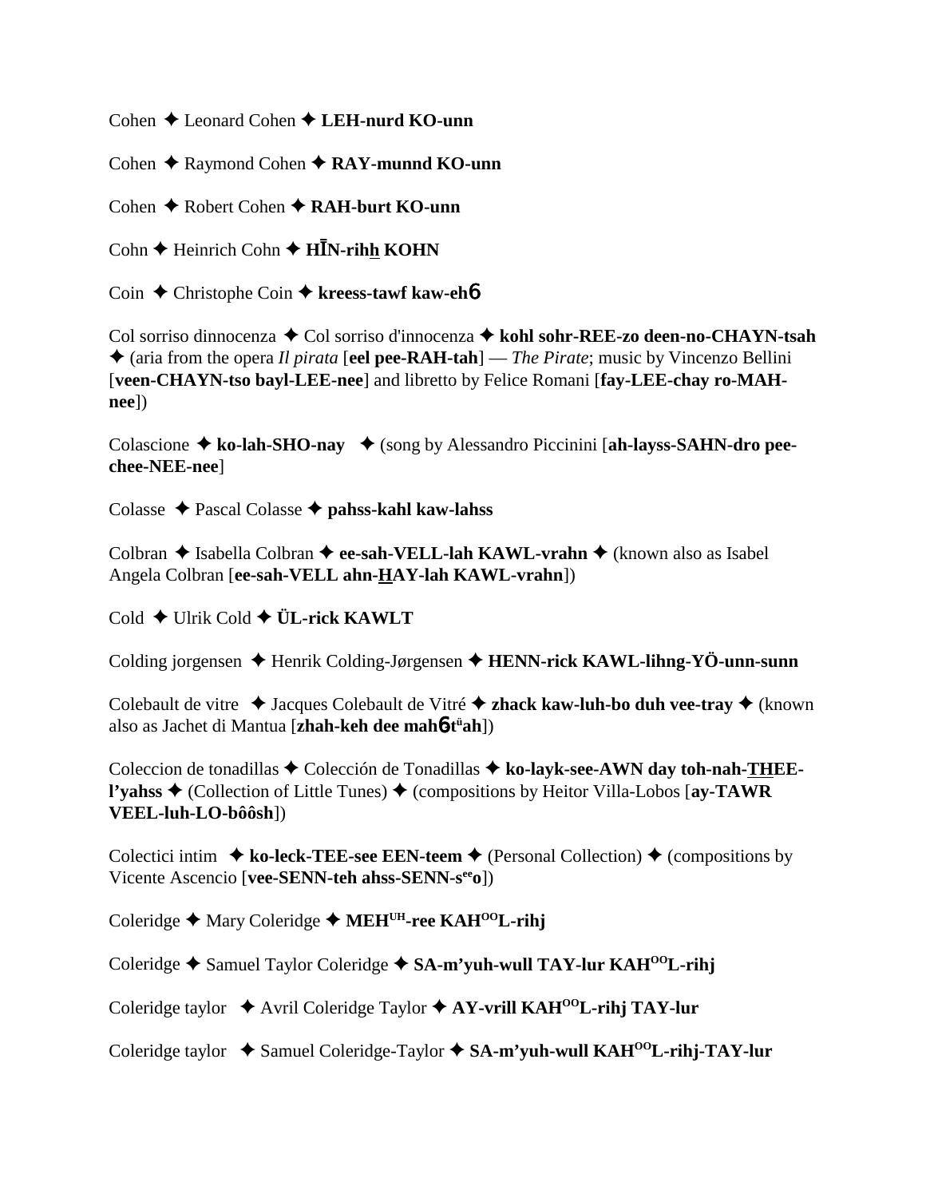Cohen ✦ Leonard Cohen ✦ **LEH-nurd KO-unn**

Cohen ✦ Raymond Cohen ✦ **RAY-munnd KO-unn**

Cohen ✦ Robert Cohen ✦ **RAH-burt KO-unn**

Cohn ✦ Heinrich Cohn ✦ **HĪN-rihh KOHN**

Coin ✦ Christophe Coin ✦ **kreess-tawf kaw-ehɓ**

Col sorriso dinnocenza ✦ Col sorriso d'innocenza ✦ **kohl sohr-REE-zo deen-no-CHAYN-tsah** ✦ (aria from the opera *Il pirata* [**eel pee-RAH-tah**] — *The Pirate*; music by Vincenzo Bellini [**veen-CHAYN-tso bayl-LEE-nee**] and libretto by Felice Romani [**fay-LEE-chay ro-MAH-nee**])

Colascione ✦ **ko-lah-SHO-nay** ✦ (song by Alessandro Piccinini [**ah-layss-SAHN-dro pee-chee-NEE-nee**]

Colasse ✦ Pascal Colasse ✦ **pahss-kahl kaw-lahss**

Colbran ✦ Isabella Colbran ✦ **ee-sah-VELL-lah KAWL-vrahn** ✦ (known also as Isabel Angela Colbran [**ee-sah-VELL ahn-HAY-lah KAWL-vrahn**])

Cold ✦ Ulrik Cold ✦ **ÜL-rick KAWLT**

Colding jorgensen ✦ Henrik Colding-Jørgensen ✦ **HENN-rick KAWL-lihng-YÖ-unn-sunn**

Colebault de vitre ✦ Jacques Colebault de Vitré ✦ **zhack kaw-luh-bo duh vee-tray** ✦ (known also as Jachet di Mantua [**zhah-keh dee mahɓtüah**])

Coleccion de tonadillas ✦ Colección de Tonadillas ✦ **ko-layk-see-AWN day toh-nah-THEE-l'yahss** ✦ (Collection of Little Tunes) ✦ (compositions by Heitor Villa-Lobos [**ay-TAWR VEEL-luh-LO-bôôsh**])

Colectici intim ✦ **ko-leck-TEE-see EEN-teem** ✦ (Personal Collection) ✦ (compositions by Vicente Ascencio [**vee-SENN-teh ahss-SENN-seeo**])

Coleridge ✦ Mary Coleridge ✦ **MEHUH-ree KAHOOL-rihj**

Coleridge ✦ Samuel Taylor Coleridge ✦ **SA-m'yuh-wull TAY-lur KAHOOL-rihj**

Coleridge taylor ✦ Avril Coleridge Taylor ✦ **AY-vrill KAHOOL-rihj TAY-lur**

Coleridge taylor ✦ Samuel Coleridge-Taylor ✦ **SA-m'yuh-wull KAHOOL-rihj-TAY-lur**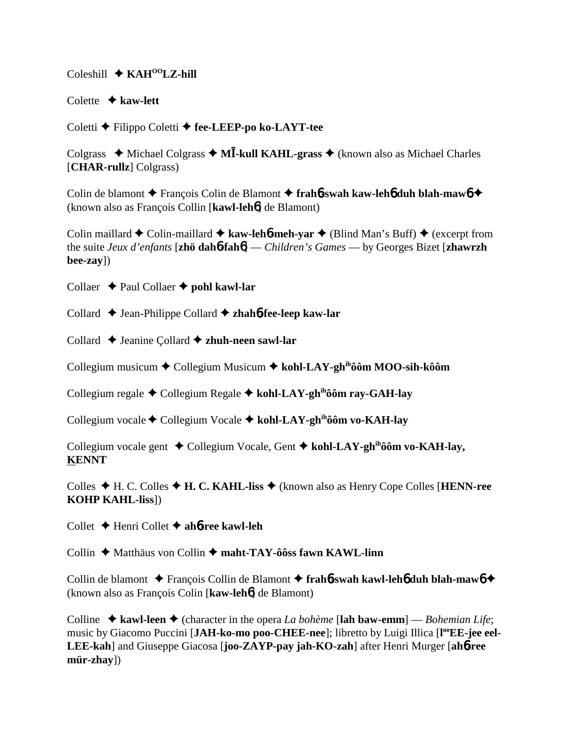Coleshill ✦ **KAH$^{OO}$LZ-hill**

Colette ✦ **kaw-lett**

Coletti ✦ Filippo Coletti ✦ **fee-LEEP-po ko-LAYT-tee**

Colgrass ✦ Michael Colgrass ✦ **MĪ-kull KAHL-grass** ✦ (known also as Michael Charles [**CHAR-rullz**] Colgrass)

Colin de blamont ✦ François Colin de Blamont ✦ **frah6-swah kaw-leh6 duh blah-maw6** ✦ (known also as François Collin [**kawl-leh6**] de Blamont)

Colin maillard ✦ Colin-maillard ✦ **kaw-leh6-meh-yar** ✦ (Blind Man's Buff) ✦ (excerpt from the suite *Jeux d'enfants* [**zhö dah6-fah6**] — *Children's Games* — by Georges Bizet [**zhawrzh bee-zay**])

Collaer ✦ Paul Collaer ✦ **pohl kawl-lar**

Collard ✦ Jean-Philippe Collard ✦ **zhah6-fee-leep kaw-lar**

Collard ✦ Jeanine Çollard ✦ **zhuh-neen sawl-lar**

Collegium musicum ✦ Collegium Musicum ✦ **kohl-LAY-gh$^{ih}$ôôm MOO-sih-kôôm**

Collegium regale ✦ Collegium Regale ✦ **kohl-LAY-gh$^{ih}$ôôm ray-GAH-lay**

Collegium vocale ✦ Collegium Vocale ✦ **kohl-LAY-gh$^{ih}$ôôm vo-KAH-lay**

Collegium vocale gent ✦ Collegium Vocale, Gent ✦ **kohl-LAY-gh$^{ih}$ôôm vo-KAH-lay, KENNT**

Colles ✦ H. C. Colles ✦ **H. C. KAHL-liss** ✦ (known also as Henry Cope Colles [**HENN-ree KOHP KAHL-liss**])

Collet ✦ Henri Collet ✦ **ah6-ree kawl-leh**

Collin ✦ Matthäus von Collin ✦ **maht-TAY-ôôss fawn KAWL-linn**

Collin de blamont ✦ François Collin de Blamont ✦ **frah6-swah kawl-leh6 duh blah-maw6** ✦ (known also as François Colin [**kaw-leh6**] de Blamont)

Colline ✦ **kawl-leen** ✦ (character in the opera *La bohème* [**lah baw-emm**] — *Bohemian Life*; music by Giacomo Puccini [**JAH-ko-mo poo-CHEE-nee**]; libretto by Luigi Illica [**l$^{oo}$EE-jee eel-LEE-kah**] and Giuseppe Giacosa [**joo-ZAYP-pay jah-KO-zah**] after Henri Murger [**ah6-ree mür-zhay**])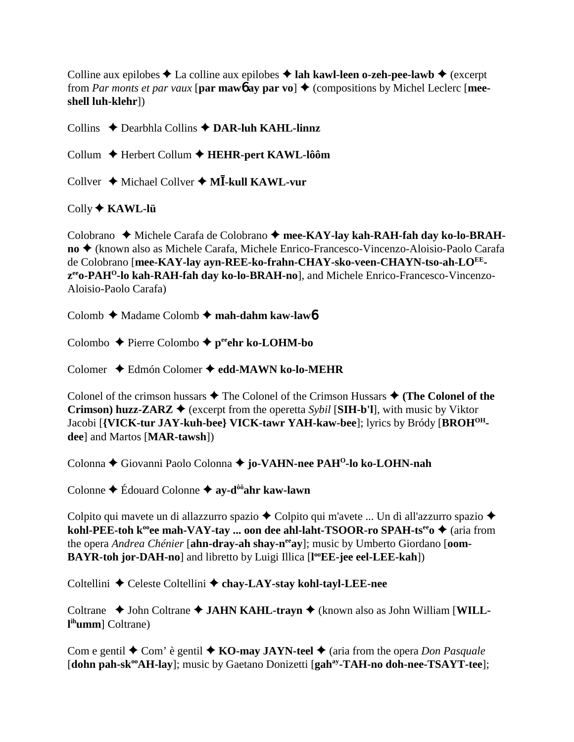Colline aux epilobes ✦ La colline aux epilobes ✦ **lah kawl-leen o-zeh-pee-lawb** ✦ (excerpt from *Par monts et par vaux* [**par mawɓ ay par vo**] ✦ (compositions by Michel Leclerc [**mee-shell luh-klehr**])

Collins ✦ Dearbhla Collins ✦ **DAR-luh KAHL-linnz**

Collum ✦ Herbert Collum ✦ **HEHR-pert KAWL-lôôm**

Collver ✦ Michael Collver ✦ **MĪ-kull KAWL-vur**

Colly ✦ **KAWL-lü**

Colobrano ✦ Michele Carafa de Colobrano ✦ **mee-KAY-lay kah-RAH-fah day ko-lo-BRAH-no** ✦ (known also as Michele Carafa, Michele Enrico-Francesco-Vincenzo-Aloisio-Paolo Carafa de Colobrano [**mee-KAY-lay ayn-REE-ko-frahn-CHAY-sko-veen-CHAYN-tso-ah-LO^EE^-z^ee^o-PAH^O^-lo kah-RAH-fah day ko-lo-BRAH-no**], and Michele Enrico-Francesco-Vincenzo-Aloisio-Paolo Carafa)

Colomb ✦ Madame Colomb ✦ **mah-dahm kaw-lawɓ**

Colombo ✦ Pierre Colombo ✦ **p^ee^ehr ko-LOHM-bo**

Colomer ✦ Edmón Colomer ✦ **edd-MAWN ko-lo-MEHR**

Colonel of the crimson hussars ✦ The Colonel of the Crimson Hussars ✦ **(The Colonel of the Crimson) huzz-ZARZ** ✦ (excerpt from the operetta *Sybil* [**SIH-b'l**], with music by Viktor Jacobi [**{VICK-tur JAY-kuh-bee} VICK-tawr YAH-kaw-bee**]; lyrics by Bródy [**BROH^OH^-dee**] and Martos [**MAR-tawsh**])

Colonna ✦ Giovanni Paolo Colonna ✦ **jo-VAHN-nee PAH^O^-lo ko-LOHN-nah**

Colonne ✦ Édouard Colonne ✦ **ay-d^ôô^ahr kaw-lawn**

Colpito qui mavete un di allazzurro spazio ✦ Colpito qui m'avete ... Un dì all'azzurro spazio ✦ **kohl-PEE-toh k^oo^ee mah-VAY-tay ... oon dee ahl-laht-TSOOR-ro SPAH-ts^ee^o** ✦ (aria from the opera *Andrea Chénier* [**ahn-dray-ah shay-n^ee^ay**]; music by Umberto Giordano [**oom-BAYR-toh jor-DAH-no**] and libretto by Luigi Illica [**l^oo^EE-jee eel-LEE-kah**])

Coltellini ✦ Celeste Coltellini ✦ **chay-LAY-stay kohl-tayl-LEE-nee**

Coltrane ✦ John Coltrane ✦ **JAHN KAHL-trayn** ✦ (known also as John William [**WILL-l^ih^umm**] Coltrane)

Com e gentil ✦ Com' è gentil ✦ **KO-may JAYN-teel** ✦ (aria from the opera *Don Pasquale* [**dohn pah-sk^oo^AH-lay**]; music by Gaetano Donizetti [**gah^ay^-TAH-no doh-nee-TSAYT-tee**];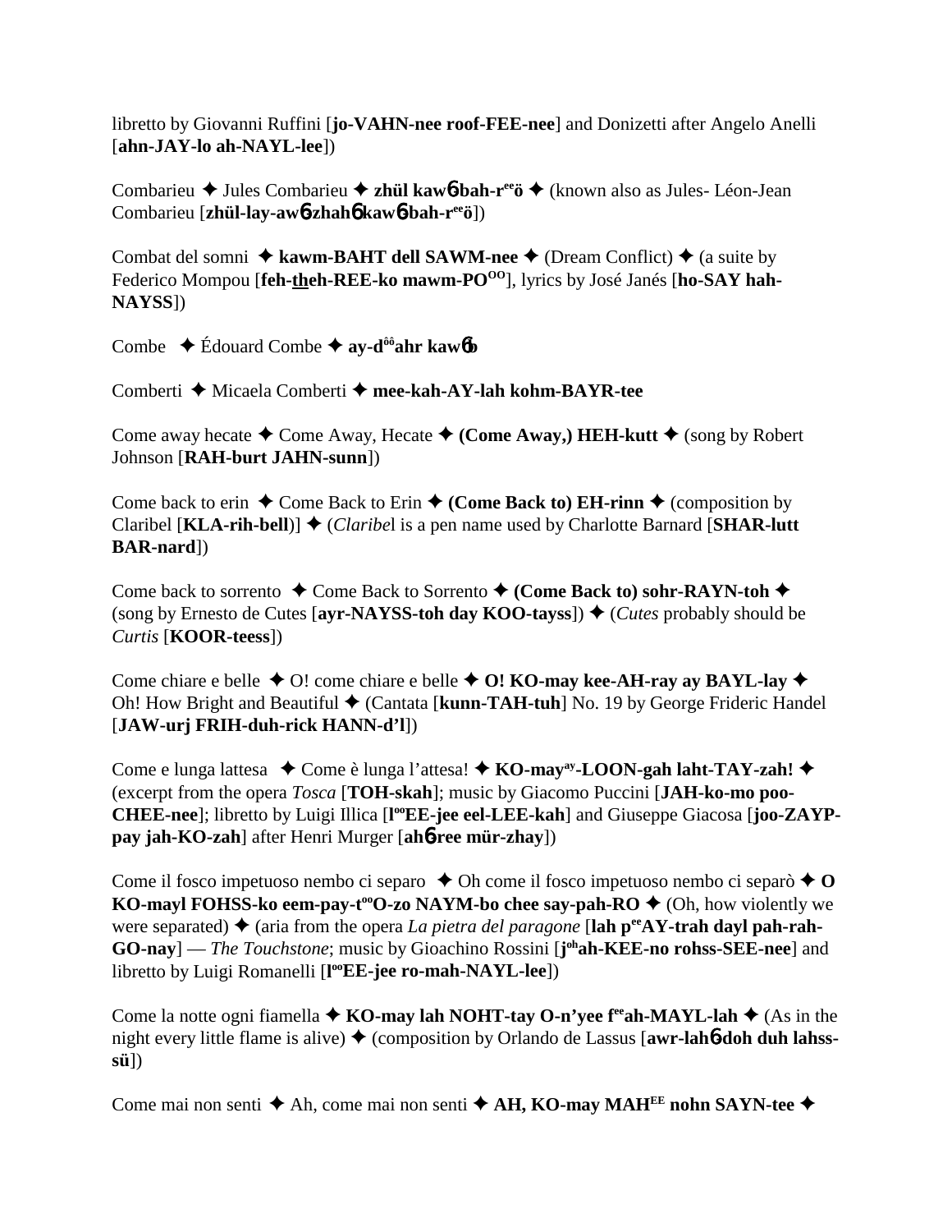libretto by Giovanni Ruffini [**jo-VAHN-nee roof-FEE-nee**] and Donizetti after Angelo Anelli [**ahn-JAY-lo ah-NAYL-lee**])

Combarieu ✦ Jules Combarieu ✦ **zhül kawɓ-bah-r**[ee]**ö** ✦ (known also as Jules- Léon-Jean Combarieu [**zhül-lay-awɓ-zhahɓ kawɓ-bah-r**[ee]**ö**])

Combat del somni ✦ **kawm-BAHT dell SAWM-nee** ✦ (Dream Conflict) ✦ (a suite by Federico Mompou [**feh-theh-REE-ko mawm-PO**[OO]], lyrics by José Janés [**ho-SAY hah-NAYSS**])

Combe ✦ Édouard Combe ✦ **ay-d**[ôô]**ahr kawɓb**

Comberti ✦ Micaela Comberti ✦ **mee-kah-AY-lah kohm-BAYR-tee**

Come away hecate ✦ Come Away, Hecate ✦ **(Come Away,) HEH-kutt** ✦ (song by Robert Johnson [**RAH-burt JAHN-sunn**])

Come back to erin ✦ Come Back to Erin ✦ **(Come Back to) EH-rinn** ✦ (composition by Claribel [**KLA-rih-bell**)] ✦ (*Claribe*l is a pen name used by Charlotte Barnard [**SHAR-lutt BAR-nard**])

Come back to sorrento ✦ Come Back to Sorrento ✦ **(Come Back to) sohr-RAYN-toh** ✦ (song by Ernesto de Cutes [**ayr-NAYSS-toh day KOO-tayss**]) ✦ (*Cutes* probably should be *Curtis* [**KOOR-teess**])

Come chiare e belle ✦ O! come chiare e belle ✦ **O! KO-may kee-AH-ray ay BAYL-lay** ✦ Oh! How Bright and Beautiful ✦ (Cantata [**kunn-TAH-tuh**] No. 19 by George Frideric Handel [**JAW-urj FRIH-duh-rick HANN-d'l**])

Come e lunga lattesa ✦ Come è lunga l'attesa! ✦ **KO-may**[ay]**-LOON-gah laht-TAY-zah!** ✦ (excerpt from the opera *Tosca* [**TOH-skah**]; music by Giacomo Puccini [**JAH-ko-mo poo-CHEE-nee**]; libretto by Luigi Illica [**l**[oo]**EE-jee eel-LEE-kah**] and Giuseppe Giacosa [**joo-ZAYP-pay jah-KO-zah**] after Henri Murger [**ahɓ-ree mür-zhay**])

Come il fosco impetuoso nembo ci separo ✦ Oh come il fosco impetuoso nembo ci separò ✦ **O KO-mayl FOHSS-ko eem-pay-t**[oo]**O-zo NAYM-bo chee say-pah-RO** ✦ (Oh, how violently we were separated) ✦ (aria from the opera *La pietra del paragone* [**lah p**[ee]**AY-trah dayl pah-rah-GO-nay**] — *The Touchstone*; music by Gioachino Rossini [**j**[oh]**ah-KEE-no rohss-SEE-nee**] and libretto by Luigi Romanelli [**l**[oo]**EE-jee ro-mah-NAYL-lee**])

Come la notte ogni fiamella ✦ **KO-may lah NOHT-tay O-n'yee f**[ee]**ah-MAYL-lah** ✦ (As in the night every little flame is alive) ✦ (composition by Orlando de Lassus [**awr-lahɓ-doh duh lahss-sü**])

Come mai non senti ✦ Ah, come mai non senti ✦ **AH, KO-may MAH**[EE] **nohn SAYN-tee** ✦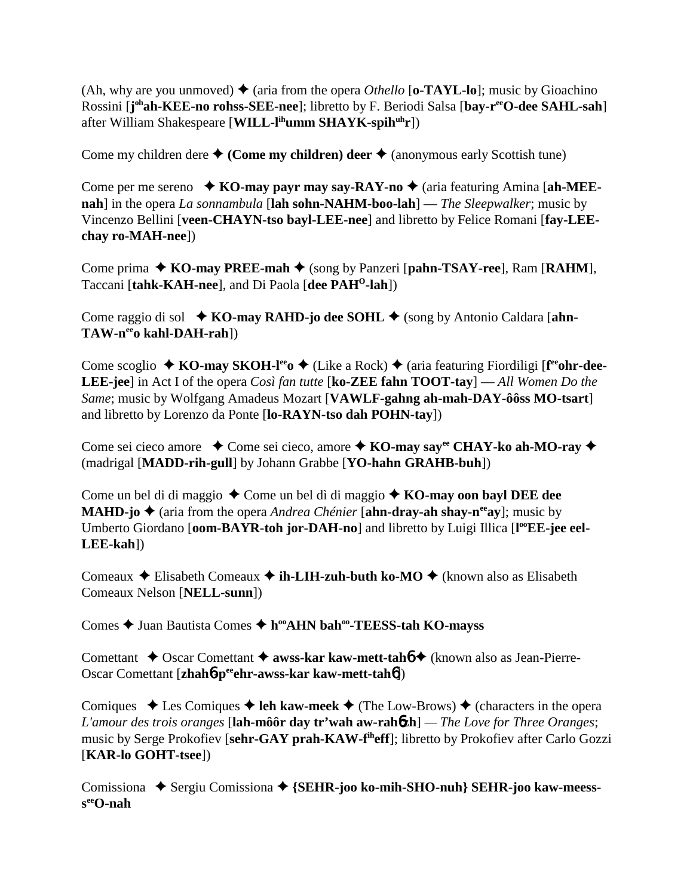(Ah, why are you unmoved) ✦ (aria from the opera *Othello* [**o-TAYL-lo**]; music by Gioachino Rossini [**j**[oh]**ah-KEE-no rohss-SEE-nee**]; libretto by F. Beriodi Salsa [**bay-r**[ee]**O-dee SAHL-sah**] after William Shakespeare [**WILL-l**[ih]**umm SHAYK-spih**[uh]**r**])

Come my children dere ✦ **(Come my children) deer** ✦ (anonymous early Scottish tune)

Come per me sereno ✦ **KO-may payr may say-RAY-no** ✦ (aria featuring Amina [**ah-MEE-nah**] in the opera *La sonnambula* [**lah sohn-NAHM-boo-lah**] — *The Sleepwalker*; music by Vincenzo Bellini [**veen-CHAYN-tso bayl-LEE-nee**] and libretto by Felice Romani [**fay-LEE-chay ro-MAH-nee**])

Come prima ✦ **KO-may PREE-mah** ✦ (song by Panzeri [**pahn-TSAY-ree**], Ram [**RAHM**], Taccani [**tahk-KAH-nee**], and Di Paola [**dee PAH**[O]**-lah**])

Come raggio di sol ✦ **KO-may RAHD-jo dee SOHL** ✦ (song by Antonio Caldara [**ahn-TAW-n**[ee]**o kahl-DAH-rah**])

Come scoglio ✦ **KO-may SKOH-l**[ee]**o** ✦ (Like a Rock) ✦ (aria featuring Fiordiligi [**f**[ee]**ohr-dee-LEE-jee**] in Act I of the opera *Così fan tutte* [**ko-ZEE fahn TOOT-tay**] — *All Women Do the Same*; music by Wolfgang Amadeus Mozart [**VAWLF-gahng ah-mah-DAY-ôôss MO-tsart**] and libretto by Lorenzo da Ponte [**lo-RAYN-tso dah POHN-tay**])

Come sei cieco amore ✦ Come sei cieco, amore ✦ **KO-may say**[ee] **CHAY-ko ah-MO-ray** ✦ (madrigal [**MADD-rih-gull**] by Johann Grabbe [**YO-hahn GRAHB-buh**])

Come un bel di di maggio ✦ Come un bel dì di maggio ✦ **KO-may oon bayl DEE dee MAHD-jo** ✦ (aria from the opera *Andrea Chénier* [**ahn-dray-ah shay-n**[ee]**ay**]; music by Umberto Giordano [**oom-BAYR-toh jor-DAH-no**] and libretto by Luigi Illica [**l**[oo]**EE-jee eel-LEE-kah**])

Comeaux ✦ Elisabeth Comeaux ✦ **ih-LIH-zuh-buth ko-MO** ✦ (known also as Elisabeth Comeaux Nelson [**NELL-sunn**])

Comes ✦ Juan Bautista Comes ✦ **h**[oo]**AHN bah**[oo]**-TEESS-tah KO-mayss**

Comettant ✦ Oscar Comettant ✦ **awss-kar kaw-mett-tah6** ✦ (known also as Jean-Pierre-Oscar Comettant [**zhah6-p**[ee]**ehr-awss-kar kaw-mett-tah6**])

Comiques ✦ Les Comiques ✦ **leh kaw-meek** ✦ (The Low-Brows) ✦ (characters in the opera *L'amour des trois oranges* [**lah-môôr day tr'wah aw-rah6zh**] — *The Love for Three Oranges*; music by Serge Prokofiev [**sehr-GAY prah-KAW-f**[ih]**eff**]; libretto by Prokofiev after Carlo Gozzi [**KAR-lo GOHT-tsee**])

Comissiona ✦ Sergiu Comissiona ✦ **{SEHR-joo ko-mih-SHO-nuh} SEHR-joo kaw-meess-s**[ee]**O-nah**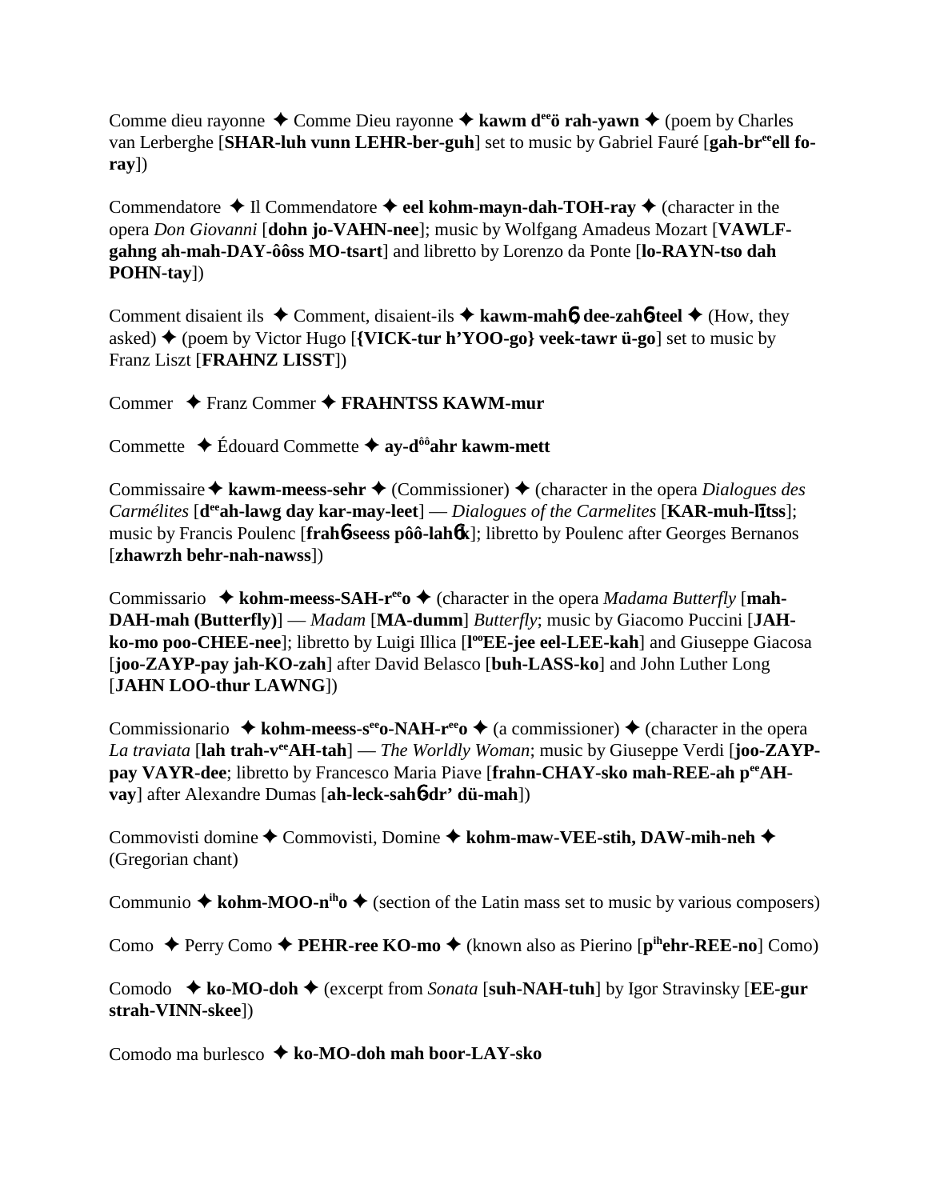Comme dieu rayonne ✦ Comme Dieu rayonne ✦ **kawm d$^{ee}$ö rah-yawn** ✦ (poem by Charles van Lerberghe [**SHAR-luh vunn LEHR-ber-guh**] set to music by Gabriel Fauré [**gah-br$^{ee}$ell fo-ray**])

Commendatore ✦ Il Commendatore ✦ **eel kohm-mayn-dah-TOH-ray** ✦ (character in the opera *Don Giovanni* [**dohn jo-VAHN-nee**]; music by Wolfgang Amadeus Mozart [**VAWLF-gahng ah-mah-DAY-ôôss MO-tsart**] and libretto by Lorenzo da Ponte [**lo-RAYN-tso dah POHN-tay**])

Comment disaient ils ✦ Comment, disaient-ils ✦ **kawm-mahɓ dee-zahɓ-teel** ✦ (How, they asked) ✦ (poem by Victor Hugo [**{VICK-tur h'YOO-go} veek-tawr ü-go**] set to music by Franz Liszt [**FRAHNZ LISST**])

Commer ✦ Franz Commer ✦ **FRAHNTSS KAWM-mur**

Commette ✦ Édouard Commette ✦ **ay-d$^{ôô}$ahr kawm-mett**

Commissaire ✦ **kawm-meess-sehr** ✦ (Commissioner) ✦ (character in the opera *Dialogues des Carmélites* [**d$^{ee}$ah-lawg day kar-may-leet**] — *Dialogues of the Carmelites* [**KAR-muh-līts**]; music by Francis Poulenc [**frahɓ-seess pôô-lahɓk**]; libretto by Poulenc after Georges Bernanos [**zhawrzh behr-nah-nawss**])

Commissario ✦ **kohm-meess-SAH-r$^{ee}$o** ✦ (character in the opera *Madama Butterfly* [**mah-DAH-mah (Butterfly)**] — *Madam* [**MA-dumm**] *Butterfly*; music by Giacomo Puccini [**JAH-ko-mo poo-CHEE-nee**]; libretto by Luigi Illica [**l$^{oo}$EE-jee eel-LEE-kah**] and Giuseppe Giacosa [**joo-ZAYP-pay jah-KO-zah**] after David Belasco [**buh-LASS-ko**] and John Luther Long [**JAHN LOO-thur LAWNG**])

Commissionario ✦ **kohm-meess-s$^{ee}$o-NAH-r$^{ee}$o** ✦ (a commissioner) ✦ (character in the opera *La traviata* [**lah trah-v$^{ee}$AH-tah**] — *The Worldly Woman*; music by Giuseppe Verdi [**joo-ZAYP-pay VAYR-dee**; libretto by Francesco Maria Piave [**frahn-CHAY-sko mah-REE-ah p$^{ee}$AH-vay**] after Alexandre Dumas [**ah-leck-sahɓ-dr' dü-mah**])

Commovisti domine ✦ Commovisti, Domine ✦ **kohm-maw-VEE-stih, DAW-mih-neh** ✦ (Gregorian chant)

Communio ✦ **kohm-MOO-n$^{ih}$o** ✦ (section of the Latin mass set to music by various composers)

Como ✦ Perry Como ✦ **PEHR-ree KO-mo** ✦ (known also as Pierino [**p$^{ih}$ehr-REE-no**] Como)

Comodo ✦ **ko-MO-doh** ✦ (excerpt from *Sonata* [**suh-NAH-tuh**] by Igor Stravinsky [**EE-gur strah-VINN-skee**])

Comodo ma burlesco ✦ **ko-MO-doh mah boor-LAY-sko**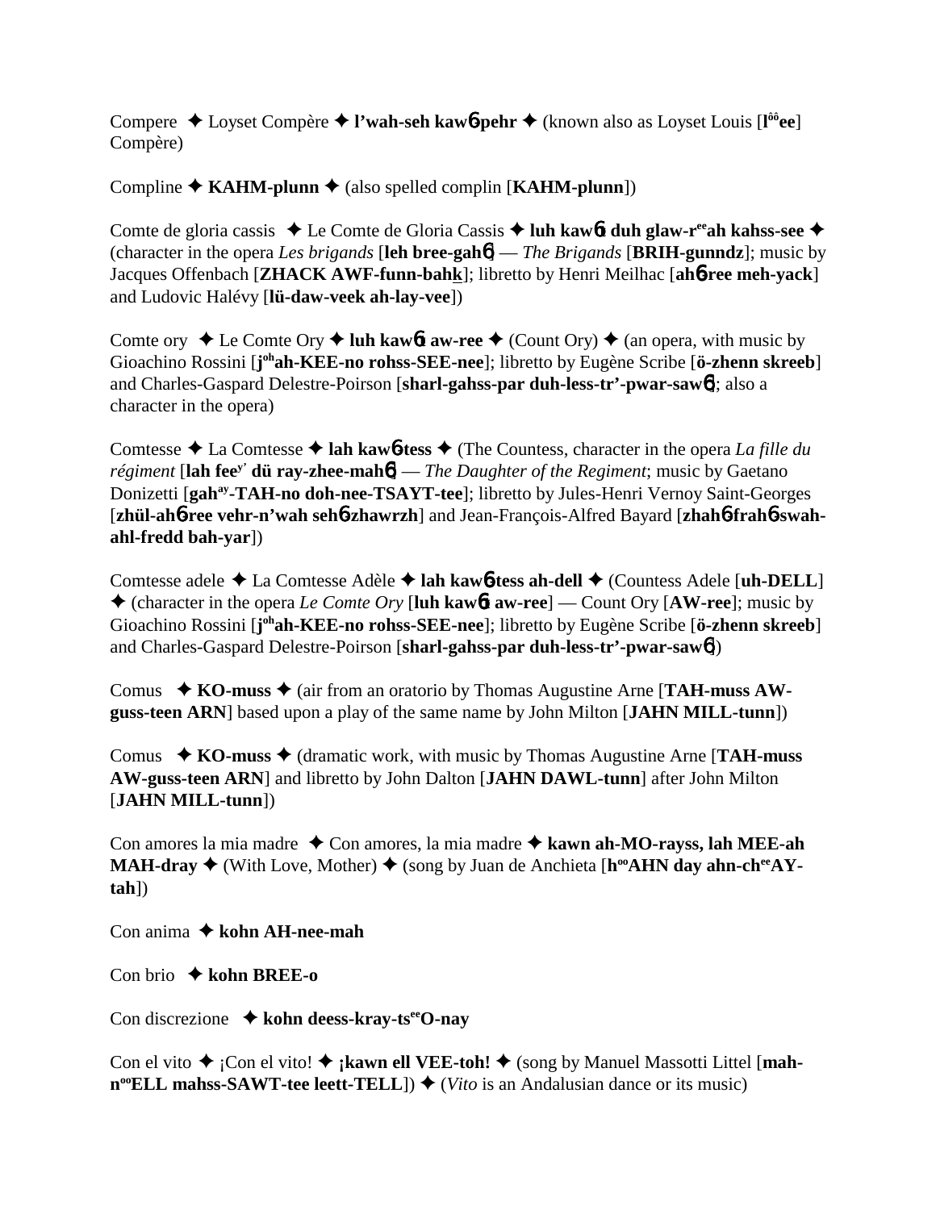Compere ✦ Loyset Compère ✦ **l'wah-seh kaw6-pehr** ✦ (known also as Loyset Louis [**l<sup>ôô</sup>ee**] Compère)

Compline ✦ **KAHM-plunn** ✦ (also spelled complin [**KAHM-plunn**])

Comte de gloria cassis ✦ Le Comte de Gloria Cassis ✦ **luh kaw6t duh glaw-r<sup>ee</sup>ah kahss-see** ✦ (character in the opera *Les brigands* [**leh bree-gah6**] — *The Brigands* [**BRIH-gunndz**]; music by Jacques Offenbach [**ZHACK AWF-funn-bahk**]; libretto by Henri Meilhac [**ah6-ree meh-yack**] and Ludovic Halévy [**lü-daw-veek ah-lay-vee**])

Comte ory ✦ Le Comte Ory ✦ **luh kaw6t aw-ree** ✦ (Count Ory) ✦ (an opera, with music by Gioachino Rossini [**j<sup>oh</sup>ah-KEE-no rohss-SEE-nee**]; libretto by Eugène Scribe [**ö-zhenn skreeb**] and Charles-Gaspard Delestre-Poirson [**sharl-gahss-par duh-less-tr'-pwar-saw6**]; also a character in the opera)

Comtesse ✦ La Comtesse ✦ **lah kaw6-tess** ✦ (The Countess, character in the opera *La fille du régiment* [**lah fee<sup>y'</sup> dü ray-zhee-mah6**] — *The Daughter of the Regiment*; music by Gaetano Donizetti [**gah<sup>ay</sup>-TAH-no doh-nee-TSAYT-tee**]; libretto by Jules-Henri Vernoy Saint-Georges [**zhül-ah6-ree vehr-n'wah seh6-zhawrzh**] and Jean-François-Alfred Bayard [**zhah6-frah6-swah-ahl-fredd bah-yar**])

Comtesse adele ✦ La Comtesse Adèle ✦ **lah kaw6-tess ah-dell** ✦ (Countess Adele [**uh-DELL**] ✦ (character in the opera *Le Comte Ory* [**luh kaw6t aw-ree**] — Count Ory [**AW-ree**]; music by Gioachino Rossini [**j<sup>oh</sup>ah-KEE-no rohss-SEE-nee**]; libretto by Eugène Scribe [**ö-zhenn skreeb**] and Charles-Gaspard Delestre-Poirson [**sharl-gahss-par duh-less-tr'-pwar-saw6**])

Comus ✦ **KO-muss** ✦ (air from an oratorio by Thomas Augustine Arne [**TAH-muss AW-guss-teen ARN**] based upon a play of the same name by John Milton [**JAHN MILL-tunn**])

Comus ✦ **KO-muss** ✦ (dramatic work, with music by Thomas Augustine Arne [**TAH-muss AW-guss-teen ARN**] and libretto by John Dalton [**JAHN DAWL-tunn**] after John Milton [**JAHN MILL-tunn**])

Con amores la mia madre ✦ Con amores, la mia madre ✦ **kawn ah-MO-rayss, lah MEE-ah MAH-dray** ✦ (With Love, Mother) ✦ (song by Juan de Anchieta [**h<sup>oo</sup>AHN day ahn-ch<sup>ee</sup>AY-tah**])

Con anima ✦ **kohn AH-nee-mah**

Con brio ✦ **kohn BREE-o**

Con discrezione ✦ **kohn deess-kray-ts<sup>ee</sup>O-nay**

Con el vito ✦ ¡Con el vito! ✦ **¡kawn ell VEE-toh!** ✦ (song by Manuel Massotti Littel [**mah-n<sup>oo</sup>ELL mahss-SAWT-tee leett-TELL**]) ✦ (*Vito* is an Andalusian dance or its music)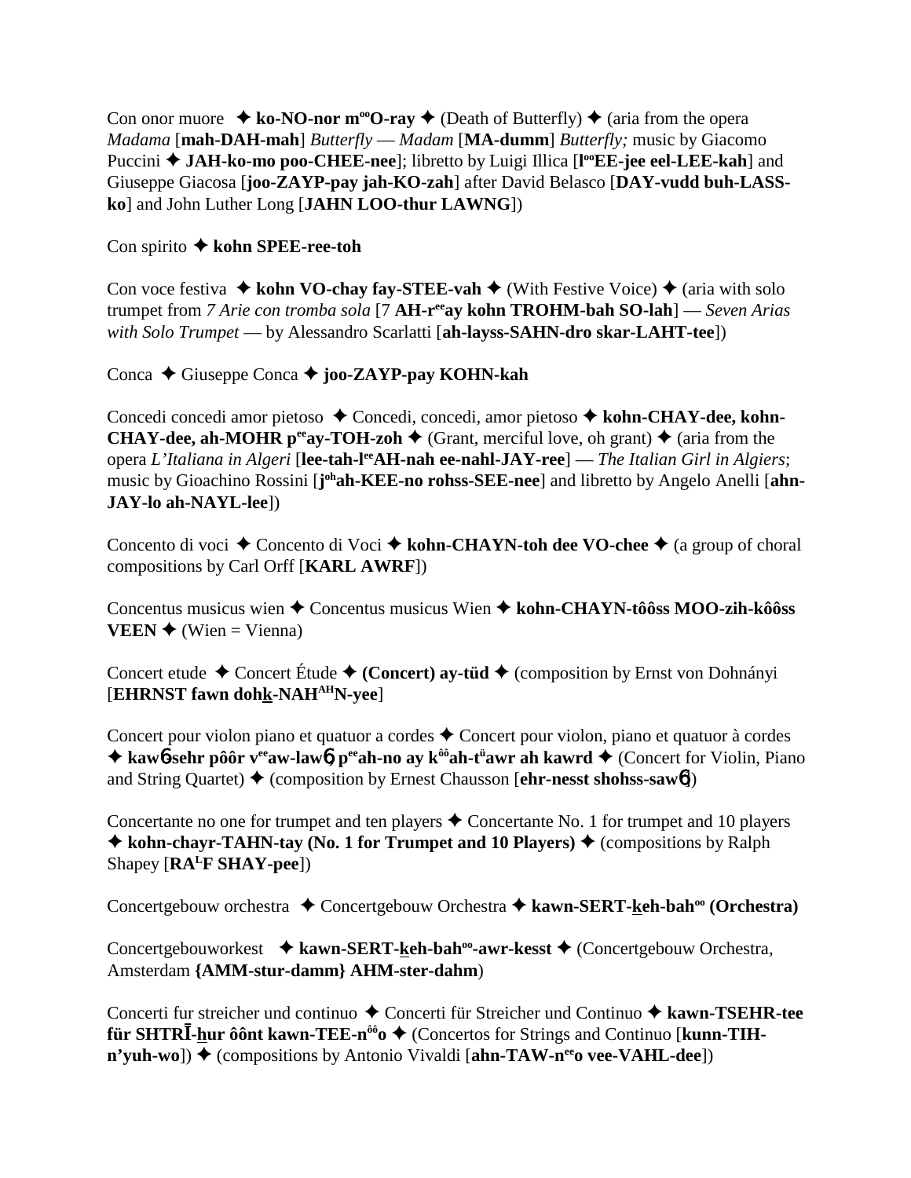Con onor muore ✦ **ko-NO-nor m<sup>oo</sup>O-ray** ✦ (Death of Butterfly) ✦ (aria from the opera *Madama* [**mah-DAH-mah**] *Butterfly* — *Madam* [**MA-dumm**] *Butterfly;* music by Giacomo Puccini ✦ **JAH-ko-mo poo-CHEE-nee**]; libretto by Luigi Illica [**l<sup>oo</sup>EE-jee eel-LEE-kah**] and Giuseppe Giacosa [**joo-ZAYP-pay jah-KO-zah**] after David Belasco [**DAY-vudd buh-LASS-ko**] and John Luther Long [**JAHN LOO-thur LAWNG**])

Con spirito ✦ **kohn SPEE-ree-toh**

Con voce festiva ✦ **kohn VO-chay fay-STEE-vah** ✦ (With Festive Voice) ✦ (aria with solo trumpet from *7 Arie con tromba sola* [7 **AH-r<sup>ee</sup>ay kohn TROHM-bah SO-lah**] — *Seven Arias with Solo Trumpet* — by Alessandro Scarlatti [**ah-layss-SAHN-dro skar-LAHT-tee**])

Conca ✦ Giuseppe Conca ✦ **joo-ZAYP-pay KOHN-kah**

Concedi concedi amor pietoso ✦ Concedi, concedi, amor pietoso ✦ **kohn-CHAY-dee, kohn-CHAY-dee, ah-MOHR p<sup>ee</sup>ay-TOH-zoh** ✦ (Grant, merciful love, oh grant) ✦ (aria from the opera *L'Italiana in Algeri* [**lee-tah-l<sup>ee</sup>AH-nah ee-nahl-JAY-ree**] — *The Italian Girl in Algiers*; music by Gioachino Rossini [**j<sup>oh</sup>ah-KEE-no rohss-SEE-nee**] and libretto by Angelo Anelli [**ahn-JAY-lo ah-NAYL-lee**])

Concento di voci ✦ Concento di Voci ✦ **kohn-CHAYN-toh dee VO-chee** ✦ (a group of choral compositions by Carl Orff [**KARL AWRF**])

Concentus musicus wien ✦ Concentus musicus Wien ✦ **kohn-CHAYN-tôôss MOO-zih-kôôss VEEN** ✦ (Wien = Vienna)

Concert etude ✦ Concert Étude ✦ **(Concert) ay-tüd** ✦ (composition by Ernst von Dohnányi [**EHRNST fawn dohk-NAH<sup>AH</sup>N-yee**]

Concert pour violon piano et quatuor a cordes ✦ Concert pour violon, piano et quatuor à cordes ✦ **kawɳ-sehr pôôr v<sup>ee</sup>aw-lawɳ, p<sup>ee</sup>ah-no ay k<sup>ôô</sup>ah-t<sup>ü</sup>awr ah kawrd** ✦ (Concert for Violin, Piano and String Quartet) ✦ (composition by Ernest Chausson [**ehr-nesst shohss-sawɳ**])

Concertante no one for trumpet and ten players ✦ Concertante No. 1 for trumpet and 10 players ✦ **kohn-chayr-TAHN-tay (No. 1 for Trumpet and 10 Players)** ✦ (compositions by Ralph Shapey [**RA<sup>L</sup>F SHAY-pee**])

Concertgebouw orchestra ✦ Concertgebouw Orchestra ✦ **kawn-SERT-keh-bah<sup>oo</sup> (Orchestra)**

Concertgebouworkest ✦ **kawn-SERT-keh-bah<sup>oo</sup>-awr-kesst** ✦ (Concertgebouw Orchestra, Amsterdam **{AMM-stur-damm} AHM-ster-dahm**)

Concerti fur streicher und continuo ✦ Concerti für Streicher und Continuo ✦ **kawn-TSEHR-tee für SHTRĪ-hur ôônt kawn-TEE-n<sup>ôô</sup>o** ✦ (Concertos for Strings and Continuo [**kunn-TIH-n'yuh-wo**]) ✦ (compositions by Antonio Vivaldi [**ahn-TAW-n<sup>ee</sup>o vee-VAHL-dee**])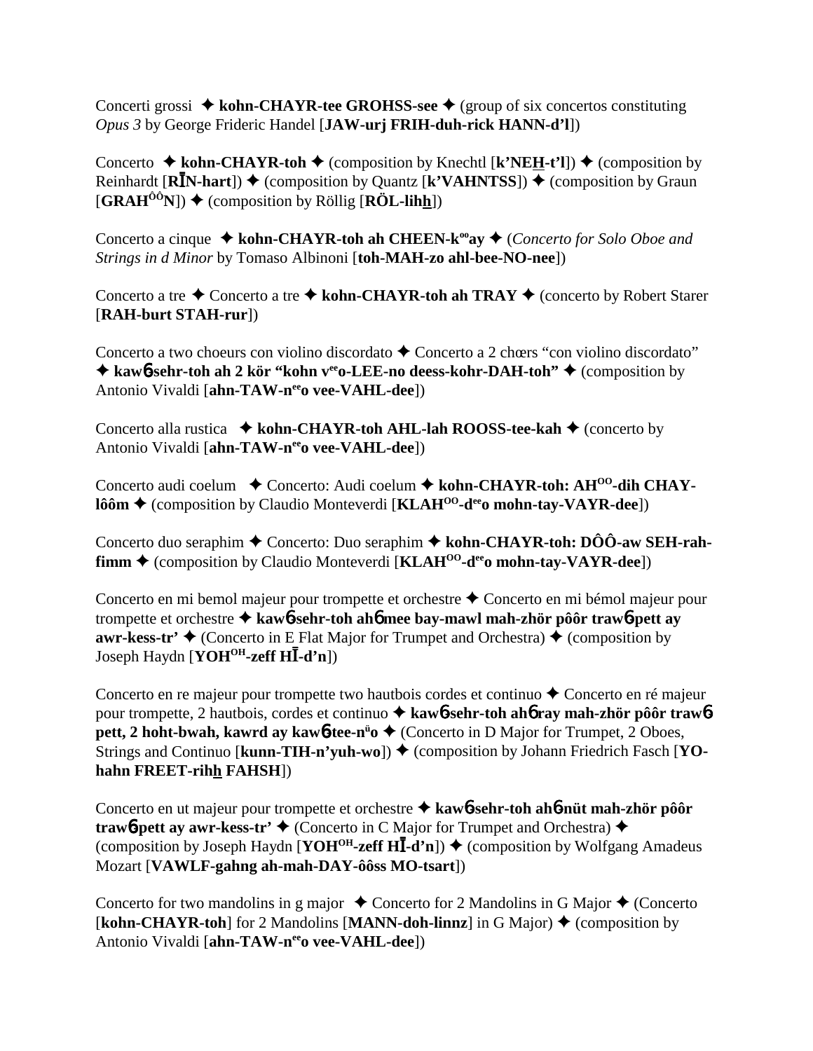Concerti grossi ✦ **kohn-CHAYR-tee GROHSS-see** ✦ (group of six concertos constituting *Opus 3* by George Frideric Handel [**JAW-urj FRIH-duh-rick HANN-d'l**])

Concerto ✦ **kohn-CHAYR-toh** ✦ (composition by Knechtl [**k'NEH-t'l**]) ✦ (composition by Reinhardt [**RĪN-hart**]) ✦ (composition by Quantz [**k'VAHNTSS**]) ✦ (composition by Graun [**GRAH$^{ÔÔ}$N**]) ✦ (composition by Röllig [**RÖL-lihh**])

Concerto a cinque ✦ **kohn-CHAYR-toh ah CHEEN-k$^{oo}$ay** ✦ (*Concerto for Solo Oboe and Strings in d Minor* by Tomaso Albinoni [**toh-MAH-zo ahl-bee-NO-nee**])

Concerto a tre ✦ Concerto a tre ✦ **kohn-CHAYR-toh ah TRAY** ✦ (concerto by Robert Starer [**RAH-burt STAH-rur**])

Concerto a two choeurs con violino discordato ✦ Concerto a 2 chœrs "con violino discordato" ✦ **kawɓ-sehr-toh ah 2 kör "kohn v$^{ee}$o-LEE-no deess-kohr-DAH-toh"** ✦ (composition by Antonio Vivaldi [**ahn-TAW-n$^{ee}$o vee-VAHL-dee**])

Concerto alla rustica ✦ **kohn-CHAYR-toh AHL-lah ROOSS-tee-kah** ✦ (concerto by Antonio Vivaldi [**ahn-TAW-n$^{ee}$o vee-VAHL-dee**])

Concerto audi coelum ✦ Concerto: Audi coelum ✦ **kohn-CHAYR-toh: AH$^{OO}$-dih CHAY-lôôm** ✦ (composition by Claudio Monteverdi [**KLAH$^{OO}$-d$^{ee}$o mohn-tay-VAYR-dee**])

Concerto duo seraphim ✦ Concerto: Duo seraphim ✦ **kohn-CHAYR-toh: DÔÔ-aw SEH-rah-fimm** ✦ (composition by Claudio Monteverdi [**KLAH$^{OO}$-d$^{ee}$o mohn-tay-VAYR-dee**])

Concerto en mi bemol majeur pour trompette et orchestre ✦ Concerto en mi bémol majeur pour trompette et orchestre ✦ **kawɓ-sehr-toh ahɓ mee bay-mawl mah-zhör pôôr trawɓ-pett ay awr-kess-tr'** ✦ (Concerto in E Flat Major for Trumpet and Orchestra) ✦ (composition by Joseph Haydn [**YOH$^{OH}$-zeff HĪ-d'n**])

Concerto en re majeur pour trompette two hautbois cordes et continuo ✦ Concerto en ré majeur pour trompette, 2 hautbois, cordes et continuo ✦ **kawɓ-sehr-toh ahɓ ray mah-zhör pôôr trawɓ-pett, 2 hoht-bwah, kawrd ay kawɓ-tee-n$^{ü}$o** ✦ (Concerto in D Major for Trumpet, 2 Oboes, Strings and Continuo [**kunn-TIH-n'yuh-wo**]) ✦ (composition by Johann Friedrich Fasch [**YO-hahn FREET-rihh FAHSH**])

Concerto en ut majeur pour trompette et orchestre ✦ **kawɓ-sehr-toh ahɓ nüt mah-zhör pôôr trawɓ-pett ay awr-kess-tr'** ✦ (Concerto in C Major for Trumpet and Orchestra) ✦ (composition by Joseph Haydn [**YOH$^{OH}$-zeff HĪ-d'n**]) ✦ (composition by Wolfgang Amadeus Mozart [**VAWLF-gahng ah-mah-DAY-ôôss MO-tsart**])

Concerto for two mandolins in g major ✦ Concerto for 2 Mandolins in G Major ✦ (Concerto [**kohn-CHAYR-toh**] for 2 Mandolins [**MANN-doh-linnz**] in G Major) ✦ (composition by Antonio Vivaldi [**ahn-TAW-n$^{ee}$o vee-VAHL-dee**])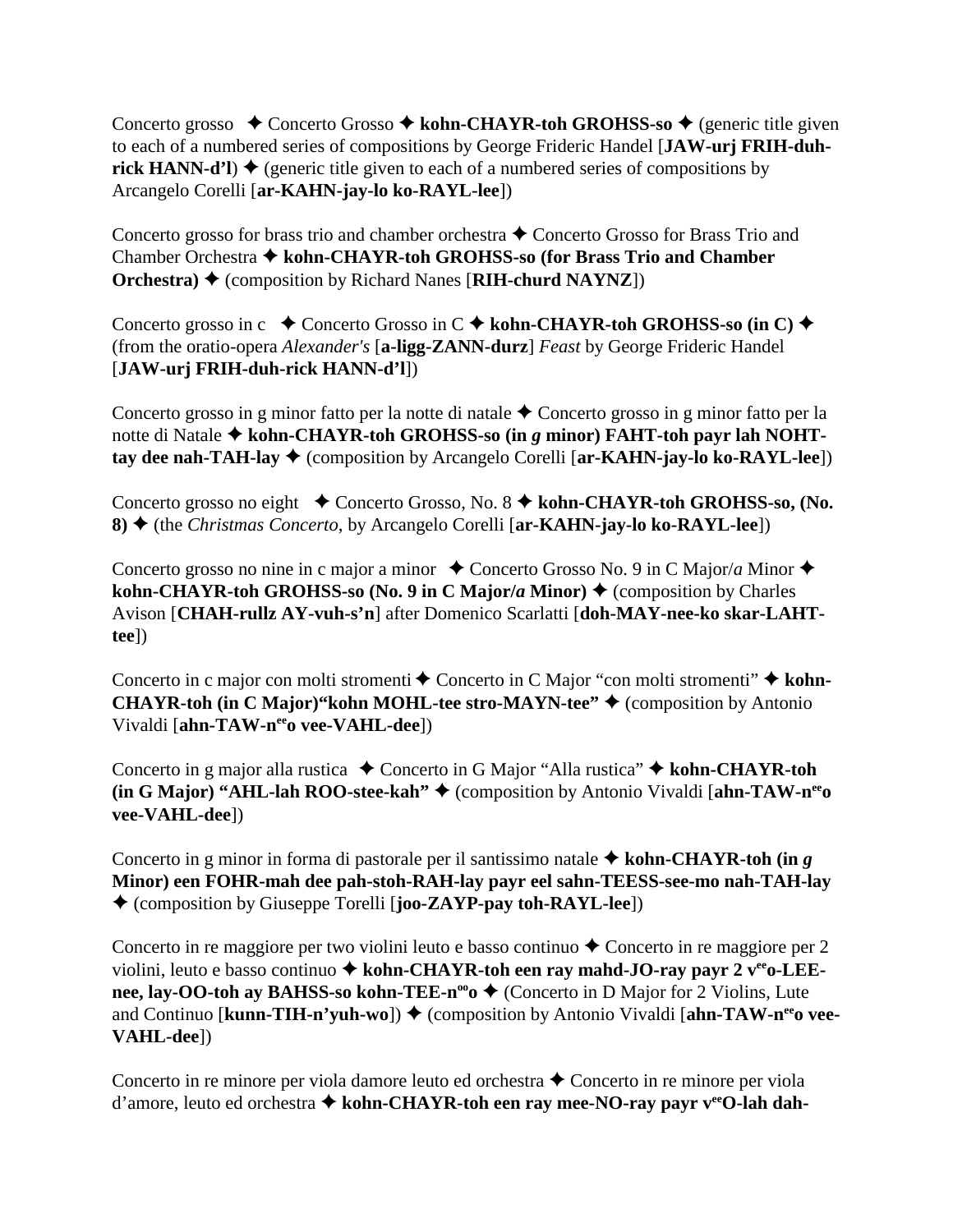Concerto grosso ✦ Concerto Grosso ✦ **kohn-CHAYR-toh GROHSS-so** ✦ (generic title given to each of a numbered series of compositions by George Frideric Handel [**JAW-urj FRIH-duh-rick HANN-d'l**) ✦ (generic title given to each of a numbered series of compositions by Arcangelo Corelli [**ar-KAHN-jay-lo ko-RAYL-lee**])

Concerto grosso for brass trio and chamber orchestra ✦ Concerto Grosso for Brass Trio and Chamber Orchestra ✦ **kohn-CHAYR-toh GROHSS-so (for Brass Trio and Chamber Orchestra)** ✦ (composition by Richard Nanes [**RIH-churd NAYNZ**])

Concerto grosso in c ✦ Concerto Grosso in C ✦ **kohn-CHAYR-toh GROHSS-so (in C)** ✦ (from the oratio-opera *Alexander's* [**a-ligg-ZANN-durz**] *Feast* by George Frideric Handel [**JAW-urj FRIH-duh-rick HANN-d'l**])

Concerto grosso in g minor fatto per la notte di natale ✦ Concerto grosso in g minor fatto per la notte di Natale ✦ **kohn-CHAYR-toh GROHSS-so (in *g* minor) FAHT-toh payr lah NOHT-tay dee nah-TAH-lay** ✦ (composition by Arcangelo Corelli [**ar-KAHN-jay-lo ko-RAYL-lee**])

Concerto grosso no eight ✦ Concerto Grosso, No. 8 ✦ **kohn-CHAYR-toh GROHSS-so, (No. 8)** ✦ (the *Christmas Concerto*, by Arcangelo Corelli [**ar-KAHN-jay-lo ko-RAYL-lee**])

Concerto grosso no nine in c major a minor ✦ Concerto Grosso No. 9 in C Major/*a* Minor ✦ **kohn-CHAYR-toh GROHSS-so (No. 9 in C Major/*a* Minor)** ✦ (composition by Charles Avison [**CHAH-rullz AY-vuh-s'n**] after Domenico Scarlatti [**doh-MAY-nee-ko skar-LAHT-tee**])

Concerto in c major con molti stromenti ✦ Concerto in C Major "con molti stromenti" ✦ **kohn-CHAYR-toh (in C Major)"kohn MOHL-tee stro-MAYN-tee"** ✦ (composition by Antonio Vivaldi [**ahn-TAW-n[ee]o vee-VAHL-dee**])

Concerto in g major alla rustica ✦ Concerto in G Major "Alla rustica" ✦ **kohn-CHAYR-toh (in G Major) "AHL-lah ROO-stee-kah"** ✦ (composition by Antonio Vivaldi [**ahn-TAW-n[ee]o vee-VAHL-dee**])

Concerto in g minor in forma di pastorale per il santissimo natale ✦ **kohn-CHAYR-toh (in *g* Minor) een FOHR-mah dee pah-stoh-RAH-lay payr eel sahn-TEESS-see-mo nah-TAH-lay** ✦ (composition by Giuseppe Torelli [**joo-ZAYP-pay toh-RAYL-lee**])

Concerto in re maggiore per two violini leuto e basso continuo ✦ Concerto in re maggiore per 2 violini, leuto e basso continuo ✦ **kohn-CHAYR-toh een ray mahd-JO-ray payr 2 v[ee]o-LEE-nee, lay-OO-toh ay BAHSS-so kohn-TEE-n[oo]o** ✦ (Concerto in D Major for 2 Violins, Lute and Continuo [**kunn-TIH-n'yuh-wo**]) ✦ (composition by Antonio Vivaldi [**ahn-TAW-n[ee]o vee-VAHL-dee**])

Concerto in re minore per viola damore leuto ed orchestra ✦ Concerto in re minore per viola d'amore, leuto ed orchestra ✦ **kohn-CHAYR-toh een ray mee-NO-ray payr v[ee]O-lah dah-**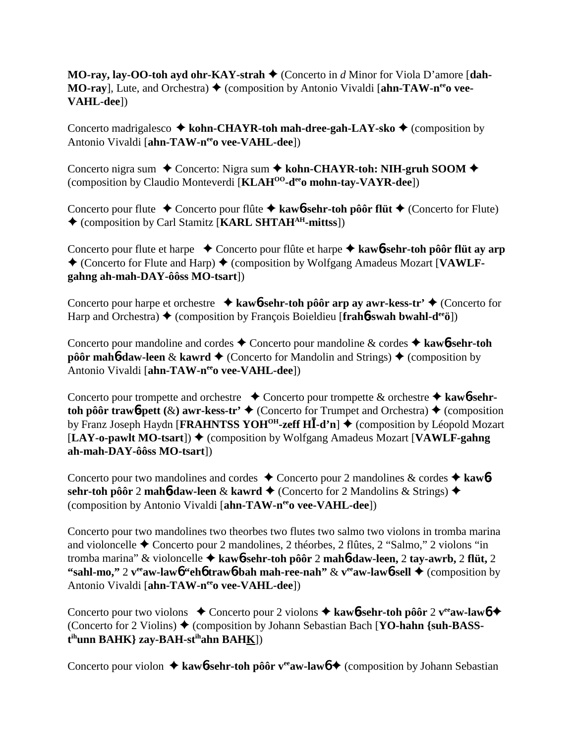**MO-ray, lay-OO-toh ayd ohr-KAY-strah** ✦ (Concerto in *d* Minor for Viola D'amore [**dah-MO-ray**], Lute, and Orchestra) ✦ (composition by Antonio Vivaldi [**ahn-TAW-n**[ee]**o vee-VAHL-dee**])

Concerto madrigalesco ✦ **kohn-CHAYR-toh mah-dree-gah-LAY-sko** ✦ (composition by Antonio Vivaldi [**ahn-TAW-n**[ee]**o vee-VAHL-dee**])

Concerto nigra sum ✦ Concerto: Nigra sum ✦ **kohn-CHAYR-toh: NIH-gruh SOOM** ✦ (composition by Claudio Monteverdi [**KLAH**[OO]**-d**[ee]**o mohn-tay-VAYR-dee**])

Concerto pour flute ✦ Concerto pour flûte ✦ **kaw**6**-sehr-toh pôôr flüt** ✦ (Concerto for Flute) ✦ (composition by Carl Stamitz [**KARL SHTAH**[AH]**-mittss**])

Concerto pour flute et harpe ✦ Concerto pour flûte et harpe ✦ **kaw**6**-sehr-toh pôôr flüt ay arp** ✦ (Concerto for Flute and Harp) ✦ (composition by Wolfgang Amadeus Mozart [**VAWLF-gahng ah-mah-DAY-ôôss MO-tsart**])

Concerto pour harpe et orchestre ✦ **kaw**6**-sehr-toh pôôr arp ay awr-kess-tr'** ✦ (Concerto for Harp and Orchestra) ✦ (composition by François Boieldieu [**frah**6**-swah bwahl-d**[ee]**ö**])

Concerto pour mandoline and cordes ✦ Concerto pour mandoline & cordes ✦ **kaw**6**-sehr-toh pôôr mah**6**-daw-leen** & **kawrd** ✦ (Concerto for Mandolin and Strings) ✦ (composition by Antonio Vivaldi [**ahn-TAW-n**[ee]**o vee-VAHL-dee**])

Concerto pour trompette and orchestre ✦ Concerto pour trompette & orchestre ✦ **kaw**6**-sehr-toh pôôr traw**6**-pett** (&) **awr-kess-tr'** ✦ (Concerto for Trumpet and Orchestra) ✦ (composition by Franz Joseph Haydn [**FRAHNTSS YOH**[OH]**-zeff HĪ-d'n**] ✦ (composition by Léopold Mozart [**LAY-o-pawlt MO-tsart**]) ✦ (composition by Wolfgang Amadeus Mozart [**VAWLF-gahng ah-mah-DAY-ôôss MO-tsart**])

Concerto pour two mandolines and cordes ✦ Concerto pour 2 mandolines & cordes ✦ **kaw**6**-sehr-toh pôôr** 2 **mah**6**-daw-leen** & **kawrd** ✦ (Concerto for 2 Mandolins & Strings) ✦ (composition by Antonio Vivaldi [**ahn-TAW-n**[ee]**o vee-VAHL-dee**])

Concerto pour two mandolines two theorbes two flutes two salmo two violons in tromba marina and violoncelle ✦ Concerto pour 2 mandolines, 2 théorbes, 2 flûtes, 2 "Salmo," 2 violons "in tromba marina" & violoncelle ✦ **kaw**6**-sehr-toh pôôr** 2 **mah**6**-daw-leen,** 2 **tay-awrb,** 2 **flüt,** 2 **"sahl-mo,"** 2 **v**[ee]**aw-law**6 **"eh**6 **traw**6**-bah mah-ree-nah"** & **v**[ee]**aw-law**6**-sell** ✦ (composition by Antonio Vivaldi [**ahn-TAW-n**[ee]**o vee-VAHL-dee**])

Concerto pour two violons ✦ Concerto pour 2 violons ✦ **kaw**6**-sehr-toh pôôr** 2 **v**[ee]**aw-law**6 ✦ (Concerto for 2 Violins) ✦ (composition by Johann Sebastian Bach [**YO-hahn {suh-BASS-t**[ih]**unn BAHK} zay-BAH-st**[ih]**ahn BAHK**])

Concerto pour violon ✦ **kaw**6**-sehr-toh pôôr v**[ee]**aw-law**6 ✦ (composition by Johann Sebastian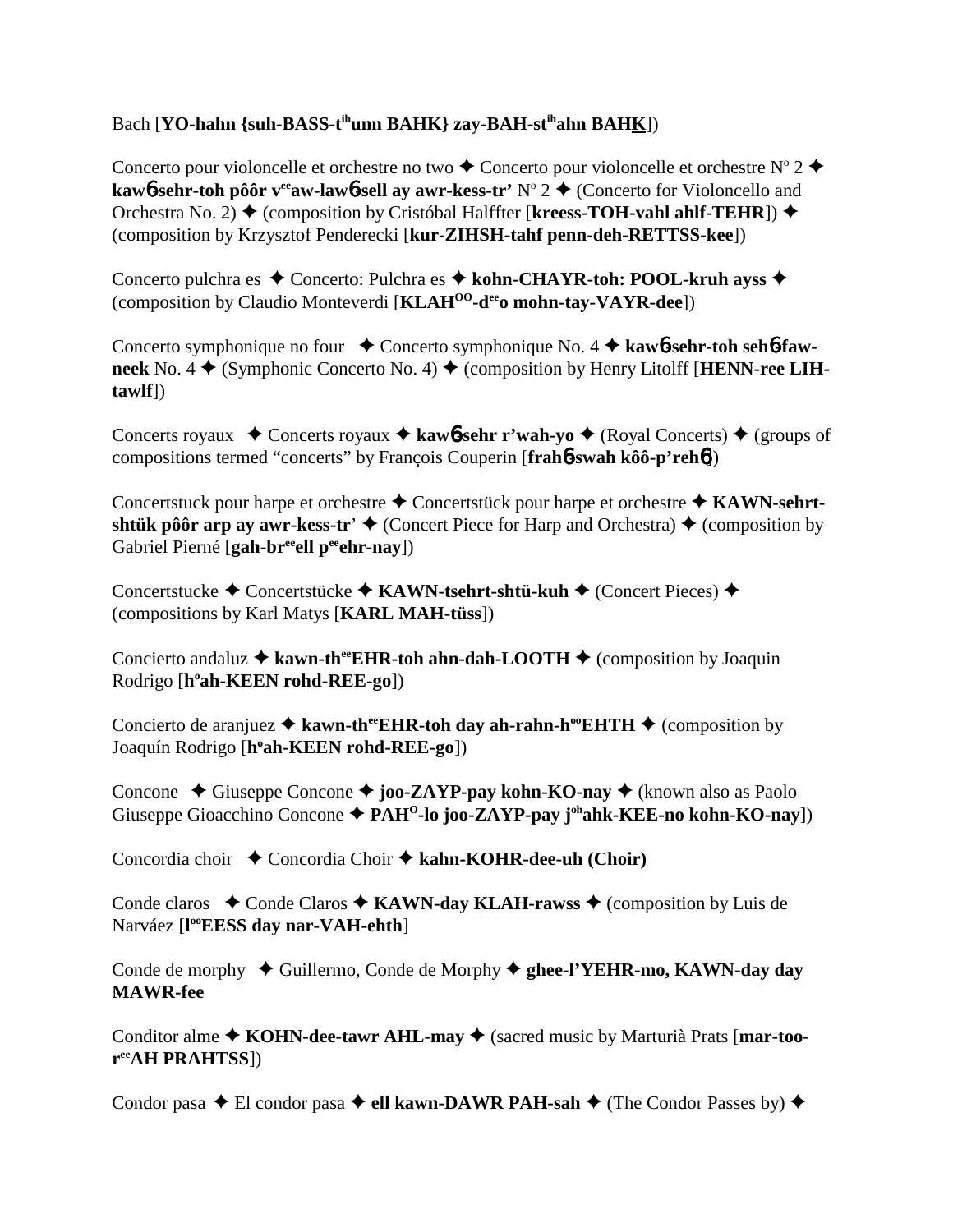Bach [**YO-hahn {suh-BASS-t^ih^unn BAHK} zay-BAH-st^ih^ahn BAHK**])

Concerto pour violoncelle et orchestre no two ✦ Concerto pour violoncelle et orchestre Nº 2 ✦ **kawɓ-sehr-toh pôôr v^ee^aw-lawɓ-sell ay awr-kess-tr'** Nº 2 ✦ (Concerto for Violoncello and Orchestra No. 2) ✦ (composition by Cristóbal Halffter [**kreess-TOH-vahl ahlf-TEHR**]) ✦ (composition by Krzysztof Penderecki [**kur-ZIHSH-tahf penn-deh-RETTSS-kee**])

Concerto pulchra es ✦ Concerto: Pulchra es ✦ **kohn-CHAYR-toh: POOL-kruh ayss** ✦ (composition by Claudio Monteverdi [**KLAH^OO^-d^ee^o mohn-tay-VAYR-dee**])

Concerto symphonique no four ✦ Concerto symphonique No. 4 ✦ **kawɓ-sehr-toh sehɓ-faw-neek** No. 4 ✦ (Symphonic Concerto No. 4) ✦ (composition by Henry Litolff [**HENN-ree LIH-tawlf**])

Concerts royaux ✦ Concerts royaux ✦ **kawɓ-sehr r'wah-yo** ✦ (Royal Concerts) ✦ (groups of compositions termed "concerts" by François Couperin [**frahɓ-swah kôô-p'rehɓ**])

Concertstuck pour harpe et orchestre ✦ Concertstück pour harpe et orchestre ✦ **KAWN-sehrt-shtük pôôr arp ay awr-kess-tr'** ✦ (Concert Piece for Harp and Orchestra) ✦ (composition by Gabriel Pierné [**gah-br^ee^ell p^ee^ehr-nay**])

Concertstucke ✦ Concertstücke ✦ **KAWN-tsehrt-shtü-kuh** ✦ (Concert Pieces) ✦ (compositions by Karl Matys [**KARL MAH-tüss**])

Concierto andaluz ✦ **kawn-th^ee^EHR-toh ahn-dah-LOOTH** ✦ (composition by Joaquin Rodrigo [**h^o^ah-KEEN rohd-REE-go**])

Concierto de aranjuez ✦ **kawn-th^ee^EHR-toh day ah-rahn-h^oo^EHTH** ✦ (composition by Joaquín Rodrigo [**h^o^ah-KEEN rohd-REE-go**])

Concone ✦ Giuseppe Concone ✦ **joo-ZAYP-pay kohn-KO-nay** ✦ (known also as Paolo Giuseppe Gioacchino Concone ✦ **PAH^O^-lo joo-ZAYP-pay j^oh^ahk-KEE-no kohn-KO-nay**])

Concordia choir ✦ Concordia Choir ✦ **kahn-KOHR-dee-uh (Choir)**

Conde claros ✦ Conde Claros ✦ **KAWN-day KLAH-rawss** ✦ (composition by Luis de Narváez [**l^oo^EESS day nar-VAH-ehth**]

Conde de morphy ✦ Guillermo, Conde de Morphy ✦ **ghee-l'YEHR-mo, KAWN-day day MAWR-fee**

Conditor alme ✦ **KOHN-dee-tawr AHL-may** ✦ (sacred music by Marturià Prats [**mar-too-r^ee^AH PRAHTSS**])

Condor pasa ✦ El condor pasa ✦ **ell kawn-DAWR PAH-sah** ✦ (The Condor Passes by) ✦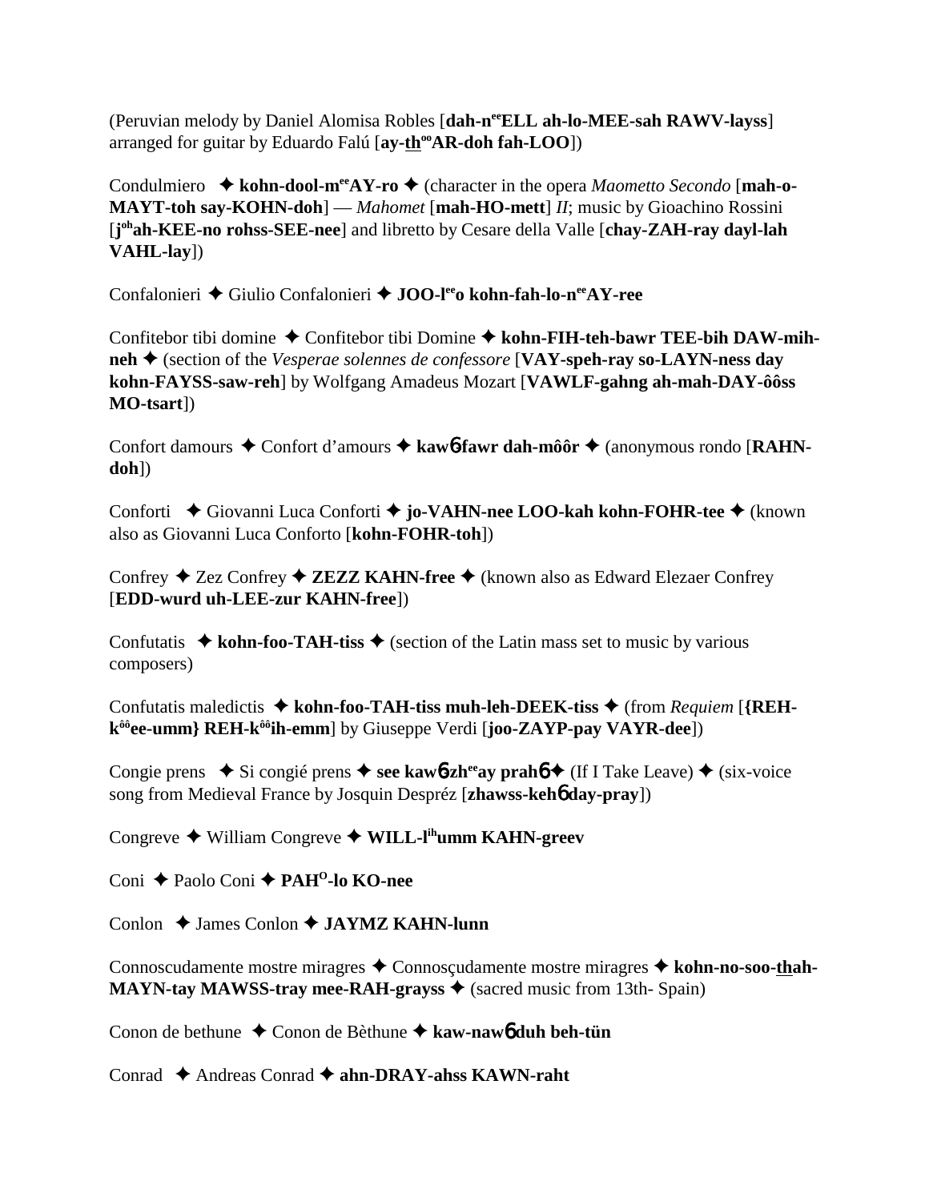(Peruvian melody by Daniel Alomisa Robles [**dah-n**ee**ELL ah-lo-MEE-sah RAWV-layss**] arranged for guitar by Eduardo Falú [**ay-th**oo**AR-doh fah-LOO**])

Condulmiero ✦ **kohn-dool-m**ee**AY-ro** ✦ (character in the opera *Maometto Secondo* [**mah-o-MAYT-toh say-KOHN-doh**] — *Mahomet* [**mah-HO-mett**] *II*; music by Gioachino Rossini [**j**oh**ah-KEE-no rohss-SEE-nee**] and libretto by Cesare della Valle [**chay-ZAH-ray dayl-lah VAHL-lay**])

Confalonieri ✦ Giulio Confalonieri ✦ **JOO-l**ee**o kohn-fah-lo-n**ee**AY-ree**

Confitebor tibi domine ✦ Confitebor tibi Domine ✦ **kohn-FIH-teh-bawr TEE-bih DAW-mih-neh** ✦ (section of the *Vesperae solennes de confessore* [**VAY-speh-ray so-LAYN-ness day kohn-FAYSS-saw-reh**] by Wolfgang Amadeus Mozart [**VAWLF-gahng ah-mah-DAY-ôôss MO-tsart**])

Confort damours ✦ Confort d'amours ✦ **kawɓ-fawr dah-môôr** ✦ (anonymous rondo [**RAHN-doh**])

Conforti ✦ Giovanni Luca Conforti ✦ **jo-VAHN-nee LOO-kah kohn-FOHR-tee** ✦ (known also as Giovanni Luca Conforto [**kohn-FOHR-toh**])

Confrey ✦ Zez Confrey ✦ **ZEZZ KAHN-free** ✦ (known also as Edward Elezaer Confrey [**EDD-wurd uh-LEE-zur KAHN-free**])

Confutatis ✦ **kohn-foo-TAH-tiss** ✦ (section of the Latin mass set to music by various composers)

Confutatis maledictis ✦ **kohn-foo-TAH-tiss muh-leh-DEEK-tiss** ✦ (from *Requiem* [**{REH-k**ôô**ee-umm} REH-k**ôô**ih-emm**] by Giuseppe Verdi [**joo-ZAYP-pay VAYR-dee**])

Congie prens ✦ Si congié prens ✦ **see kawɓ-zh**ee**ay prahɓ** ✦ (If I Take Leave) ✦ (six-voice song from Medieval France by Josquin Despréz [**zhawss-kehɓ day-pray**])

Congreve ✦ William Congreve ✦ **WILL-l**ih**umm KAHN-greev**

Coni ✦ Paolo Coni ✦ **PAH**O**-lo KO-nee**

Conlon ✦ James Conlon ✦ **JAYMZ KAHN-lunn**

Connoscudamente mostre miragres ✦ Connosçudamente mostre miragres ✦ **kohn-no-soo-thah-MAYN-tay MAWSS-tray mee-RAH-grayss** ✦ (sacred music from 13th- Spain)

Conon de bethune ✦ Conon de Bèthune ✦ **kaw-nawɓ duh beh-tün**

Conrad ✦ Andreas Conrad ✦ **ahn-DRAY-ahss KAWN-raht**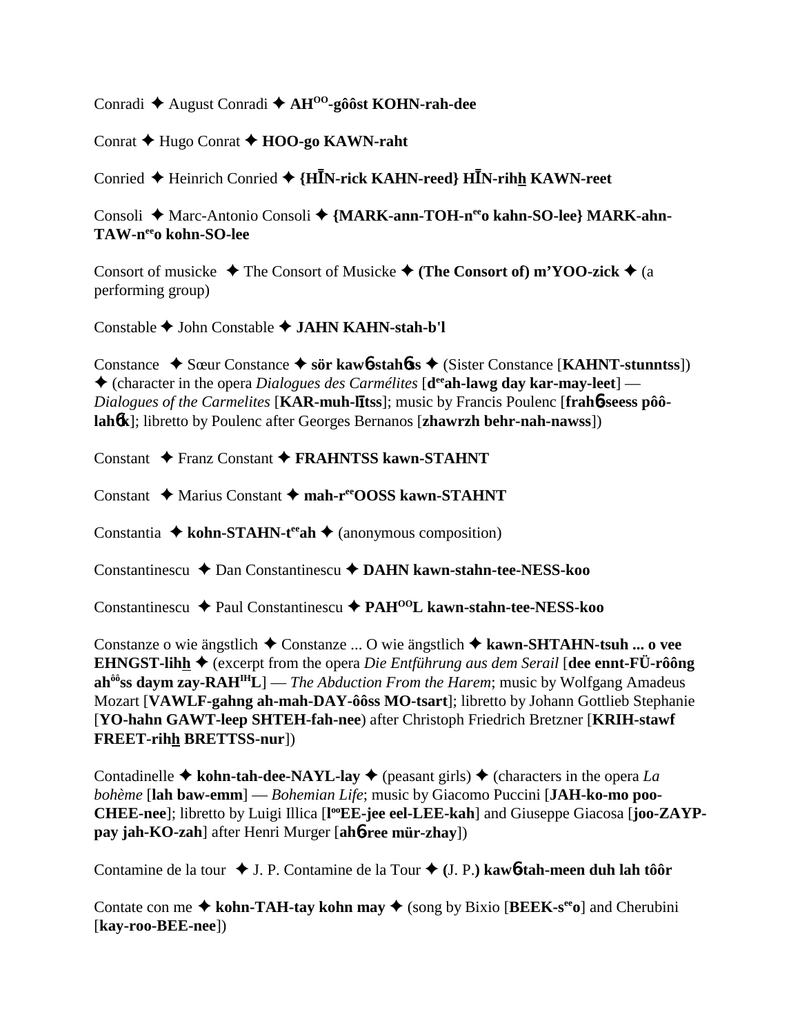Conradi ✦ August Conradi ✦ **AH^OO-gôôst KOHN-rah-dee**

Conrat ✦ Hugo Conrat ✦ **HOO-go KAWN-raht**

Conried ✦ Heinrich Conried ✦ **{HĪN-rick KAHN-reed} HĪN-rihh KAWN-reet**

Consoli ✦ Marc-Antonio Consoli ✦ **{MARK-ann-TOH-n^ee o kahn-SO-lee} MARK-ahn-TAW-n^ee o kohn-SO-lee**

Consort of musicke ✦ The Consort of Musicke ✦ **(The Consort of) m'YOO-zick** ✦ (a performing group)

Constable ✦ John Constable ✦ **JAHN KAHN-stah-b'l**

Constance ✦ Sœur Constance ✦ **sör kawɓ-stahɓss** ✦ (Sister Constance [**KAHNT-stunntss**]) ✦ (character in the opera *Dialogues des Carmélites* [**d^ee ah-lawg day kar-may-leet**] — *Dialogues of the Carmelites* [**KAR-muh-līts**]; music by Francis Poulenc [**frahɓ-seess pôô-lahɓk**]; libretto by Poulenc after Georges Bernanos [**zhawrzh behr-nah-nawss**])

Constant ✦ Franz Constant ✦ **FRAHNTSS kawn-STAHNT**

Constant ✦ Marius Constant ✦ **mah-r^ee OOSS kawn-STAHNT**

Constantia ✦ **kohn-STAHN-t^ee ah** ✦ (anonymous composition)

Constantinescu ✦ Dan Constantinescu ✦ **DAHN kawn-stahn-tee-NESS-koo**

Constantinescu ✦ Paul Constantinescu ✦ **PAH^OO L kawn-stahn-tee-NESS-koo**

Constanze o wie ängstlich ✦ Constanze ... O wie ängstlich ✦ **kawn-SHTAHN-tsuh ... o vee EHNGST-lihh** ✦ (excerpt from the opera *Die Entführung aus dem Serail* [**dee ennt-FÜ-rôông ah^ôô ss daym zay-RAH^IH L**] — *The Abduction From the Harem*; music by Wolfgang Amadeus Mozart [**VAWLF-gahng ah-mah-DAY-ôôss MO-tsart**]; libretto by Johann Gottlieb Stephanie [**YO-hahn GAWT-leep SHTEH-fah-nee**) after Christoph Friedrich Bretzner [**KRIH-stawf FREET-rihh BRETTSS-nur**])

Contadinelle ✦ **kohn-tah-dee-NAYL-lay** ✦ (peasant girls) ✦ (characters in the opera *La bohème* [**lah baw-emm**] — *Bohemian Life*; music by Giacomo Puccini [**JAH-ko-mo poo-CHEE-nee**]; libretto by Luigi Illica [**l^oo EE-jee eel-LEE-kah**] and Giuseppe Giacosa [**joo-ZAYP-pay jah-KO-zah**] after Henri Murger [**ahɓ-ree mür-zhay**])

Contamine de la tour ✦ J. P. Contamine de la Tour ✦ **(**J. P.**) kawɓ-tah-meen duh lah tôôr**

Contate con me ✦ **kohn-TAH-tay kohn may** ✦ (song by Bixio [**BEEK-s^ee o**] and Cherubini [**kay-roo-BEE-nee**])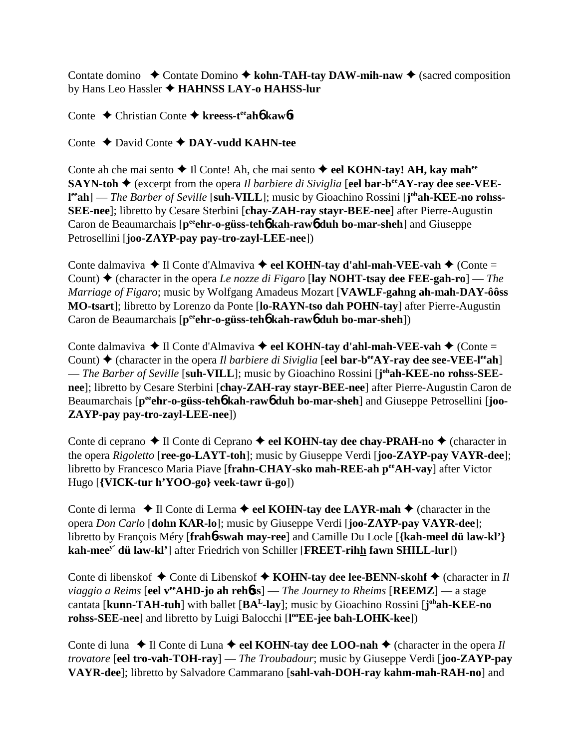Contate domino ✦ Contate Domino ✦ **kohn-TAH-tay DAW-mih-naw** ✦ (sacred composition by Hans Leo Hassler ✦ **HAHNSS LAY-o HAHSS-lur**

Conte ✦ Christian Conte ✦ **kreess-t^ee^ahɓ kawɓt**

Conte ✦ David Conte ✦ **DAY-vudd KAHN-tee**

Conte ah che mai sento ✦ Il Conte! Ah, che mai sento ✦ **eel KOHN-tay! AH, kay mah^ee^ SAYN-toh** ✦ (excerpt from the opera *Il barbiere di Siviglia* [**eel bar-b^ee^AY-ray dee see-VEE-l^ee^ah**] — *The Barber of Seville* [**suh-VILL**]; music by Gioachino Rossini [**j^oh^ah-KEE-no rohss-SEE-nee**]; libretto by Cesare Sterbini [**chay-ZAH-ray stayr-BEE-nee**] after Pierre-Augustin Caron de Beaumarchais [**p^ee^ehr-o-güss-tehɓ kah-rawɓ duh bo-mar-sheh**] and Giuseppe Petrosellini [**joo-ZAYP-pay pay-tro-zayl-LEE-nee**])

Conte dalmaviva ✦ Il Conte d'Almaviva ✦ **eel KOHN-tay d'ahl-mah-VEE-vah** ✦ (Conte = Count) ✦ (character in the opera *Le nozze di Figaro* [**lay NOHT-tsay dee FEE-gah-ro**] — *The Marriage of Figaro*; music by Wolfgang Amadeus Mozart [**VAWLF-gahng ah-mah-DAY-ôôss MO-tsart**]; libretto by Lorenzo da Ponte [**lo-RAYN-tso dah POHN-tay**] after Pierre-Augustin Caron de Beaumarchais [**p^ee^ehr-o-güss-tehɓ kah-rawɓ duh bo-mar-sheh**])

Conte dalmaviva ✦ Il Conte d'Almaviva ✦ **eel KOHN-tay d'ahl-mah-VEE-vah** ✦ (Conte = Count) ✦ (character in the opera *Il barbiere di Siviglia* [**eel bar-b^ee^AY-ray dee see-VEE-l^ee^ah**] — *The Barber of Seville* [**suh-VILL**]; music by Gioachino Rossini [**j^oh^ah-KEE-no rohss-SEE-nee**]; libretto by Cesare Sterbini [**chay-ZAH-ray stayr-BEE-nee**] after Pierre-Augustin Caron de Beaumarchais [**p^ee^ehr-o-güss-tehɓ kah-rawɓ duh bo-mar-sheh**] and Giuseppe Petrosellini [**joo-ZAYP-pay pay-tro-zayl-LEE-nee**])

Conte di ceprano ✦ Il Conte di Ceprano ✦ **eel KOHN-tay dee chay-PRAH-no** ✦ (character in the opera *Rigoletto* [**ree-go-LAYT-toh**]; music by Giuseppe Verdi [**joo-ZAYP-pay VAYR-dee**]; libretto by Francesco Maria Piave [**frahn-CHAY-sko mah-REE-ah p^ee^AH-vay**] after Victor Hugo [**{VICK-tur h'YOO-go} veek-tawr ü-go**])

Conte di lerma ✦ Il Conte di Lerma ✦ **eel KOHN-tay dee LAYR-mah** ✦ (character in the opera *Don Carlo* [**dohn KAR-lo**]; music by Giuseppe Verdi [**joo-ZAYP-pay VAYR-dee**]; libretto by François Méry [**frahɓ-swah may-ree**] and Camille Du Locle [**{kah-meel dü law-kl'} kah-mee^y' dü law-kl'**] after Friedrich von Schiller [**FREET-rihh fawn SHILL-lur**])

Conte di libenskof ✦ Conte di Libenskof ✦ **KOHN-tay dee lee-BENN-skohf** ✦ (character in *Il viaggio a Reims* [**eel v^ee^AHD-jo ah rehɓss**] — *The Journey to Rheims* [**REEMZ**] — a stage cantata [**kunn-TAH-tuh**] with ballet [**BA^L^-lay**]; music by Gioachino Rossini [**j^oh^ah-KEE-no rohss-SEE-nee**] and libretto by Luigi Balocchi [**l^oo^EE-jee bah-LOHK-kee**])

Conte di luna ✦ Il Conte di Luna ✦ **eel KOHN-tay dee LOO-nah** ✦ (character in the opera *Il trovatore* [**eel tro-vah-TOH-ray**] — *The Troubadour*; music by Giuseppe Verdi [**joo-ZAYP-pay VAYR-dee**]; libretto by Salvadore Cammarano [**sahl-vah-DOH-ray kahm-mah-RAH-no**] and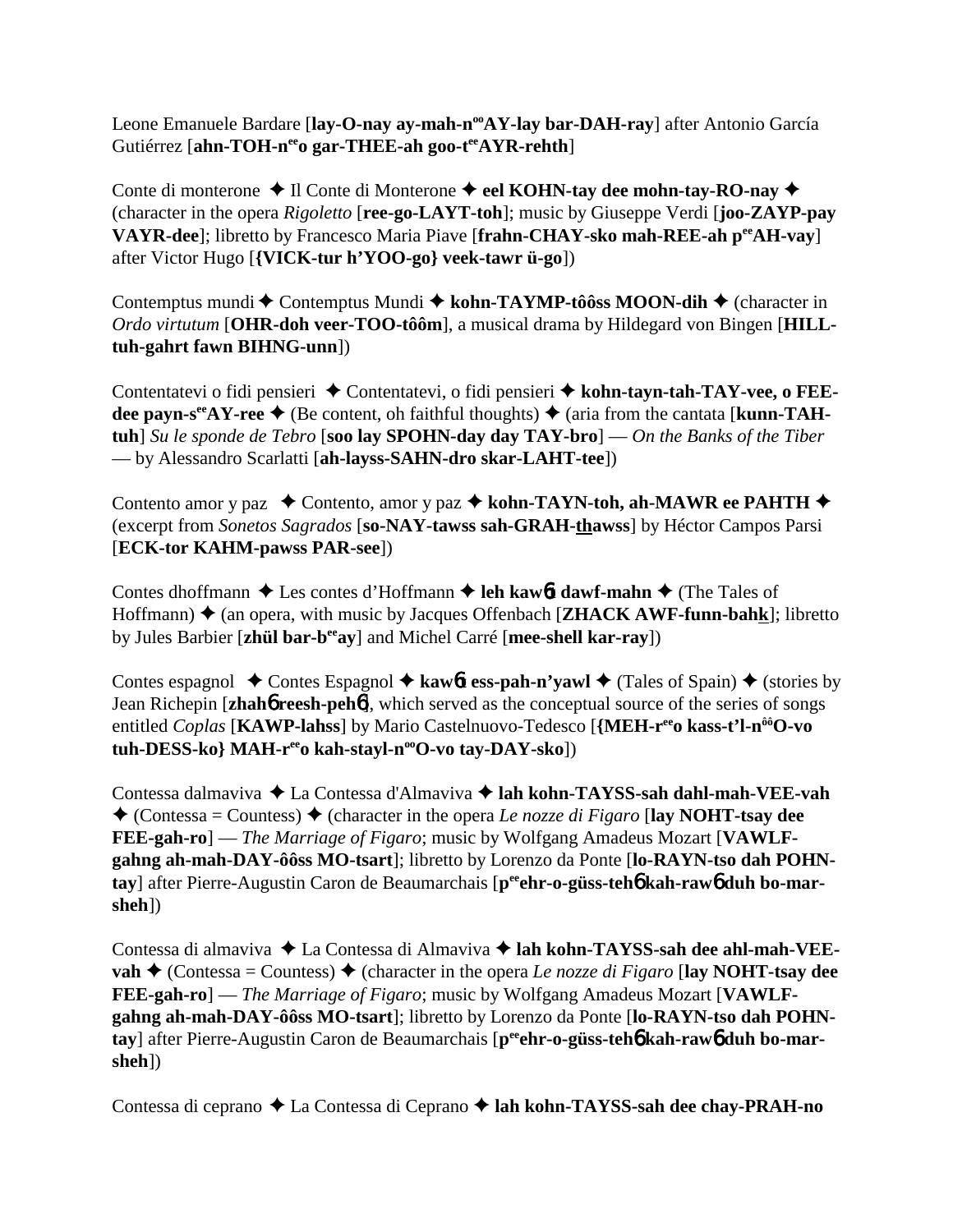Leone Emanuele Bardare [**lay-O-nay ay-mah-nººAY-lay bar-DAH-ray**] after Antonio García Gutiérrez [**ahn-TOH-neeo gar-THEE-ah goo-teeAYR-rehth**]

Conte di monterone ✦ Il Conte di Monterone ✦ **eel KOHN-tay dee mohn-tay-RO-nay** ✦ (character in the opera *Rigoletto* [**ree-go-LAYT-toh**]; music by Giuseppe Verdi [**joo-ZAYP-pay VAYR-dee**]; libretto by Francesco Maria Piave [**frahn-CHAY-sko mah-REE-ah peeAH-vay**] after Victor Hugo [**{VICK-tur h'YOO-go} veek-tawr ü-go**])

Contemptus mundi ✦ Contemptus Mundi ✦ **kohn-TAYMP-tôôss MOON-dih** ✦ (character in *Ordo virtutum* [**OHR-doh veer-TOO-tôôm**], a musical drama by Hildegard von Bingen [**HILL-tuh-gahrt fawn BIHNG-unn**])

Contentatevi o fidi pensieri ✦ Contentatevi, o fidi pensieri ✦ **kohn-tayn-tah-TAY-vee, o FEE-dee payn-seeAY-ree** ✦ (Be content, oh faithful thoughts) ✦ (aria from the cantata [**kunn-TAH-tuh**] *Su le sponde de Tebro* [**soo lay SPOHN-day day TAY-bro**] — *On the Banks of the Tiber* — by Alessandro Scarlatti [**ah-layss-SAHN-dro skar-LAHT-tee**])

Contento amor y paz ✦ Contento, amor y paz ✦ **kohn-TAYN-toh, ah-MAWR ee PAHTH** ✦ (excerpt from *Sonetos Sagrados* [**so-NAY-tawss sah-GRAH-thawss**] by Héctor Campos Parsi [**ECK-tor KAHM-pawss PAR-see**])

Contes dhoffmann ✦ Les contes d'Hoffmann ✦ **leh kawɓt dawf-mahn** ✦ (The Tales of Hoffmann) ✦ (an opera, with music by Jacques Offenbach [**ZHACK AWF-funn-bahk**]; libretto by Jules Barbier [**zhül bar-beeay**] and Michel Carré [**mee-shell kar-ray**])

Contes espagnol ✦ Contes Espagnol ✦ **kawɓt ess-pah-n'yawl** ✦ (Tales of Spain) ✦ (stories by Jean Richepin [**zhahɓ reesh-pehɓ**], which served as the conceptual source of the series of songs entitled *Coplas* [**KAWP-lahss**] by Mario Castelnuovo-Tedesco [**{MEH-reeo kass-t'l-nôôO-vo tuh-DESS-ko} MAH-reeo kah-stayl-nººO-vo tay-DAY-sko**])

Contessa dalmaviva ✦ La Contessa d'Almaviva ✦ **lah kohn-TAYSS-sah dahl-mah-VEE-vah** ✦ (Contessa = Countess) ✦ (character in the opera *Le nozze di Figaro* [**lay NOHT-tsay dee FEE-gah-ro**] — *The Marriage of Figaro*; music by Wolfgang Amadeus Mozart [**VAWLF-gahng ah-mah-DAY-ôôss MO-tsart**]; libretto by Lorenzo da Ponte [**lo-RAYN-tso dah POHN-tay**] after Pierre-Augustin Caron de Beaumarchais [**peeehr-o-güss-tehɓ kah-rawɓ duh bo-mar-sheh**])

Contessa di almaviva ✦ La Contessa di Almaviva ✦ **lah kohn-TAYSS-sah dee ahl-mah-VEE-vah** ✦ (Contessa = Countess) ✦ (character in the opera *Le nozze di Figaro* [**lay NOHT-tsay dee FEE-gah-ro**] — *The Marriage of Figaro*; music by Wolfgang Amadeus Mozart [**VAWLF-gahng ah-mah-DAY-ôôss MO-tsart**]; libretto by Lorenzo da Ponte [**lo-RAYN-tso dah POHN-tay**] after Pierre-Augustin Caron de Beaumarchais [**peeehr-o-güss-tehɓ kah-rawɓ duh bo-mar-sheh**])

Contessa di ceprano ✦ La Contessa di Ceprano ✦ **lah kohn-TAYSS-sah dee chay-PRAH-no**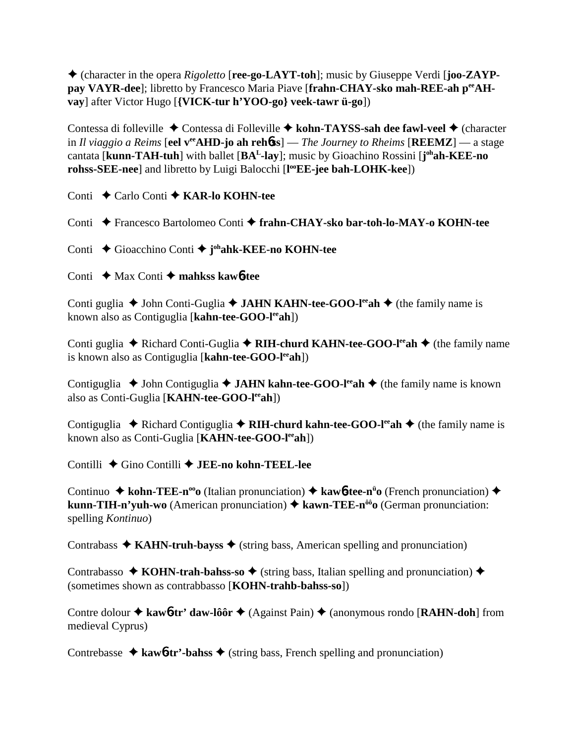✦ (character in the opera *Rigoletto* [**ree-go-LAYT-toh**]; music by Giuseppe Verdi [**joo-ZAYP-pay VAYR-dee**]; libretto by Francesco Maria Piave [**frahn-CHAY-sko mah-REE-ah p**ee**AH-vay**] after Victor Hugo [**{VICK-tur h'YOO-go} veek-tawr ü-go**])

Contessa di folleville ✦ Contessa di Folleville ✦ **kohn-TAYSS-sah dee fawl-veel** ✦ (character in *Il viaggio a Reims* [**eel v**ee**AHD-jo ah reh**6**ss**] — *The Journey to Rheims* [**REEMZ**] — a stage cantata [**kunn-TAH-tuh**] with ballet [**BA**L**-lay**]; music by Gioachino Rossini [**j**oh**ah-KEE-no rohss-SEE-nee**] and libretto by Luigi Balocchi [**l**oo**EE-jee bah-LOHK-kee**])

Conti ✦ Carlo Conti ✦ **KAR-lo KOHN-tee**

Conti ✦ Francesco Bartolomeo Conti ✦ **frahn-CHAY-sko bar-toh-lo-MAY-o KOHN-tee**

Conti ✦ Gioacchino Conti ✦ **j**oh**ahk-KEE-no KOHN-tee**

Conti ✦ Max Conti ✦ **mahkss kaw**6**-tee**

Conti guglia ✦ John Conti-Guglia ✦ **JAHN KAHN-tee-GOO-l**ee**ah** ✦ (the family name is known also as Contiguglia [**kahn-tee-GOO-l**ee**ah**])

Conti guglia ✦ Richard Conti-Guglia ✦ **RIH-churd KAHN-tee-GOO-l**ee**ah** ✦ (the family name is known also as Contiguglia [**kahn-tee-GOO-l**ee**ah**])

Contiguglia ✦ John Contiguglia ✦ **JAHN kahn-tee-GOO-l**ee**ah** ✦ (the family name is known also as Conti-Guglia [**KAHN-tee-GOO-l**ee**ah**])

Contiguglia ✦ Richard Contiguglia ✦ **RIH-churd kahn-tee-GOO-l**ee**ah** ✦ (the family name is known also as Conti-Guglia [**KAHN-tee-GOO-l**ee**ah**])

Contilli ✦ Gino Contilli ✦ **JEE-no kohn-TEEL-lee**

Continuo ✦ **kohn-TEE-n**oo**o** (Italian pronunciation) ✦ **kaw**6**-tee-n**ü**o** (French pronunciation) ✦ **kunn-TIH-n'yuh-wo** (American pronunciation) ✦ **kawn-TEE-n**ôô**o** (German pronunciation: spelling *Kontinuo*)

Contrabass ✦ **KAHN-truh-bayss** ✦ (string bass, American spelling and pronunciation)

Contrabasso ✦ **KOHN-trah-bahss-so** ✦ (string bass, Italian spelling and pronunciation) ✦ (sometimes shown as contrabbasso [**KOHN-trahb-bahss-so**])

Contre dolour ✦ **kaw**6**-tr' daw-lôôr** ✦ (Against Pain) ✦ (anonymous rondo [**RAHN-doh**] from medieval Cyprus)

Contrebasse ✦ **kaw**6**-tr'-bahss** ✦ (string bass, French spelling and pronunciation)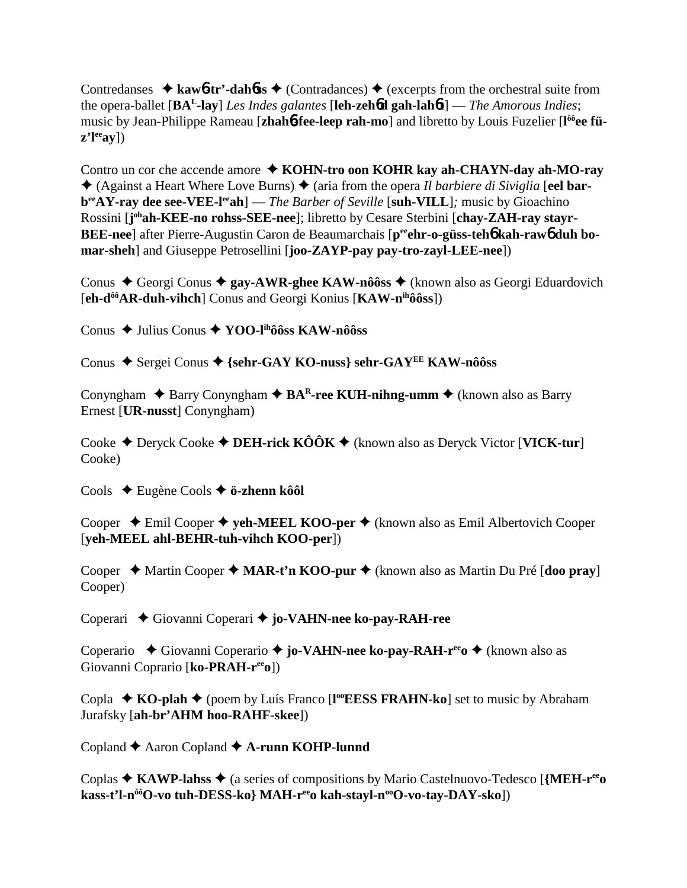Contredanses ✦ **kawɓ-tr'-dahɓss** ✦ (Contradances) ✦ (excerpts from the orchestral suite from the opera-ballet [**BA^L-lay**] *Les Indes galantes* [**leh-zehɓd gah-lahɓt**] — *The Amorous Indies*; music by Jean-Philippe Rameau [**zhahɓ-fee-leep rah-mo**] and libretto by Louis Fuzelier [**l^ôô ee fü-z'l^ee ay**])

Contro un cor che accende amore ✦ **KOHN-tro oon KOHR kay ah-CHAYN-day ah-MO-ray** ✦ (Against a Heart Where Love Burns) ✦ (aria from the opera *Il barbiere di Siviglia* [**eel bar-b^ee AY-ray dee see-VEE-l^ee ah**] — *The Barber of Seville* [**suh-VILL**]*;* music by Gioachino Rossini [**j^oh ah-KEE-no rohss-SEE-nee**]; libretto by Cesare Sterbini [**chay-ZAH-ray stayr-BEE-nee**] after Pierre-Augustin Caron de Beaumarchais [**p^ee ehr-o-güss-tehɓ kah-rawɓ duh bo-mar-sheh**] and Giuseppe Petrosellini [**joo-ZAYP-pay pay-tro-zayl-LEE-nee**])

Conus ✦ Georgi Conus ✦ **gay-AWR-ghee KAW-nôôss** ✦ (known also as Georgi Eduardovich [**eh-d^ôô AR-duh-vihch**] Conus and Georgi Konius [**KAW-n^ih ôôss**])

Conus ✦ Julius Conus ✦ **YOO-l^ih ôôss KAW-nôôss**

Conus ✦ Sergei Conus ✦ **{sehr-GAY KO-nuss} sehr-GAY^EE KAW-nôôss**

Conyngham ✦ Barry Conyngham ✦ **BA^R-ree KUH-nihng-umm** ✦ (known also as Barry Ernest [**UR-nusst**] Conyngham)

Cooke ✦ Deryck Cooke ✦ **DEH-rick KÔÔK** ✦ (known also as Deryck Victor [**VICK-tur**] Cooke)

Cools ✦ Eugène Cools ✦ **ö-zhenn kôôl**

Cooper ✦ Emil Cooper ✦ **yeh-MEEL KOO-per** ✦ (known also as Emil Albertovich Cooper [**yeh-MEEL ahl-BEHR-tuh-vihch KOO-per**])

Cooper ✦ Martin Cooper ✦ **MAR-t'n KOO-pur** ✦ (known also as Martin Du Pré [**doo pray**] Cooper)

Coperari ✦ Giovanni Coperari ✦ **jo-VAHN-nee ko-pay-RAH-ree**

Coperario ✦ Giovanni Coperario ✦ **jo-VAHN-nee ko-pay-RAH-r^ee o** ✦ (known also as Giovanni Coprario [**ko-PRAH-r^ee o**])

Copla ✦ **KO-plah** ✦ (poem by Luís Franco [**l^oo EESS FRAHN-ko**] set to music by Abraham Jurafsky [**ah-br'AHM hoo-RAHF-skee**])

Copland ✦ Aaron Copland ✦ **A-runn KOHP-lunnd**

Coplas ✦ **KAWP-lahss** ✦ (a series of compositions by Mario Castelnuovo-Tedesco [**{MEH-r^ee o kass-t'l-n^ôô O-vo tuh-DESS-ko} MAH-r^ee o kah-stayl-n^oo O-vo-tay-DAY-sko**])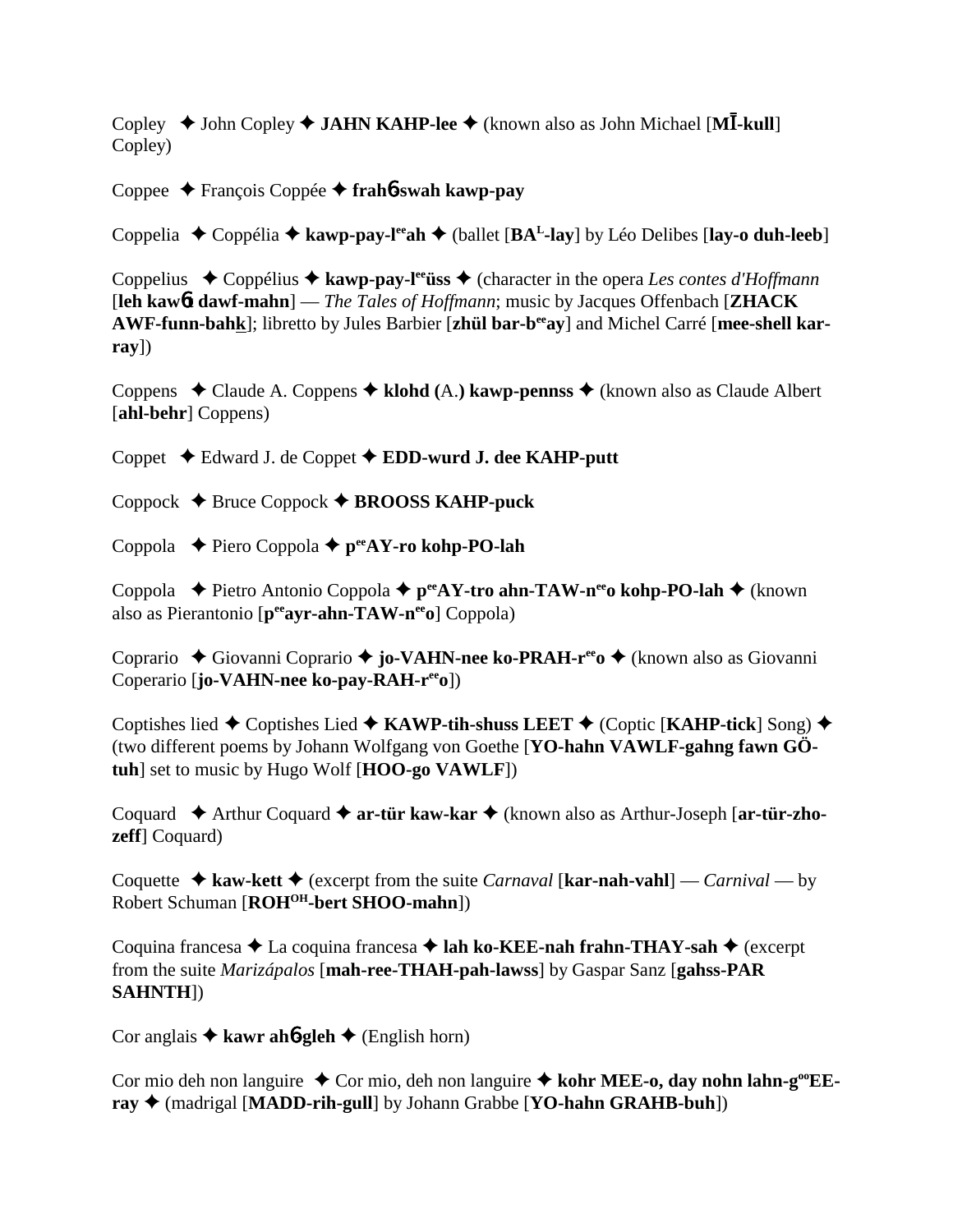Copley ✦ John Copley ✦ **JAHN KAHP-lee** ✦ (known also as John Michael [**MĪ-kull**] Copley)

Coppee ✦ François Coppée ✦ **frahɓ-swah kawp-pay**

Coppelia ✦ Coppélia ✦ **kawp-pay-l**[ee]**ah** ✦ (ballet [**BA**[L]**-lay**] by Léo Delibes [**lay-o duh-leeb**]

Coppelius ✦ Coppélius ✦ **kawp-pay-l**[ee]**üss** ✦ (character in the opera *Les contes d'Hoffmann* [**leh kawɓt dawf-mahn**] — *The Tales of Hoffmann*; music by Jacques Offenbach [**ZHACK AWF-funn-bahk**]; libretto by Jules Barbier [**zhül bar-b**[ee]**ay**] and Michel Carré [**mee-shell kar-ray**])

Coppens ✦ Claude A. Coppens ✦ **klohd (**A.**) kawp-pennss** ✦ (known also as Claude Albert [**ahl-behr**] Coppens)

Coppet ✦ Edward J. de Coppet ✦ **EDD-wurd J. dee KAHP-putt**

Coppock ✦ Bruce Coppock ✦ **BROOSS KAHP-puck**

Coppola ✦ Piero Coppola ✦ **p**[ee]**AY-ro kohp-PO-lah**

Coppola ✦ Pietro Antonio Coppola ✦ **p**[ee]**AY-tro ahn-TAW-n**[ee]**o kohp-PO-lah** ✦ (known also as Pierantonio [**p**[ee]**ayr-ahn-TAW-n**[ee]**o**] Coppola)

Coprario ✦ Giovanni Coprario ✦ **jo-VAHN-nee ko-PRAH-r**[ee]**o** ✦ (known also as Giovanni Coperario [**jo-VAHN-nee ko-pay-RAH-r**[ee]**o**])

Coptishes lied ✦ Coptishes Lied ✦ **KAWP-tih-shuss LEET** ✦ (Coptic [**KAHP-tick**] Song) ✦ (two different poems by Johann Wolfgang von Goethe [**YO-hahn VAWLF-gahng fawn GÖ-tuh**] set to music by Hugo Wolf [**HOO-go VAWLF**])

Coquard ✦ Arthur Coquard ✦ **ar-tür kaw-kar** ✦ (known also as Arthur-Joseph [**ar-tür-zho-zeff**] Coquard)

Coquette ✦ **kaw-kett** ✦ (excerpt from the suite *Carnaval* [**kar-nah-vahl**] — *Carnival* — by Robert Schuman [**ROH**[OH]**-bert SHOO-mahn**])

Coquina francesa ✦ La coquina francesa ✦ **lah ko-KEE-nah frahn-THAY-sah** ✦ (excerpt from the suite *Marizápalos* [**mah-ree-THAH-pah-lawss**] by Gaspar Sanz [**gahss-PAR SAHNTH**])

Cor anglais ✦ **kawr ahɓ-gleh** ✦ (English horn)

Cor mio deh non languire ✦ Cor mio, deh non languire ✦ **kohr MEE-o, day nohn lahn-g**[oo]**EE-ray** ✦ (madrigal [**MADD-rih-gull**] by Johann Grabbe [**YO-hahn GRAHB-buh**])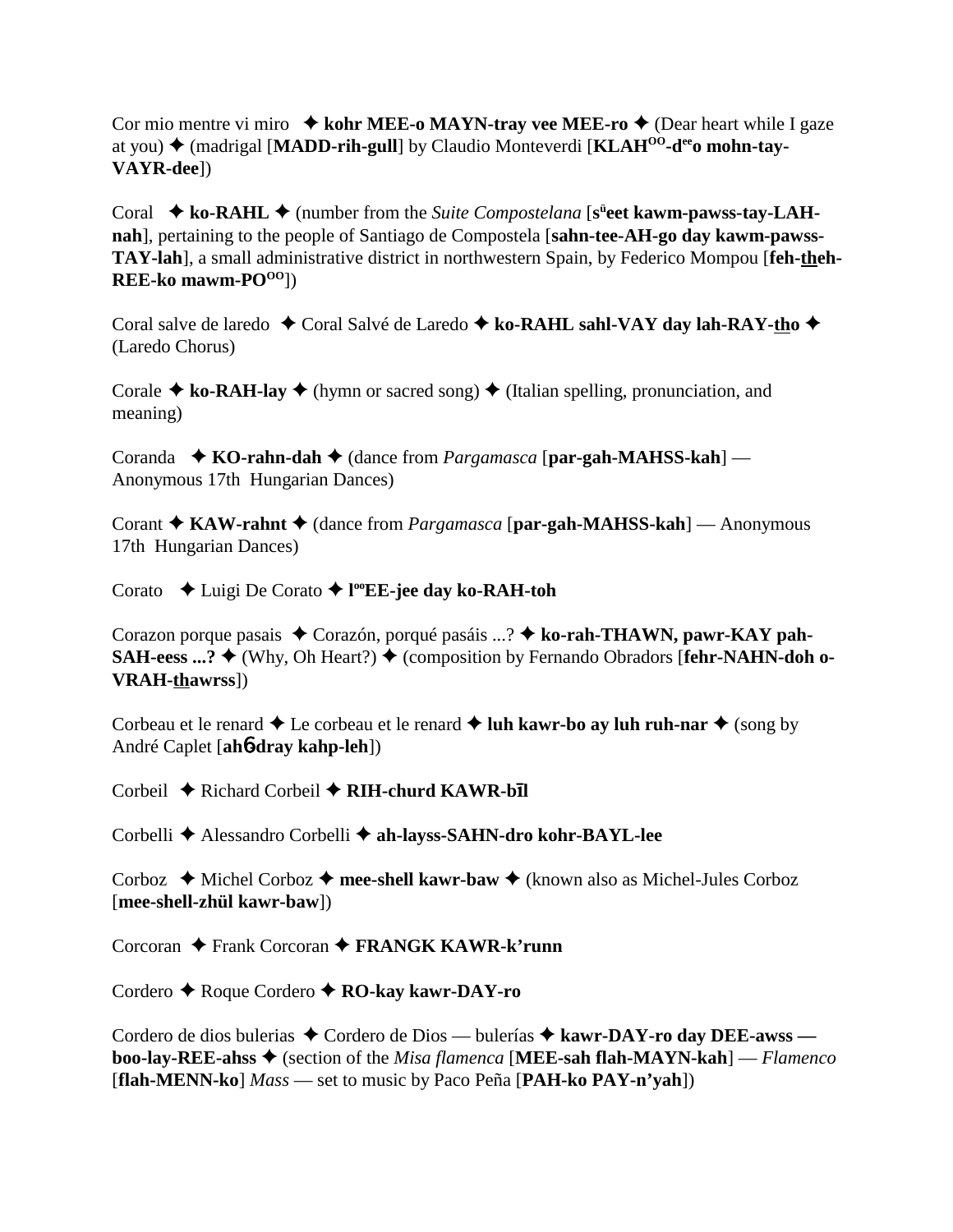Cor mio mentre vi miro ✦ **kohr MEE-o MAYN-tray vee MEE-ro** ✦ (Dear heart while I gaze at you) ✦ (madrigal [**MADD-rih-gull**] by Claudio Monteverdi [**KLAH^OO-d^ee o mohn-tay-VAYR-dee**])

Coral ✦ **ko-RAHL** ✦ (number from the *Suite Compostelana* [**s^ü eet kawm-pawss-tay-LAH-nah**], pertaining to the people of Santiago de Compostela [**sahn-tee-AH-go day kawm-pawss-TAY-lah**], a small administrative district in northwestern Spain, by Federico Mompou [**feh-theh-REE-ko mawm-PO^OO**])

Coral salve de laredo ✦ Coral Salvé de Laredo ✦ **ko-RAHL sahl-VAY day lah-RAY-tho** ✦ (Laredo Chorus)

Corale ✦ **ko-RAH-lay** ✦ (hymn or sacred song) ✦ (Italian spelling, pronunciation, and meaning)

Coranda ✦ **KO-rahn-dah** ✦ (dance from *Pargamasca* [**par-gah-MAHSS-kah**] — Anonymous 17th Hungarian Dances)

Corant ✦ **KAW-rahnt** ✦ (dance from *Pargamasca* [**par-gah-MAHSS-kah**] — Anonymous 17th Hungarian Dances)

Corato ✦ Luigi De Corato ✦ **l^oo EE-jee day ko-RAH-toh**

Corazon porque pasais ✦ Corazón, porqué pasáis ...? ✦ **ko-rah-THAWN, pawr-KAY pah-SAH-eess ...?** ✦ (Why, Oh Heart?) ✦ (composition by Fernando Obradors [**fehr-NAHN-doh o-VRAH-thawrss**])

Corbeau et le renard ✦ Le corbeau et le renard ✦ **luh kawr-bo ay luh ruh-nar** ✦ (song by André Caplet [**ahɓ-dray kahp-leh**])

Corbeil ✦ Richard Corbeil ✦ **RIH-churd KAWR-bīl**

Corbelli ✦ Alessandro Corbelli ✦ **ah-layss-SAHN-dro kohr-BAYL-lee**

Corboz ✦ Michel Corboz ✦ **mee-shell kawr-baw** ✦ (known also as Michel-Jules Corboz [**mee-shell-zhül kawr-baw**])

Corcoran ✦ Frank Corcoran ✦ **FRANGK KAWR-k'runn**

Cordero ✦ Roque Cordero ✦ **RO-kay kawr-DAY-ro**

Cordero de dios bulerias ✦ Cordero de Dios — bulerías ✦ **kawr-DAY-ro day DEE-awss — boo-lay-REE-ahss** ✦ (section of the *Misa flamenca* [**MEE-sah flah-MAYN-kah**] — *Flamenco* [**flah-MENN-ko**] *Mass* — set to music by Paco Peña [**PAH-ko PAY-n'yah**])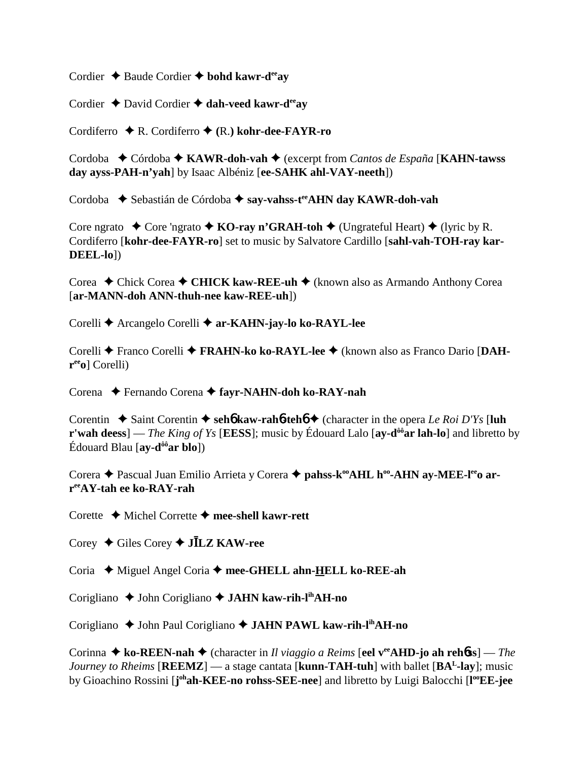Cordier ✦ Baude Cordier ✦ **bohd kawr-d<sup>ee</sup>ay**

Cordier ✦ David Cordier ✦ **dah-veed kawr-d<sup>ee</sup>ay**

Cordiferro ✦ R. Cordiferro ✦ **(**R.**) kohr-dee-FAYR-ro**

Cordoba ✦ Córdoba ✦ **KAWR-doh-vah** ✦ (excerpt from *Cantos de España* [**KAHN-tawss day ayss-PAH-n'yah**] by Isaac Albéniz [**ee-SAHK ahl-VAY-neeth**])

Cordoba ✦ Sebastián de Córdoba ✦ **say-vahss-t<sup>ee</sup>AHN day KAWR-doh-vah**

Core ngrato ✦ Core 'ngrato ✦ **KO-ray n'GRAH-toh** ✦ (Ungrateful Heart) ✦ (lyric by R. Cordiferro [**kohr-dee-FAYR-ro**] set to music by Salvatore Cardillo [**sahl-vah-TOH-ray kar-DEEL-lo**])

Corea ✦ Chick Corea ✦ **CHICK kaw-REE-uh** ✦ (known also as Armando Anthony Corea [**ar-MANN-doh ANN-thuh-nee kaw-REE-uh**])

Corelli ✦ Arcangelo Corelli ✦ **ar-KAHN-jay-lo ko-RAYL-lee**

Corelli ✦ Franco Corelli ✦ **FRAHN-ko ko-RAYL-lee** ✦ (known also as Franco Dario [**DAH-r<sup>ee</sup>o**] Corelli)

Corena ✦ Fernando Corena ✦ **fayr-NAHN-doh ko-RAY-nah**

Corentin ✦ Saint Corentin ✦ **sehɓ kaw-rahɓ-tehɓ** ✦ (character in the opera *Le Roi D'Ys* [**luh r'wah deess**] — *The King of Ys* [**EESS**]; music by Édouard Lalo [**ay-d<sup>ôô</sup>ar lah-lo**] and libretto by Édouard Blau [**ay-d<sup>ôô</sup>ar blo**])

Corera ✦ Pascual Juan Emilio Arrieta y Corera ✦ **pahss-k<sup>oo</sup>AHL h<sup>oo</sup>-AHN ay-MEE-l<sup>ee</sup>o ar-r<sup>ee</sup>AY-tah ee ko-RAY-rah**

Corette ✦ Michel Corrette ✦ **mee-shell kawr-rett**

Corey ✦ Giles Corey ✦ **JĪLZ KAW-ree**

Coria ✦ Miguel Angel Coria ✦ **mee-GHELL ahn-<u>H</u>ELL ko-REE-ah**

Corigliano ✦ John Corigliano ✦ **JAHN kaw-rih-l<sup>ih</sup>AH-no**

Corigliano ✦ John Paul Corigliano ✦ **JAHN PAWL kaw-rih-l<sup>ih</sup>AH-no**

Corinna ✦ **ko-REEN-nah** ✦ (character in *Il viaggio a Reims* [**eel v<sup>ee</sup>AHD-jo ah rehɓss**] — *The Journey to Rheims* [**REEMZ**] — a stage cantata [**kunn-TAH-tuh**] with ballet [**BA<sup>L</sup>-lay**]; music by Gioachino Rossini [**j<sup>oh</sup>ah-KEE-no rohss-SEE-nee**] and libretto by Luigi Balocchi [**l<sup>oo</sup>EE-jee**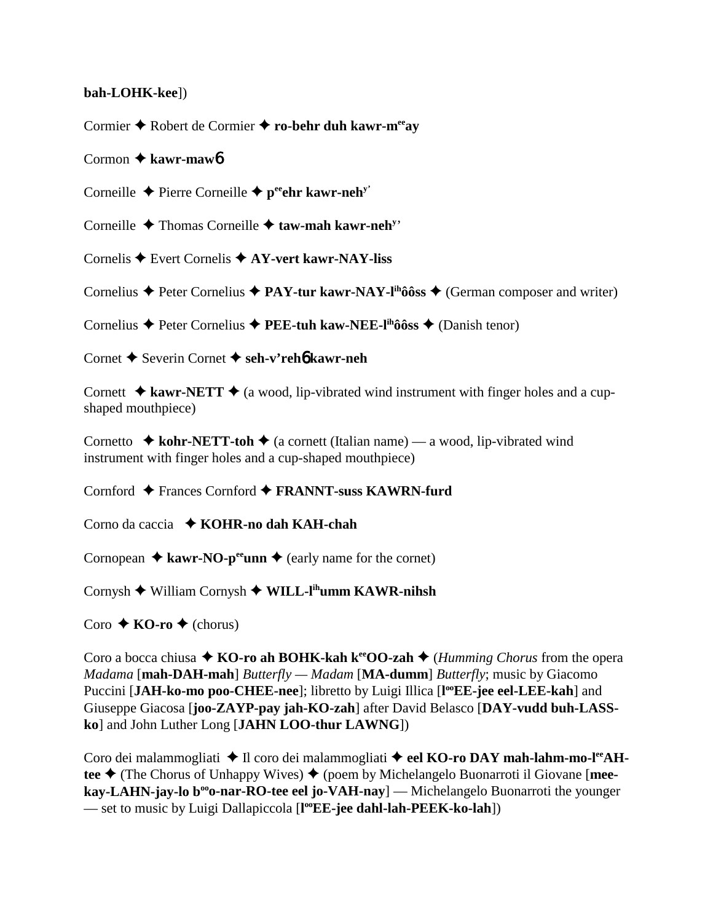**bah-LOHK-kee**])

Cormier ✦ Robert de Cormier ✦ **ro-behr duh kawr-m$^{ee}$ay**

Cormon ✦ **kawr-maw**ɓ

Corneille ✦ Pierre Corneille ✦ **p$^{ee}$ehr kawr-neh$^{y'}$**

Corneille ✦ Thomas Corneille ✦ **taw-mah kawr-neh$^{y'}$**

Cornelis ✦ Evert Cornelis ✦ **AY-vert kawr-NAY-liss**

Cornelius ✦ Peter Cornelius ✦ **PAY-tur kawr-NAY-l$^{ih}$ôôss** ✦ (German composer and writer)

Cornelius ✦ Peter Cornelius ✦ **PEE-tuh kaw-NEE-l$^{ih}$ôôss** ✦ (Danish tenor)

Cornet ✦ Severin Cornet ✦ **seh-v'reh**ɓ **kawr-neh**

Cornett ✦ **kawr-NETT** ✦ (a wood, lip-vibrated wind instrument with finger holes and a cup-shaped mouthpiece)

Cornetto ✦ **kohr-NETT-toh** ✦ (a cornett (Italian name) — a wood, lip-vibrated wind instrument with finger holes and a cup-shaped mouthpiece)

Cornford ✦ Frances Cornford ✦ **FRANNT-suss KAWRN-furd**

Corno da caccia ✦ **KOHR-no dah KAH-chah**

Cornopean ✦ **kawr-NO-p$^{ee}$unn** ✦ (early name for the cornet)

Cornysh ✦ William Cornysh ✦ **WILL-l$^{ih}$umm KAWR-nihsh**

Coro ✦ **KO-ro** ✦ (chorus)

Coro a bocca chiusa ✦ **KO-ro ah BOHK-kah k$^{ee}$OO-zah** ✦ (*Humming Chorus* from the opera *Madama* [**mah-DAH-mah**] *Butterfly — Madam* [**MA-dumm**] *Butterfly*; music by Giacomo Puccini [**JAH-ko-mo poo-CHEE-nee**]; libretto by Luigi Illica [**l$^{oo}$EE-jee eel-LEE-kah**] and Giuseppe Giacosa [**joo-ZAYP-pay jah-KO-zah**] after David Belasco [**DAY-vudd buh-LASS-ko**] and John Luther Long [**JAHN LOO-thur LAWNG**])

Coro dei malammogliati ✦ Il coro dei malammogliati ✦ **eel KO-ro DAY mah-lahm-mo-l$^{ee}$AH-tee** ✦ (The Chorus of Unhappy Wives) ✦ (poem by Michelangelo Buonarroti il Giovane [**mee-kay-LAHN-jay-lo b$^{oo}$o-nar-RO-tee eel jo-VAH-nay**] — Michelangelo Buonarroti the younger — set to music by Luigi Dallapiccola [**l$^{oo}$EE-jee dahl-lah-PEEK-ko-lah**])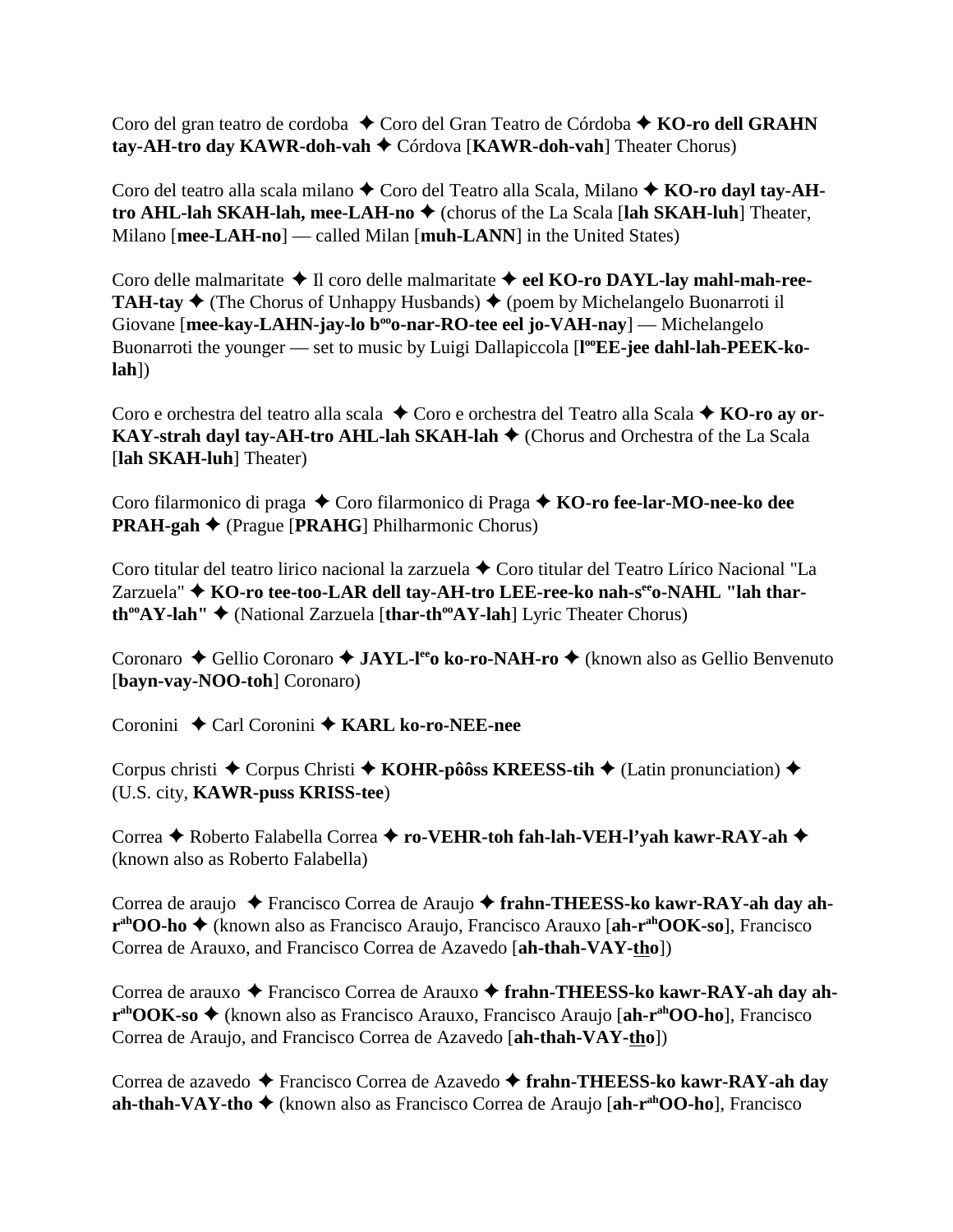Coro del gran teatro de cordoba ✦ Coro del Gran Teatro de Córdoba ✦ **KO-ro dell GRAHN tay-AH-tro day KAWR-doh-vah** ✦ Córdova [**KAWR-doh-vah**] Theater Chorus)

Coro del teatro alla scala milano ✦ Coro del Teatro alla Scala, Milano ✦ **KO-ro dayl tay-AH-tro AHL-lah SKAH-lah, mee-LAH-no** ✦ (chorus of the La Scala [**lah SKAH-luh**] Theater, Milano [**mee-LAH-no**] — called Milan [**muh-LANN**] in the United States)

Coro delle malmaritate ✦ Il coro delle malmaritate ✦ **eel KO-ro DAYL-lay mahl-mah-ree-TAH-tay** ✦ (The Chorus of Unhappy Husbands) ✦ (poem by Michelangelo Buonarroti il Giovane [**mee-kay-LAHN-jay-lo b[oo]o-nar-RO-tee eel jo-VAH-nay**] — Michelangelo Buonarroti the younger — set to music by Luigi Dallapiccola [**l[oo]EE-jee dahl-lah-PEEK-ko-lah**])

Coro e orchestra del teatro alla scala ✦ Coro e orchestra del Teatro alla Scala ✦ **KO-ro ay or-KAY-strah dayl tay-AH-tro AHL-lah SKAH-lah** ✦ (Chorus and Orchestra of the La Scala [**lah SKAH-luh**] Theater)

Coro filarmonico di praga ✦ Coro filarmonico di Praga ✦ **KO-ro fee-lar-MO-nee-ko dee PRAH-gah** ✦ (Prague [**PRAHG**] Philharmonic Chorus)

Coro titular del teatro lirico nacional la zarzuela ✦ Coro titular del Teatro Lírico Nacional "La Zarzuela" ✦ **KO-ro tee-too-LAR dell tay-AH-tro LEE-ree-ko nah-s[ee]o-NAHL "lah thar-th[oo]AY-lah"** ✦ (National Zarzuela [**thar-th[oo]AY-lah**] Lyric Theater Chorus)

Coronaro ✦ Gellio Coronaro ✦ **JAYL-l[ee]o ko-ro-NAH-ro** ✦ (known also as Gellio Benvenuto [**bayn-vay-NOO-toh**] Coronaro)

Coronini ✦ Carl Coronini ✦ **KARL ko-ro-NEE-nee**

Corpus christi ✦ Corpus Christi ✦ **KOHR-pôôss KREESS-tih** ✦ (Latin pronunciation) ✦ (U.S. city, **KAWR-puss KRISS-tee**)

Correa ✦ Roberto Falabella Correa ✦ **ro-VEHR-toh fah-lah-VEH-l'yah kawr-RAY-ah** ✦ (known also as Roberto Falabella)

Correa de araujo ✦ Francisco Correa de Araujo ✦ **frahn-THEESS-ko kawr-RAY-ah day ah-r[ah]OO-ho** ✦ (known also as Francisco Araujo, Francisco Arauxo [**ah-r[ah]OOK-so**], Francisco Correa de Arauxo, and Francisco Correa de Azavedo [**ah-thah-VAY-tho**])

Correa de arauxo ✦ Francisco Correa de Arauxo ✦ **frahn-THEESS-ko kawr-RAY-ah day ah-r[ah]OOK-so** ✦ (known also as Francisco Arauxo, Francisco Araujo [**ah-r[ah]OO-ho**], Francisco Correa de Araujo, and Francisco Correa de Azavedo [**ah-thah-VAY-tho**])

Correa de azavedo ✦ Francisco Correa de Azavedo ✦ **frahn-THEESS-ko kawr-RAY-ah day ah-thah-VAY-tho** ✦ (known also as Francisco Correa de Araujo [**ah-r[ah]OO-ho**], Francisco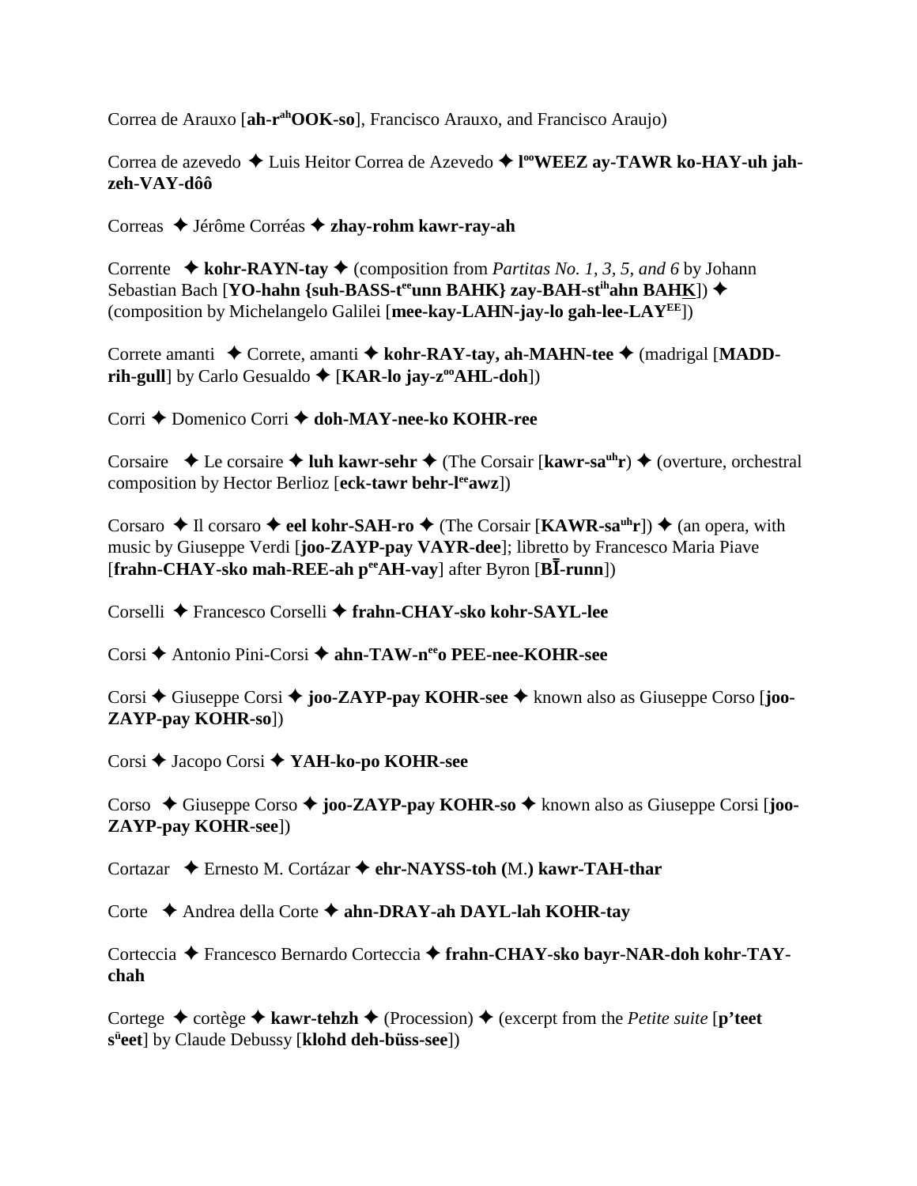Correa de Arauxo [**ah-r^ah^OOK-so**], Francisco Arauxo, and Francisco Araujo)

Correa de azevedo ✦ Luis Heitor Correa de Azevedo ✦ **l^oo^WEEZ ay-TAWR ko-HAY-uh jah-zeh-VAY-dôô**

Correas ✦ Jérôme Corréas ✦ **zhay-rohm kawr-ray-ah**

Corrente ✦ **kohr-RAYN-tay** ✦ (composition from *Partitas No. 1, 3, 5, and 6* by Johann Sebastian Bach [**YO-hahn {suh-BASS-t^ee^unn BAHK} zay-BAH-st^ih^ahn BAHK**]) ✦ (composition by Michelangelo Galilei [**mee-kay-LAHN-jay-lo gah-lee-LAY^EE**])

Correte amanti ✦ Correte, amanti ✦ **kohr-RAY-tay, ah-MAHN-tee** ✦ (madrigal [**MADD-rih-gull**] by Carlo Gesualdo ✦ [**KAR-lo jay-z^oo^AHL-doh**])

Corri ✦ Domenico Corri ✦ **doh-MAY-nee-ko KOHR-ree**

Corsaire ✦ Le corsaire ✦ **luh kawr-sehr** ✦ (The Corsair [**kawr-sa^uh^r**) ✦ (overture, orchestral composition by Hector Berlioz [**eck-tawr behr-l^ee^awz**])

Corsaro ✦ Il corsaro ✦ **eel kohr-SAH-ro** ✦ (The Corsair [**KAWR-sa^uh^r**]) ✦ (an opera, with music by Giuseppe Verdi [**joo-ZAYP-pay VAYR-dee**]; libretto by Francesco Maria Piave [**frahn-CHAY-sko mah-REE-ah p^ee^AH-vay**] after Byron [**BĪ-runn**])

Corselli ✦ Francesco Corselli ✦ **frahn-CHAY-sko kohr-SAYL-lee**

Corsi ✦ Antonio Pini-Corsi ✦ **ahn-TAW-n^ee^o PEE-nee-KOHR-see**

Corsi ✦ Giuseppe Corsi ✦ **joo-ZAYP-pay KOHR-see** ✦ known also as Giuseppe Corso [**joo-ZAYP-pay KOHR-so**])

Corsi ✦ Jacopo Corsi ✦ **YAH-ko-po KOHR-see**

Corso ✦ Giuseppe Corso ✦ **joo-ZAYP-pay KOHR-so** ✦ known also as Giuseppe Corsi [**joo-ZAYP-pay KOHR-see**])

Cortazar ✦ Ernesto M. Cortázar ✦ **ehr-NAYSS-toh (**M.**) kawr-TAH-thar**

Corte ✦ Andrea della Corte ✦ **ahn-DRAY-ah DAYL-lah KOHR-tay**

Corteccia ✦ Francesco Bernardo Corteccia ✦ **frahn-CHAY-sko bayr-NAR-doh kohr-TAY-chah**

Cortege ✦ cortège ✦ **kawr-tehzh** ✦ (Procession) ✦ (excerpt from the *Petite suite* [**p'teet s^ü^eet**] by Claude Debussy [**klohd deh-büss-see**])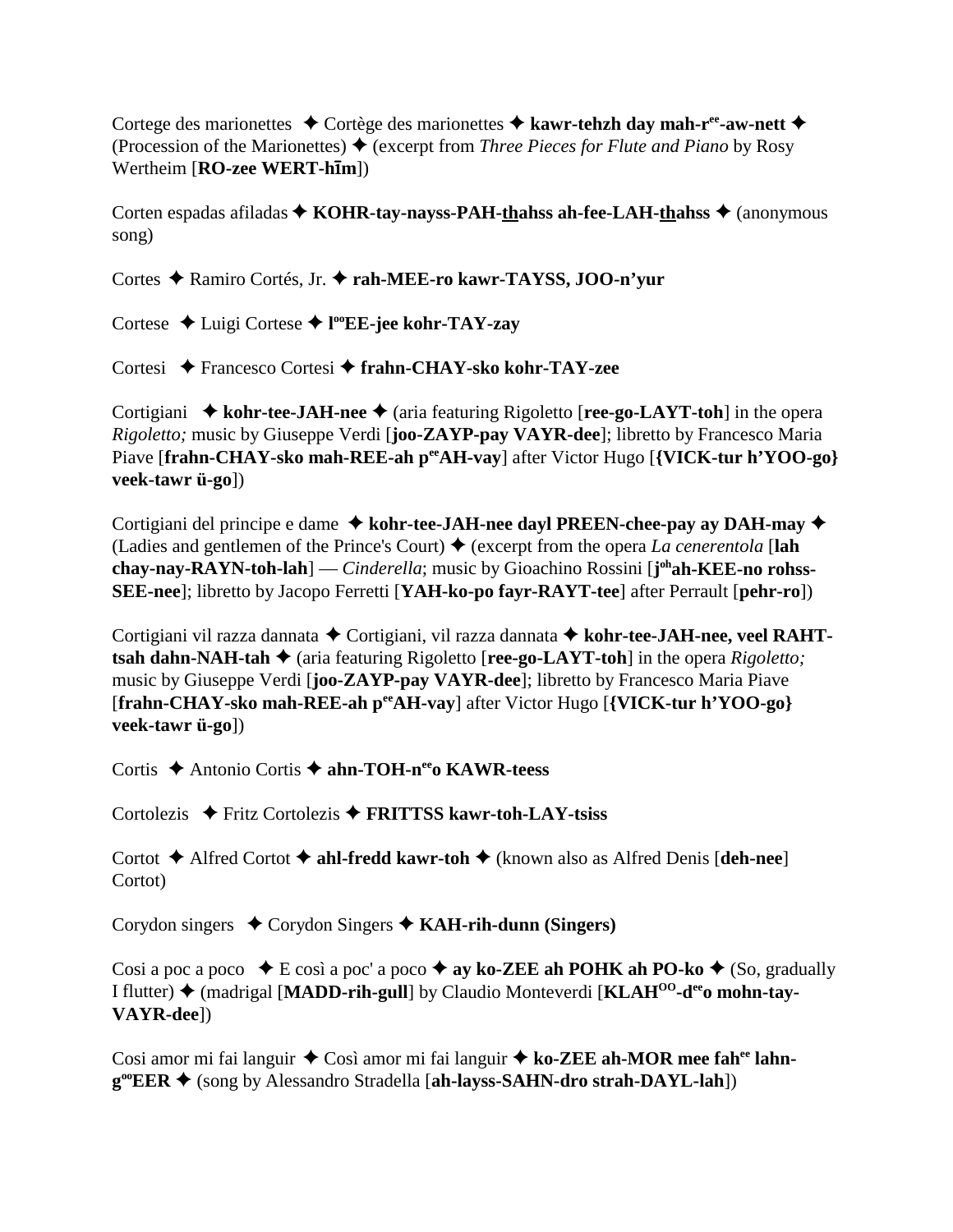Cortege des marionettes ✦ Cortège des marionettes ✦ **kawr-tehzh day mah-r^ee-aw-nett** ✦ (Procession of the Marionettes) ✦ (excerpt from *Three Pieces for Flute and Piano* by Rosy Wertheim [**RO-zee WERT-hīm**])

Corten espadas afiladas ✦ **KOHR-tay-nayss-PAH-thahss ah-fee-LAH-thahss** ✦ (anonymous song)

Cortes ✦ Ramiro Cortés, Jr. ✦ **rah-MEE-ro kawr-TAYSS, JOO-n'yur**

Cortese ✦ Luigi Cortese ✦ **l^oo EE-jee kohr-TAY-zay**

Cortesi ✦ Francesco Cortesi ✦ **frahn-CHAY-sko kohr-TAY-zee**

Cortigiani ✦ **kohr-tee-JAH-nee** ✦ (aria featuring Rigoletto [**ree-go-LAYT-toh**] in the opera *Rigoletto;* music by Giuseppe Verdi [**joo-ZAYP-pay VAYR-dee**]; libretto by Francesco Maria Piave [**frahn-CHAY-sko mah-REE-ah p^ee AH-vay**] after Victor Hugo [**{VICK-tur h'YOO-go} veek-tawr ü-go**])

Cortigiani del principe e dame ✦ **kohr-tee-JAH-nee dayl PREEN-chee-pay ay DAH-may** ✦ (Ladies and gentlemen of the Prince's Court) ✦ (excerpt from the opera *La cenerentola* [**lah chay-nay-RAYN-toh-lah**] — *Cinderella*; music by Gioachino Rossini [**j^oh ah-KEE-no rohss-SEE-nee**]; libretto by Jacopo Ferretti [**YAH-ko-po fayr-RAYT-tee**] after Perrault [**pehr-ro**])

Cortigiani vil razza dannata ✦ Cortigiani, vil razza dannata ✦ **kohr-tee-JAH-nee, veel RAHT-tsah dahn-NAH-tah** ✦ (aria featuring Rigoletto [**ree-go-LAYT-toh**] in the opera *Rigoletto;* music by Giuseppe Verdi [**joo-ZAYP-pay VAYR-dee**]; libretto by Francesco Maria Piave [**frahn-CHAY-sko mah-REE-ah p^ee AH-vay**] after Victor Hugo [**{VICK-tur h'YOO-go} veek-tawr ü-go**])

Cortis ✦ Antonio Cortis ✦ **ahn-TOH-n^ee o KAWR-teess**

Cortolezis ✦ Fritz Cortolezis ✦ **FRITTSS kawr-toh-LAY-tsiss**

Cortot ✦ Alfred Cortot ✦ **ahl-fredd kawr-toh** ✦ (known also as Alfred Denis [**deh-nee**] Cortot)

Corydon singers ✦ Corydon Singers ✦ **KAH-rih-dunn (Singers)**

Cosi a poc a poco ✦ E così a poc' a poco ✦ **ay ko-ZEE ah POHK ah PO-ko** ✦ (So, gradually I flutter) ✦ (madrigal [**MADD-rih-gull**] by Claudio Monteverdi [**KLAH^OO-d^ee o mohn-tay-VAYR-dee**])

Cosi amor mi fai languir ✦ Così amor mi fai languir ✦ **ko-ZEE ah-MOR mee fah^ee lahn-g^oo EER** ✦ (song by Alessandro Stradella [**ah-layss-SAHN-dro strah-DAYL-lah**])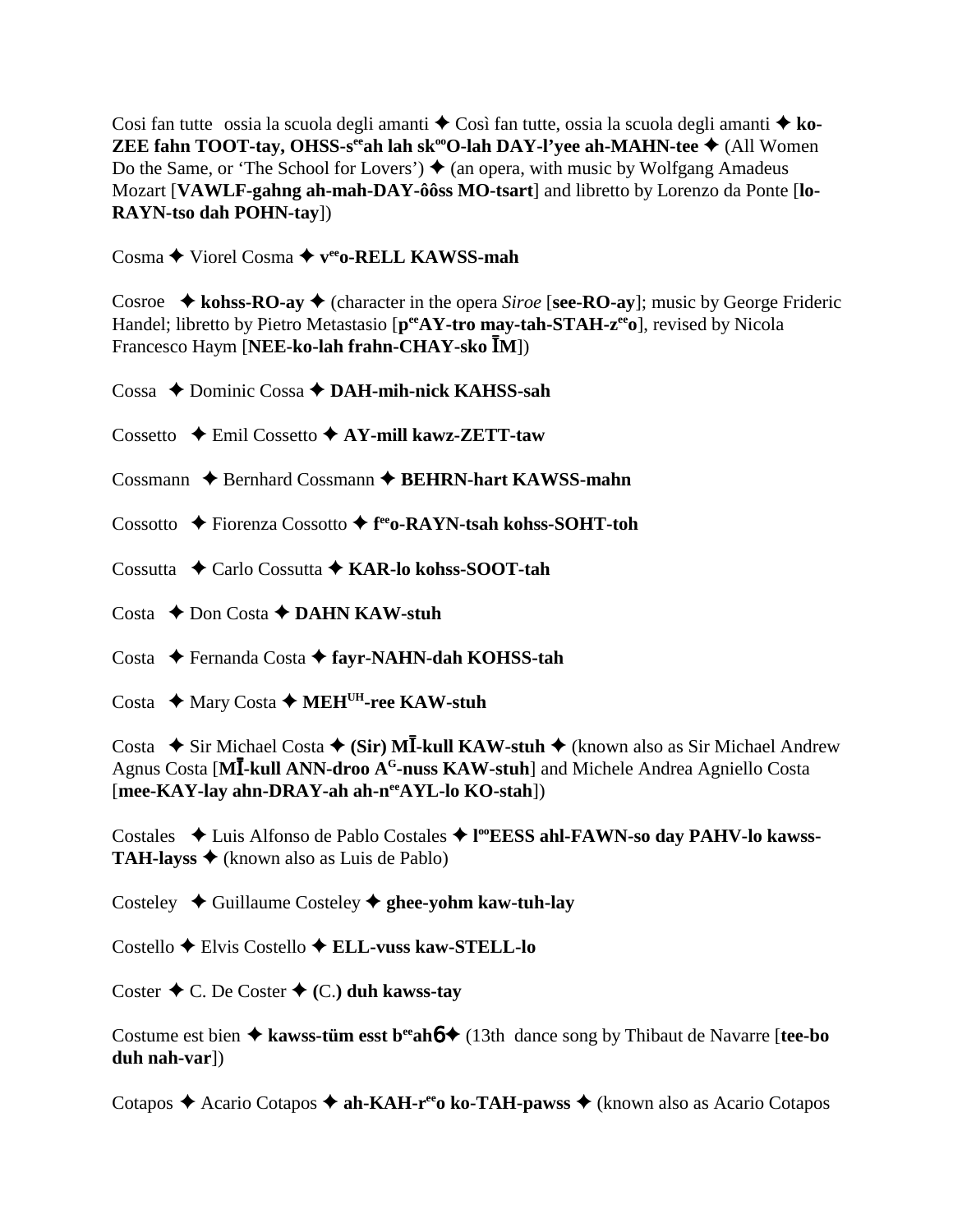Cosi fan tutte ossia la scuola degli amanti ✦ Così fan tutte, ossia la scuola degli amanti ✦ **ko-ZEE fahn TOOT-tay, OHSS-s[ee]ah lah sk[oo]O-lah DAY-l'yee ah-MAHN-tee** ✦ (All Women Do the Same, or 'The School for Lovers') ✦ (an opera, with music by Wolfgang Amadeus Mozart [**VAWLF-gahng ah-mah-DAY-ôôss MO-tsart**] and libretto by Lorenzo da Ponte [**lo-RAYN-tso dah POHN-tay**])

Cosma ✦ Viorel Cosma ✦ **v[ee]o-RELL KAWSS-mah**

Cosroe ✦ **kohss-RO-ay** ✦ (character in the opera *Siroe* [**see-RO-ay**]; music by George Frideric Handel; libretto by Pietro Metastasio [**p[ee]AY-tro may-tah-STAH-z[ee]o**], revised by Nicola Francesco Haym [**NEE-ko-lah frahn-CHAY-sko ĪM**])

Cossa ✦ Dominic Cossa ✦ **DAH-mih-nick KAHSS-sah**

Cossetto ✦ Emil Cossetto ✦ **AY-mill kawz-ZETT-taw**

Cossmann ✦ Bernhard Cossmann ✦ **BEHRN-hart KAWSS-mahn**

Cossotto ✦ Fiorenza Cossotto ✦ **f[ee]o-RAYN-tsah kohss-SOHT-toh**

Cossutta ✦ Carlo Cossutta ✦ **KAR-lo kohss-SOOT-tah**

Costa ✦ Don Costa ✦ **DAHN KAW-stuh**

Costa ✦ Fernanda Costa ✦ **fayr-NAHN-dah KOHSS-tah**

Costa ✦ Mary Costa ✦ **MEH[UH]-ree KAW-stuh**

Costa ✦ Sir Michael Costa ✦ **(Sir) MĪ-kull KAW-stuh** ✦ (known also as Sir Michael Andrew Agnus Costa [**MĪ-kull ANN-droo A[G]-nuss KAW-stuh**] and Michele Andrea Agniello Costa [**mee-KAY-lay ahn-DRAY-ah ah-n[ee]AYL-lo KO-stah**])

Costales ✦ Luis Alfonso de Pablo Costales ✦ **l[oo]EESS ahl-FAWN-so day PAHV-lo kawss-TAH-layss** ✦ (known also as Luis de Pablo)

Costeley ✦ Guillaume Costeley ✦ **ghee-yohm kaw-tuh-lay**

Costello ✦ Elvis Costello ✦ **ELL-vuss kaw-STELL-lo**

Coster ✦ C. De Coster ✦ **(C.) duh kawss-tay**

Costume est bien ✦ **kawss-tüm esst b[ee]ah6** ✦ (13th dance song by Thibaut de Navarre [**tee-bo duh nah-var**])

Cotapos ✦ Acario Cotapos ✦ **ah-KAH-r[ee]o ko-TAH-pawss** ✦ (known also as Acario Cotapos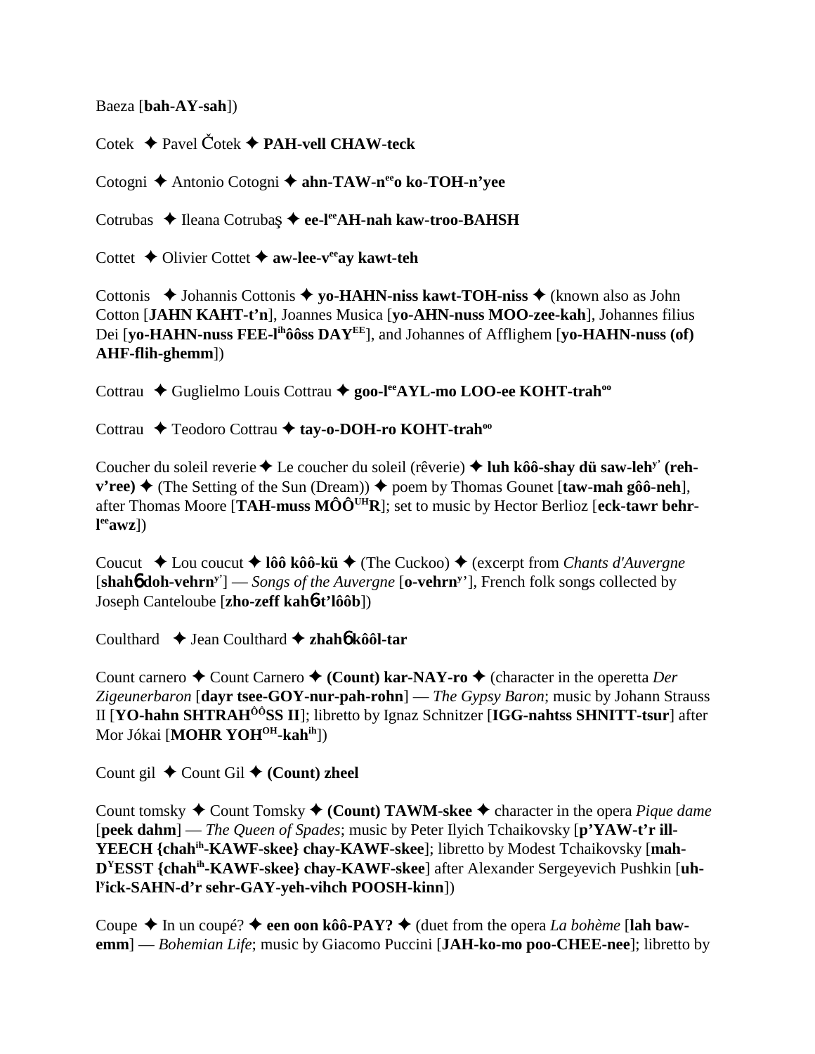Baeza [**bah-AY-sah**])

Cotek ✦ Pavel Čotek ✦ **PAH-vell CHAW-teck**

Cotogni ✦ Antonio Cotogni ✦ **ahn-TAW-n^ee^o ko-TOH-n'yee**

Cotrubas ✦ Ileana Cotrubaş ✦ **ee-l^ee^AH-nah kaw-troo-BAHSH**

Cottet ✦ Olivier Cottet ✦ **aw-lee-v^ee^ay kawt-teh**

Cottonis ✦ Johannis Cottonis ✦ **yo-HAHN-niss kawt-TOH-niss** ✦ (known also as John Cotton [**JAHN KAHT-t'n**], Joannes Musica [**yo-AHN-nuss MOO-zee-kah**], Johannes filius Dei [**yo-HAHN-nuss FEE-l^ih^ôôss DAY^EE^**], and Johannes of Afflighem [**yo-HAHN-nuss (of) AHF-flih-ghemm**])

Cottrau ✦ Guglielmo Louis Cottrau ✦ **goo-l^ee^AYL-mo LOO-ee KOHT-trah^oo^**

Cottrau ✦ Teodoro Cottrau ✦ **tay-o-DOH-ro KOHT-trah^oo^**

Coucher du soleil reverie ✦ Le coucher du soleil (rêverie) ✦ **luh kôô-shay dü saw-leh^y'^ (reh-v'ree)** ✦ (The Setting of the Sun (Dream)) ✦ poem by Thomas Gounet [**taw-mah gôô-neh**], after Thomas Moore [**TAH-muss MÔÔ^UH^R**]; set to music by Hector Berlioz [**eck-tawr behr-l^ee^awz**])

Coucut ✦ Lou coucut ✦ **lôô kôô-kü** ✦ (The Cuckoo) ✦ (excerpt from *Chants d'Auvergne* [**shah� doh-vehrn^y'^**] — *Songs of the Auvergne* [**o-vehrn^y'^**], French folk songs collected by Joseph Canteloube [**zho-zeff kahɓ-t'lôôb**])

Coulthard ✦ Jean Coulthard ✦ **zhahɓ kôôl-tar**

Count carnero ✦ Count Carnero ✦ **(Count) kar-NAY-ro** ✦ (character in the operetta *Der Zigeunerbaron* [**dayr tsee-GOY-nur-pah-rohn**] — *The Gypsy Baron*; music by Johann Strauss II [**YO-hahn SHTRAH^ÔÔ^SS II**]; libretto by Ignaz Schnitzer [**IGG-nahtss SHNITT-tsur**] after Mor Jókai [**MOHR YOH^OH^-kah^ih^**])

Count gil ✦ Count Gil ✦ **(Count) zheel**

Count tomsky ✦ Count Tomsky ✦ **(Count) TAWM-skee** ✦ character in the opera *Pique dame* [**peek dahm**] — *The Queen of Spades*; music by Peter Ilyich Tchaikovsky [**p'YAW-t'r ill-YEECH {chah^ih^-KAWF-skee} chay-KAWF-skee**]; libretto by Modest Tchaikovsky [**mah-D^Y^ESST {chah^ih^-KAWF-skee} chay-KAWF-skee**] after Alexander Sergeyevich Pushkin [**uh-l^y^ick-SAHN-d'r sehr-GAY-yeh-vihch POOSH-kinn**])

Coupe ✦ In un coupé? ✦ **een oon kôô-PAY?** ✦ (duet from the opera *La bohème* [**lah baw-emm**] — *Bohemian Life*; music by Giacomo Puccini [**JAH-ko-mo poo-CHEE-nee**]; libretto by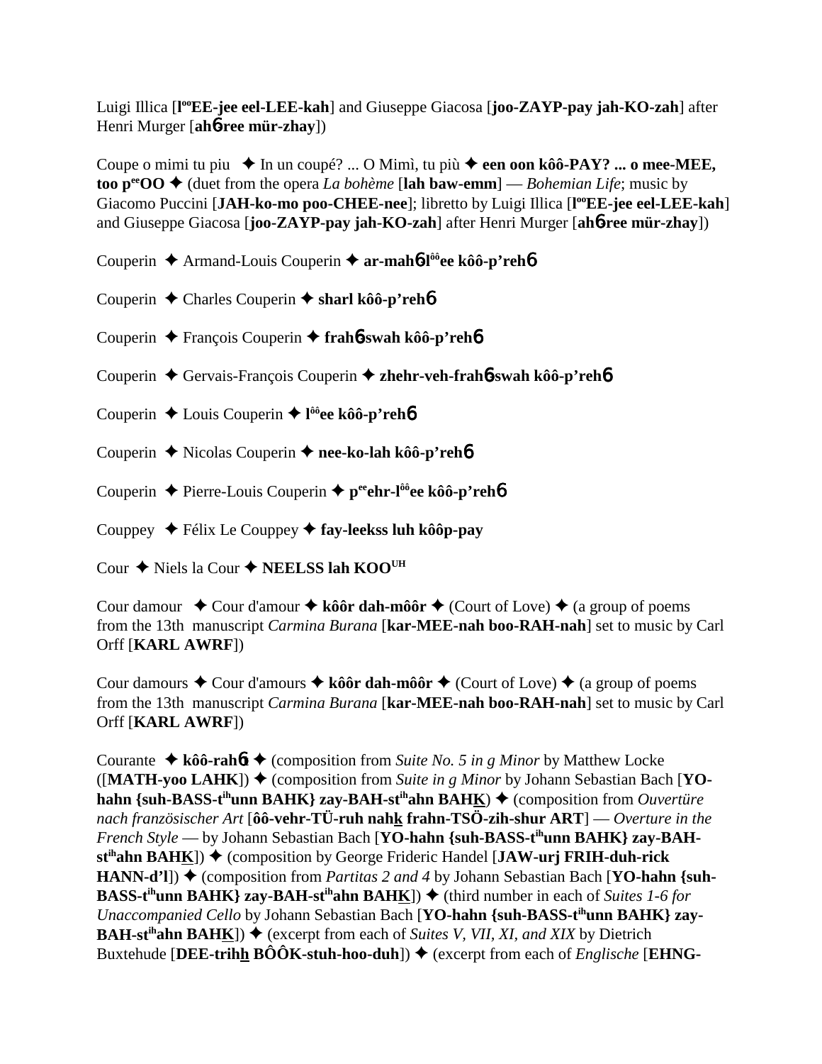Luigi Illica [l$^{oo}$EE-jee eel-LEE-kah] and Giuseppe Giacosa [joo-ZAYP-pay jah-KO-zah] after Henri Murger [ah**6**-ree mür-zhay])

Coupe o mimi tu piu ✦ In un coupé? ... O Mimì, tu più ✦ **een oon kôô-PAY? ... o mee-MEE, too p$^{ee}$OO** ✦ (duet from the opera *La bohème* [**lah baw-emm**] — *Bohemian Life*; music by Giacomo Puccini [**JAH-ko-mo poo-CHEE-nee**]; libretto by Luigi Illica [**l$^{oo}$EE-jee eel-LEE-kah**] and Giuseppe Giacosa [**joo-ZAYP-pay jah-KO-zah**] after Henri Murger [**ah6-ree mür-zhay**])

Couperin ✦ Armand-Louis Couperin ✦ **ar-mah6-l$^{ôô}$ee kôô-p'reh6**

Couperin ✦ Charles Couperin ✦ **sharl kôô-p'reh6**

Couperin ✦ François Couperin ✦ **frah6-swah kôô-p'reh6**

Couperin ✦ Gervais-François Couperin ✦ **zhehr-veh-frah6-swah kôô-p'reh6**

Couperin ✦ Louis Couperin ✦ **l$^{ôô}$ee kôô-p'reh6**

Couperin ✦ Nicolas Couperin ✦ **nee-ko-lah kôô-p'reh6**

Couperin ✦ Pierre-Louis Couperin ✦ **p$^{ee}$ehr-l$^{ôô}$ee kôô-p'reh6**

Couppey ✦ Félix Le Couppey ✦ **fay-leekss luh kôôp-pay**

Cour ✦ Niels la Cour ✦ **NEELSS lah KOO$^{UH}$**

Cour damour ✦ Cour d'amour ✦ **kôôr dah-môôr** ✦ (Court of Love) ✦ (a group of poems from the 13th manuscript *Carmina Burana* [**kar-MEE-nah boo-RAH-nah**] set to music by Carl Orff [**KARL AWRF**])

Cour damours ✦ Cour d'amours ✦ **kôôr dah-môôr** ✦ (Court of Love) ✦ (a group of poems from the 13th manuscript *Carmina Burana* [**kar-MEE-nah boo-RAH-nah**] set to music by Carl Orff [**KARL AWRF**])

Courante ✦ **kôô-rah6t** ✦ (composition from *Suite No. 5 in g Minor* by Matthew Locke ([**MATH-yoo LAHK**]) ✦ (composition from *Suite in g Minor* by Johann Sebastian Bach [**YO-hahn {suh-BASS-t$^{ih}$unn BAHK} zay-BAH-st$^{ih}$ahn BAHK**) ✦ (composition from *Ouvertüre nach französischer Art* [**ôô-vehr-TÜ-ruh nahk frahn-TSÖ-zih-shur ART**] — *Overture in the French Style* — by Johann Sebastian Bach [**YO-hahn {suh-BASS-t$^{ih}$unn BAHK} zay-BAH-st$^{ih}$ahn BAHK**]) ✦ (composition by George Frideric Handel [**JAW-urj FRIH-duh-rick HANN-d'l**]) ✦ (composition from *Partitas 2 and 4* by Johann Sebastian Bach [**YO-hahn {suh-BASS-t$^{ih}$unn BAHK} zay-BAH-st$^{ih}$ahn BAHK**]) ✦ (third number in each of *Suites 1-6 for Unaccompanied Cello* by Johann Sebastian Bach [**YO-hahn {suh-BASS-t$^{ih}$unn BAHK} zay-BAH-st$^{ih}$ahn BAHK**]) ✦ (excerpt from each of *Suites V, VII, XI, and XIX* by Dietrich Buxtehude [**DEE-trihh BÔÔK-stuh-hoo-duh**]) ✦ (excerpt from each of *Englische* [**EHNG-**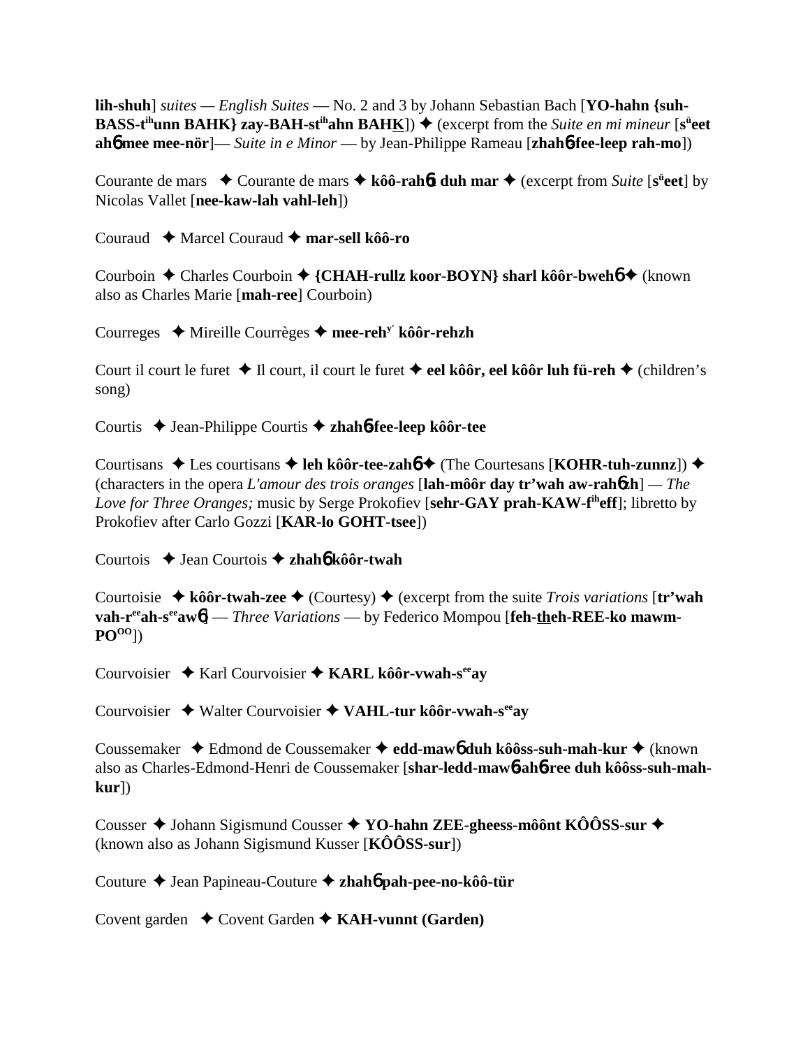**lih-shuh**] *suites — English Suites* — No. 2 and 3 by Johann Sebastian Bach [**YO-hahn {suh-BASS-t**ihunn **BAHK} zay-BAH-st**ih**ahn BAHK**]) ✦ (excerpt from the *Suite en mi mineur* [s**ü**eet **ah**6 **mee mee-nör**]— *Suite in e Minor* — by Jean-Philippe Rameau [**zhah**6**-fee-leep rah-mo**])

Courante de mars ✦ Courante de mars ✦ **kôô-rah**6**t duh mar** ✦ (excerpt from *Suite* [s**ü**eet] by Nicolas Vallet [**nee-kaw-lah vahl-leh**])

Couraud ✦ Marcel Couraud ✦ **mar-sell kôô-ro**

Courboin ✦ Charles Courboin ✦ **{CHAH-rullz koor-BOYN} sharl kôôr-bweh**6 ✦ (known also as Charles Marie [**mah-ree**] Courboin)

Courreges ✦ Mireille Courrèges ✦ **mee-reh**y' **kôôr-rehzh**

Court il court le furet ✦ Il court, il court le furet ✦ **eel kôôr, eel kôôr luh fü-reh** ✦ (children's song)

Courtis ✦ Jean-Philippe Courtis ✦ **zhah**6**-fee-leep kôôr-tee**

Courtisans ✦ Les courtisans ✦ **leh kôôr-tee-zah**6 ✦ (The Courtesans [**KOHR-tuh-zunnz**]) ✦ (characters in the opera *L'amour des trois oranges* [**lah-môôr day tr'wah aw-rah**6**zh**] — *The Love for Three Oranges;* music by Serge Prokofiev [**sehr-GAY prah-KAW-f**ih**eff**]; libretto by Prokofiev after Carlo Gozzi [**KAR-lo GOHT-tsee**])

Courtois ✦ Jean Courtois ✦ **zhah**6 **kôôr-twah**

Courtoisie ✦ **kôôr-twah-zee** ✦ (Courtesy) ✦ (excerpt from the suite *Trois variations* [**tr'wah vah-r**ee**ah-s**ee**aw**6] — *Three Variations* — by Federico Mompou [**feh-theh-REE-ko mawm-PO**OO])

Courvoisier ✦ Karl Courvoisier ✦ **KARL kôôr-vwah-s**ee**ay**

Courvoisier ✦ Walter Courvoisier ✦ **VAHL-tur kôôr-vwah-s**ee**ay**

Coussemaker ✦ Edmond de Coussemaker ✦ **edd-maw**6 **duh kôôss-suh-mah-kur** ✦ (known also as Charles-Edmond-Henri de Coussemaker [**shar-ledd-maw**6**-ah**6**-ree duh kôôss-suh-mah-kur**])

Cousser ✦ Johann Sigismund Cousser ✦ **YO-hahn ZEE-gheess-môônt KÔÔSS-sur** ✦ (known also as Johann Sigismund Kusser [**KÔÔSS-sur**])

Couture ✦ Jean Papineau-Couture ✦ **zhah**6 **pah-pee-no-kôô-tür**

Covent garden ✦ Covent Garden ✦ **KAH-vunnt (Garden)**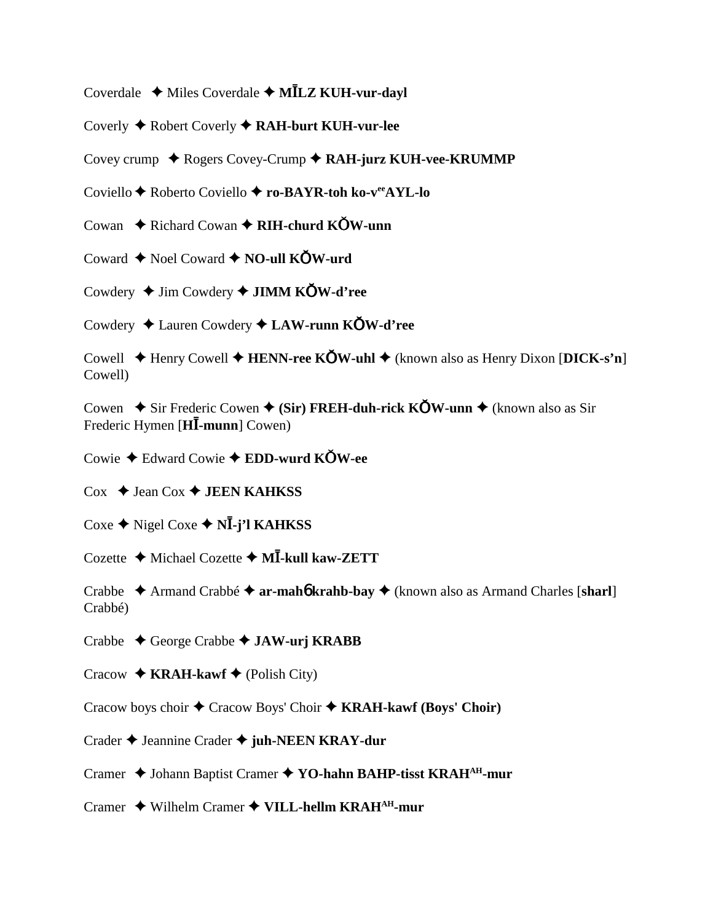Coverdale ✦ Miles Coverdale ✦ **MĪLZ KUH-vur-dayl**

Coverly ✦ Robert Coverly ✦ **RAH-burt KUH-vur-lee**

Covey crump ✦ Rogers Covey-Crump ✦ **RAH-jurz KUH-vee-KRUMMP**

Coviello ✦ Roberto Coviello ✦ **ro-BAYR-toh ko-v**[ee]**AYL-lo**

Cowan ✦ Richard Cowan ✦ **RIH-churd KŎW-unn**

Coward ✦ Noel Coward ✦ **NO-ull KŎW-urd**

Cowdery ✦ Jim Cowdery ✦ **JIMM KŎW-d'ree**

Cowdery ✦ Lauren Cowdery ✦ **LAW-runn KŎW-d'ree**

Cowell ✦ Henry Cowell ✦ **HENN-ree KŎW-uhl** ✦ (known also as Henry Dixon [**DICK-s'n**] Cowell)

Cowen ✦ Sir Frederic Cowen ✦ **(Sir) FREH-duh-rick KŎW-unn** ✦ (known also as Sir Frederic Hymen [**HĪ-munn**] Cowen)

Cowie ✦ Edward Cowie ✦ **EDD-wurd KŎW-ee**

Cox ✦ Jean Cox ✦ **JEEN KAHKSS**

Coxe ✦ Nigel Coxe ✦ **NĪ-j'l KAHKSS**

Cozette ✦ Michael Cozette ✦ **MĪ-kull kaw-ZETT**

Crabbe ✦ Armand Crabbé ✦ **ar-mahɓ krahb-bay** ✦ (known also as Armand Charles [**sharl**] Crabbé)

Crabbe ✦ George Crabbe ✦ **JAW-urj KRABB**

Cracow ✦ **KRAH-kawf** ✦ (Polish City)

Cracow boys choir ✦ Cracow Boys' Choir ✦ **KRAH-kawf (Boys' Choir)**

Crader ✦ Jeannine Crader ✦ **juh-NEEN KRAY-dur**

Cramer ✦ Johann Baptist Cramer ✦ **YO-hahn BAHP-tisst KRAH**[AH]**-mur**

Cramer ✦ Wilhelm Cramer ✦ **VILL-hellm KRAH**[AH]**-mur**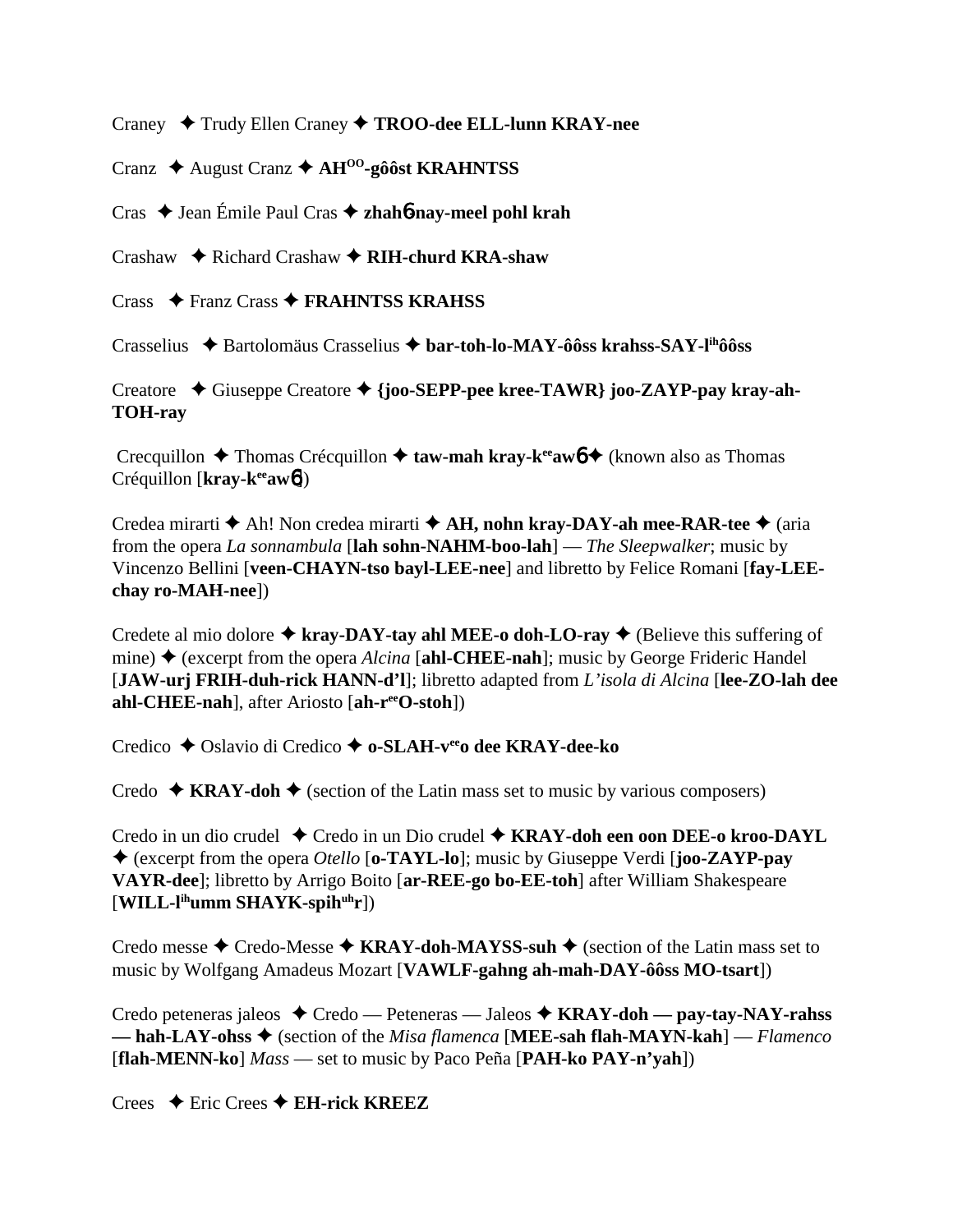Craney ✦ Trudy Ellen Craney ✦ **TROO-dee ELL-lunn KRAY-nee**

Cranz ✦ August Cranz ✦ **AH[OO]-gôôst KRAHNTSS**

Cras ✦ Jean Émile Paul Cras ✦ **zhahɓ-nay-meel pohl krah**

Crashaw ✦ Richard Crashaw ✦ **RIH-churd KRA-shaw**

Crass ✦ Franz Crass ✦ **FRAHNTSS KRAHSS**

Crasselius ✦ Bartolomäus Crasselius ✦ **bar-toh-lo-MAY-ôôss krahss-SAY-l[ih]ôôss**

Creatore ✦ Giuseppe Creatore ✦ **{joo-SEPP-pee kree-TAWR} joo-ZAYP-pay kray-ah-TOH-ray**

Crecquillon ✦ Thomas Crécquillon ✦ **taw-mah kray-k[ee]awɓ** ✦ (known also as Thomas Créquillon [**kray-k[ee]awɓ**])

Credea mirarti ✦ Ah! Non credea mirarti ✦ **AH, nohn kray-DAY-ah mee-RAR-tee** ✦ (aria from the opera *La sonnambula* [**lah sohn-NAHM-boo-lah**] — *The Sleepwalker*; music by Vincenzo Bellini [**veen-CHAYN-tso bayl-LEE-nee**] and libretto by Felice Romani [**fay-LEE-chay ro-MAH-nee**])

Credete al mio dolore ✦ **kray-DAY-tay ahl MEE-o doh-LO-ray** ✦ (Believe this suffering of mine) ✦ (excerpt from the opera *Alcina* [**ahl-CHEE-nah**]; music by George Frideric Handel [**JAW-urj FRIH-duh-rick HANN-d'l**]; libretto adapted from *L'isola di Alcina* [**lee-ZO-lah dee ahl-CHEE-nah**], after Ariosto [**ah-r[ee]O-stoh**])

Credico ✦ Oslavio di Credico ✦ **o-SLAH-v[ee]o dee KRAY-dee-ko**

Credo ✦ **KRAY-doh** ✦ (section of the Latin mass set to music by various composers)

Credo in un dio crudel ✦ Credo in un Dio crudel ✦ **KRAY-doh een oon DEE-o kroo-DAYL** ✦ (excerpt from the opera *Otello* [**o-TAYL-lo**]; music by Giuseppe Verdi [**joo-ZAYP-pay VAYR-dee**]; libretto by Arrigo Boito [**ar-REE-go bo-EE-toh**] after William Shakespeare [**WILL-l[ih]umm SHAYK-spih[uh]r**])

Credo messe ✦ Credo-Messe ✦ **KRAY-doh-MAYSS-suh** ✦ (section of the Latin mass set to music by Wolfgang Amadeus Mozart [**VAWLF-gahng ah-mah-DAY-ôôss MO-tsart**])

Credo peteneras jaleos ✦ Credo — Peteneras — Jaleos ✦ **KRAY-doh — pay-tay-NAY-rahss — hah-LAY-ohss** ✦ (section of the *Misa flamenca* [**MEE-sah flah-MAYN-kah**] — *Flamenco* [**flah-MENN-ko**] *Mass* — set to music by Paco Peña [**PAH-ko PAY-n'yah**])

Crees ✦ Eric Crees ✦ **EH-rick KREEZ**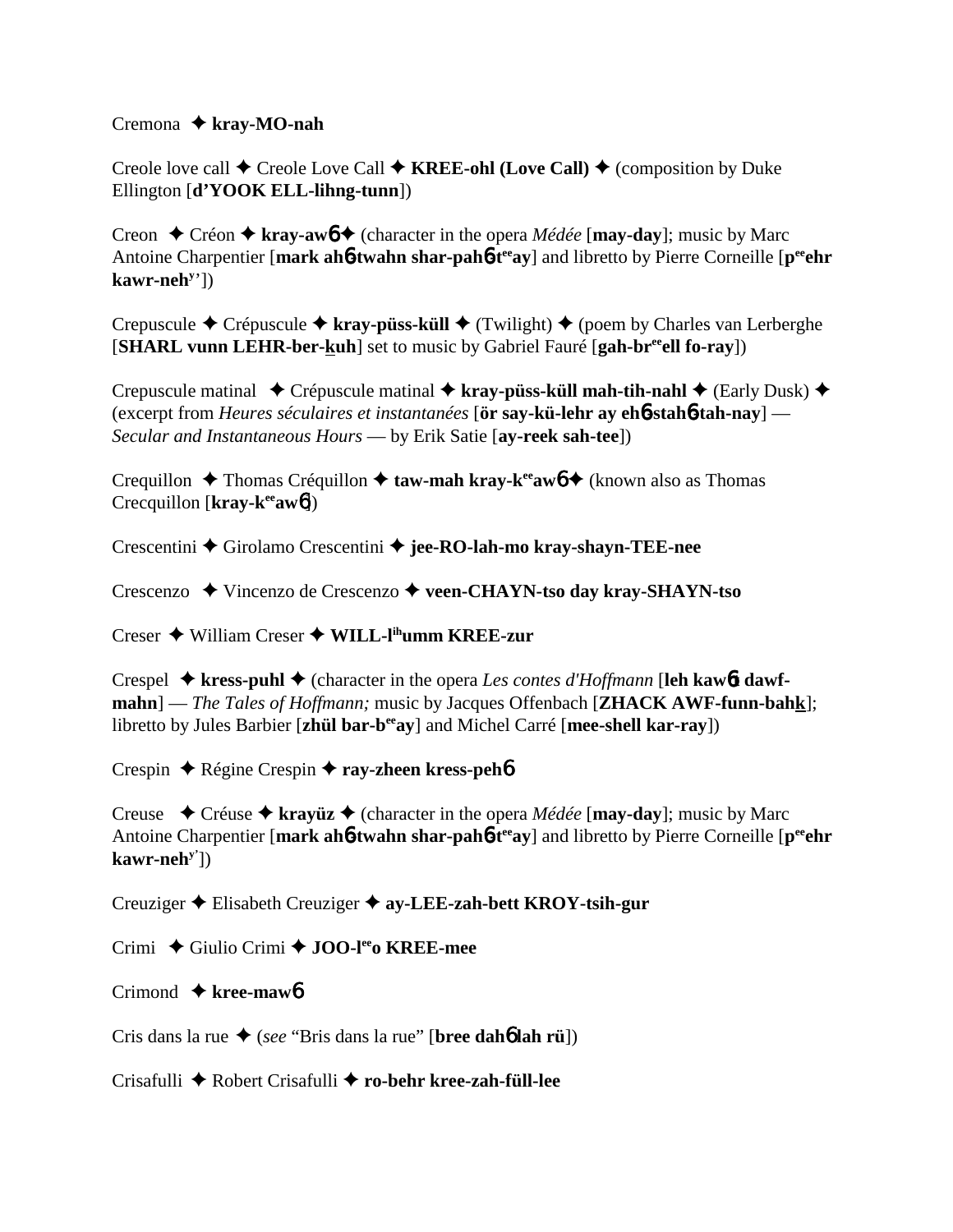Cremona ✦ **kray-MO-nah**

Creole love call ✦ Creole Love Call ✦ **KREE-ohl (Love Call)** ✦ (composition by Duke Ellington [**d'YOOK ELL-lihng-tunn**])

Creon ✦ Créon ✦ **kray-aw6** ✦ (character in the opera *Médée* [**may-day**]; music by Marc Antoine Charpentier [**mark ah6-twahn shar-pah6-t^ee^ay**] and libretto by Pierre Corneille [**p^ee^ehr kawr-neh^y'**])

Crepuscule ✦ Crépuscule ✦ **kray-püss-küll** ✦ (Twilight) ✦ (poem by Charles van Lerberghe [**SHARL vunn LEHR-ber-kuh**] set to music by Gabriel Fauré [**gah-br^ee^ell fo-ray**])

Crepuscule matinal ✦ Crépuscule matinal ✦ **kray-püss-küll mah-tih-nahl** ✦ (Early Dusk) ✦ (excerpt from *Heures séculaires et instantanées* [**ör say-kü-lehr ay eh6-stah6-tah-nay**] — *Secular and Instantaneous Hours* — by Erik Satie [**ay-reek sah-tee**])

Crequillon ✦ Thomas Créquillon ✦ **taw-mah kray-k^ee^aw6** ✦ (known also as Thomas Crecquillon [**kray-k^ee^aw6**])

Crescentini ✦ Girolamo Crescentini ✦ **jee-RO-lah-mo kray-shayn-TEE-nee**

Crescenzo ✦ Vincenzo de Crescenzo ✦ **veen-CHAYN-tso day kray-SHAYN-tso**

Creser ✦ William Creser ✦ **WILL-l^ih^umm KREE-zur**

Crespel ✦ **kress-puhl** ✦ (character in the opera *Les contes d'Hoffmann* [**leh kaw6t dawf-mahn**] — *The Tales of Hoffmann;* music by Jacques Offenbach [**ZHACK AWF-funn-bahk**]; libretto by Jules Barbier [**zhül bar-b^ee^ay**] and Michel Carré [**mee-shell kar-ray**])

Crespin ✦ Régine Crespin ✦ **ray-zheen kress-peh6**

Creuse ✦ Créuse ✦ **krayüz** ✦ (character in the opera *Médée* [**may-day**]; music by Marc Antoine Charpentier [**mark ah6-twahn shar-pah6-t^ee^ay**] and libretto by Pierre Corneille [**p^ee^ehr kawr-neh^y'**])

Creuziger ✦ Elisabeth Creuziger ✦ **ay-LEE-zah-bett KROY-tsih-gur**

Crimi ✦ Giulio Crimi ✦ **JOO-l^ee^o KREE-mee**

Crimond ✦ **kree-maw6**

Cris dans la rue ✦ (*see* "Bris dans la rue" [**bree dah6 lah rü**])

Crisafulli ✦ Robert Crisafulli ✦ **ro-behr kree-zah-füll-lee**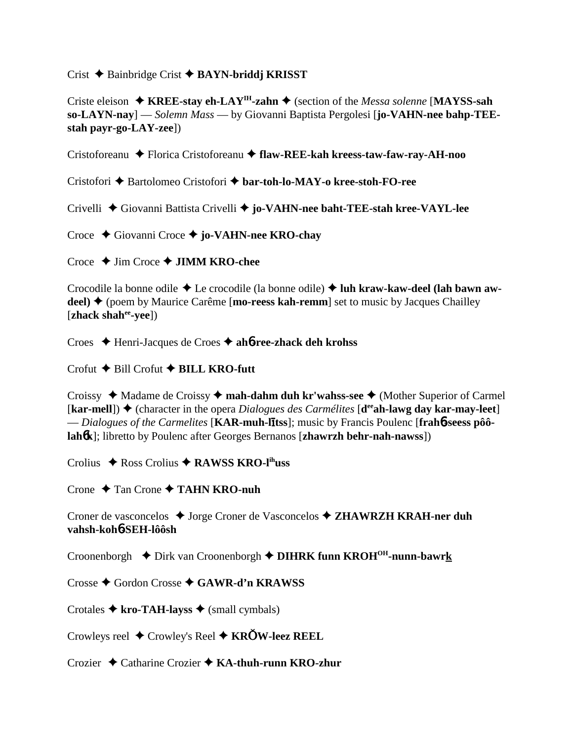Crist ✦ Bainbridge Crist ✦ **BAYN-briddj KRISST**

Criste eleison ✦ **KREE-stay eh-LAY^IH^-zahn** ✦ (section of the *Messa solenne* [**MAYSS-sah so-LAYN-nay**] — *Solemn Mass* — by Giovanni Baptista Pergolesi [**jo-VAHN-nee bahp-TEE-stah payr-go-LAY-zee**])

Cristoforeanu ✦ Florica Cristoforeanu ✦ **flaw-REE-kah kreess-taw-faw-ray-AH-noo**

Cristofori ✦ Bartolomeo Cristofori ✦ **bar-toh-lo-MAY-o kree-stoh-FO-ree**

Crivelli ✦ Giovanni Battista Crivelli ✦ **jo-VAHN-nee baht-TEE-stah kree-VAYL-lee**

Croce ✦ Giovanni Croce ✦ **jo-VAHN-nee KRO-chay**

Croce ✦ Jim Croce ✦ **JIMM KRO-chee**

Crocodile la bonne odile ✦ Le crocodile (la bonne odile) ✦ **luh kraw-kaw-deel (lah bawn aw-deel)** ✦ (poem by Maurice Carême [**mo-reess kah-remm**] set to music by Jacques Chailley [**zhack shah^ee^-yee**])

Croes ✦ Henri-Jacques de Croes ✦ **ahɓ-ree-zhack deh krohss**

Crofut ✦ Bill Crofut ✦ **BILL KRO-futt**

Croissy ✦ Madame de Croissy ✦ **mah-dahm duh kr'wahss-see** ✦ (Mother Superior of Carmel [**kar-mell**]) ✦ (character in the opera *Dialogues des Carmélites* [**d^ee^ah-lawg day kar-may-leet**] — *Dialogues of the Carmelites* [**KAR-muh-līɪtss**]; music by Francis Poulenc [**frahɓ-seess pôô-lahɓk**]; libretto by Poulenc after Georges Bernanos [**zhawrzh behr-nah-nawss**])

Crolius ✦ Ross Crolius ✦ **RAWSS KRO-l^ih^uss**

Crone ✦ Tan Crone ✦ **TAHN KRO-nuh**

Croner de vasconcelos ✦ Jorge Croner de Vasconcelos ✦ **ZHAWRZH KRAH-ner duh vahsh-kohɓ-SEH-lôôsh**

Croonenborgh ✦ Dirk van Croonenborgh ✦ **DIHRK funn KROH^OH^-nunn-bawrk**

Crosse ✦ Gordon Crosse ✦ **GAWR-d'n KRAWSS**

Crotales ✦ **kro-TAH-layss** ✦ (small cymbals)

Crowleys reel ✦ Crowley's Reel ✦ **KRŎW-leez REEL**

Crozier ✦ Catharine Crozier ✦ **KA-thuh-runn KRO-zhur**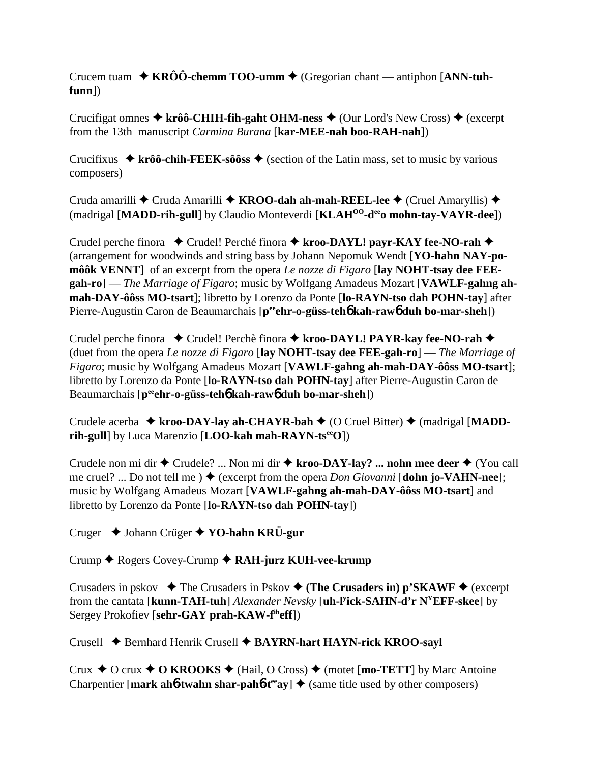Crucem tuam ✦ **KRÔÔ-chemm TOO-umm** ✦ (Gregorian chant — antiphon [**ANN-tuh-funn**])

Crucifigat omnes ✦ **krôô-CHIH-fih-gaht OHM-ness** ✦ (Our Lord's New Cross) ✦ (excerpt from the 13th manuscript *Carmina Burana* [**kar-MEE-nah boo-RAH-nah**])

Crucifixus ✦ **krôô-chih-FEEK-sôôss** ✦ (section of the Latin mass, set to music by various composers)

Cruda amarilli ✦ Cruda Amarilli ✦ **KROO-dah ah-mah-REEL-lee** ✦ (Cruel Amaryllis) ✦ (madrigal [**MADD-rih-gull**] by Claudio Monteverdi [**KLAH^OO-d^ee o mohn-tay-VAYR-dee**])

Crudel perche finora ✦ Crudel! Perché finora ✦ **kroo-DAYL! payr-KAY fee-NO-rah** ✦ (arrangement for woodwinds and string bass by Johann Nepomuk Wendt [**YO-hahn NAY-po-môôk VENNT**] of an excerpt from the opera *Le nozze di Figaro* [**lay NOHT-tsay dee FEE-gah-ro**] — *The Marriage of Figaro*; music by Wolfgang Amadeus Mozart [**VAWLF-gahng ah-mah-DAY-ôôss MO-tsart**]; libretto by Lorenzo da Ponte [**lo-RAYN-tso dah POHN-tay**] after Pierre-Augustin Caron de Beaumarchais [**p^ee ehr-o-güss-tehɓ kah-rawɓ duh bo-mar-sheh**])

Crudel perche finora ✦ Crudel! Perchè finora ✦ **kroo-DAYL! PAYR-kay fee-NO-rah** ✦ (duet from the opera *Le nozze di Figaro* [**lay NOHT-tsay dee FEE-gah-ro**] — *The Marriage of Figaro*; music by Wolfgang Amadeus Mozart [**VAWLF-gahng ah-mah-DAY-ôôss MO-tsart**]; libretto by Lorenzo da Ponte [**lo-RAYN-tso dah POHN-tay**] after Pierre-Augustin Caron de Beaumarchais [**p^ee ehr-o-güss-tehɓ kah-rawɓ duh bo-mar-sheh**])

Crudele acerba ✦ **kroo-DAY-lay ah-CHAYR-bah** ✦ (O Cruel Bitter) ✦ (madrigal [**MADD-rih-gull**] by Luca Marenzio [**LOO-kah mah-RAYN-ts^ee O**])

Crudele non mi dir ✦ Crudele? ... Non mi dir ✦ **kroo-DAY-lay? ... nohn mee deer** ✦ (You call me cruel? ... Do not tell me ) ✦ (excerpt from the opera *Don Giovanni* [**dohn jo-VAHN-nee**]; music by Wolfgang Amadeus Mozart [**VAWLF-gahng ah-mah-DAY-ôôss MO-tsart**] and libretto by Lorenzo da Ponte [**lo-RAYN-tso dah POHN-tay**])

Cruger ✦ Johann Crüger ✦ **YO-hahn KRÜ-gur**

Crump ✦ Rogers Covey-Crump ✦ **RAH-jurz KUH-vee-krump**

Crusaders in pskov ✦ The Crusaders in Pskov ✦ **(The Crusaders in) p'SKAWF** ✦ (excerpt from the cantata [**kunn-TAH-tuh**] *Alexander Nevsky* [**uh-l^y ick-SAHN-d'r N^Y EFF-skee**] by Sergey Prokofiev [**sehr-GAY prah-KAW-f^ih eff**])

Crusell ✦ Bernhard Henrik Crusell ✦ **BAYRN-hart HAYN-rick KROO-sayl**

Crux ✦ O crux ✦ **O KROOKS** ✦ (Hail, O Cross) ✦ (motet [**mo-TETT**] by Marc Antoine Charpentier [**mark ahɓ twahn shar-pahɓ t^ee ay**] ✦ (same title used by other composers)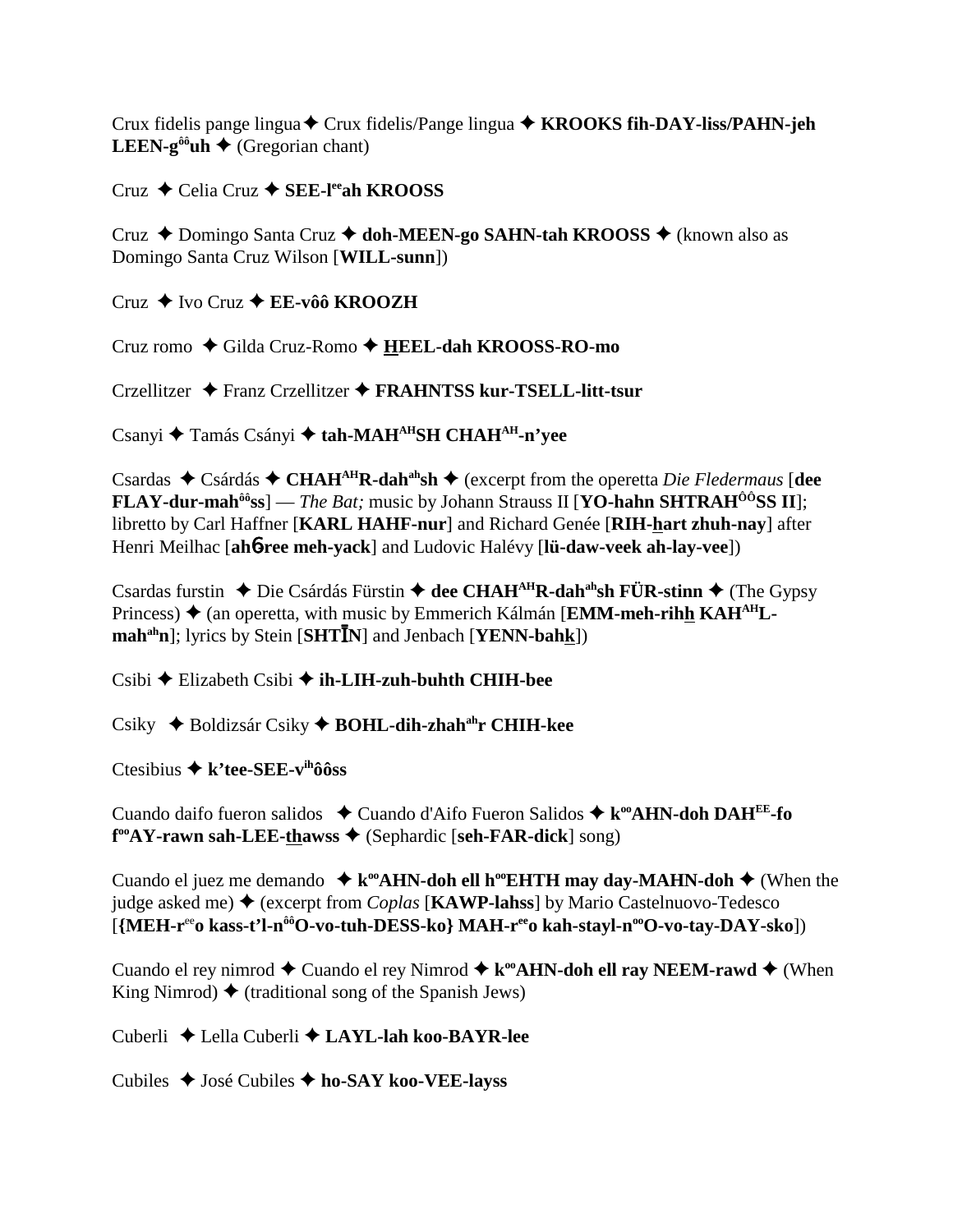Crux fidelis pange lingua ✦ Crux fidelis/Pange lingua ✦ **KROOKS fih-DAY-liss/PAHN-jeh LEEN-g^ôô^uh** ✦ (Gregorian chant)

Cruz ✦ Celia Cruz ✦ **SEE-l^ee^ah KROOSS**

Cruz ✦ Domingo Santa Cruz ✦ **doh-MEEN-go SAHN-tah KROOSS** ✦ (known also as Domingo Santa Cruz Wilson [**WILL-sunn**])

Cruz ✦ Ivo Cruz ✦ **EE-vôô KROOZH**

Cruz romo ✦ Gilda Cruz-Romo ✦ **HEEL-dah KROOSS-RO-mo**

Crzellitzer ✦ Franz Crzellitzer ✦ **FRAHNTSS kur-TSELL-litt-tsur**

Csanyi ✦ Tamás Csányi ✦ **tah-MAH^AH^SH CHAH^AH^-n'yee**

Csardas ✦ Csárdás ✦ **CHAH^AH^R-dah^ah^sh** ✦ (excerpt from the operetta *Die Fledermaus* [**dee FLAY-dur-mah^ôô^ss**] — *The Bat;* music by Johann Strauss II [**YO-hahn SHTRAH^ÔÔ^SS II**]; libretto by Carl Haffner [**KARL HAHF-nur**] and Richard Genée [**RIH-hart zhuh-nay**] after Henri Meilhac [**ahɓ-ree meh-yack**] and Ludovic Halévy [**lü-daw-veek ah-lay-vee**])

Csardas furstin ✦ Die Csárdás Fürstin ✦ **dee CHAH^AH^R-dah^ah^sh FÜR-stinn** ✦ (The Gypsy Princess) ✦ (an operetta, with music by Emmerich Kálmán [**EMM-meh-rihh KAH^AH^L-mah^ah^n**]; lyrics by Stein [**SHTĪN**] and Jenbach [**YENN-bahk**])

Csibi ✦ Elizabeth Csibi ✦ **ih-LIH-zuh-buhth CHIH-bee**

Csiky ✦ Boldizsár Csiky ✦ **BOHL-dih-zhah^ah^r CHIH-kee**

Ctesibius ✦ **k'tee-SEE-v^ih^ôôss**

Cuando daifo fueron salidos ✦ Cuando d'Aifo Fueron Salidos ✦ **k^oo^AHN-doh DAH^EE^-fo f^oo^AY-rawn sah-LEE-thawss** ✦ (Sephardic [**seh-FAR-dick**] song)

Cuando el juez me demando ✦ **k^oo^AHN-doh ell h^oo^EHTH may day-MAHN-doh** ✦ (When the judge asked me) ✦ (excerpt from *Coplas* [**KAWP-lahss**] by Mario Castelnuovo-Tedesco [**{MEH-r^ee^o kass-t'l-n^ôô^O-vo-tuh-DESS-ko} MAH-r^ee^o kah-stayl-n^oo^O-vo-tay-DAY-sko**])

Cuando el rey nimrod ✦ Cuando el rey Nimrod ✦ **k^oo^AHN-doh ell ray NEEM-rawd** ✦ (When King Nimrod) ✦ (traditional song of the Spanish Jews)

Cuberli ✦ Lella Cuberli ✦ **LAYL-lah koo-BAYR-lee**

Cubiles ✦ José Cubiles ✦ **ho-SAY koo-VEE-layss**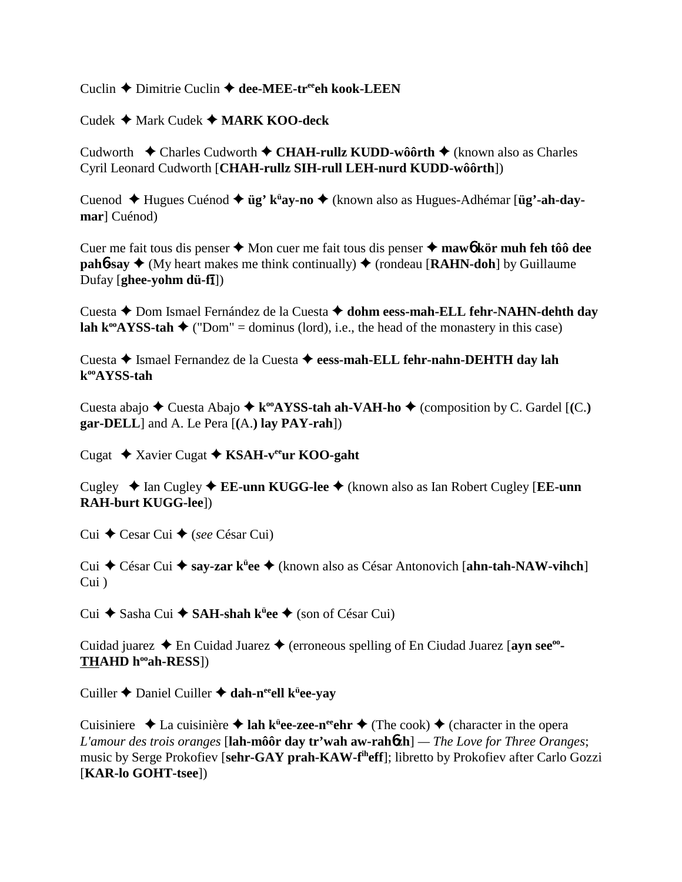Cuclin ✦ Dimitrie Cuclin ✦ **dee-MEE-tr^ee^eh kook-LEEN**

Cudek ✦ Mark Cudek ✦ **MARK KOO-deck**

Cudworth ✦ Charles Cudworth ✦ **CHAH-rullz KUDD-wôôrth** ✦ (known also as Charles Cyril Leonard Cudworth [**CHAH-rullz SIH-rull LEH-nurd KUDD-wôôrth**])

Cuenod ✦ Hugues Cuénod ✦ **üg' k^ü^ay-no** ✦ (known also as Hugues-Adhémar [**üg'-ah-day-mar**] Cuénod)

Cuer me fait tous dis penser ✦ Mon cuer me fait tous dis penser ✦ **mawɓ kör muh feh tôô dee pahɓ-say** ✦ (My heart makes me think continually) ✦ (rondeau [**RAHN-doh**] by Guillaume Dufay [**ghee-yohm dü-fī**])

Cuesta ✦ Dom Ismael Fernández de la Cuesta ✦ **dohm eess-mah-ELL fehr-NAHN-dehth day lah k^oo^AYSS-tah** ✦ ("Dom" = dominus (lord), i.e., the head of the monastery in this case)

Cuesta ✦ Ismael Fernandez de la Cuesta ✦ **eess-mah-ELL fehr-nahn-DEHTH day lah k^oo^AYSS-tah**

Cuesta abajo ✦ Cuesta Abajo ✦ **k^oo^AYSS-tah ah-VAH-ho** ✦ (composition by C. Gardel [**(C.) gar-DELL**] and A. Le Pera [**(A.) lay PAY-rah**])

Cugat ✦ Xavier Cugat ✦ **KSAH-v^ee^ur KOO-gaht**

Cugley ✦ Ian Cugley ✦ **EE-unn KUGG-lee** ✦ (known also as Ian Robert Cugley [**EE-unn RAH-burt KUGG-lee**])

Cui ✦ Cesar Cui ✦ (*see* César Cui)

Cui ✦ César Cui ✦ **say-zar k^ü^ee** ✦ (known also as César Antonovich [**ahn-tah-NAW-vihch**] Cui )

Cui ✦ Sasha Cui ✦ **SAH-shah k^ü^ee** ✦ (son of César Cui)

Cuidad juarez ✦ En Cuidad Juarez ✦ (erroneous spelling of En Ciudad Juarez [**ayn see^oo^-THAHD h^oo^ah-RESS**])

Cuiller ✦ Daniel Cuiller ✦ **dah-n^ee^ell k^ü^ee-yay**

Cuisiniere ✦ La cuisinière ✦ **lah k^ü^ee-zee-n^ee^ehr** ✦ (The cook) ✦ (character in the opera *L'amour des trois oranges* [**lah-môôr day tr'wah aw-rahɓzh**] — *The Love for Three Oranges*; music by Serge Prokofiev [**sehr-GAY prah-KAW-f^ih^eff**]; libretto by Prokofiev after Carlo Gozzi [**KAR-lo GOHT-tsee**])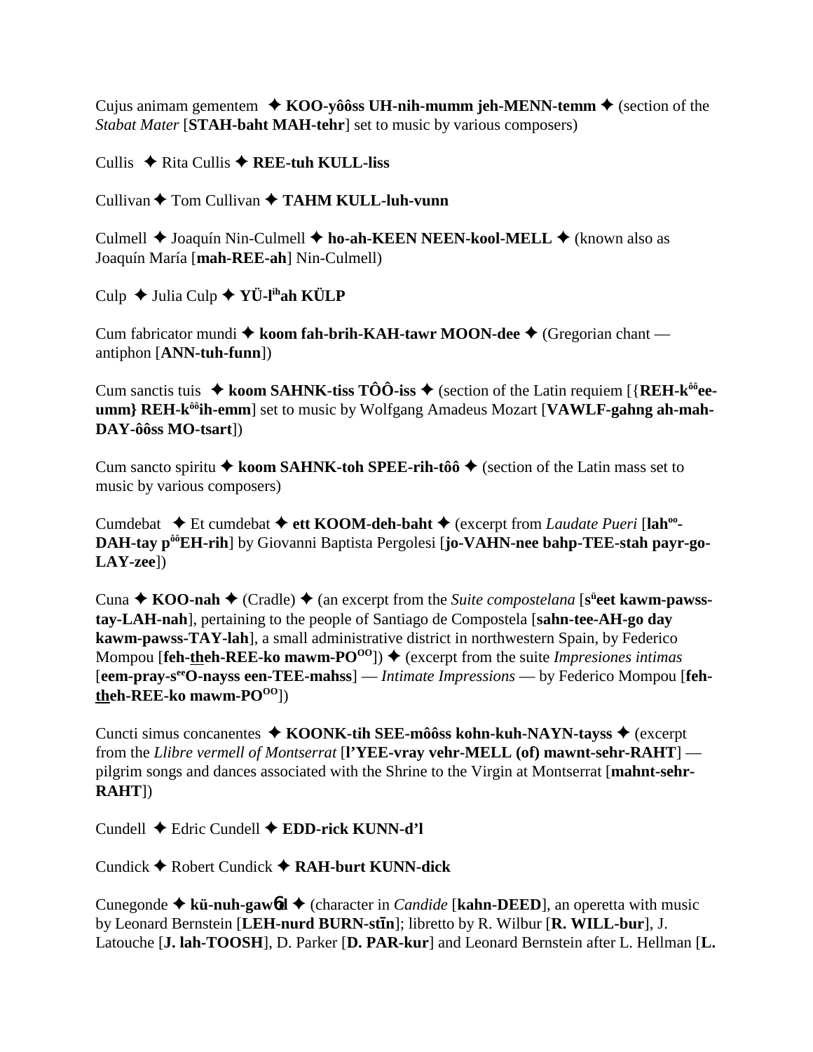Cujus animam gementem ✦ **KOO-yôôss UH-nih-mumm jeh-MENN-temm** ✦ (section of the *Stabat Mater* [**STAH-baht MAH-tehr**] set to music by various composers)

Cullis ✦ Rita Cullis ✦ **REE-tuh KULL-liss**

Cullivan ✦ Tom Cullivan ✦ **TAHM KULL-luh-vunn**

Culmell ✦ Joaquín Nin-Culmell ✦ **ho-ah-KEEN NEEN-kool-MELL** ✦ (known also as Joaquín María [**mah-REE-ah**] Nin-Culmell)

Culp ✦ Julia Culp ✦ **YÜ-l[ih]ah KÜLP**

Cum fabricator mundi ✦ **koom fah-brih-KAH-tawr MOON-dee** ✦ (Gregorian chant — antiphon [**ANN-tuh-funn**])

Cum sanctis tuis ✦ **koom SAHNK-tiss TÔÔ-iss** ✦ (section of the Latin requiem [{**REH-k[ôô]ee-umm} REH-k[ôô]ih-emm**] set to music by Wolfgang Amadeus Mozart [**VAWLF-gahng ah-mah-DAY-ôôss MO-tsart**])

Cum sancto spiritu ✦ **koom SAHNK-toh SPEE-rih-tôô** ✦ (section of the Latin mass set to music by various composers)

Cumdebat ✦ Et cumdebat ✦ **ett KOOM-deh-baht** ✦ (excerpt from *Laudate Pueri* [**lah[oo]-DAH-tay p[ôô]EH-rih**] by Giovanni Baptista Pergolesi [**jo-VAHN-nee bahp-TEE-stah payr-go-LAY-zee**])

Cuna ✦ **KOO-nah** ✦ (Cradle) ✦ (an excerpt from the *Suite compostelana* [**s[ü]eet kawm-pawss-tay-LAH-nah**], pertaining to the people of Santiago de Compostela [**sahn-tee-AH-go day kawm-pawss-TAY-lah**], a small administrative district in northwestern Spain, by Federico Mompou [**feh-theh-REE-ko mawm-PO[OO]**]) ✦ (excerpt from the suite *Impresiones intimas* [**eem-pray-s[ee]O-nayss een-TEE-mahss**] — *Intimate Impressions* — by Federico Mompou [**feh-theh-REE-ko mawm-PO[OO]**])

Cuncti simus concanentes ✦ **KOONK-tih SEE-môôss kohn-kuh-NAYN-tayss** ✦ (excerpt from the *Llibre vermell of Montserrat* [**l'YEE-vray vehr-MELL (of) mawnt-sehr-RAHT**] — pilgrim songs and dances associated with the Shrine to the Virgin at Montserrat [**mahnt-sehr-RAHT**])

Cundell ✦ Edric Cundell ✦ **EDD-rick KUNN-d'l**

Cundick ✦ Robert Cundick ✦ **RAH-burt KUNN-dick**

Cunegonde ✦ **kü-nuh-gawd** ✦ (character in *Candide* [**kahn-DEED**], an operetta with music by Leonard Bernstein [**LEH-nurd BURN-stīn**]; libretto by R. Wilbur [**R. WILL-bur**], J. Latouche [**J. lah-TOOSH**], D. Parker [**D. PAR-kur**] and Leonard Bernstein after L. Hellman [**L.**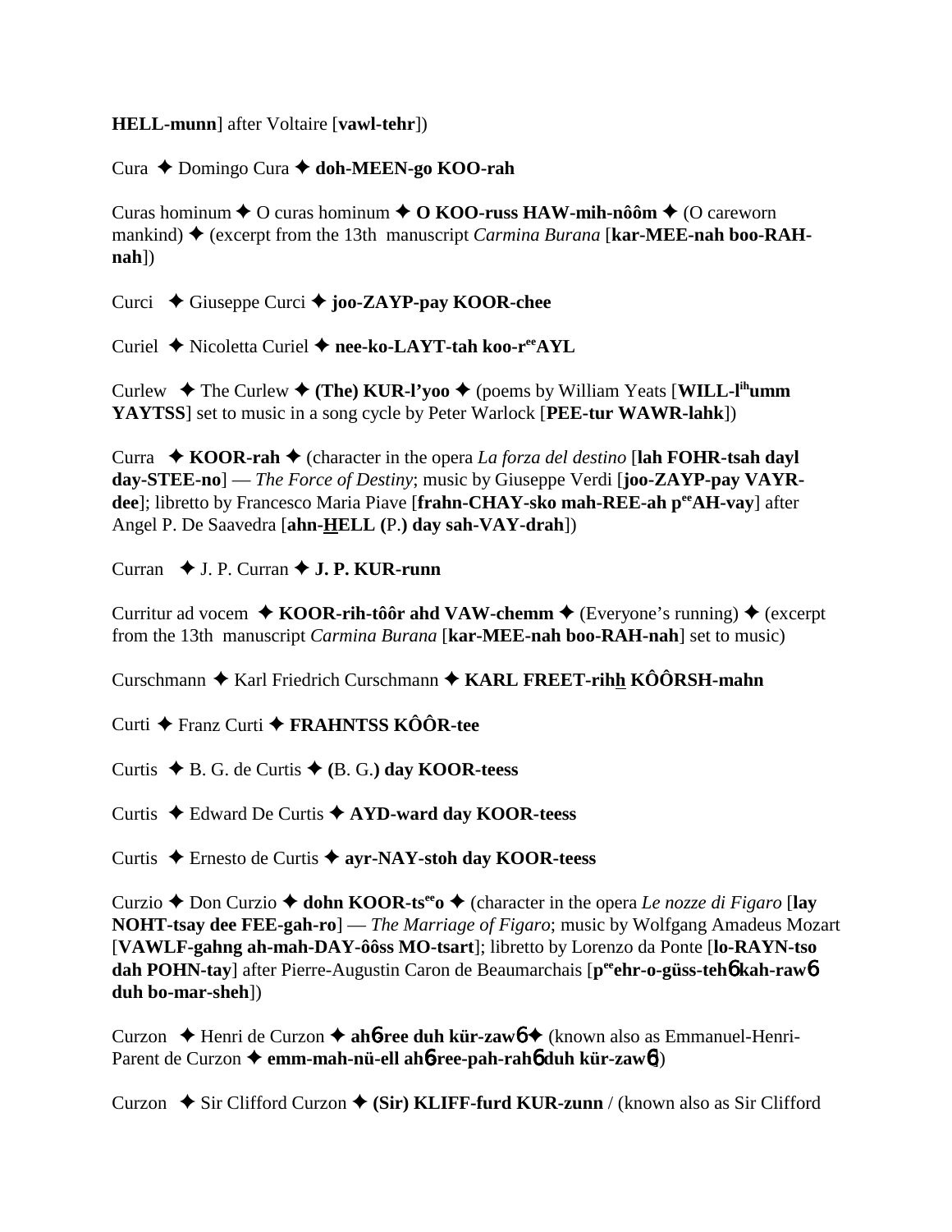**HELL-munn**] after Voltaire [**vawl-tehr**])

Cura ✦ Domingo Cura ✦ **doh-MEEN-go KOO-rah**

Curas hominum ✦ O curas hominum ✦ **O KOO-russ HAW-mih-nôôm** ✦ (O careworn mankind) ✦ (excerpt from the 13th manuscript *Carmina Burana* [**kar-MEE-nah boo-RAH-nah**])

Curci ✦ Giuseppe Curci ✦ **joo-ZAYP-pay KOOR-chee**

Curiel ✦ Nicoletta Curiel ✦ **nee-ko-LAYT-tah koo-r^ee AYL**

Curlew ✦ The Curlew ✦ **(The) KUR-l'yoo** ✦ (poems by William Yeats [**WILL-l^ih umm YAYTSS**] set to music in a song cycle by Peter Warlock [**PEE-tur WAWR-lahk**])

Curra ✦ **KOOR-rah** ✦ (character in the opera *La forza del destino* [**lah FOHR-tsah dayl day-STEE-no**] — *The Force of Destiny*; music by Giuseppe Verdi [**joo-ZAYP-pay VAYR-dee**]; libretto by Francesco Maria Piave [**frahn-CHAY-sko mah-REE-ah p^ee AH-vay**] after Angel P. De Saavedra [**ahn-HELL (**P.**) day sah-VAY-drah**])

Curran ✦ J. P. Curran ✦ **J. P. KUR-runn**

Curritur ad vocem ✦ **KOOR-rih-tôôr ahd VAW-chemm** ✦ (Everyone's running) ✦ (excerpt from the 13th manuscript *Carmina Burana* [**kar-MEE-nah boo-RAH-nah**] set to music)

Curschmann ✦ Karl Friedrich Curschmann ✦ **KARL FREET-rihh KÔÔRSH-mahn**

Curti ✦ Franz Curti ✦ **FRAHNTSS KÔÔR-tee**

Curtis ✦ B. G. de Curtis ✦ **(**B. G.**) day KOOR-teess**

Curtis ✦ Edward De Curtis ✦ **AYD-ward day KOOR-teess**

Curtis ✦ Ernesto de Curtis ✦ **ayr-NAY-stoh day KOOR-teess**

Curzio ✦ Don Curzio ✦ **dohn KOOR-ts^ee o** ✦ (character in the opera *Le nozze di Figaro* [**lay NOHT-tsay dee FEE-gah-ro**] — *The Marriage of Figaro*; music by Wolfgang Amadeus Mozart [**VAWLF-gahng ah-mah-DAY-ôôss MO-tsart**]; libretto by Lorenzo da Ponte [**lo-RAYN-tso dah POHN-tay**] after Pierre-Augustin Caron de Beaumarchais [**p^ee ehr-o-güss-tehɓ kah-rawɓ duh bo-mar-sheh**])

Curzon ✦ Henri de Curzon ✦ **ahɓ-ree duh kür-zawɓ** ✦ (known also as Emmanuel-Henri-Parent de Curzon ✦ **emm-mah-nü-ell ahɓ-ree-pah-rahɓ duh kür-zawɓ**)

Curzon ✦ Sir Clifford Curzon ✦ **(Sir) KLIFF-furd KUR-zunn** / (known also as Sir Clifford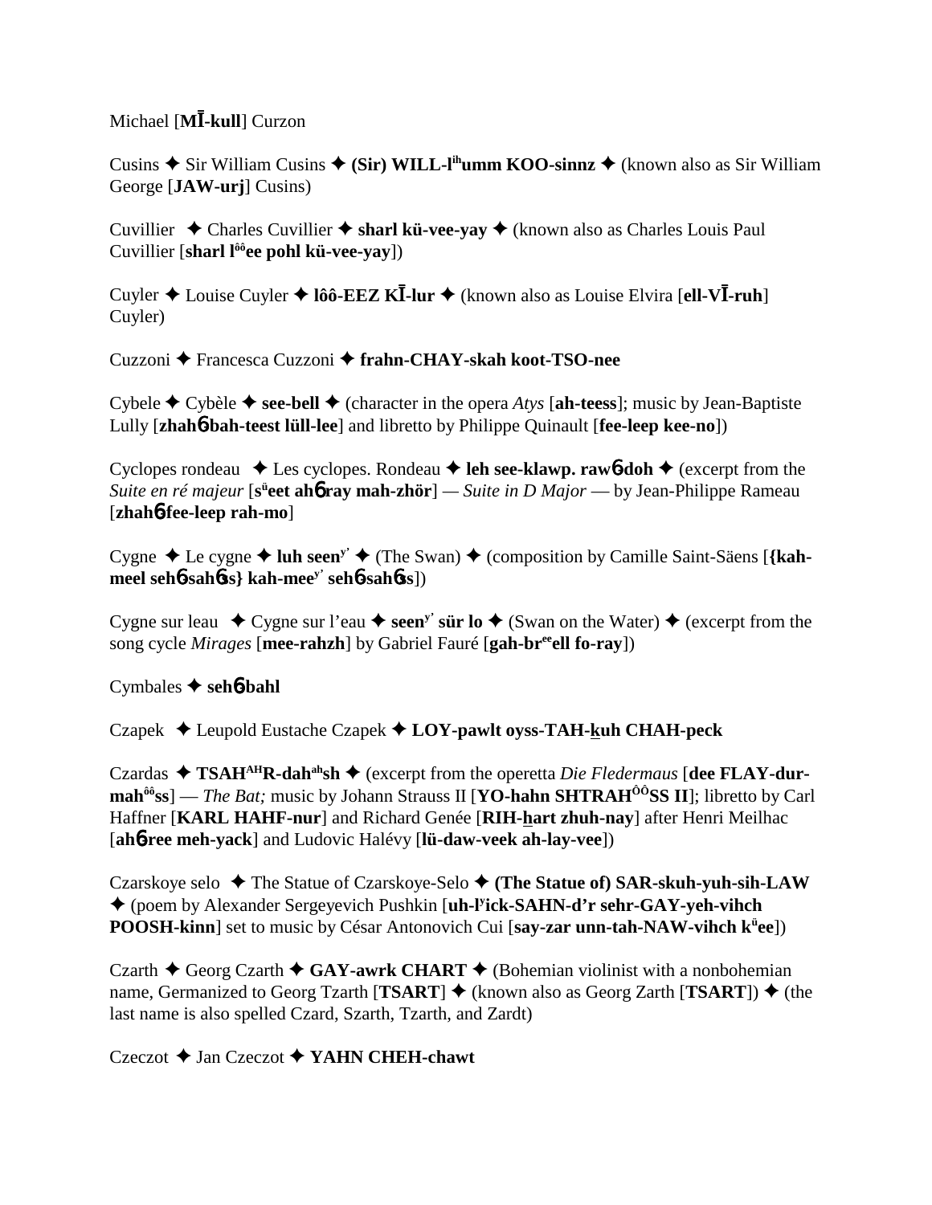Michael [**MĪ-kull**] Curzon

Cusins ✦ Sir William Cusins ✦ **(Sir) WILL-l^ih^umm KOO-sinnz** ✦ (known also as Sir William George [**JAW-urj**] Cusins)

Cuvillier ✦ Charles Cuvillier ✦ **sharl kü-vee-yay** ✦ (known also as Charles Louis Paul Cuvillier [**sharl l^ôô^ee pohl kü-vee-yay**])

Cuyler ✦ Louise Cuyler ✦ **lôô-EEZ KĪ-lur** ✦ (known also as Louise Elvira [**ell-VĪ-ruh**] Cuyler)

Cuzzoni ✦ Francesca Cuzzoni ✦ **frahn-CHAY-skah koot-TSO-nee**

Cybele ✦ Cybèle ✦ **see-bell** ✦ (character in the opera *Atys* [**ah-teess**]; music by Jean-Baptiste Lully [**zhahɓ-bah-teest lüll-lee**] and libretto by Philippe Quinault [**fee-leep kee-no**])

Cyclopes rondeau ✦ Les cyclopes. Rondeau ✦ **leh see-klawp. rawɓ-doh** ✦ (excerpt from the *Suite en ré majeur* [**s^ü^eet ahɓ ray mah-zhör**] — *Suite in D Major* — by Jean-Philippe Rameau [**zhahɓ-fee-leep rah-mo**]

Cygne ✦ Le cygne ✦ **luh seen^y’^** ✦ (The Swan) ✦ (composition by Camille Saint-Säens [**{kah-meel sehɓ-sahɓss} kah-mee^y’^ sehɓ-sahɓss**])

Cygne sur leau ✦ Cygne sur l’eau ✦ **seen^y’^ sür lo** ✦ (Swan on the Water) ✦ (excerpt from the song cycle *Mirages* [**mee-rahzh**] by Gabriel Fauré [**gah-br^ee^ell fo-ray**])

Cymbales ✦ **sehɓ-bahl**

Czapek ✦ Leupold Eustache Czapek ✦ **LOY-pawlt oyss-TAH-kuh CHAH-peck**

Czardas ✦ **TSAH^AH^R-dah^ah^sh** ✦ (excerpt from the operetta *Die Fledermaus* [**dee FLAY-dur-mah^ôô^ss**] — *The Bat;* music by Johann Strauss II [**YO-hahn SHTRAH^ÔÔ^SS II**]; libretto by Carl Haffner [**KARL HAHF-nur**] and Richard Genée [**RIH-hart zhuh-nay**] after Henri Meilhac [**ahɓ-ree meh-yack**] and Ludovic Halévy [**lü-daw-veek ah-lay-vee**])

Czarskoye selo ✦ The Statue of Czarskoye-Selo ✦ **(The Statue of) SAR-skuh-yuh-sih-LAW** ✦ (poem by Alexander Sergeyevich Pushkin [**uh-l^y^ick-SAHN-d’r sehr-GAY-yeh-vihch POOSH-kinn**] set to music by César Antonovich Cui [**say-zar unn-tah-NAW-vihch k^ü^ee**])

Czarth ✦ Georg Czarth ✦ **GAY-awrk CHART** ✦ (Bohemian violinist with a nonbohemian name, Germanized to Georg Tzarth [**TSART**] ✦ (known also as Georg Zarth [**TSART**]) ✦ (the last name is also spelled Czard, Szarth, Tzarth, and Zardt)

Czeczot ✦ Jan Czeczot ✦ **YAHN CHEH-chawt**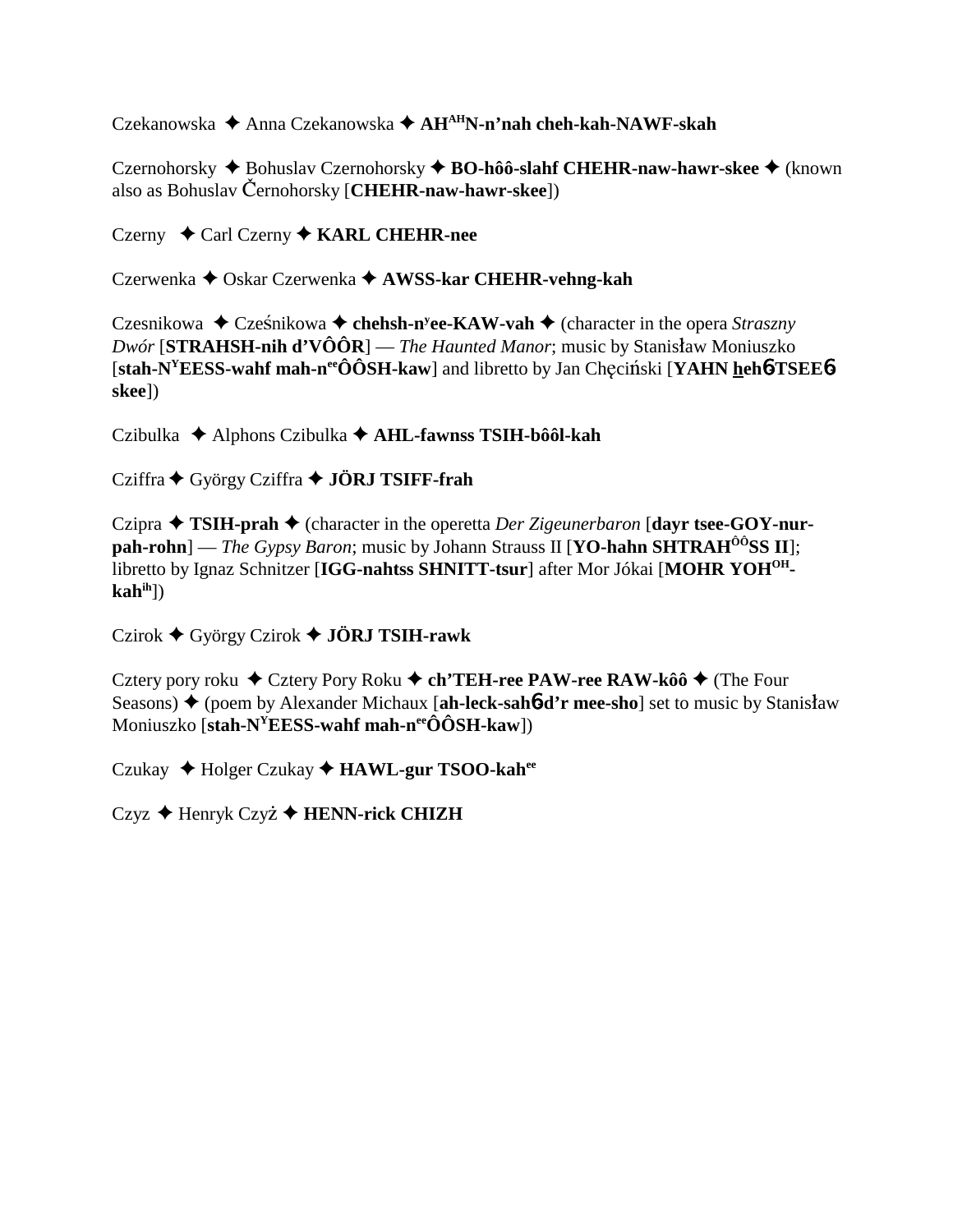Czekanowska ✦ Anna Czekanowska ✦ **AH^AH^N-n'nah cheh-kah-NAWF-skah**

Czernohorsky ✦ Bohuslav Czernohorsky ✦ **BO-hôô-slahf CHEHR-naw-hawr-skee** ✦ (known also as Bohuslav Černohorsky [**CHEHR-naw-hawr-skee**])

Czerny ✦ Carl Czerny ✦ **KARL CHEHR-nee**

Czerwenka ✦ Oskar Czerwenka ✦ **AWSS-kar CHEHR-vehng-kah**

Czesnikowa ✦ Cześnikowa ✦ **chehsh-n^y^ee-KAW-vah** ✦ (character in the opera *Straszny Dwór* [**STRAHSH-nih d'VÔÔR**] — *The Haunted Manor*; music by Stanisław Moniuszko [**stah-N^Y^EESS-wahf mah-n^ee^ÔÔSH-kaw**] and libretto by Jan Chęciński [**YAHN heh6TSEE6 skee**])

Czibulka ✦ Alphons Czibulka ✦ **AHL-fawnss TSIH-bôôl-kah**

Cziffra ✦ György Cziffra ✦ **JÖRJ TSIFF-frah**

Czipra ✦ **TSIH-prah** ✦ (character in the operetta *Der Zigeunerbaron* [**dayr tsee-GOY-nur-pah-rohn**] — *The Gypsy Baron*; music by Johann Strauss II [**YO-hahn SHTRAH^ÔÔ^SS II**]; libretto by Ignaz Schnitzer [**IGG-nahtss SHNITT-tsur**] after Mor Jókai [**MOHR YOH^OH^-kah^ih^**])

Czirok ✦ György Czirok ✦ **JÖRJ TSIH-rawk**

Cztery pory roku ✦ Cztery Pory Roku ✦ **ch'TEH-ree PAW-ree RAW-kôô** ✦ (The Four Seasons) ✦ (poem by Alexander Michaux [**ah-leck-sah6d'r mee-sho**] set to music by Stanisław Moniuszko [**stah-N^Y^EESS-wahf mah-n^ee^ÔÔSH-kaw**])

Czukay ✦ Holger Czukay ✦ **HAWL-gur TSOO-kah^ee^**

Czyz ✦ Henryk Czyż ✦ **HENN-rick CHIZH**